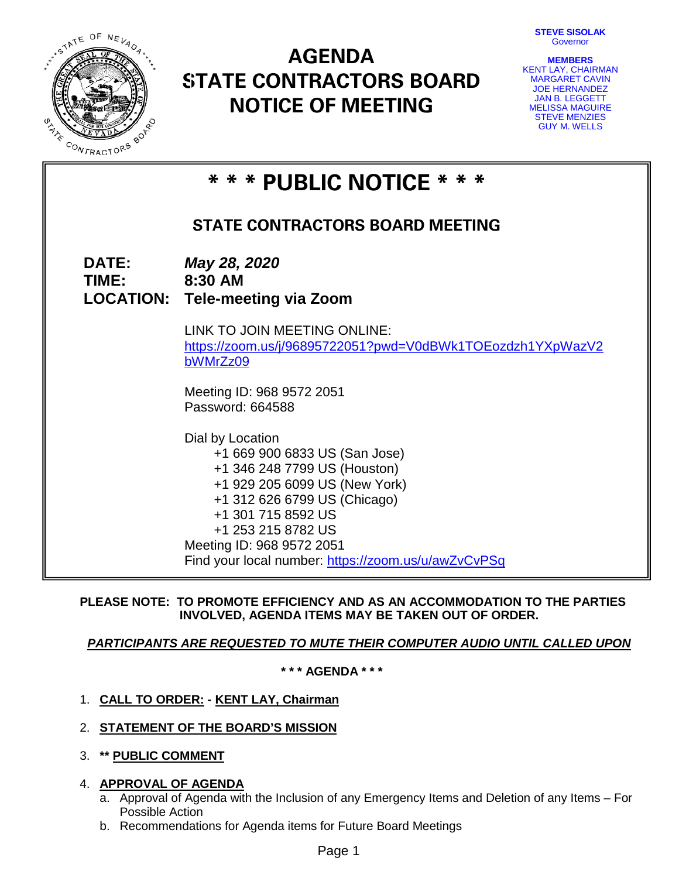# AGENDA
# STATE CONTRACTORS BOARD
# NOTICE OF MEETING

**STEVE SISOLAK**
Governor

**MEMBERS**
KENT LAY, CHAIRMAN
MARGARET CAVIN
JOE HERNANDEZ
JAN B. LEGGETT
MELISSA MAGUIRE
STEVE MENZIES
GUY M. WELLS

## * * * PUBLIC NOTICE * * *

### STATE CONTRACTORS BOARD MEETING

**DATE:** ***May 28, 2020***
**TIME:** **8:30 AM**
**LOCATION:** **Tele-meeting via Zoom**

LINK TO JOIN MEETING ONLINE:
https://zoom.us/j/96895722051?pwd=V0dBWk1TOEozdzh1YXpWazV2bWMrZz09

Meeting ID: 968 9572 2051
Password: 664588

Dial by Location
+1 669 900 6833 US (San Jose)
+1 346 248 7799 US (Houston)
+1 929 205 6099 US (New York)
+1 312 626 6799 US (Chicago)
+1 301 715 8592 US
+1 253 215 8782 US
Meeting ID: 968 9572 2051
Find your local number: https://zoom.us/u/awZvCvPSq

**PLEASE NOTE: TO PROMOTE EFFICIENCY AND AS AN ACCOMMODATION TO THE PARTIES INVOLVED, AGENDA ITEMS MAY BE TAKEN OUT OF ORDER.**

***PARTICIPANTS ARE REQUESTED TO MUTE THEIR COMPUTER AUDIO UNTIL CALLED UPON***

**\* \* \* AGENDA \* \* \***

1. **CALL TO ORDER: - KENT LAY, Chairman**
2. **STATEMENT OF THE BOARD'S MISSION**
3. **\*\* PUBLIC COMMENT**
4. **APPROVAL OF AGENDA**
   a. Approval of Agenda with the Inclusion of any Emergency Items and Deletion of any Items – For Possible Action
   b. Recommendations for Agenda items for Future Board Meetings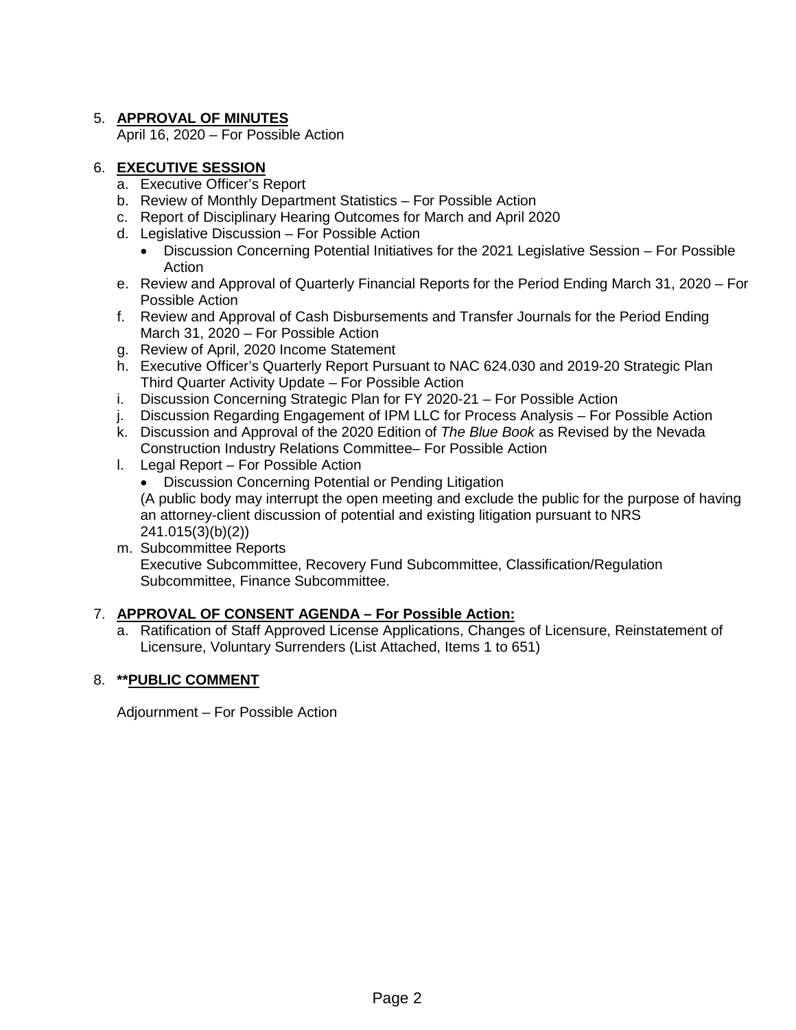5. **APPROVAL OF MINUTES**
   April 16, 2020 – For Possible Action

6. **EXECUTIVE SESSION**
   a. Executive Officer's Report
   b. Review of Monthly Department Statistics – For Possible Action
   c. Report of Disciplinary Hearing Outcomes for March and April 2020
   d. Legislative Discussion – For Possible Action
      - Discussion Concerning Potential Initiatives for the 2021 Legislative Session – For Possible Action
   e. Review and Approval of Quarterly Financial Reports for the Period Ending March 31, 2020 – For Possible Action
   f. Review and Approval of Cash Disbursements and Transfer Journals for the Period Ending March 31, 2020 – For Possible Action
   g. Review of April, 2020 Income Statement
   h. Executive Officer's Quarterly Report Pursuant to NAC 624.030 and 2019-20 Strategic Plan Third Quarter Activity Update – For Possible Action
   i. Discussion Concerning Strategic Plan for FY 2020-21 – For Possible Action
   j. Discussion Regarding Engagement of IPM LLC for Process Analysis – For Possible Action
   k. Discussion and Approval of the 2020 Edition of *The Blue Book* as Revised by the Nevada Construction Industry Relations Committee– For Possible Action
   l. Legal Report – For Possible Action
      - Discussion Concerning Potential or Pending Litigation

      (A public body may interrupt the open meeting and exclude the public for the purpose of having an attorney-client discussion of potential and existing litigation pursuant to NRS 241.015(3)(b)(2))
   m. Subcommittee Reports
      Executive Subcommittee, Recovery Fund Subcommittee, Classification/Regulation Subcommittee, Finance Subcommittee.

7. **APPROVAL OF CONSENT AGENDA – For Possible Action:**
   a. Ratification of Staff Approved License Applications, Changes of Licensure, Reinstatement of Licensure, Voluntary Surrenders (List Attached, Items 1 to 651)

8. **\*\*PUBLIC COMMENT**

   Adjournment – For Possible Action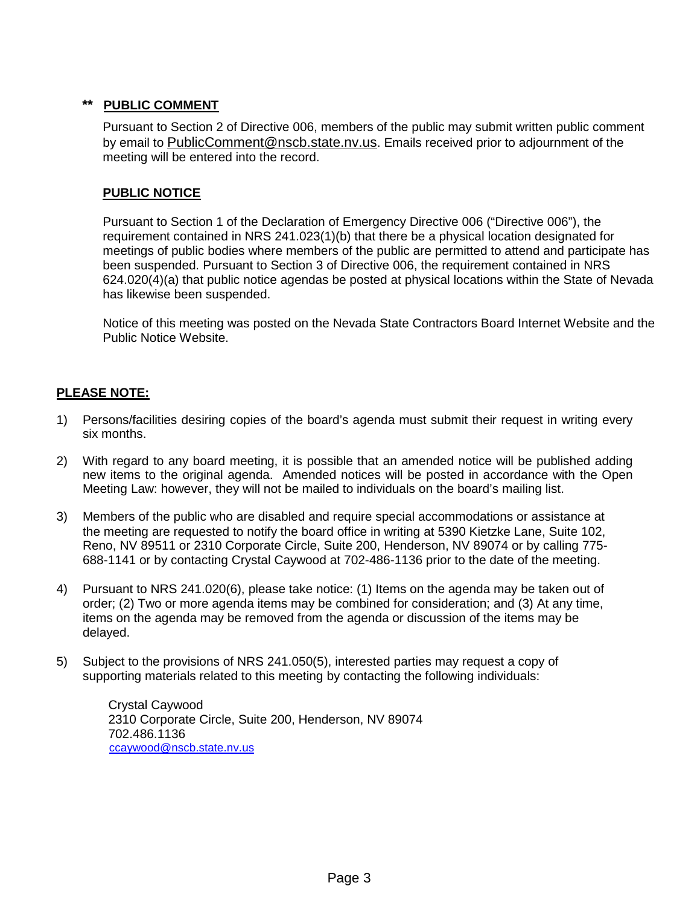## ** PUBLIC COMMENT

Pursuant to Section 2 of Directive 006, members of the public may submit written public comment by email to PublicComment@nscb.state.nv.us. Emails received prior to adjournment of the meeting will be entered into the record.

## PUBLIC NOTICE

Pursuant to Section 1 of the Declaration of Emergency Directive 006 ("Directive 006"), the requirement contained in NRS 241.023(1)(b) that there be a physical location designated for meetings of public bodies where members of the public are permitted to attend and participate has been suspended. Pursuant to Section 3 of Directive 006, the requirement contained in NRS 624.020(4)(a) that public notice agendas be posted at physical locations within the State of Nevada has likewise been suspended.

Notice of this meeting was posted on the Nevada State Contractors Board Internet Website and the Public Notice Website.

## PLEASE NOTE:

1) Persons/facilities desiring copies of the board's agenda must submit their request in writing every six months.

2) With regard to any board meeting, it is possible that an amended notice will be published adding new items to the original agenda. Amended notices will be posted in accordance with the Open Meeting Law: however, they will not be mailed to individuals on the board's mailing list.

3) Members of the public who are disabled and require special accommodations or assistance at the meeting are requested to notify the board office in writing at 5390 Kietzke Lane, Suite 102, Reno, NV 89511 or 2310 Corporate Circle, Suite 200, Henderson, NV 89074 or by calling 775-688-1141 or by contacting Crystal Caywood at 702-486-1136 prior to the date of the meeting.

4) Pursuant to NRS 241.020(6), please take notice: (1) Items on the agenda may be taken out of order; (2) Two or more agenda items may be combined for consideration; and (3) At any time, items on the agenda may be removed from the agenda or discussion of the items may be delayed.

5) Subject to the provisions of NRS 241.050(5), interested parties may request a copy of supporting materials related to this meeting by contacting the following individuals:

   Crystal Caywood
   2310 Corporate Circle, Suite 200, Henderson, NV 89074
   702.486.1136
   ccaywood@nscb.state.nv.us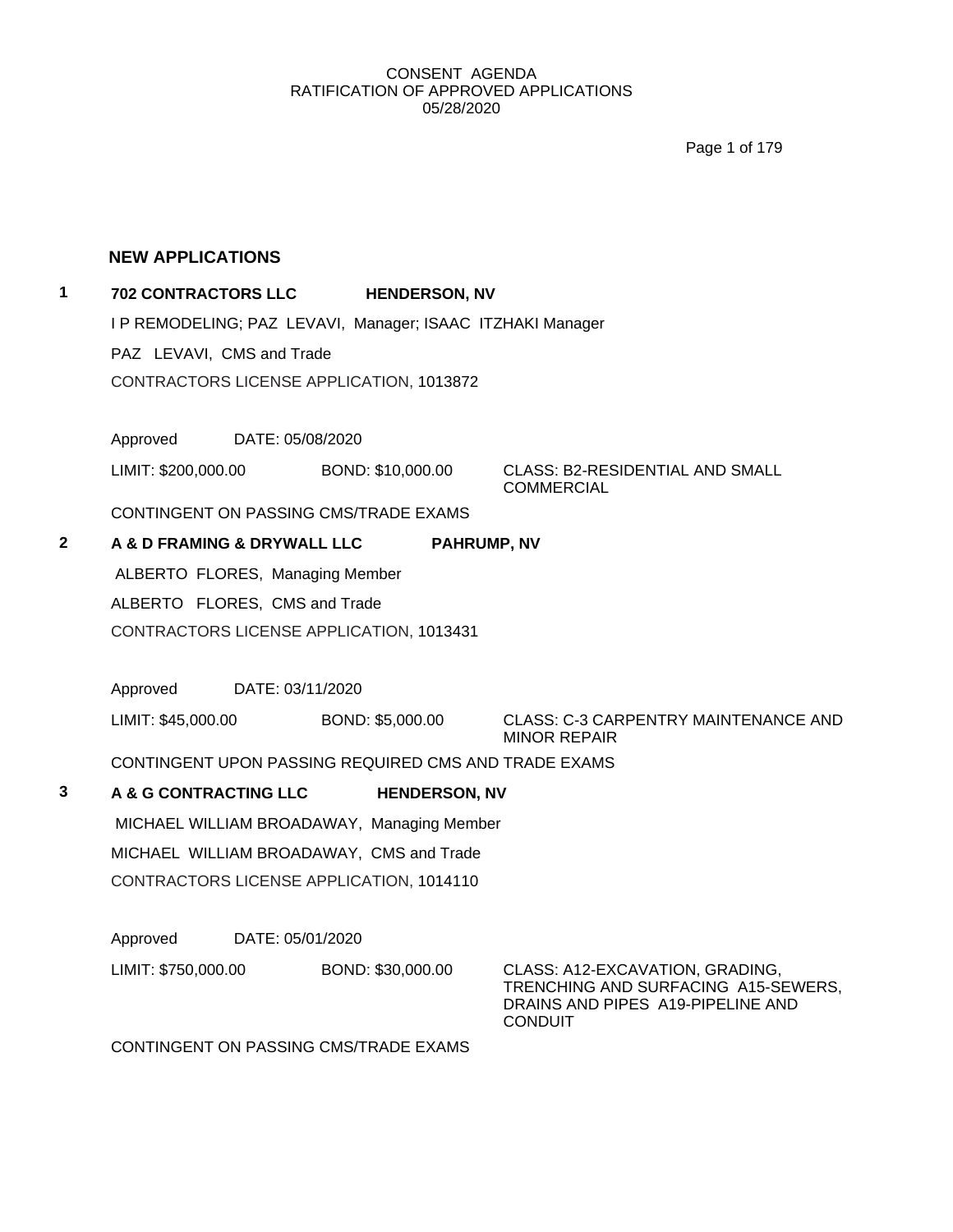CONSENT AGENDA
RATIFICATION OF APPROVED APPLICATIONS
05/28/2020

## NEW APPLICATIONS

**1** **702 CONTRACTORS LLC** **HENDERSON, NV**

I P REMODELING; PAZ LEVAVI, Manager; ISAAC ITZHAKI Manager

PAZ LEVAVI, CMS and Trade

CONTRACTORS LICENSE APPLICATION, 1013872

Approved DATE: 05/08/2020

LIMIT: $200,000.00 BOND: $10,000.00 CLASS: B2-RESIDENTIAL AND SMALL COMMERCIAL

CONTINGENT ON PASSING CMS/TRADE EXAMS

**2** **A & D FRAMING & DRYWALL LLC** **PAHRUMP, NV**

ALBERTO FLORES, Managing Member

ALBERTO FLORES, CMS and Trade

CONTRACTORS LICENSE APPLICATION, 1013431

Approved DATE: 03/11/2020

LIMIT: $45,000.00 BOND: $5,000.00 CLASS: C-3 CARPENTRY MAINTENANCE AND MINOR REPAIR

CONTINGENT UPON PASSING REQUIRED CMS AND TRADE EXAMS

**3** **A & G CONTRACTING LLC** **HENDERSON, NV**

MICHAEL WILLIAM BROADAWAY, Managing Member

MICHAEL WILLIAM BROADAWAY, CMS and Trade

CONTRACTORS LICENSE APPLICATION, 1014110

Approved DATE: 05/01/2020

LIMIT: $750,000.00 BOND: $30,000.00 CLASS: A12-EXCAVATION, GRADING, TRENCHING AND SURFACING A15-SEWERS, DRAINS AND PIPES A19-PIPELINE AND CONDUIT

CONTINGENT ON PASSING CMS/TRADE EXAMS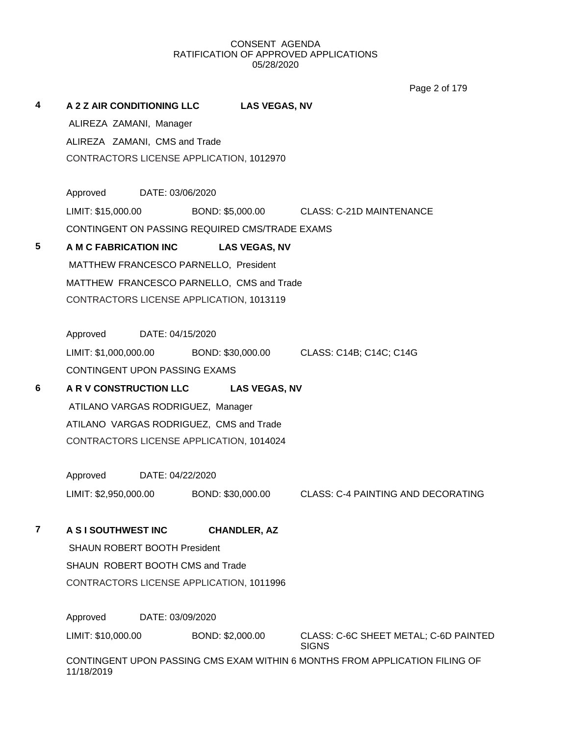CONSENT AGENDA
RATIFICATION OF APPROVED APPLICATIONS
05/28/2020

**4 A 2 Z AIR CONDITIONING LLC LAS VEGAS, NV**

ALIREZA ZAMANI, Manager

ALIREZA ZAMANI, CMS and Trade

CONTRACTORS LICENSE APPLICATION, 1012970

Approved DATE: 03/06/2020

LIMIT: $15,000.00 BOND: $5,000.00 CLASS: C-21D MAINTENANCE

CONTINGENT ON PASSING REQUIRED CMS/TRADE EXAMS

**5 A M C FABRICATION INC LAS VEGAS, NV**

MATTHEW FRANCESCO PARNELLO, President

MATTHEW FRANCESCO PARNELLO, CMS and Trade

CONTRACTORS LICENSE APPLICATION, 1013119

Approved DATE: 04/15/2020

LIMIT: $1,000,000.00 BOND: $30,000.00 CLASS: C14B; C14C; C14G

CONTINGENT UPON PASSING EXAMS

**6 A R V CONSTRUCTION LLC LAS VEGAS, NV**

ATILANO VARGAS RODRIGUEZ, Manager

ATILANO VARGAS RODRIGUEZ, CMS and Trade

CONTRACTORS LICENSE APPLICATION, 1014024

Approved DATE: 04/22/2020

LIMIT: $2,950,000.00 BOND: $30,000.00 CLASS: C-4 PAINTING AND DECORATING

**7 A S I SOUTHWEST INC CHANDLER, AZ**

SHAUN ROBERT BOOTH President

SHAUN ROBERT BOOTH CMS and Trade

CONTRACTORS LICENSE APPLICATION, 1011996

Approved DATE: 03/09/2020

LIMIT: $10,000.00 BOND: $2,000.00 CLASS: C-6C SHEET METAL; C-6D PAINTED SIGNS

CONTINGENT UPON PASSING CMS EXAM WITHIN 6 MONTHS FROM APPLICATION FILING OF 11/18/2019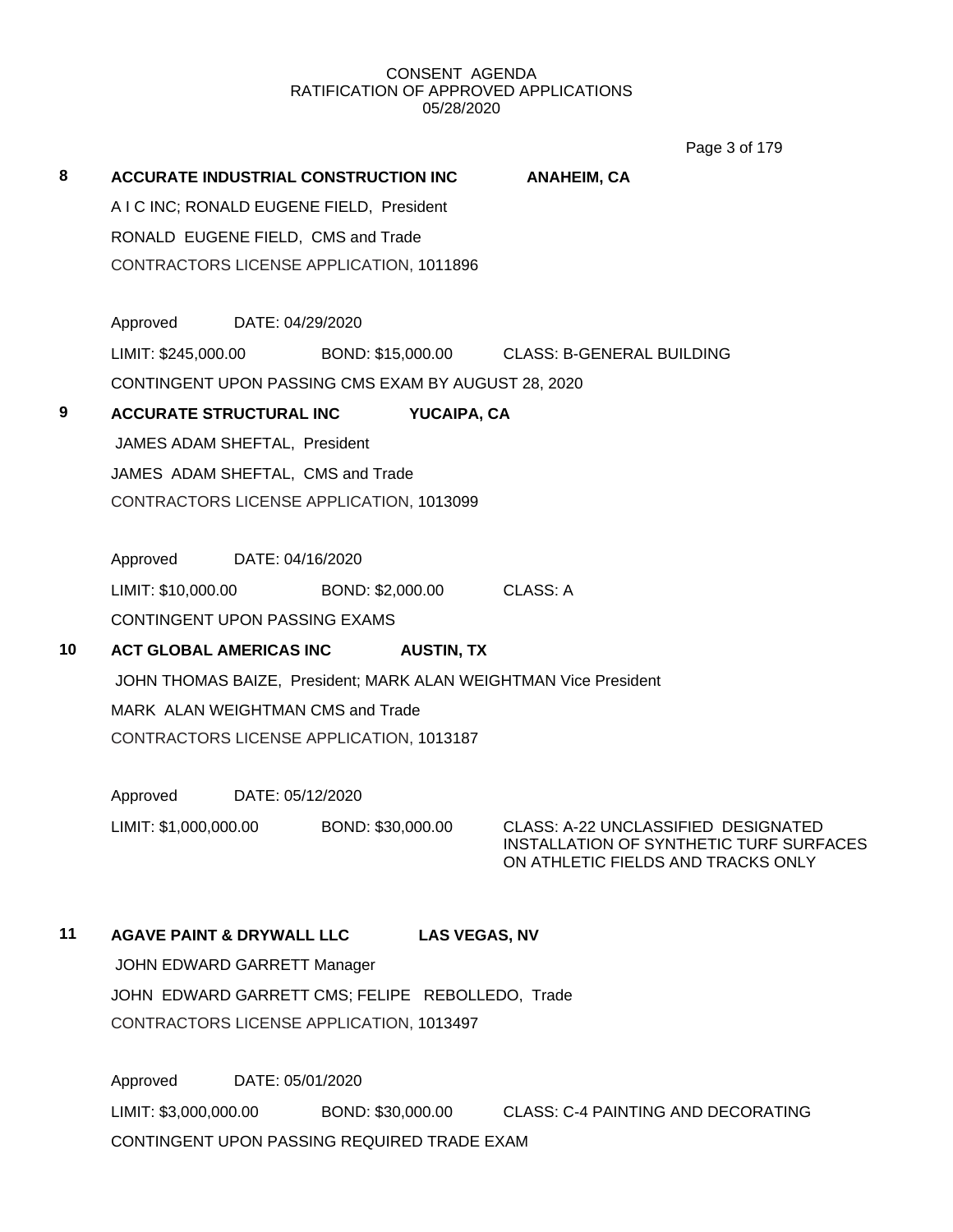CONSENT AGENDA
RATIFICATION OF APPROVED APPLICATIONS
05/28/2020

**8 ACCURATE INDUSTRIAL CONSTRUCTION INC ANAHEIM, CA**

A I C INC; RONALD EUGENE FIELD, President

RONALD EUGENE FIELD, CMS and Trade

CONTRACTORS LICENSE APPLICATION, 1011896

Approved DATE: 04/29/2020

LIMIT: $245,000.00 BOND: $15,000.00 CLASS: B-GENERAL BUILDING

CONTINGENT UPON PASSING CMS EXAM BY AUGUST 28, 2020

**9 ACCURATE STRUCTURAL INC YUCAIPA, CA**

JAMES ADAM SHEFTAL, President

JAMES ADAM SHEFTAL, CMS and Trade

CONTRACTORS LICENSE APPLICATION, 1013099

Approved DATE: 04/16/2020

LIMIT: $10,000.00 BOND: $2,000.00 CLASS: A

CONTINGENT UPON PASSING EXAMS

**10 ACT GLOBAL AMERICAS INC AUSTIN, TX**

JOHN THOMAS BAIZE, President; MARK ALAN WEIGHTMAN Vice President

MARK ALAN WEIGHTMAN CMS and Trade

CONTRACTORS LICENSE APPLICATION, 1013187

Approved DATE: 05/12/2020

LIMIT: $1,000,000.00 BOND: $30,000.00 CLASS: A-22 UNCLASSIFIED DESIGNATED INSTALLATION OF SYNTHETIC TURF SURFACES ON ATHLETIC FIELDS AND TRACKS ONLY

**11 AGAVE PAINT & DRYWALL LLC LAS VEGAS, NV**

JOHN EDWARD GARRETT Manager

JOHN EDWARD GARRETT CMS; FELIPE REBOLLEDO, Trade

CONTRACTORS LICENSE APPLICATION, 1013497

Approved DATE: 05/01/2020

LIMIT: $3,000,000.00 BOND: $30,000.00 CLASS: C-4 PAINTING AND DECORATING

CONTINGENT UPON PASSING REQUIRED TRADE EXAM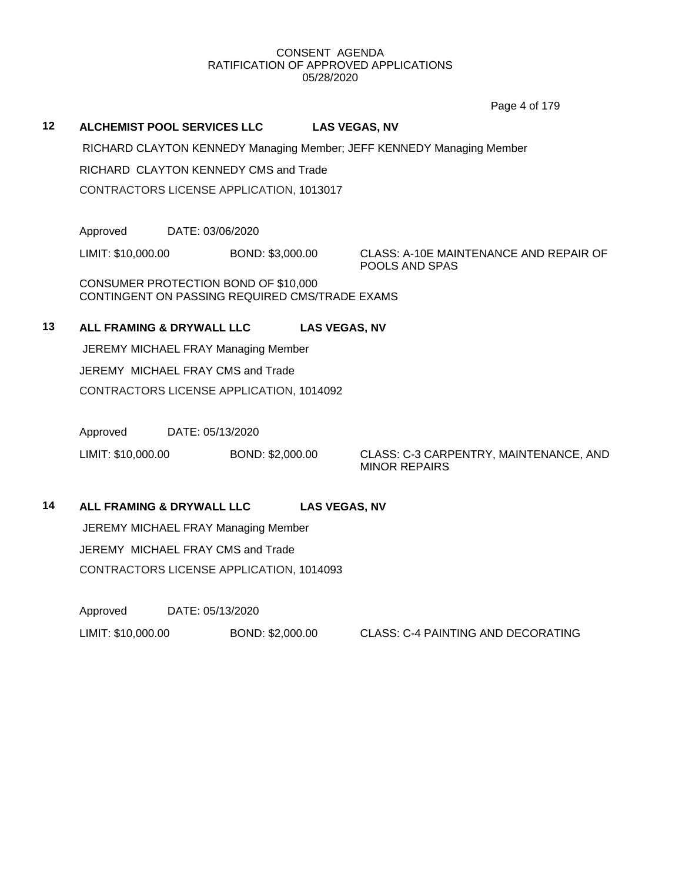CONSENT AGENDA
RATIFICATION OF APPROVED APPLICATIONS
05/28/2020

**12 ALCHEMIST POOL SERVICES LLC LAS VEGAS, NV**

RICHARD CLAYTON KENNEDY Managing Member; JEFF KENNEDY Managing Member

RICHARD CLAYTON KENNEDY CMS and Trade

CONTRACTORS LICENSE APPLICATION, 1013017

Approved DATE: 03/06/2020

LIMIT: $10,000.00 BOND: $3,000.00 CLASS: A-10E MAINTENANCE AND REPAIR OF POOLS AND SPAS

CONSUMER PROTECTION BOND OF $10,000
CONTINGENT ON PASSING REQUIRED CMS/TRADE EXAMS

**13 ALL FRAMING & DRYWALL LLC LAS VEGAS, NV**

JEREMY MICHAEL FRAY Managing Member

JEREMY MICHAEL FRAY CMS and Trade

CONTRACTORS LICENSE APPLICATION, 1014092

Approved DATE: 05/13/2020

LIMIT: $10,000.00 BOND: $2,000.00 CLASS: C-3 CARPENTRY, MAINTENANCE, AND MINOR REPAIRS

**14 ALL FRAMING & DRYWALL LLC LAS VEGAS, NV**

JEREMY MICHAEL FRAY Managing Member

JEREMY MICHAEL FRAY CMS and Trade

CONTRACTORS LICENSE APPLICATION, 1014093

Approved DATE: 05/13/2020

LIMIT: $10,000.00 BOND: $2,000.00 CLASS: C-4 PAINTING AND DECORATING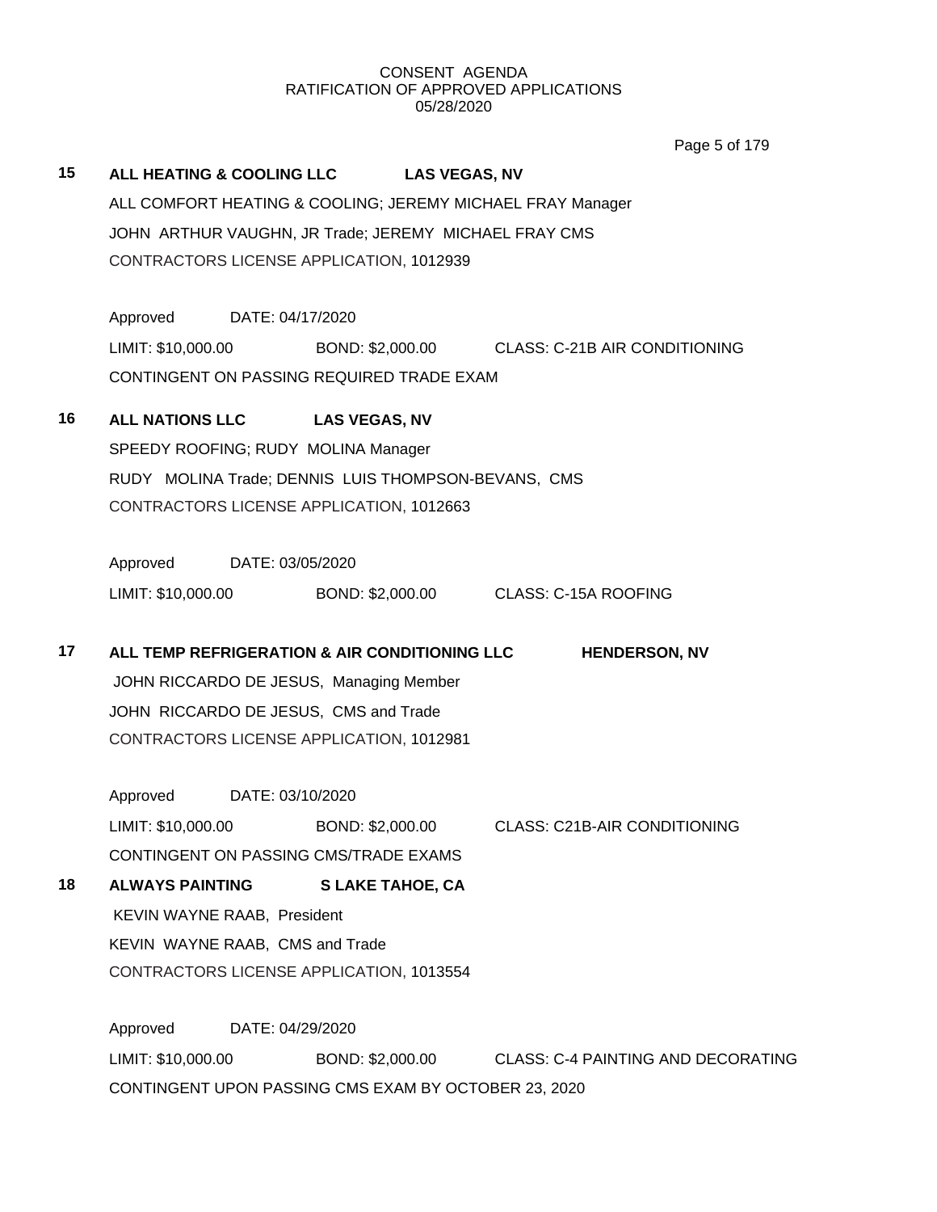CONSENT AGENDA
RATIFICATION OF APPROVED APPLICATIONS
05/28/2020

**15** **ALL HEATING & COOLING LLC** **LAS VEGAS, NV**

ALL COMFORT HEATING & COOLING; JEREMY MICHAEL FRAY Manager

JOHN ARTHUR VAUGHN, JR Trade; JEREMY MICHAEL FRAY CMS

CONTRACTORS LICENSE APPLICATION, 1012939

Approved DATE: 04/17/2020

LIMIT: $10,000.00 BOND: $2,000.00 CLASS: C-21B AIR CONDITIONING

CONTINGENT ON PASSING REQUIRED TRADE EXAM

**16** **ALL NATIONS LLC** **LAS VEGAS, NV**

SPEEDY ROOFING; RUDY MOLINA Manager

RUDY MOLINA Trade; DENNIS LUIS THOMPSON-BEVANS, CMS

CONTRACTORS LICENSE APPLICATION, 1012663

Approved DATE: 03/05/2020

LIMIT: $10,000.00 BOND: $2,000.00 CLASS: C-15A ROOFING

**17** **ALL TEMP REFRIGERATION & AIR CONDITIONING LLC** **HENDERSON, NV**

JOHN RICCARDO DE JESUS, Managing Member

JOHN RICCARDO DE JESUS, CMS and Trade

CONTRACTORS LICENSE APPLICATION, 1012981

Approved DATE: 03/10/2020

LIMIT: $10,000.00 BOND: $2,000.00 CLASS: C21B-AIR CONDITIONING

CONTINGENT ON PASSING CMS/TRADE EXAMS

**18** **ALWAYS PAINTING** **S LAKE TAHOE, CA**

KEVIN WAYNE RAAB, President

KEVIN WAYNE RAAB, CMS and Trade

CONTRACTORS LICENSE APPLICATION, 1013554

Approved DATE: 04/29/2020

LIMIT: $10,000.00 BOND: $2,000.00 CLASS: C-4 PAINTING AND DECORATING

CONTINGENT UPON PASSING CMS EXAM BY OCTOBER 23, 2020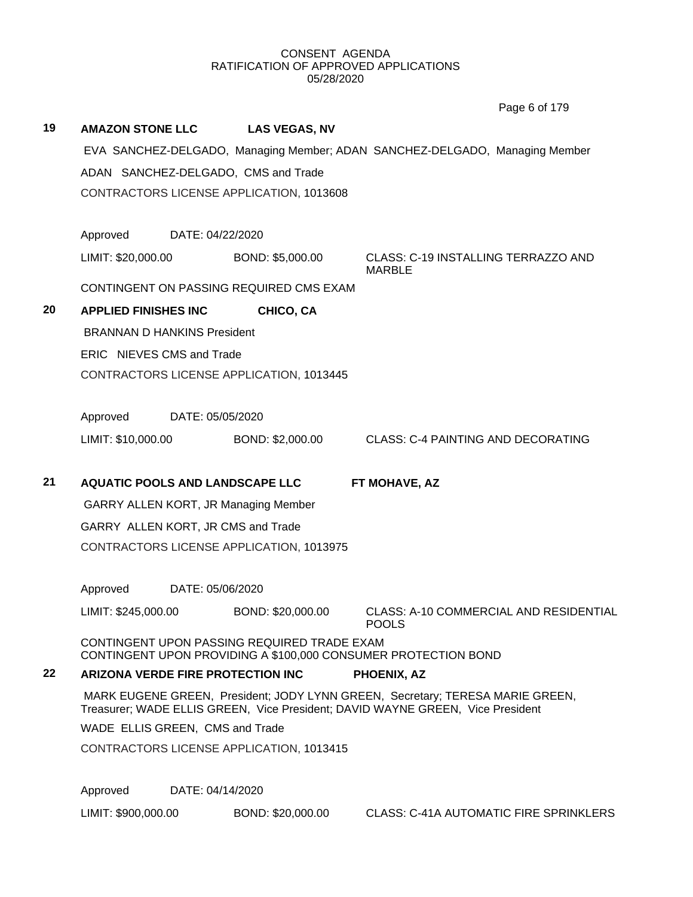CONSENT AGENDA
RATIFICATION OF APPROVED APPLICATIONS
05/28/2020

**19 AMAZON STONE LLC LAS VEGAS, NV**

EVA SANCHEZ-DELGADO, Managing Member; ADAN SANCHEZ-DELGADO, Managing Member

ADAN SANCHEZ-DELGADO, CMS and Trade

CONTRACTORS LICENSE APPLICATION, 1013608

Approved DATE: 04/22/2020

LIMIT: $20,000.00 BOND: $5,000.00 CLASS: C-19 INSTALLING TERRAZZO AND MARBLE

CONTINGENT ON PASSING REQUIRED CMS EXAM

**20 APPLIED FINISHES INC CHICO, CA**

BRANNAN D HANKINS President

ERIC NIEVES CMS and Trade

CONTRACTORS LICENSE APPLICATION, 1013445

Approved DATE: 05/05/2020

LIMIT: $10,000.00 BOND: $2,000.00 CLASS: C-4 PAINTING AND DECORATING

**21 AQUATIC POOLS AND LANDSCAPE LLC FT MOHAVE, AZ**

GARRY ALLEN KORT, JR Managing Member

GARRY ALLEN KORT, JR CMS and Trade

CONTRACTORS LICENSE APPLICATION, 1013975

Approved DATE: 05/06/2020

LIMIT: $245,000.00 BOND: $20,000.00 CLASS: A-10 COMMERCIAL AND RESIDENTIAL POOLS

CONTINGENT UPON PASSING REQUIRED TRADE EXAM
CONTINGENT UPON PROVIDING A $100,000 CONSUMER PROTECTION BOND

**22 ARIZONA VERDE FIRE PROTECTION INC PHOENIX, AZ**

MARK EUGENE GREEN, President; JODY LYNN GREEN, Secretary; TERESA MARIE GREEN, Treasurer; WADE ELLIS GREEN, Vice President; DAVID WAYNE GREEN, Vice President

WADE ELLIS GREEN, CMS and Trade

CONTRACTORS LICENSE APPLICATION, 1013415

Approved DATE: 04/14/2020

LIMIT: $900,000.00 BOND: $20,000.00 CLASS: C-41A AUTOMATIC FIRE SPRINKLERS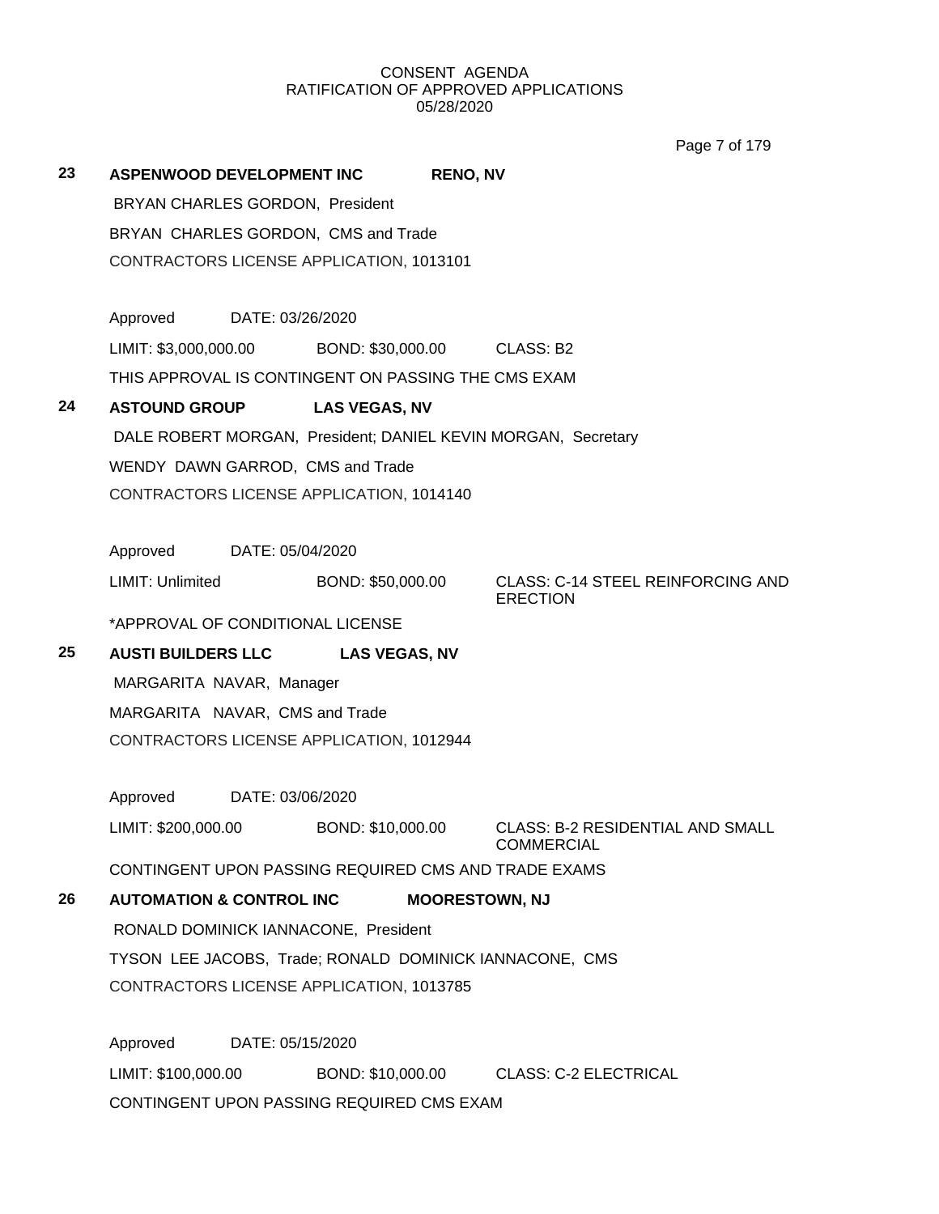CONSENT AGENDA
RATIFICATION OF APPROVED APPLICATIONS
05/28/2020

**23 ASPENWOOD DEVELOPMENT INC RENO, NV**

BRYAN CHARLES GORDON, President

BRYAN CHARLES GORDON, CMS and Trade

CONTRACTORS LICENSE APPLICATION, 1013101

Approved DATE: 03/26/2020

LIMIT: $3,000,000.00 BOND: $30,000.00 CLASS: B2

THIS APPROVAL IS CONTINGENT ON PASSING THE CMS EXAM

**24 ASTOUND GROUP LAS VEGAS, NV**

DALE ROBERT MORGAN, President; DANIEL KEVIN MORGAN, Secretary

WENDY DAWN GARROD, CMS and Trade

CONTRACTORS LICENSE APPLICATION, 1014140

Approved DATE: 05/04/2020

LIMIT: Unlimited BOND: $50,000.00 CLASS: C-14 STEEL REINFORCING AND ERECTION

*APPROVAL OF CONDITIONAL LICENSE

**25 AUSTI BUILDERS LLC LAS VEGAS, NV**

MARGARITA NAVAR, Manager

MARGARITA NAVAR, CMS and Trade

CONTRACTORS LICENSE APPLICATION, 1012944

Approved DATE: 03/06/2020

LIMIT: $200,000.00 BOND: $10,000.00 CLASS: B-2 RESIDENTIAL AND SMALL COMMERCIAL

CONTINGENT UPON PASSING REQUIRED CMS AND TRADE EXAMS

**26 AUTOMATION & CONTROL INC MOORESTOWN, NJ**

RONALD DOMINICK IANNACONE, President

TYSON LEE JACOBS, Trade; RONALD DOMINICK IANNACONE, CMS

CONTRACTORS LICENSE APPLICATION, 1013785

Approved DATE: 05/15/2020

LIMIT: $100,000.00 BOND: $10,000.00 CLASS: C-2 ELECTRICAL

CONTINGENT UPON PASSING REQUIRED CMS EXAM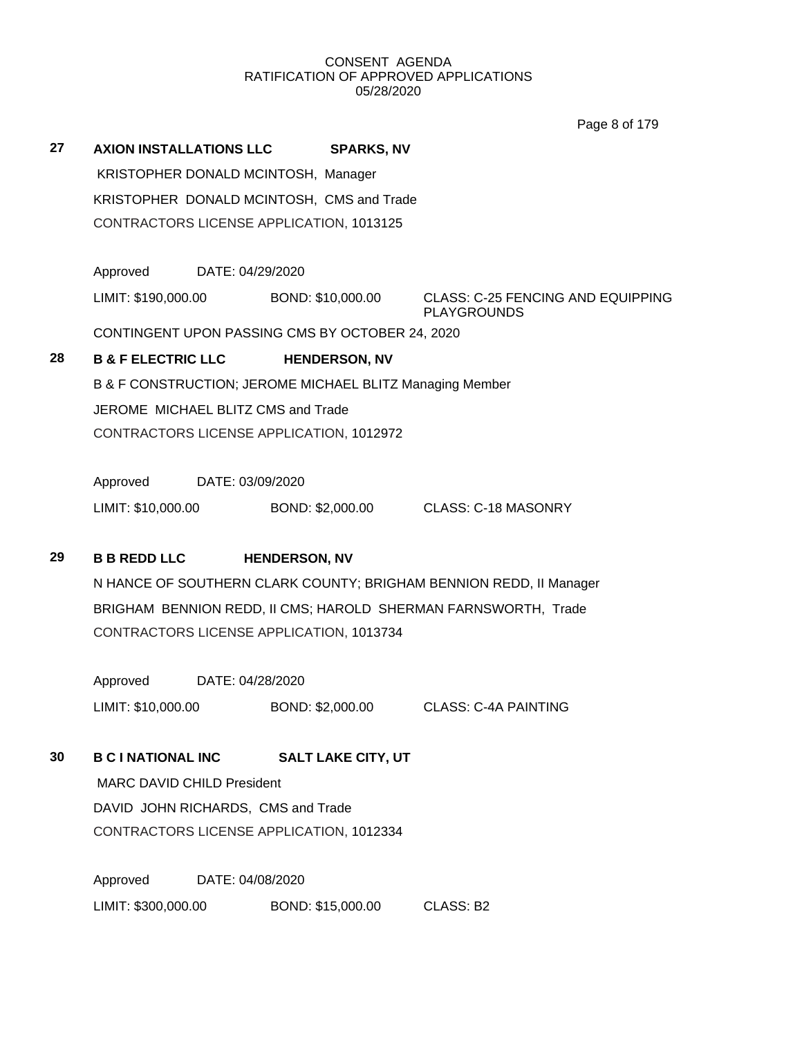CONSENT AGENDA
RATIFICATION OF APPROVED APPLICATIONS
05/28/2020

**27 AXION INSTALLATIONS LLC SPARKS, NV**

KRISTOPHER DONALD MCINTOSH, Manager

KRISTOPHER DONALD MCINTOSH, CMS and Trade

CONTRACTORS LICENSE APPLICATION, 1013125

Approved DATE: 04/29/2020

LIMIT: $190,000.00 BOND: $10,000.00 CLASS: C-25 FENCING AND EQUIPPING PLAYGROUNDS

CONTINGENT UPON PASSING CMS BY OCTOBER 24, 2020

**28 B & F ELECTRIC LLC HENDERSON, NV**

B & F CONSTRUCTION; JEROME MICHAEL BLITZ Managing Member

JEROME MICHAEL BLITZ CMS and Trade

CONTRACTORS LICENSE APPLICATION, 1012972

Approved DATE: 03/09/2020

LIMIT: $10,000.00 BOND: $2,000.00 CLASS: C-18 MASONRY

**29 B B REDD LLC HENDERSON, NV**

N HANCE OF SOUTHERN CLARK COUNTY; BRIGHAM BENNION REDD, II Manager

BRIGHAM BENNION REDD, II CMS; HAROLD SHERMAN FARNSWORTH, Trade

CONTRACTORS LICENSE APPLICATION, 1013734

Approved DATE: 04/28/2020

LIMIT: $10,000.00 BOND: $2,000.00 CLASS: C-4A PAINTING

**30 B C I NATIONAL INC SALT LAKE CITY, UT**

MARC DAVID CHILD President

DAVID JOHN RICHARDS, CMS and Trade

CONTRACTORS LICENSE APPLICATION, 1012334

Approved DATE: 04/08/2020

LIMIT: $300,000.00 BOND: $15,000.00 CLASS: B2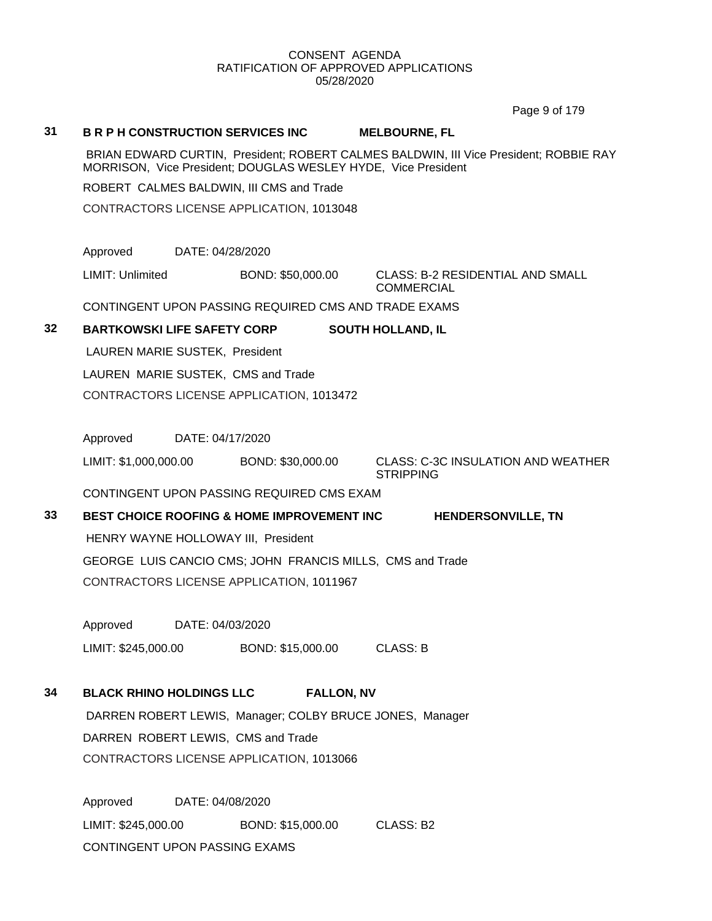CONSENT AGENDA
RATIFICATION OF APPROVED APPLICATIONS
05/28/2020

**31 B R P H CONSTRUCTION SERVICES INC — MELBOURNE, FL**

BRIAN EDWARD CURTIN, President; ROBERT CALMES BALDWIN, III Vice President; ROBBIE RAY MORRISON, Vice President; DOUGLAS WESLEY HYDE, Vice President

ROBERT CALMES BALDWIN, III CMS and Trade

CONTRACTORS LICENSE APPLICATION, 1013048

Approved DATE: 04/28/2020

LIMIT: Unlimited BOND: $50,000.00 CLASS: B-2 RESIDENTIAL AND SMALL COMMERCIAL

CONTINGENT UPON PASSING REQUIRED CMS AND TRADE EXAMS

**32 BARTKOWSKI LIFE SAFETY CORP — SOUTH HOLLAND, IL**

LAUREN MARIE SUSTEK, President

LAUREN MARIE SUSTEK, CMS and Trade

CONTRACTORS LICENSE APPLICATION, 1013472

Approved DATE: 04/17/2020

LIMIT: $1,000,000.00 BOND: $30,000.00 CLASS: C-3C INSULATION AND WEATHER STRIPPING

CONTINGENT UPON PASSING REQUIRED CMS EXAM

**33 BEST CHOICE ROOFING & HOME IMPROVEMENT INC — HENDERSONVILLE, TN**

HENRY WAYNE HOLLOWAY III, President

GEORGE LUIS CANCIO CMS; JOHN FRANCIS MILLS, CMS and Trade

CONTRACTORS LICENSE APPLICATION, 1011967

Approved DATE: 04/03/2020

LIMIT: $245,000.00 BOND: $15,000.00 CLASS: B

**34 BLACK RHINO HOLDINGS LLC — FALLON, NV**

DARREN ROBERT LEWIS, Manager; COLBY BRUCE JONES, Manager

DARREN ROBERT LEWIS, CMS and Trade

CONTRACTORS LICENSE APPLICATION, 1013066

Approved DATE: 04/08/2020

LIMIT: $245,000.00 BOND: $15,000.00 CLASS: B2

CONTINGENT UPON PASSING EXAMS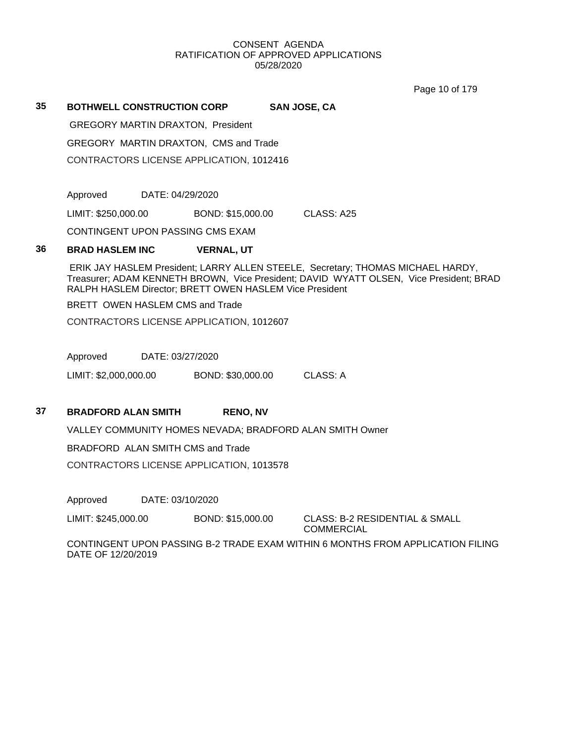CONSENT AGENDA
RATIFICATION OF APPROVED APPLICATIONS
05/28/2020

**35** **BOTHWELL CONSTRUCTION CORP** **SAN JOSE, CA**

GREGORY MARTIN DRAXTON, President

GREGORY MARTIN DRAXTON, CMS and Trade

CONTRACTORS LICENSE APPLICATION, 1012416

Approved DATE: 04/29/2020

LIMIT: $250,000.00 BOND: $15,000.00 CLASS: A25

CONTINGENT UPON PASSING CMS EXAM

**36** **BRAD HASLEM INC** **VERNAL, UT**

ERIK JAY HASLEM President; LARRY ALLEN STEELE, Secretary; THOMAS MICHAEL HARDY, Treasurer; ADAM KENNETH BROWN, Vice President; DAVID WYATT OLSEN, Vice President; BRAD RALPH HASLEM Director; BRETT OWEN HASLEM Vice President

BRETT OWEN HASLEM CMS and Trade

CONTRACTORS LICENSE APPLICATION, 1012607

Approved DATE: 03/27/2020

LIMIT: $2,000,000.00 BOND: $30,000.00 CLASS: A

**37** **BRADFORD ALAN SMITH** **RENO, NV**

VALLEY COMMUNITY HOMES NEVADA; BRADFORD ALAN SMITH Owner

BRADFORD ALAN SMITH CMS and Trade

CONTRACTORS LICENSE APPLICATION, 1013578

Approved DATE: 03/10/2020

LIMIT: $245,000.00 BOND: $15,000.00 CLASS: B-2 RESIDENTIAL & SMALL COMMERCIAL

CONTINGENT UPON PASSING B-2 TRADE EXAM WITHIN 6 MONTHS FROM APPLICATION FILING DATE OF 12/20/2019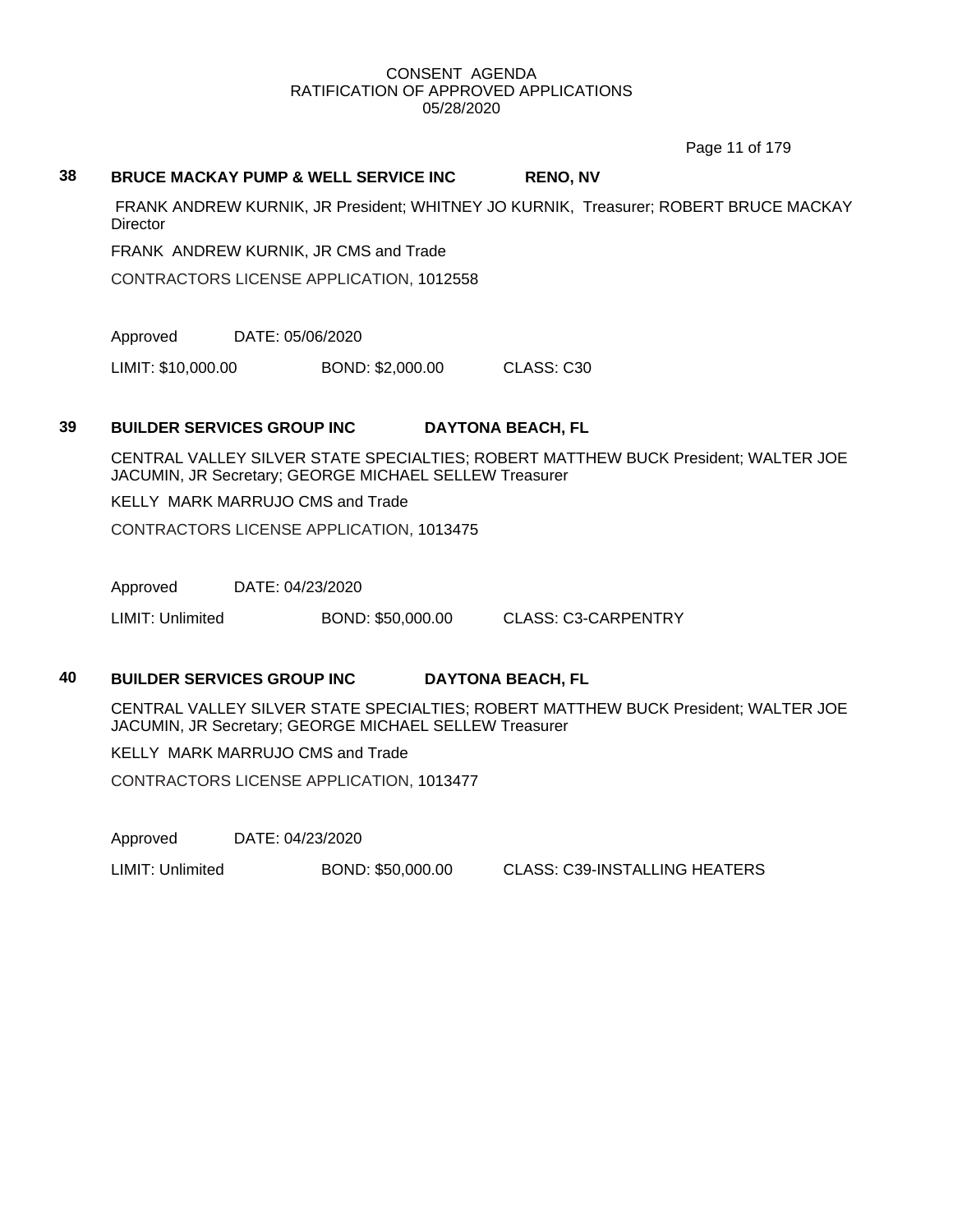CONSENT AGENDA
RATIFICATION OF APPROVED APPLICATIONS
05/28/2020

**38 BRUCE MACKAY PUMP & WELL SERVICE INC RENO, NV**

FRANK ANDREW KURNIK, JR President; WHITNEY JO KURNIK, Treasurer; ROBERT BRUCE MACKAY Director

FRANK ANDREW KURNIK, JR CMS and Trade

CONTRACTORS LICENSE APPLICATION, 1012558

Approved DATE: 05/06/2020

LIMIT: $10,000.00 BOND: $2,000.00 CLASS: C30

**39 BUILDER SERVICES GROUP INC DAYTONA BEACH, FL**

CENTRAL VALLEY SILVER STATE SPECIALTIES; ROBERT MATTHEW BUCK President; WALTER JOE JACUMIN, JR Secretary; GEORGE MICHAEL SELLEW Treasurer

KELLY MARK MARRUJO CMS and Trade

CONTRACTORS LICENSE APPLICATION, 1013475

Approved DATE: 04/23/2020

LIMIT: Unlimited BOND: $50,000.00 CLASS: C3-CARPENTRY

**40 BUILDER SERVICES GROUP INC DAYTONA BEACH, FL**

CENTRAL VALLEY SILVER STATE SPECIALTIES; ROBERT MATTHEW BUCK President; WALTER JOE JACUMIN, JR Secretary; GEORGE MICHAEL SELLEW Treasurer

KELLY MARK MARRUJO CMS and Trade

CONTRACTORS LICENSE APPLICATION, 1013477

Approved DATE: 04/23/2020

LIMIT: Unlimited BOND: $50,000.00 CLASS: C39-INSTALLING HEATERS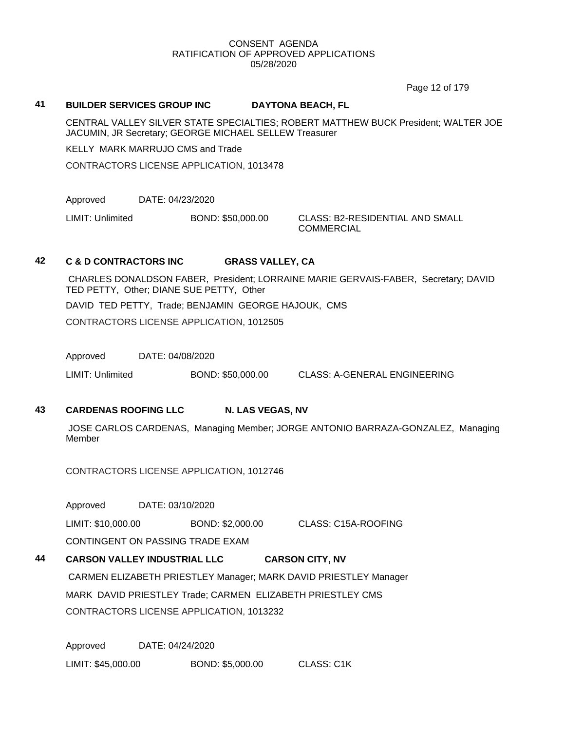CONSENT AGENDA
RATIFICATION OF APPROVED APPLICATIONS
05/28/2020

**41 BUILDER SERVICES GROUP INC DAYTONA BEACH, FL**

CENTRAL VALLEY SILVER STATE SPECIALTIES; ROBERT MATTHEW BUCK President; WALTER JOE JACUMIN, JR Secretary; GEORGE MICHAEL SELLEW Treasurer

KELLY MARK MARRUJO CMS and Trade

CONTRACTORS LICENSE APPLICATION, 1013478

Approved DATE: 04/23/2020

LIMIT: Unlimited BOND: $50,000.00 CLASS: B2-RESIDENTIAL AND SMALL COMMERCIAL

**42 C & D CONTRACTORS INC GRASS VALLEY, CA**

CHARLES DONALDSON FABER, President; LORRAINE MARIE GERVAIS-FABER, Secretary; DAVID TED PETTY, Other; DIANE SUE PETTY, Other

DAVID TED PETTY, Trade; BENJAMIN GEORGE HAJOUK, CMS

CONTRACTORS LICENSE APPLICATION, 1012505

Approved DATE: 04/08/2020

LIMIT: Unlimited BOND: $50,000.00 CLASS: A-GENERAL ENGINEERING

**43 CARDENAS ROOFING LLC N. LAS VEGAS, NV**

JOSE CARLOS CARDENAS, Managing Member; JORGE ANTONIO BARRAZA-GONZALEZ, Managing Member

CONTRACTORS LICENSE APPLICATION, 1012746

Approved DATE: 03/10/2020

LIMIT: $10,000.00 BOND: $2,000.00 CLASS: C15A-ROOFING

CONTINGENT ON PASSING TRADE EXAM

**44 CARSON VALLEY INDUSTRIAL LLC CARSON CITY, NV**

CARMEN ELIZABETH PRIESTLEY Manager; MARK DAVID PRIESTLEY Manager

MARK DAVID PRIESTLEY Trade; CARMEN ELIZABETH PRIESTLEY CMS

CONTRACTORS LICENSE APPLICATION, 1013232

Approved DATE: 04/24/2020

LIMIT: $45,000.00 BOND: $5,000.00 CLASS: C1K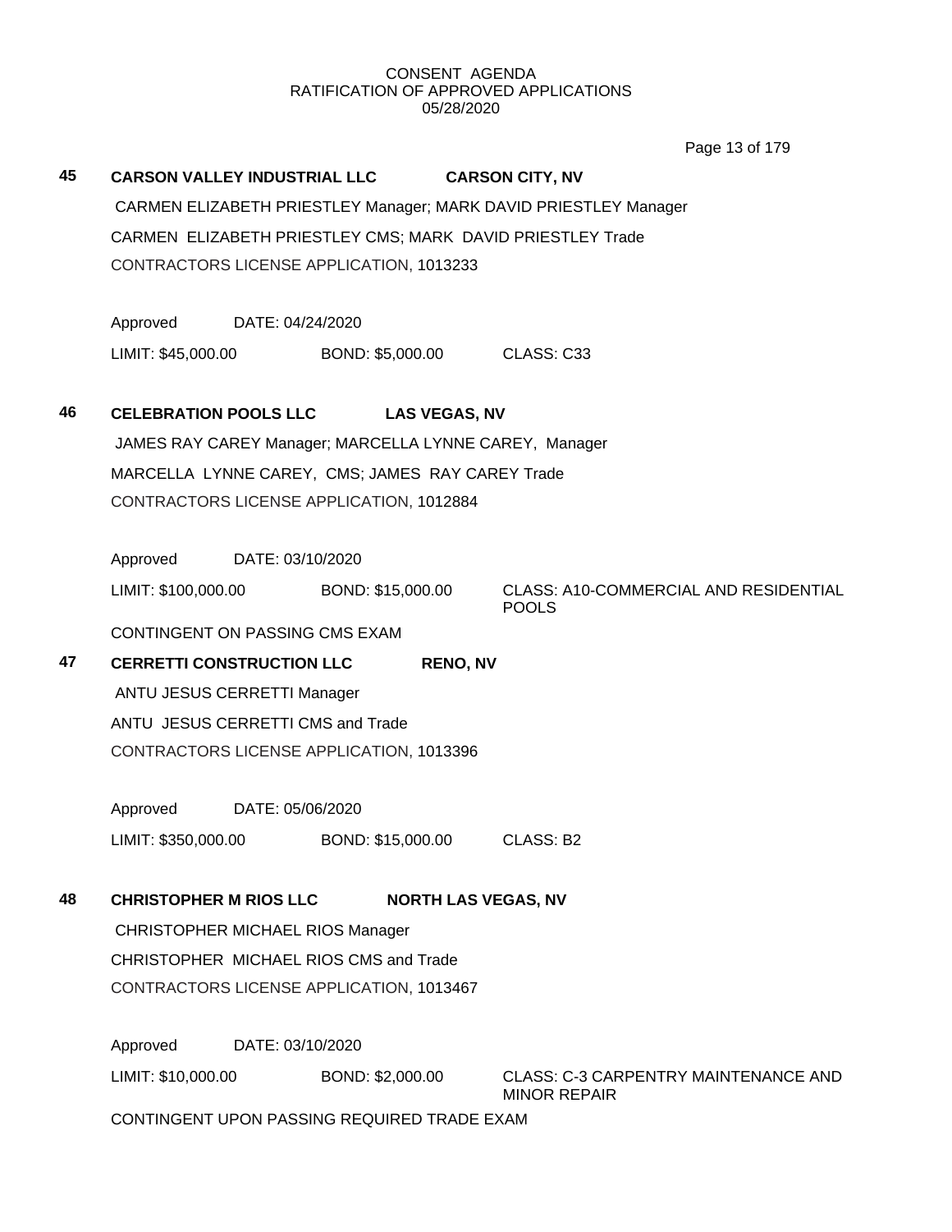CONSENT AGENDA
RATIFICATION OF APPROVED APPLICATIONS
05/28/2020

**45 CARSON VALLEY INDUSTRIAL LLC CARSON CITY, NV**

CARMEN ELIZABETH PRIESTLEY Manager; MARK DAVID PRIESTLEY Manager

CARMEN ELIZABETH PRIESTLEY CMS; MARK DAVID PRIESTLEY Trade

CONTRACTORS LICENSE APPLICATION, 1013233

Approved DATE: 04/24/2020

LIMIT: $45,000.00 BOND: $5,000.00 CLASS: C33

**46 CELEBRATION POOLS LLC LAS VEGAS, NV**

JAMES RAY CAREY Manager; MARCELLA LYNNE CAREY, Manager

MARCELLA LYNNE CAREY, CMS; JAMES RAY CAREY Trade

CONTRACTORS LICENSE APPLICATION, 1012884

Approved DATE: 03/10/2020

LIMIT: $100,000.00 BOND: $15,000.00 CLASS: A10-COMMERCIAL AND RESIDENTIAL POOLS

CONTINGENT ON PASSING CMS EXAM

**47 CERRETTI CONSTRUCTION LLC RENO, NV**

ANTU JESUS CERRETTI Manager

ANTU JESUS CERRETTI CMS and Trade

CONTRACTORS LICENSE APPLICATION, 1013396

Approved DATE: 05/06/2020

LIMIT: $350,000.00 BOND: $15,000.00 CLASS: B2

**48 CHRISTOPHER M RIOS LLC NORTH LAS VEGAS, NV**

CHRISTOPHER MICHAEL RIOS Manager

CHRISTOPHER MICHAEL RIOS CMS and Trade

CONTRACTORS LICENSE APPLICATION, 1013467

Approved DATE: 03/10/2020

LIMIT: $10,000.00 BOND: $2,000.00 CLASS: C-3 CARPENTRY MAINTENANCE AND MINOR REPAIR

CONTINGENT UPON PASSING REQUIRED TRADE EXAM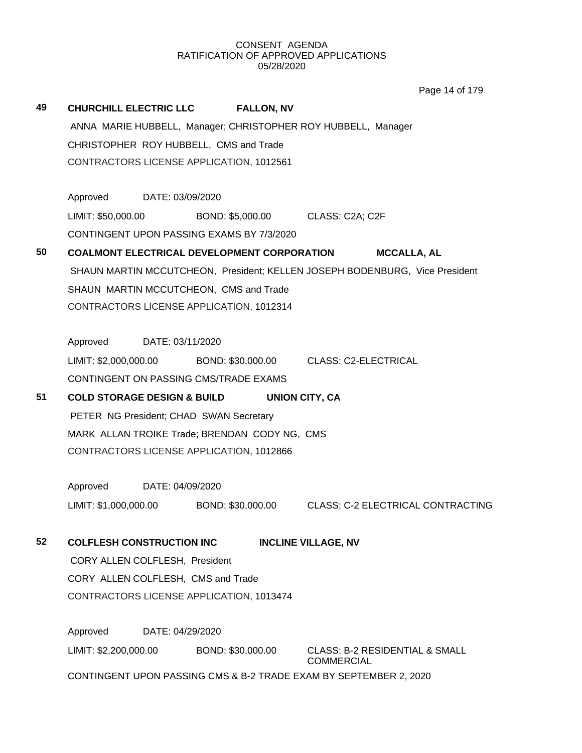CONSENT AGENDA
RATIFICATION OF APPROVED APPLICATIONS
05/28/2020

**49** **CHURCHILL ELECTRIC LLC** **FALLON, NV**

ANNA MARIE HUBBELL, Manager; CHRISTOPHER ROY HUBBELL, Manager

CHRISTOPHER ROY HUBBELL, CMS and Trade

CONTRACTORS LICENSE APPLICATION, 1012561

Approved DATE: 03/09/2020

LIMIT: $50,000.00 BOND: $5,000.00 CLASS: C2A; C2F

CONTINGENT UPON PASSING EXAMS BY 7/3/2020

**50** **COALMONT ELECTRICAL DEVELOPMENT CORPORATION** **MCCALLA, AL**

SHAUN MARTIN MCCUTCHEON, President; KELLEN JOSEPH BODENBURG, Vice President

SHAUN MARTIN MCCUTCHEON, CMS and Trade

CONTRACTORS LICENSE APPLICATION, 1012314

Approved DATE: 03/11/2020

LIMIT: $2,000,000.00 BOND: $30,000.00 CLASS: C2-ELECTRICAL

CONTINGENT ON PASSING CMS/TRADE EXAMS

**51** **COLD STORAGE DESIGN & BUILD** **UNION CITY, CA**

PETER NG President; CHAD SWAN Secretary

MARK ALLAN TROIKE Trade; BRENDAN CODY NG, CMS

CONTRACTORS LICENSE APPLICATION, 1012866

Approved DATE: 04/09/2020

LIMIT: $1,000,000.00 BOND: $30,000.00 CLASS: C-2 ELECTRICAL CONTRACTING

**52** **COLFLESH CONSTRUCTION INC** **INCLINE VILLAGE, NV**

CORY ALLEN COLFLESH, President

CORY ALLEN COLFLESH, CMS and Trade

CONTRACTORS LICENSE APPLICATION, 1013474

Approved DATE: 04/29/2020

LIMIT: $2,200,000.00 BOND: $30,000.00 CLASS: B-2 RESIDENTIAL & SMALL COMMERCIAL

CONTINGENT UPON PASSING CMS & B-2 TRADE EXAM BY SEPTEMBER 2, 2020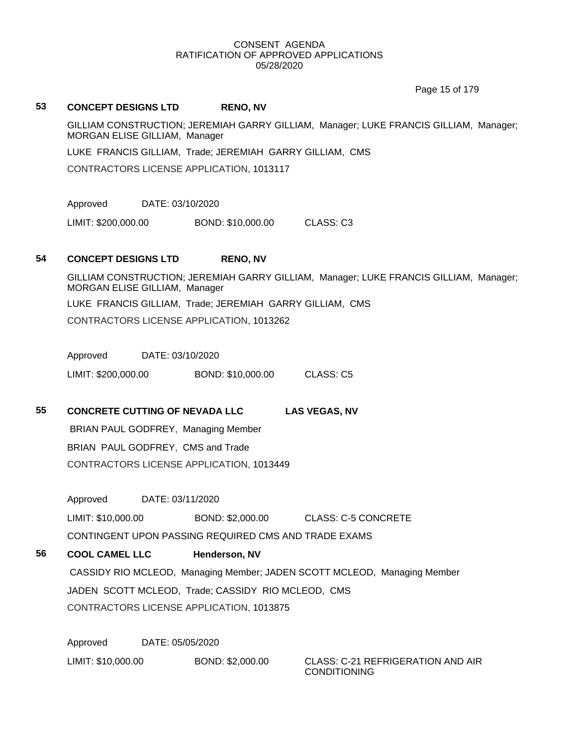CONSENT AGENDA
RATIFICATION OF APPROVED APPLICATIONS
05/28/2020

**53 CONCEPT DESIGNS LTD RENO, NV**

GILLIAM CONSTRUCTION; JEREMIAH GARRY GILLIAM, Manager; LUKE FRANCIS GILLIAM, Manager; MORGAN ELISE GILLIAM, Manager

LUKE FRANCIS GILLIAM, Trade; JEREMIAH GARRY GILLIAM, CMS

CONTRACTORS LICENSE APPLICATION, 1013117

Approved DATE: 03/10/2020

LIMIT: $200,000.00 BOND: $10,000.00 CLASS: C3

**54 CONCEPT DESIGNS LTD RENO, NV**

GILLIAM CONSTRUCTION; JEREMIAH GARRY GILLIAM, Manager; LUKE FRANCIS GILLIAM, Manager; MORGAN ELISE GILLIAM, Manager

LUKE FRANCIS GILLIAM, Trade; JEREMIAH GARRY GILLIAM, CMS

CONTRACTORS LICENSE APPLICATION, 1013262

Approved DATE: 03/10/2020

LIMIT: $200,000.00 BOND: $10,000.00 CLASS: C5

**55 CONCRETE CUTTING OF NEVADA LLC LAS VEGAS, NV**

BRIAN PAUL GODFREY, Managing Member

BRIAN PAUL GODFREY, CMS and Trade

CONTRACTORS LICENSE APPLICATION, 1013449

Approved DATE: 03/11/2020

LIMIT: $10,000.00 BOND: $2,000.00 CLASS: C-5 CONCRETE

CONTINGENT UPON PASSING REQUIRED CMS AND TRADE EXAMS

**56 COOL CAMEL LLC Henderson, NV**

CASSIDY RIO MCLEOD, Managing Member; JADEN SCOTT MCLEOD, Managing Member

JADEN SCOTT MCLEOD, Trade; CASSIDY RIO MCLEOD, CMS

CONTRACTORS LICENSE APPLICATION, 1013875

Approved DATE: 05/05/2020

LIMIT: $10,000.00 BOND: $2,000.00 CLASS: C-21 REFRIGERATION AND AIR CONDITIONING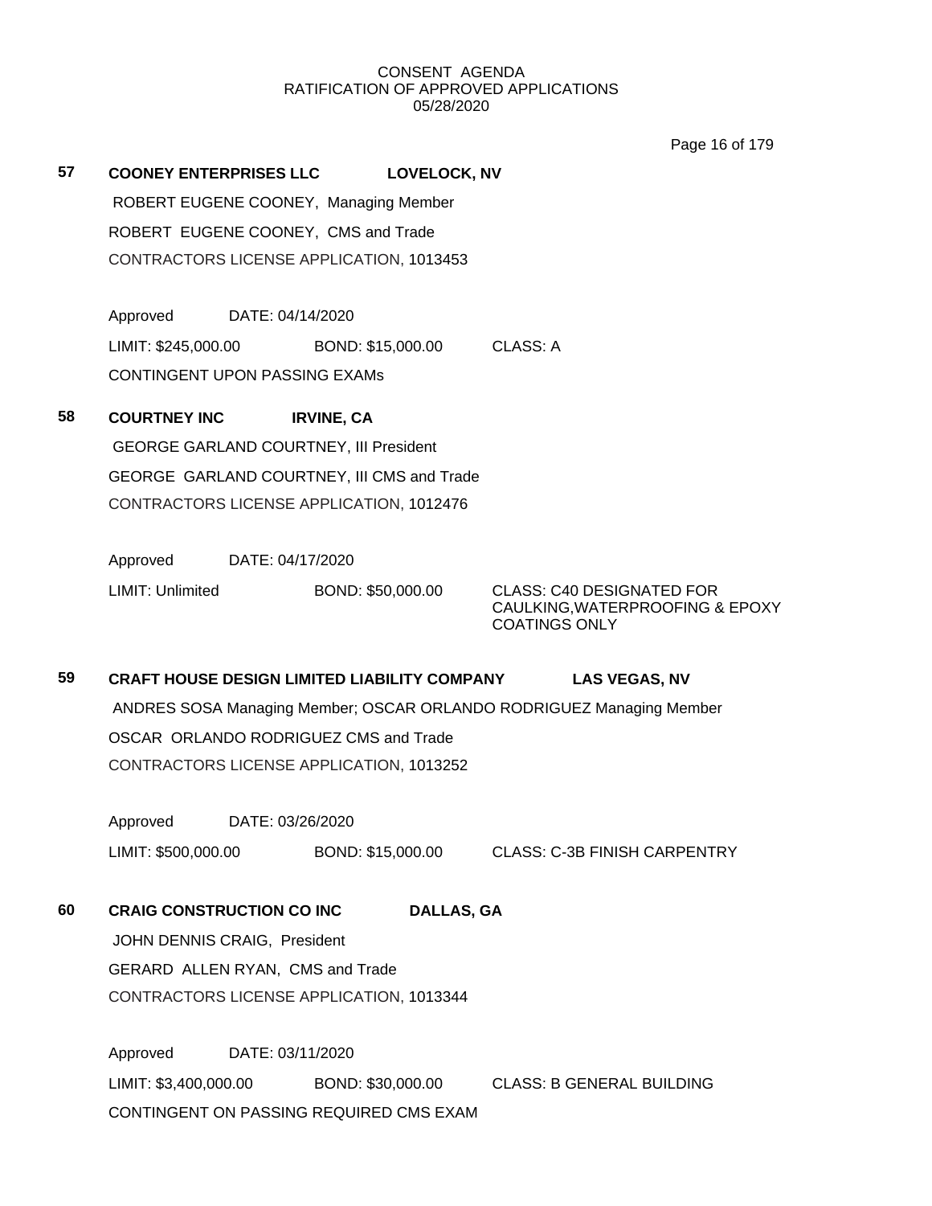CONSENT AGENDA
RATIFICATION OF APPROVED APPLICATIONS
05/28/2020

**57** **COONEY ENTERPRISES LLC** **LOVELOCK, NV**

ROBERT EUGENE COONEY, Managing Member

ROBERT EUGENE COONEY, CMS and Trade

CONTRACTORS LICENSE APPLICATION, 1013453

Approved DATE: 04/14/2020

LIMIT: $245,000.00 BOND: $15,000.00 CLASS: A

CONTINGENT UPON PASSING EXAMs

**58** **COURTNEY INC** **IRVINE, CA**

GEORGE GARLAND COURTNEY, III President

GEORGE GARLAND COURTNEY, III CMS and Trade

CONTRACTORS LICENSE APPLICATION, 1012476

Approved DATE: 04/17/2020

LIMIT: Unlimited BOND: $50,000.00 CLASS: C40 DESIGNATED FOR CAULKING,WATERPROOFING & EPOXY COATINGS ONLY

**59** **CRAFT HOUSE DESIGN LIMITED LIABILITY COMPANY** **LAS VEGAS, NV**

ANDRES SOSA Managing Member; OSCAR ORLANDO RODRIGUEZ Managing Member

OSCAR ORLANDO RODRIGUEZ CMS and Trade

CONTRACTORS LICENSE APPLICATION, 1013252

Approved DATE: 03/26/2020

LIMIT: $500,000.00 BOND: $15,000.00 CLASS: C-3B FINISH CARPENTRY

**60** **CRAIG CONSTRUCTION CO INC** **DALLAS, GA**

JOHN DENNIS CRAIG, President

GERARD ALLEN RYAN, CMS and Trade

CONTRACTORS LICENSE APPLICATION, 1013344

Approved DATE: 03/11/2020

LIMIT: $3,400,000.00 BOND: $30,000.00 CLASS: B GENERAL BUILDING

CONTINGENT ON PASSING REQUIRED CMS EXAM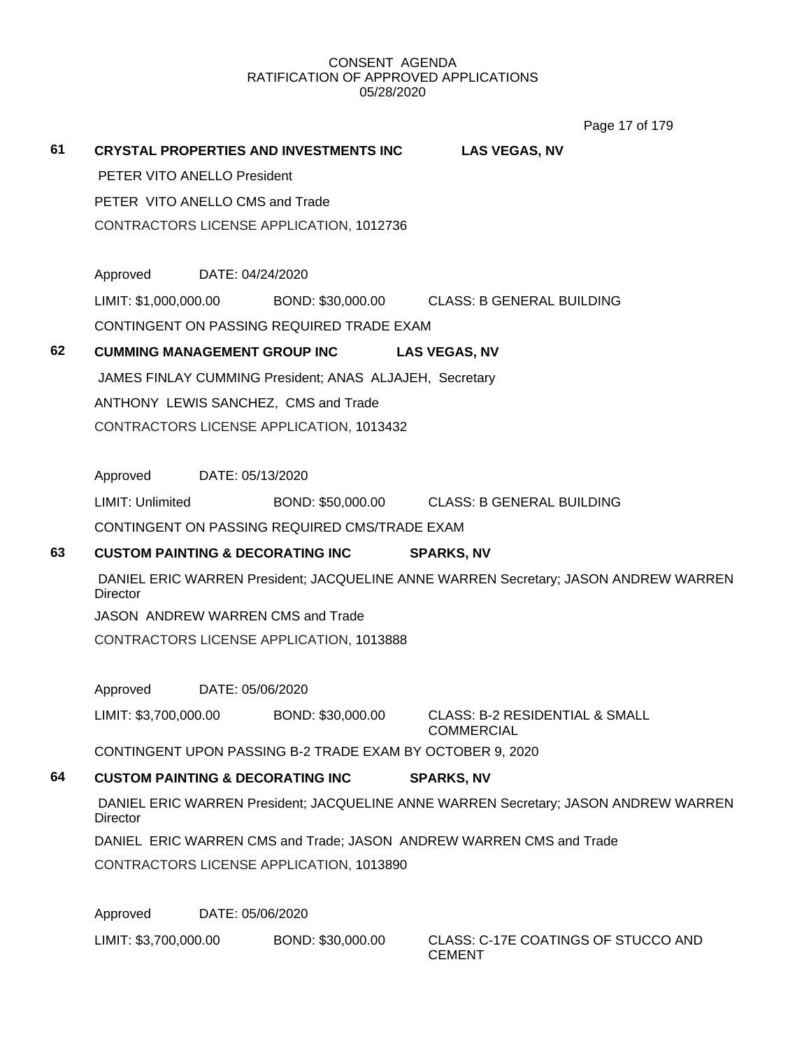CONSENT AGENDA
RATIFICATION OF APPROVED APPLICATIONS
05/28/2020

**61 CRYSTAL PROPERTIES AND INVESTMENTS INC** **LAS VEGAS, NV**

PETER VITO ANELLO President

PETER VITO ANELLO CMS and Trade

CONTRACTORS LICENSE APPLICATION, 1012736

Approved DATE: 04/24/2020

LIMIT: $1,000,000.00 BOND: $30,000.00 CLASS: B GENERAL BUILDING

CONTINGENT ON PASSING REQUIRED TRADE EXAM

**62 CUMMING MANAGEMENT GROUP INC** **LAS VEGAS, NV**

JAMES FINLAY CUMMING President; ANAS ALJAJEH, Secretary

ANTHONY LEWIS SANCHEZ, CMS and Trade

CONTRACTORS LICENSE APPLICATION, 1013432

Approved DATE: 05/13/2020

LIMIT: Unlimited BOND: $50,000.00 CLASS: B GENERAL BUILDING

CONTINGENT ON PASSING REQUIRED CMS/TRADE EXAM

**63 CUSTOM PAINTING & DECORATING INC** **SPARKS, NV**

DANIEL ERIC WARREN President; JACQUELINE ANNE WARREN Secretary; JASON ANDREW WARREN Director

JASON ANDREW WARREN CMS and Trade

CONTRACTORS LICENSE APPLICATION, 1013888

Approved DATE: 05/06/2020

LIMIT: $3,700,000.00 BOND: $30,000.00 CLASS: B-2 RESIDENTIAL & SMALL COMMERCIAL

CONTINGENT UPON PASSING B-2 TRADE EXAM BY OCTOBER 9, 2020

**64 CUSTOM PAINTING & DECORATING INC** **SPARKS, NV**

DANIEL ERIC WARREN President; JACQUELINE ANNE WARREN Secretary; JASON ANDREW WARREN Director

DANIEL ERIC WARREN CMS and Trade; JASON ANDREW WARREN CMS and Trade

CONTRACTORS LICENSE APPLICATION, 1013890

Approved DATE: 05/06/2020

LIMIT: $3,700,000.00 BOND: $30,000.00 CLASS: C-17E COATINGS OF STUCCO AND CEMENT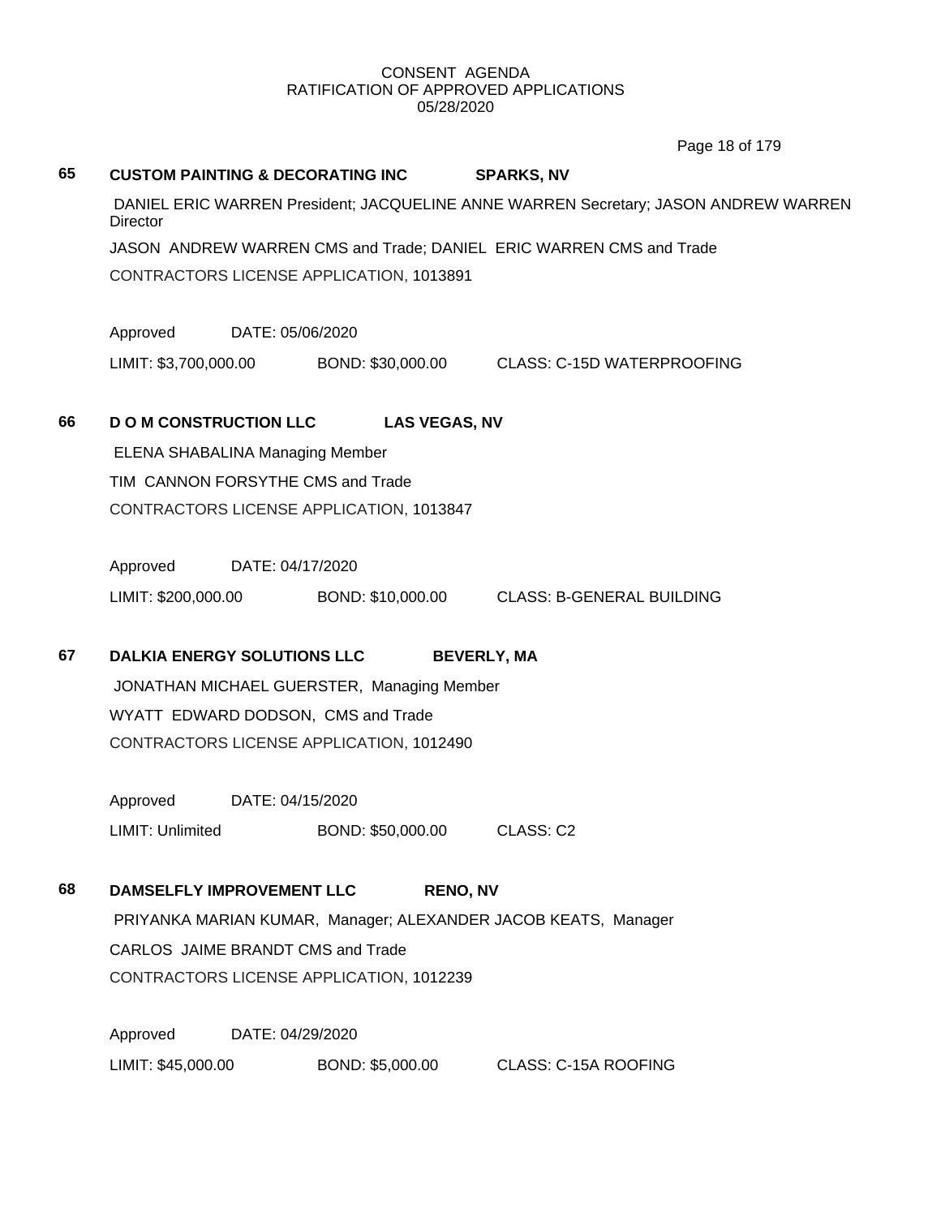CONSENT AGENDA
RATIFICATION OF APPROVED APPLICATIONS
05/28/2020

**65 CUSTOM PAINTING & DECORATING INC SPARKS, NV**

DANIEL ERIC WARREN President; JACQUELINE ANNE WARREN Secretary; JASON ANDREW WARREN Director

JASON ANDREW WARREN CMS and Trade; DANIEL ERIC WARREN CMS and Trade

CONTRACTORS LICENSE APPLICATION, 1013891

Approved DATE: 05/06/2020

LIMIT: $3,700,000.00 BOND: $30,000.00 CLASS: C-15D WATERPROOFING

**66 D O M CONSTRUCTION LLC LAS VEGAS, NV**

ELENA SHABALINA Managing Member

TIM CANNON FORSYTHE CMS and Trade

CONTRACTORS LICENSE APPLICATION, 1013847

Approved DATE: 04/17/2020

LIMIT: $200,000.00 BOND: $10,000.00 CLASS: B-GENERAL BUILDING

**67 DALKIA ENERGY SOLUTIONS LLC BEVERLY, MA**

JONATHAN MICHAEL GUERSTER, Managing Member

WYATT EDWARD DODSON, CMS and Trade

CONTRACTORS LICENSE APPLICATION, 1012490

Approved DATE: 04/15/2020

LIMIT: Unlimited BOND: $50,000.00 CLASS: C2

**68 DAMSELFLY IMPROVEMENT LLC RENO, NV**

PRIYANKA MARIAN KUMAR, Manager; ALEXANDER JACOB KEATS, Manager

CARLOS JAIME BRANDT CMS and Trade

CONTRACTORS LICENSE APPLICATION, 1012239

Approved DATE: 04/29/2020

LIMIT: $45,000.00 BOND: $5,000.00 CLASS: C-15A ROOFING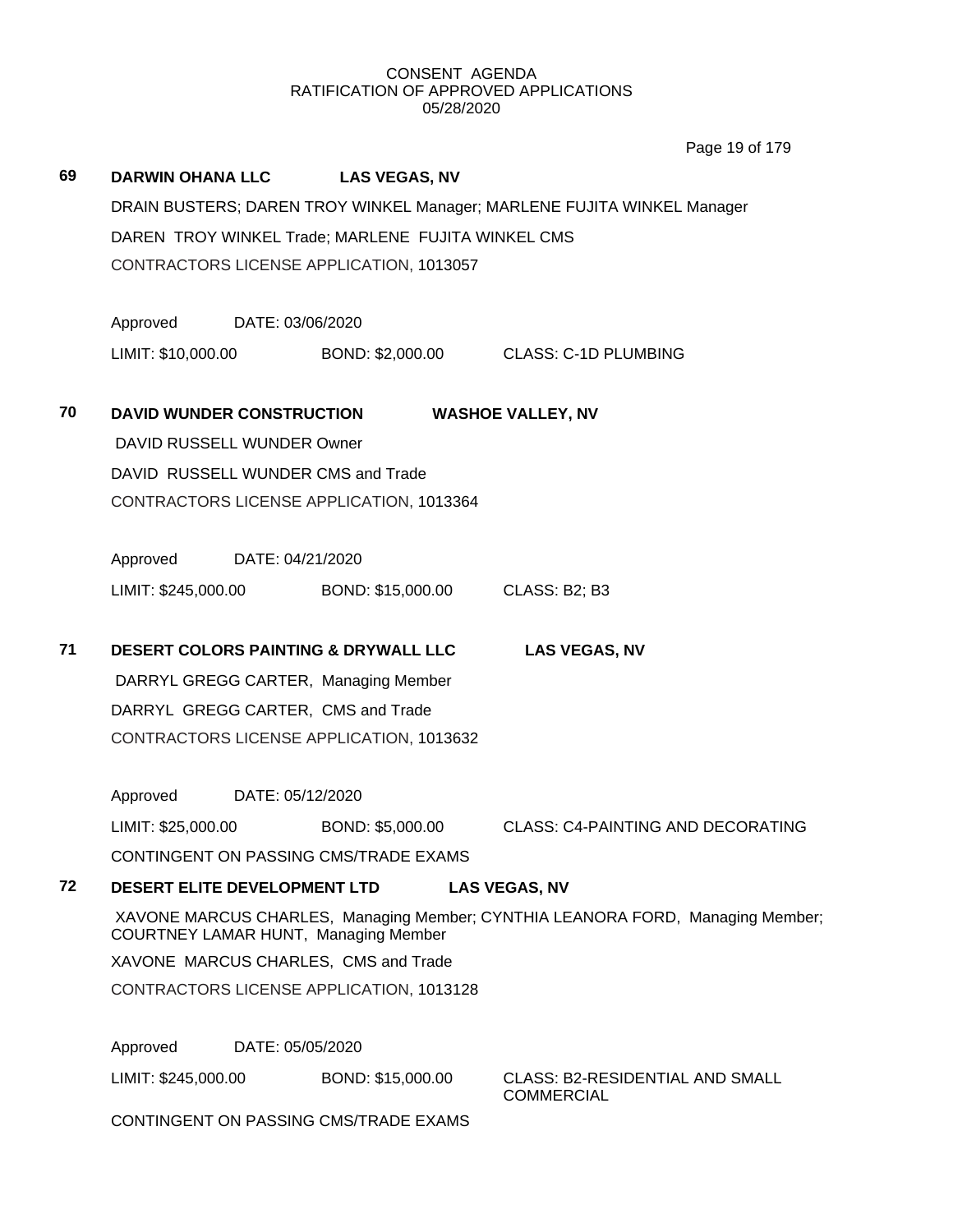CONSENT AGENDA
RATIFICATION OF APPROVED APPLICATIONS
05/28/2020

**69 DARWIN OHANA LLC LAS VEGAS, NV**

DRAIN BUSTERS; DAREN TROY WINKEL Manager; MARLENE FUJITA WINKEL Manager

DAREN TROY WINKEL Trade; MARLENE FUJITA WINKEL CMS

CONTRACTORS LICENSE APPLICATION, 1013057

Approved DATE: 03/06/2020

LIMIT: $10,000.00 BOND: $2,000.00 CLASS: C-1D PLUMBING

**70 DAVID WUNDER CONSTRUCTION WASHOE VALLEY, NV**

DAVID RUSSELL WUNDER Owner

DAVID RUSSELL WUNDER CMS and Trade

CONTRACTORS LICENSE APPLICATION, 1013364

Approved DATE: 04/21/2020

LIMIT: $245,000.00 BOND: $15,000.00 CLASS: B2; B3

**71 DESERT COLORS PAINTING & DRYWALL LLC LAS VEGAS, NV**

DARRYL GREGG CARTER, Managing Member

DARRYL GREGG CARTER, CMS and Trade

CONTRACTORS LICENSE APPLICATION, 1013632

Approved DATE: 05/12/2020

LIMIT: $25,000.00 BOND: $5,000.00 CLASS: C4-PAINTING AND DECORATING

CONTINGENT ON PASSING CMS/TRADE EXAMS

**72 DESERT ELITE DEVELOPMENT LTD LAS VEGAS, NV**

XAVONE MARCUS CHARLES, Managing Member; CYNTHIA LEANORA FORD, Managing Member; COURTNEY LAMAR HUNT, Managing Member

XAVONE MARCUS CHARLES, CMS and Trade

CONTRACTORS LICENSE APPLICATION, 1013128

Approved DATE: 05/05/2020

LIMIT: $245,000.00 BOND: $15,000.00 CLASS: B2-RESIDENTIAL AND SMALL COMMERCIAL

CONTINGENT ON PASSING CMS/TRADE EXAMS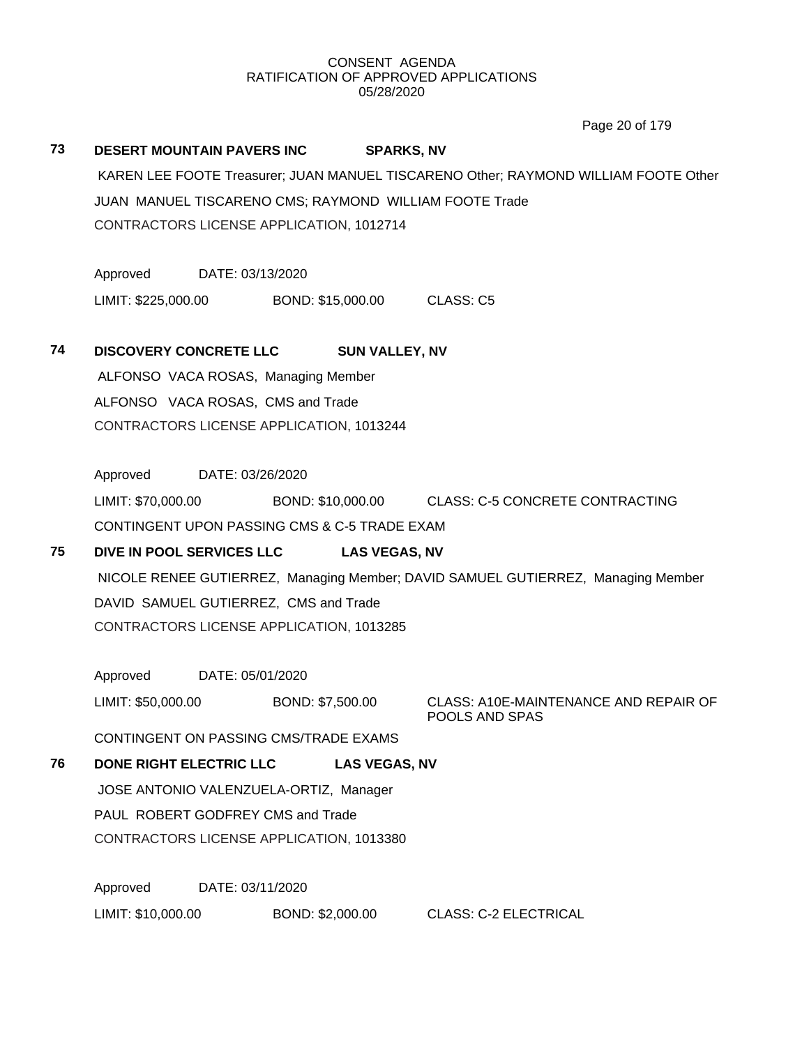CONSENT AGENDA
RATIFICATION OF APPROVED APPLICATIONS
05/28/2020

**73 DESERT MOUNTAIN PAVERS INC SPARKS, NV**

KAREN LEE FOOTE Treasurer; JUAN MANUEL TISCARENO Other; RAYMOND WILLIAM FOOTE Other
JUAN MANUEL TISCARENO CMS; RAYMOND WILLIAM FOOTE Trade
CONTRACTORS LICENSE APPLICATION, 1012714

Approved DATE: 03/13/2020
LIMIT: $225,000.00 BOND: $15,000.00 CLASS: C5

**74 DISCOVERY CONCRETE LLC SUN VALLEY, NV**

ALFONSO VACA ROSAS, Managing Member
ALFONSO VACA ROSAS, CMS and Trade
CONTRACTORS LICENSE APPLICATION, 1013244

Approved DATE: 03/26/2020
LIMIT: $70,000.00 BOND: $10,000.00 CLASS: C-5 CONCRETE CONTRACTING
CONTINGENT UPON PASSING CMS & C-5 TRADE EXAM

**75 DIVE IN POOL SERVICES LLC LAS VEGAS, NV**

NICOLE RENEE GUTIERREZ, Managing Member; DAVID SAMUEL GUTIERREZ, Managing Member
DAVID SAMUEL GUTIERREZ, CMS and Trade
CONTRACTORS LICENSE APPLICATION, 1013285

Approved DATE: 05/01/2020
LIMIT: $50,000.00 BOND: $7,500.00 CLASS: A10E-MAINTENANCE AND REPAIR OF POOLS AND SPAS
CONTINGENT ON PASSING CMS/TRADE EXAMS

**76 DONE RIGHT ELECTRIC LLC LAS VEGAS, NV**

JOSE ANTONIO VALENZUELA-ORTIZ, Manager
PAUL ROBERT GODFREY CMS and Trade
CONTRACTORS LICENSE APPLICATION, 1013380

Approved DATE: 03/11/2020
LIMIT: $10,000.00 BOND: $2,000.00 CLASS: C-2 ELECTRICAL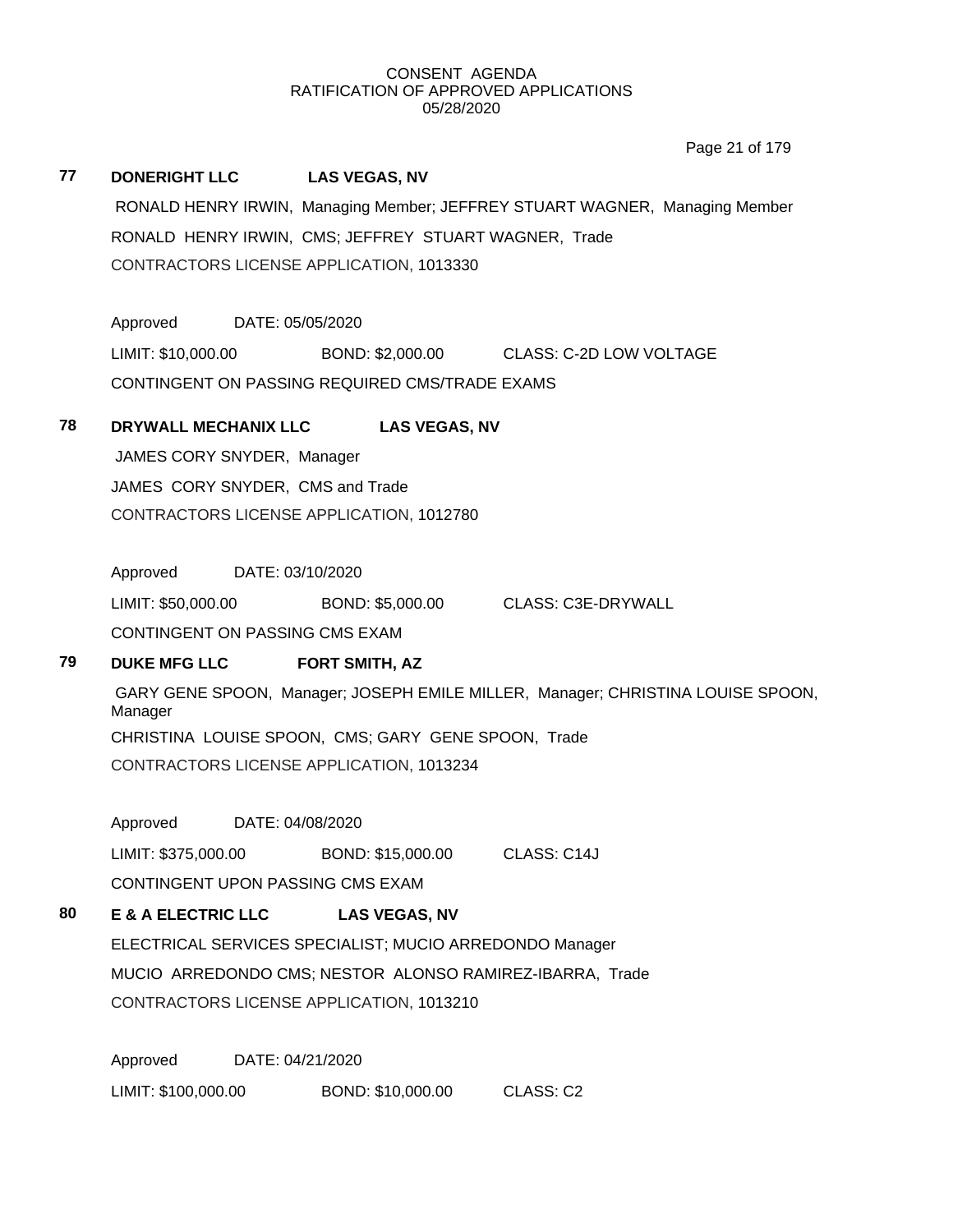CONSENT AGENDA
RATIFICATION OF APPROVED APPLICATIONS
05/28/2020

**77 DONERIGHT LLC LAS VEGAS, NV**

RONALD HENRY IRWIN, Managing Member; JEFFREY STUART WAGNER, Managing Member

RONALD HENRY IRWIN, CMS; JEFFREY STUART WAGNER, Trade

CONTRACTORS LICENSE APPLICATION, 1013330

Approved DATE: 05/05/2020

LIMIT: $10,000.00 BOND: $2,000.00 CLASS: C-2D LOW VOLTAGE

CONTINGENT ON PASSING REQUIRED CMS/TRADE EXAMS

**78 DRYWALL MECHANIX LLC LAS VEGAS, NV**

JAMES CORY SNYDER, Manager

JAMES CORY SNYDER, CMS and Trade

CONTRACTORS LICENSE APPLICATION, 1012780

Approved DATE: 03/10/2020

LIMIT: $50,000.00 BOND: $5,000.00 CLASS: C3E-DRYWALL

CONTINGENT ON PASSING CMS EXAM

**79 DUKE MFG LLC FORT SMITH, AZ**

GARY GENE SPOON, Manager; JOSEPH EMILE MILLER, Manager; CHRISTINA LOUISE SPOON, Manager

CHRISTINA LOUISE SPOON, CMS; GARY GENE SPOON, Trade

CONTRACTORS LICENSE APPLICATION, 1013234

Approved DATE: 04/08/2020

LIMIT: $375,000.00 BOND: $15,000.00 CLASS: C14J

CONTINGENT UPON PASSING CMS EXAM

**80 E & A ELECTRIC LLC LAS VEGAS, NV**

ELECTRICAL SERVICES SPECIALIST; MUCIO ARREDONDO Manager

MUCIO ARREDONDO CMS; NESTOR ALONSO RAMIREZ-IBARRA, Trade

CONTRACTORS LICENSE APPLICATION, 1013210

Approved DATE: 04/21/2020

LIMIT: $100,000.00 BOND: $10,000.00 CLASS: C2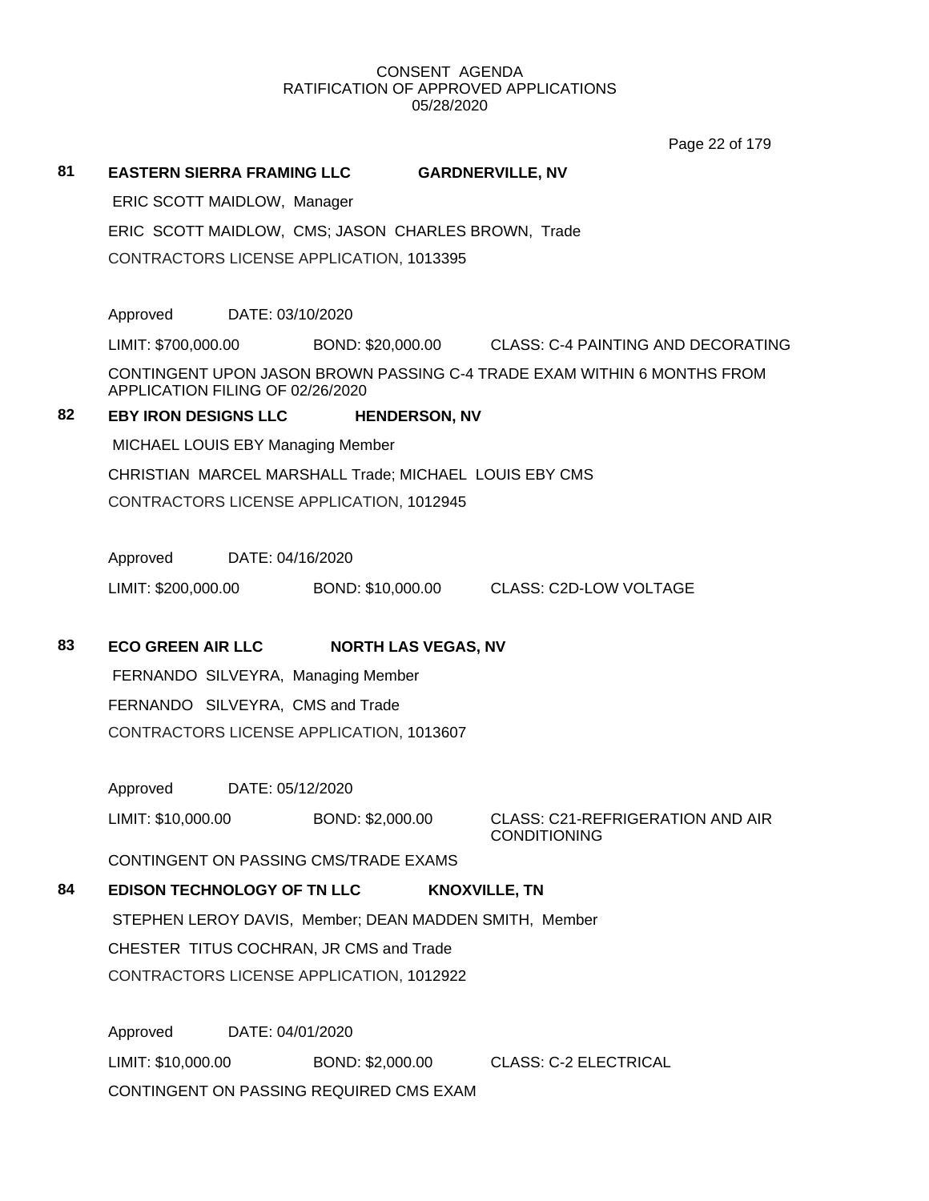CONSENT AGENDA
RATIFICATION OF APPROVED APPLICATIONS
05/28/2020

**81** **EASTERN SIERRA FRAMING LLC** **GARDNERVILLE, NV**

ERIC SCOTT MAIDLOW, Manager

ERIC SCOTT MAIDLOW, CMS; JASON CHARLES BROWN, Trade

CONTRACTORS LICENSE APPLICATION, 1013395

Approved DATE: 03/10/2020

LIMIT: $700,000.00 BOND: $20,000.00 CLASS: C-4 PAINTING AND DECORATING

CONTINGENT UPON JASON BROWN PASSING C-4 TRADE EXAM WITHIN 6 MONTHS FROM APPLICATION FILING OF 02/26/2020

**82** **EBY IRON DESIGNS LLC** **HENDERSON, NV**

MICHAEL LOUIS EBY Managing Member

CHRISTIAN MARCEL MARSHALL Trade; MICHAEL LOUIS EBY CMS

CONTRACTORS LICENSE APPLICATION, 1012945

Approved DATE: 04/16/2020

LIMIT: $200,000.00 BOND: $10,000.00 CLASS: C2D-LOW VOLTAGE

**83** **ECO GREEN AIR LLC** **NORTH LAS VEGAS, NV**

FERNANDO SILVEYRA, Managing Member

FERNANDO SILVEYRA, CMS and Trade

CONTRACTORS LICENSE APPLICATION, 1013607

Approved DATE: 05/12/2020

LIMIT: $10,000.00 BOND: $2,000.00 CLASS: C21-REFRIGERATION AND AIR CONDITIONING

CONTINGENT ON PASSING CMS/TRADE EXAMS

**84** **EDISON TECHNOLOGY OF TN LLC** **KNOXVILLE, TN**

STEPHEN LEROY DAVIS, Member; DEAN MADDEN SMITH, Member

CHESTER TITUS COCHRAN, JR CMS and Trade

CONTRACTORS LICENSE APPLICATION, 1012922

Approved DATE: 04/01/2020

LIMIT: $10,000.00 BOND: $2,000.00 CLASS: C-2 ELECTRICAL

CONTINGENT ON PASSING REQUIRED CMS EXAM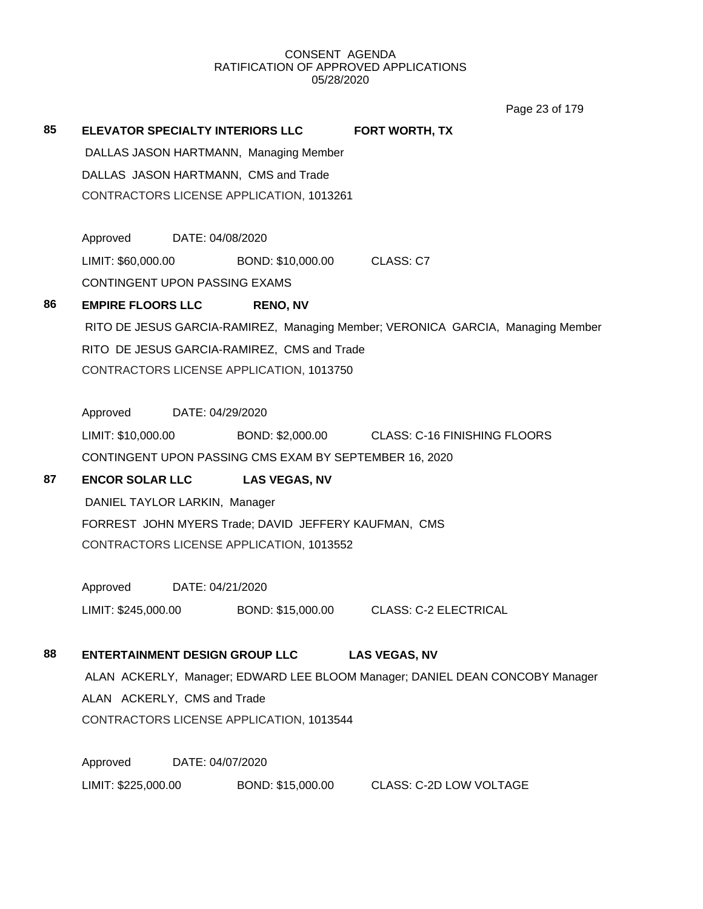CONSENT AGENDA
RATIFICATION OF APPROVED APPLICATIONS
05/28/2020

**85** **ELEVATOR SPECIALTY INTERIORS LLC** **FORT WORTH, TX**

DALLAS JASON HARTMANN, Managing Member

DALLAS JASON HARTMANN, CMS and Trade

CONTRACTORS LICENSE APPLICATION, 1013261

Approved DATE: 04/08/2020

LIMIT: $60,000.00 BOND: $10,000.00 CLASS: C7

CONTINGENT UPON PASSING EXAMS

**86** **EMPIRE FLOORS LLC** **RENO, NV**

RITO DE JESUS GARCIA-RAMIREZ, Managing Member; VERONICA GARCIA, Managing Member

RITO DE JESUS GARCIA-RAMIREZ, CMS and Trade

CONTRACTORS LICENSE APPLICATION, 1013750

Approved DATE: 04/29/2020

LIMIT: $10,000.00 BOND: $2,000.00 CLASS: C-16 FINISHING FLOORS

CONTINGENT UPON PASSING CMS EXAM BY SEPTEMBER 16, 2020

**87** **ENCOR SOLAR LLC** **LAS VEGAS, NV**

DANIEL TAYLOR LARKIN, Manager

FORREST JOHN MYERS Trade; DAVID JEFFERY KAUFMAN, CMS

CONTRACTORS LICENSE APPLICATION, 1013552

Approved DATE: 04/21/2020

LIMIT: $245,000.00 BOND: $15,000.00 CLASS: C-2 ELECTRICAL

**88** **ENTERTAINMENT DESIGN GROUP LLC** **LAS VEGAS, NV**

ALAN ACKERLY, Manager; EDWARD LEE BLOOM Manager; DANIEL DEAN CONCOBY Manager

ALAN ACKERLY, CMS and Trade

CONTRACTORS LICENSE APPLICATION, 1013544

Approved DATE: 04/07/2020

LIMIT: $225,000.00 BOND: $15,000.00 CLASS: C-2D LOW VOLTAGE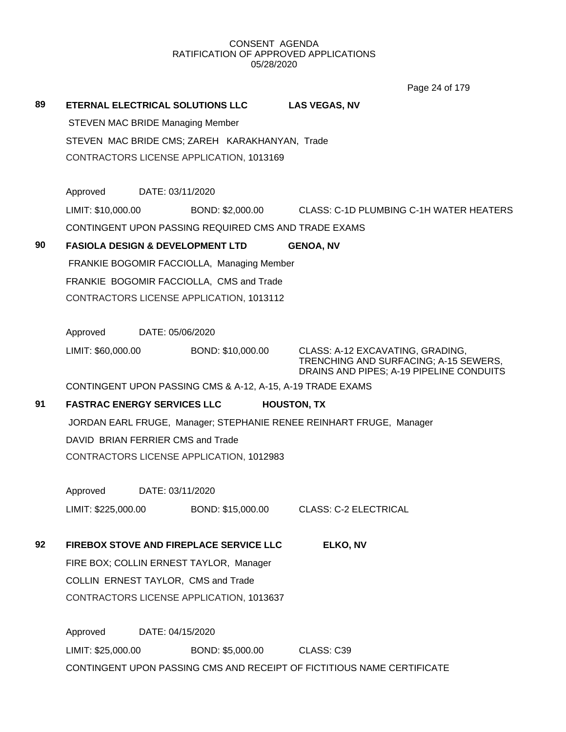CONSENT AGENDA
RATIFICATION OF APPROVED APPLICATIONS
05/28/2020

**89** **ETERNAL ELECTRICAL SOLUTIONS LLC** **LAS VEGAS, NV**

STEVEN MAC BRIDE Managing Member

STEVEN MAC BRIDE CMS; ZAREH KARAKHANYAN, Trade

CONTRACTORS LICENSE APPLICATION, 1013169

Approved DATE: 03/11/2020

LIMIT: $10,000.00 BOND: $2,000.00 CLASS: C-1D PLUMBING C-1H WATER HEATERS

CONTINGENT UPON PASSING REQUIRED CMS AND TRADE EXAMS

**90** **FASIOLA DESIGN & DEVELOPMENT LTD** **GENOA, NV**

FRANKIE BOGOMIR FACCIOLLA, Managing Member

FRANKIE BOGOMIR FACCIOLLA, CMS and Trade

CONTRACTORS LICENSE APPLICATION, 1013112

Approved DATE: 05/06/2020

LIMIT: $60,000.00 BOND: $10,000.00 CLASS: A-12 EXCAVATING, GRADING, TRENCHING AND SURFACING; A-15 SEWERS, DRAINS AND PIPES; A-19 PIPELINE CONDUITS

CONTINGENT UPON PASSING CMS & A-12, A-15, A-19 TRADE EXAMS

**91** **FASTRAC ENERGY SERVICES LLC** **HOUSTON, TX**

JORDAN EARL FRUGE, Manager; STEPHANIE RENEE REINHART FRUGE, Manager

DAVID BRIAN FERRIER CMS and Trade

CONTRACTORS LICENSE APPLICATION, 1012983

Approved DATE: 03/11/2020

LIMIT: $225,000.00 BOND: $15,000.00 CLASS: C-2 ELECTRICAL

**92** **FIREBOX STOVE AND FIREPLACE SERVICE LLC** **ELKO, NV**

FIRE BOX; COLLIN ERNEST TAYLOR, Manager

COLLIN ERNEST TAYLOR, CMS and Trade

CONTRACTORS LICENSE APPLICATION, 1013637

Approved DATE: 04/15/2020

LIMIT: $25,000.00 BOND: $5,000.00 CLASS: C39

CONTINGENT UPON PASSING CMS AND RECEIPT OF FICTITIOUS NAME CERTIFICATE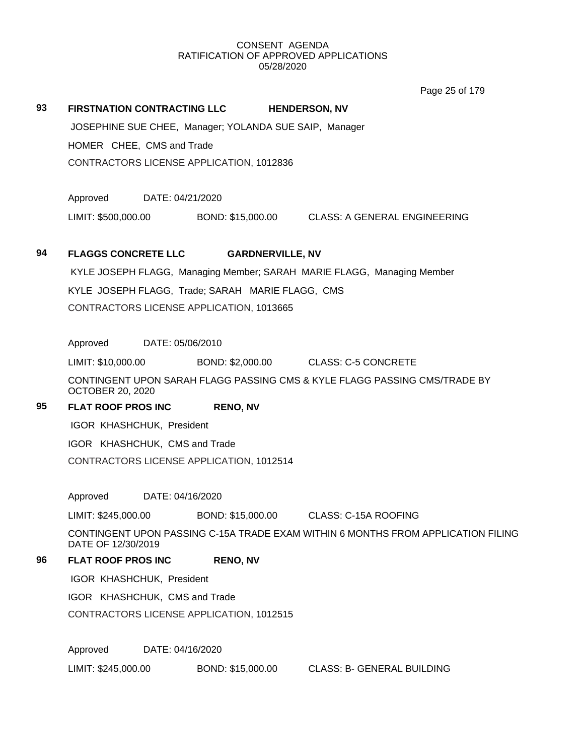CONSENT AGENDA
RATIFICATION OF APPROVED APPLICATIONS
05/28/2020

**93 FIRSTNATION CONTRACTING LLC HENDERSON, NV**

JOSEPHINE SUE CHEE, Manager; YOLANDA SUE SAIP, Manager

HOMER CHEE, CMS and Trade

CONTRACTORS LICENSE APPLICATION, 1012836

Approved DATE: 04/21/2020

LIMIT: $500,000.00 BOND: $15,000.00 CLASS: A GENERAL ENGINEERING

**94 FLAGGS CONCRETE LLC GARDNERVILLE, NV**

KYLE JOSEPH FLAGG, Managing Member; SARAH MARIE FLAGG, Managing Member

KYLE JOSEPH FLAGG, Trade; SARAH MARIE FLAGG, CMS

CONTRACTORS LICENSE APPLICATION, 1013665

Approved DATE: 05/06/2010

LIMIT: $10,000.00 BOND: $2,000.00 CLASS: C-5 CONCRETE

CONTINGENT UPON SARAH FLAGG PASSING CMS & KYLE FLAGG PASSING CMS/TRADE BY OCTOBER 20, 2020

**95 FLAT ROOF PROS INC RENO, NV**

IGOR KHASHCHUK, President

IGOR KHASHCHUK, CMS and Trade

CONTRACTORS LICENSE APPLICATION, 1012514

Approved DATE: 04/16/2020

LIMIT: $245,000.00 BOND: $15,000.00 CLASS: C-15A ROOFING

CONTINGENT UPON PASSING C-15A TRADE EXAM WITHIN 6 MONTHS FROM APPLICATION FILING DATE OF 12/30/2019

**96 FLAT ROOF PROS INC RENO, NV**

IGOR KHASHCHUK, President

IGOR KHASHCHUK, CMS and Trade

CONTRACTORS LICENSE APPLICATION, 1012515

Approved DATE: 04/16/2020

LIMIT: $245,000.00 BOND: $15,000.00 CLASS: B- GENERAL BUILDING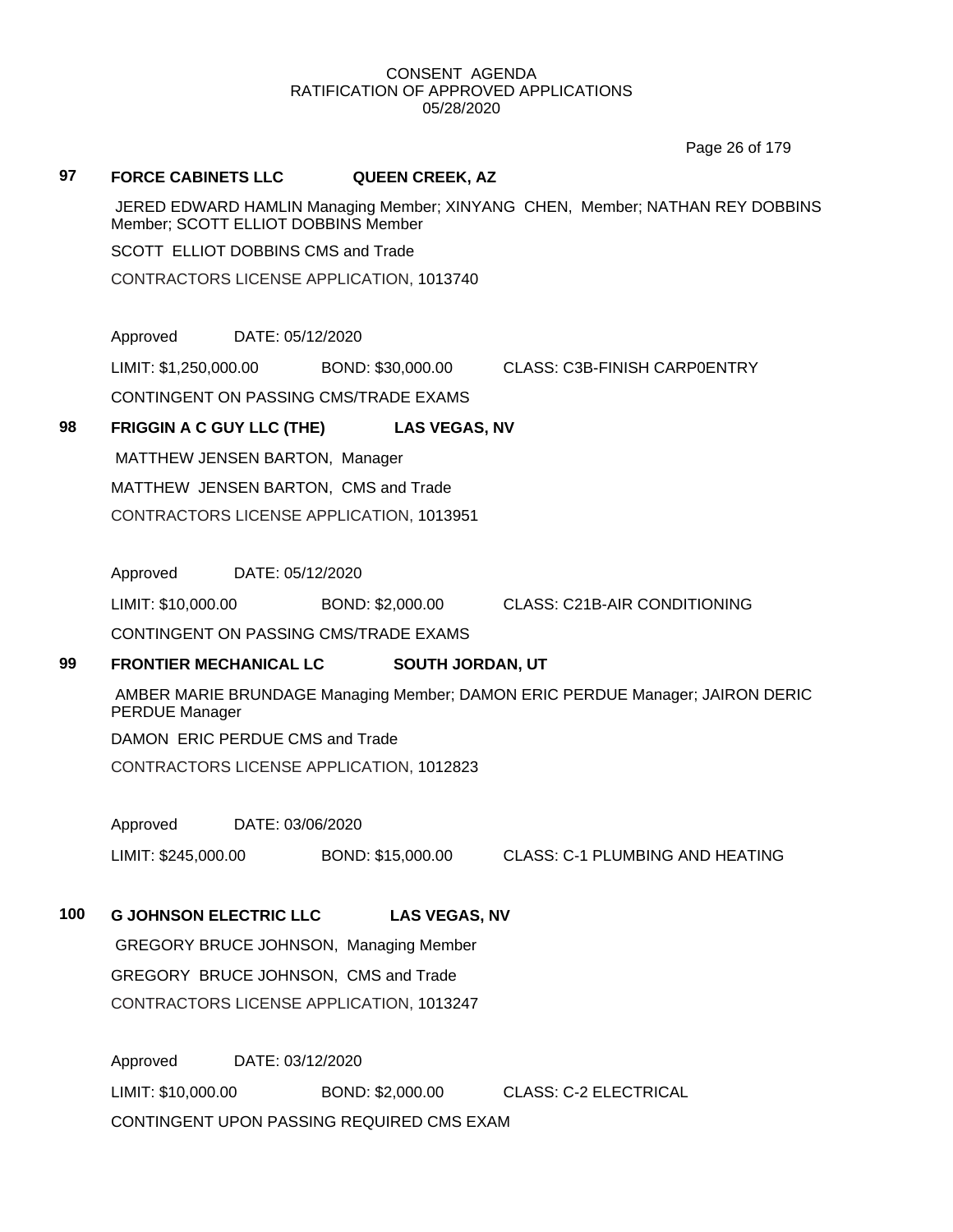CONSENT AGENDA
RATIFICATION OF APPROVED APPLICATIONS
05/28/2020

**97 FORCE CABINETS LLC QUEEN CREEK, AZ**

JERED EDWARD HAMLIN Managing Member; XINYANG CHEN, Member; NATHAN REY DOBBINS Member; SCOTT ELLIOT DOBBINS Member

SCOTT ELLIOT DOBBINS CMS and Trade

CONTRACTORS LICENSE APPLICATION, 1013740

Approved DATE: 05/12/2020

LIMIT: $1,250,000.00 BOND: $30,000.00 CLASS: C3B-FINISH CARP0ENTRY

CONTINGENT ON PASSING CMS/TRADE EXAMS

**98 FRIGGIN A C GUY LLC (THE) LAS VEGAS, NV**

MATTHEW JENSEN BARTON, Manager

MATTHEW JENSEN BARTON, CMS and Trade

CONTRACTORS LICENSE APPLICATION, 1013951

Approved DATE: 05/12/2020

LIMIT: $10,000.00 BOND: $2,000.00 CLASS: C21B-AIR CONDITIONING

CONTINGENT ON PASSING CMS/TRADE EXAMS

**99 FRONTIER MECHANICAL LC SOUTH JORDAN, UT**

AMBER MARIE BRUNDAGE Managing Member; DAMON ERIC PERDUE Manager; JAIRON DERIC PERDUE Manager

DAMON ERIC PERDUE CMS and Trade

CONTRACTORS LICENSE APPLICATION, 1012823

Approved DATE: 03/06/2020

LIMIT: $245,000.00 BOND: $15,000.00 CLASS: C-1 PLUMBING AND HEATING

**100 G JOHNSON ELECTRIC LLC LAS VEGAS, NV**

GREGORY BRUCE JOHNSON, Managing Member

GREGORY BRUCE JOHNSON, CMS and Trade

CONTRACTORS LICENSE APPLICATION, 1013247

Approved DATE: 03/12/2020

LIMIT: $10,000.00 BOND: $2,000.00 CLASS: C-2 ELECTRICAL

CONTINGENT UPON PASSING REQUIRED CMS EXAM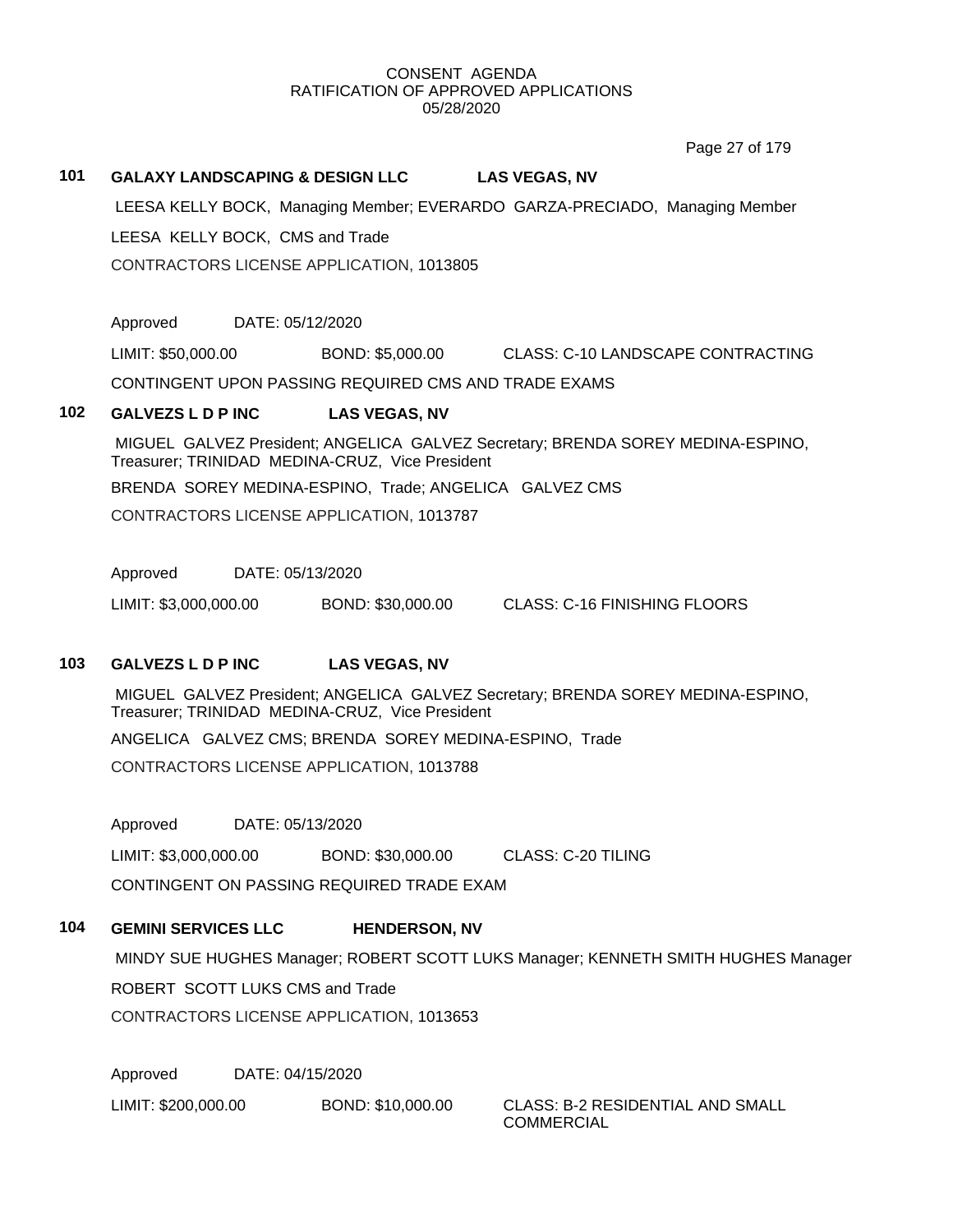CONSENT AGENDA
RATIFICATION OF APPROVED APPLICATIONS
05/28/2020

**101 GALAXY LANDSCAPING & DESIGN LLC LAS VEGAS, NV**

LEESA KELLY BOCK, Managing Member; EVERARDO GARZA-PRECIADO, Managing Member

LEESA KELLY BOCK, CMS and Trade

CONTRACTORS LICENSE APPLICATION, 1013805

Approved DATE: 05/12/2020

LIMIT: $50,000.00 BOND: $5,000.00 CLASS: C-10 LANDSCAPE CONTRACTING

CONTINGENT UPON PASSING REQUIRED CMS AND TRADE EXAMS

**102 GALVEZS L D P INC LAS VEGAS, NV**

MIGUEL GALVEZ President; ANGELICA GALVEZ Secretary; BRENDA SOREY MEDINA-ESPINO, Treasurer; TRINIDAD MEDINA-CRUZ, Vice President

BRENDA SOREY MEDINA-ESPINO, Trade; ANGELICA GALVEZ CMS

CONTRACTORS LICENSE APPLICATION, 1013787

Approved DATE: 05/13/2020

LIMIT: $3,000,000.00 BOND: $30,000.00 CLASS: C-16 FINISHING FLOORS

**103 GALVEZS L D P INC LAS VEGAS, NV**

MIGUEL GALVEZ President; ANGELICA GALVEZ Secretary; BRENDA SOREY MEDINA-ESPINO, Treasurer; TRINIDAD MEDINA-CRUZ, Vice President

ANGELICA GALVEZ CMS; BRENDA SOREY MEDINA-ESPINO, Trade

CONTRACTORS LICENSE APPLICATION, 1013788

Approved DATE: 05/13/2020

LIMIT: $3,000,000.00 BOND: $30,000.00 CLASS: C-20 TILING

CONTINGENT ON PASSING REQUIRED TRADE EXAM

**104 GEMINI SERVICES LLC HENDERSON, NV**

MINDY SUE HUGHES Manager; ROBERT SCOTT LUKS Manager; KENNETH SMITH HUGHES Manager

ROBERT SCOTT LUKS CMS and Trade

CONTRACTORS LICENSE APPLICATION, 1013653

Approved DATE: 04/15/2020

LIMIT: $200,000.00 BOND: $10,000.00 CLASS: B-2 RESIDENTIAL AND SMALL COMMERCIAL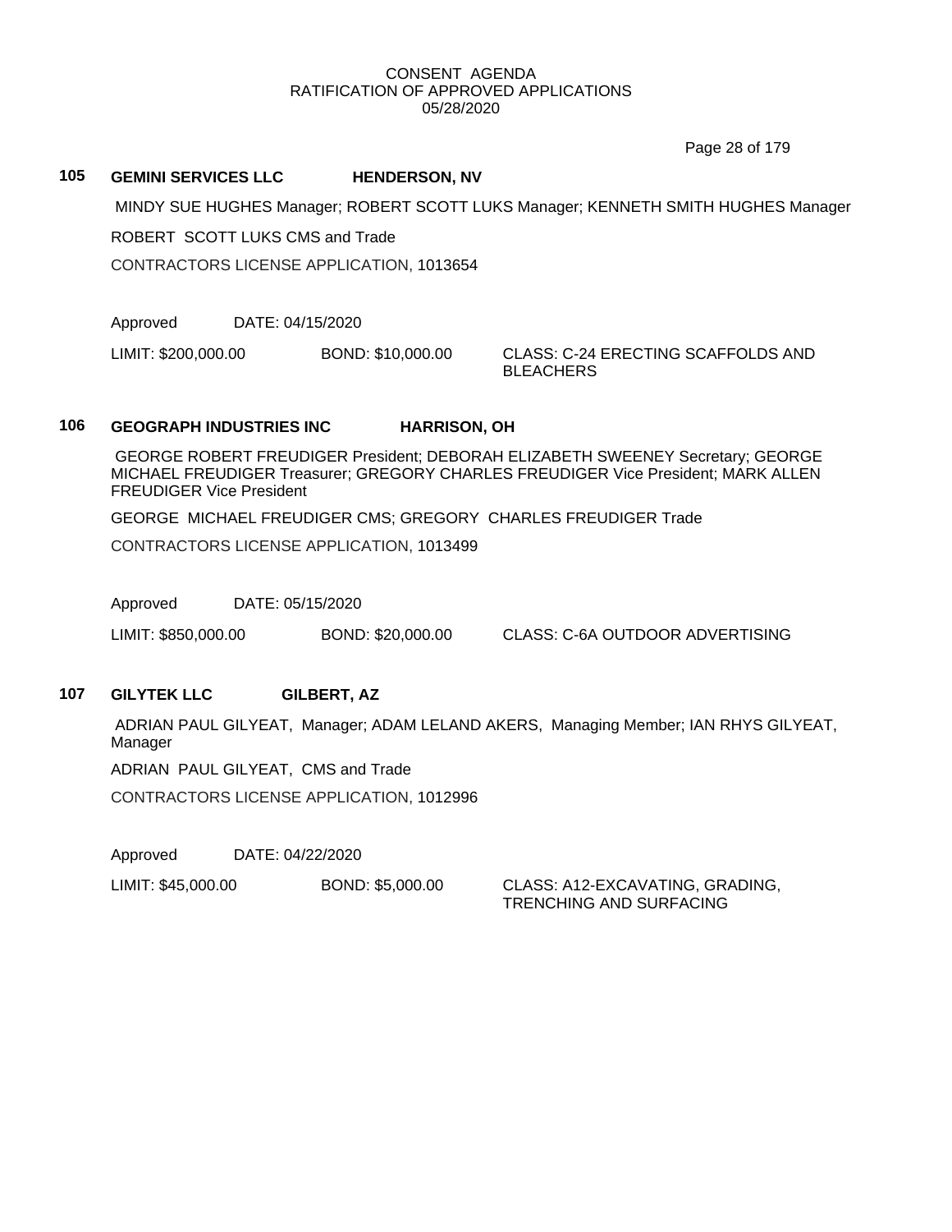CONSENT AGENDA
RATIFICATION OF APPROVED APPLICATIONS
05/28/2020

**105 GEMINI SERVICES LLC HENDERSON, NV**

MINDY SUE HUGHES Manager; ROBERT SCOTT LUKS Manager; KENNETH SMITH HUGHES Manager

ROBERT SCOTT LUKS CMS and Trade

CONTRACTORS LICENSE APPLICATION, 1013654

Approved DATE: 04/15/2020

LIMIT: $200,000.00 BOND: $10,000.00 CLASS: C-24 ERECTING SCAFFOLDS AND BLEACHERS

**106 GEOGRAPH INDUSTRIES INC HARRISON, OH**

GEORGE ROBERT FREUDIGER President; DEBORAH ELIZABETH SWEENEY Secretary; GEORGE MICHAEL FREUDIGER Treasurer; GREGORY CHARLES FREUDIGER Vice President; MARK ALLEN FREUDIGER Vice President

GEORGE MICHAEL FREUDIGER CMS; GREGORY CHARLES FREUDIGER Trade

CONTRACTORS LICENSE APPLICATION, 1013499

Approved DATE: 05/15/2020

LIMIT: $850,000.00 BOND: $20,000.00 CLASS: C-6A OUTDOOR ADVERTISING

**107 GILYTEK LLC GILBERT, AZ**

ADRIAN PAUL GILYEAT, Manager; ADAM LELAND AKERS, Managing Member; IAN RHYS GILYEAT, Manager

ADRIAN PAUL GILYEAT, CMS and Trade

CONTRACTORS LICENSE APPLICATION, 1012996

Approved DATE: 04/22/2020

LIMIT: $45,000.00 BOND: $5,000.00 CLASS: A12-EXCAVATING, GRADING, TRENCHING AND SURFACING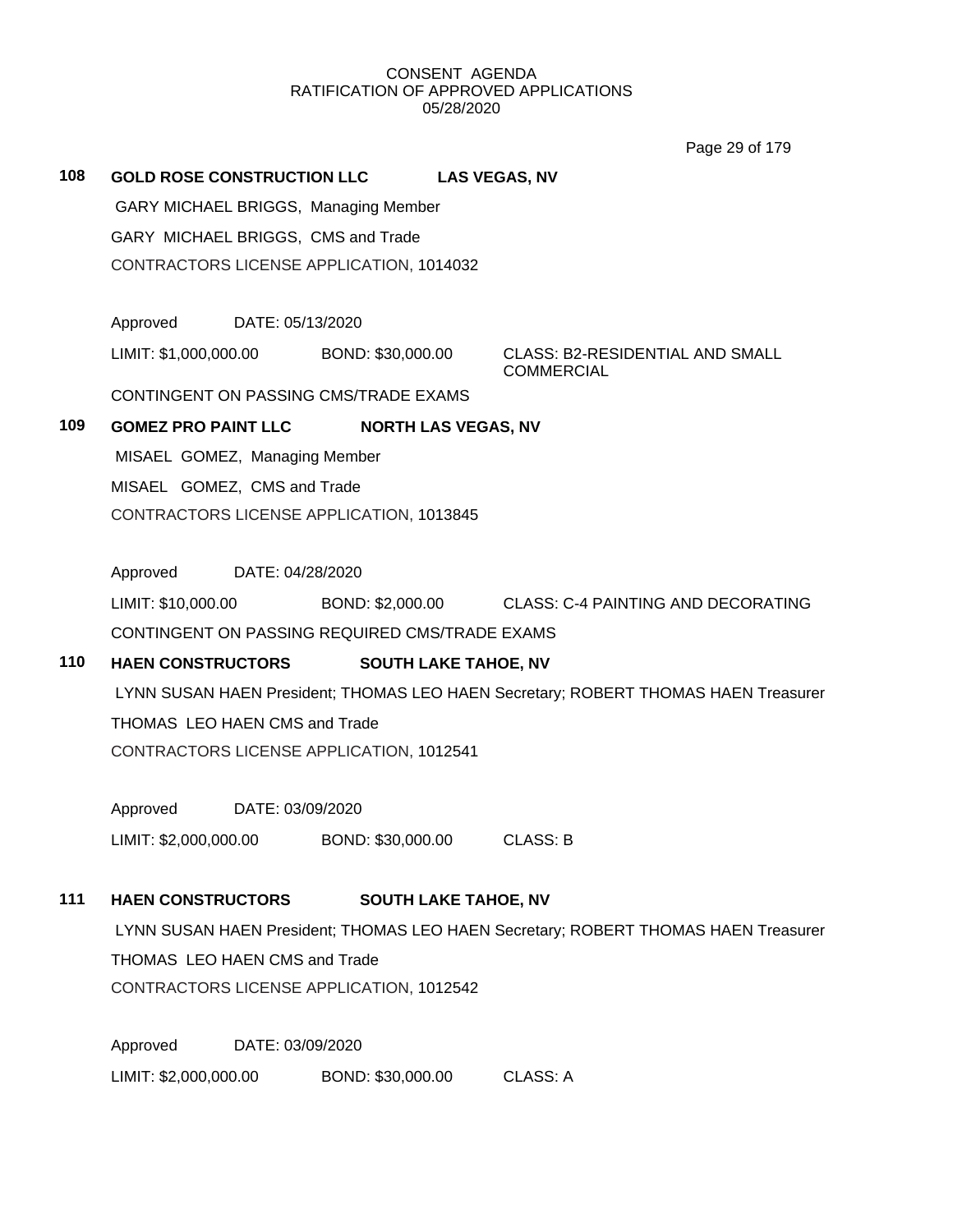CONSENT AGENDA
RATIFICATION OF APPROVED APPLICATIONS
05/28/2020

**108 GOLD ROSE CONSTRUCTION LLC LAS VEGAS, NV**

GARY MICHAEL BRIGGS, Managing Member

GARY MICHAEL BRIGGS, CMS and Trade

CONTRACTORS LICENSE APPLICATION, 1014032

Approved DATE: 05/13/2020

LIMIT: $1,000,000.00 BOND: $30,000.00 CLASS: B2-RESIDENTIAL AND SMALL COMMERCIAL

CONTINGENT ON PASSING CMS/TRADE EXAMS

**109 GOMEZ PRO PAINT LLC NORTH LAS VEGAS, NV**

MISAEL GOMEZ, Managing Member

MISAEL GOMEZ, CMS and Trade

CONTRACTORS LICENSE APPLICATION, 1013845

Approved DATE: 04/28/2020

LIMIT: $10,000.00 BOND: $2,000.00 CLASS: C-4 PAINTING AND DECORATING

CONTINGENT ON PASSING REQUIRED CMS/TRADE EXAMS

**110 HAEN CONSTRUCTORS SOUTH LAKE TAHOE, NV**

LYNN SUSAN HAEN President; THOMAS LEO HAEN Secretary; ROBERT THOMAS HAEN Treasurer

THOMAS LEO HAEN CMS and Trade

CONTRACTORS LICENSE APPLICATION, 1012541

Approved DATE: 03/09/2020

LIMIT: $2,000,000.00 BOND: $30,000.00 CLASS: B

**111 HAEN CONSTRUCTORS SOUTH LAKE TAHOE, NV**

LYNN SUSAN HAEN President; THOMAS LEO HAEN Secretary; ROBERT THOMAS HAEN Treasurer

THOMAS LEO HAEN CMS and Trade

CONTRACTORS LICENSE APPLICATION, 1012542

Approved DATE: 03/09/2020

LIMIT: $2,000,000.00 BOND: $30,000.00 CLASS: A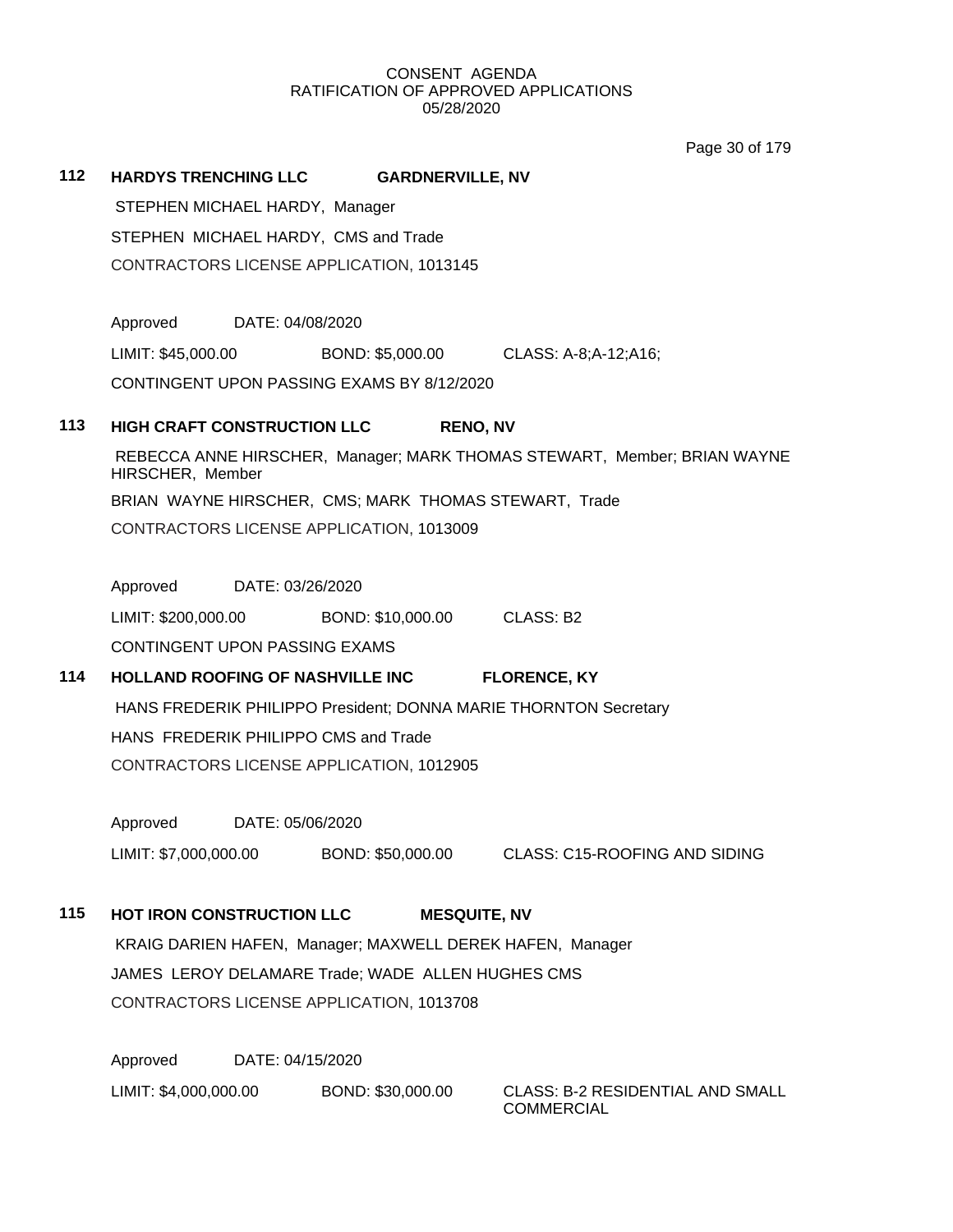CONSENT AGENDA
RATIFICATION OF APPROVED APPLICATIONS
05/28/2020

**112 HARDYS TRENCHING LLC GARDNERVILLE, NV**

STEPHEN MICHAEL HARDY, Manager

STEPHEN MICHAEL HARDY, CMS and Trade

CONTRACTORS LICENSE APPLICATION, 1013145

Approved DATE: 04/08/2020

LIMIT: $45,000.00 BOND: $5,000.00 CLASS: A-8;A-12;A16;

CONTINGENT UPON PASSING EXAMS BY 8/12/2020

**113 HIGH CRAFT CONSTRUCTION LLC RENO, NV**

REBECCA ANNE HIRSCHER, Manager; MARK THOMAS STEWART, Member; BRIAN WAYNE HIRSCHER, Member

BRIAN WAYNE HIRSCHER, CMS; MARK THOMAS STEWART, Trade

CONTRACTORS LICENSE APPLICATION, 1013009

Approved DATE: 03/26/2020

LIMIT: $200,000.00 BOND: $10,000.00 CLASS: B2

CONTINGENT UPON PASSING EXAMS

**114 HOLLAND ROOFING OF NASHVILLE INC FLORENCE, KY**

HANS FREDERIK PHILIPPO President; DONNA MARIE THORNTON Secretary

HANS FREDERIK PHILIPPO CMS and Trade

CONTRACTORS LICENSE APPLICATION, 1012905

Approved DATE: 05/06/2020

LIMIT: $7,000,000.00 BOND: $50,000.00 CLASS: C15-ROOFING AND SIDING

**115 HOT IRON CONSTRUCTION LLC MESQUITE, NV**

KRAIG DARIEN HAFEN, Manager; MAXWELL DEREK HAFEN, Manager

JAMES LEROY DELAMARE Trade; WADE ALLEN HUGHES CMS

CONTRACTORS LICENSE APPLICATION, 1013708

Approved DATE: 04/15/2020

LIMIT: $4,000,000.00 BOND: $30,000.00 CLASS: B-2 RESIDENTIAL AND SMALL COMMERCIAL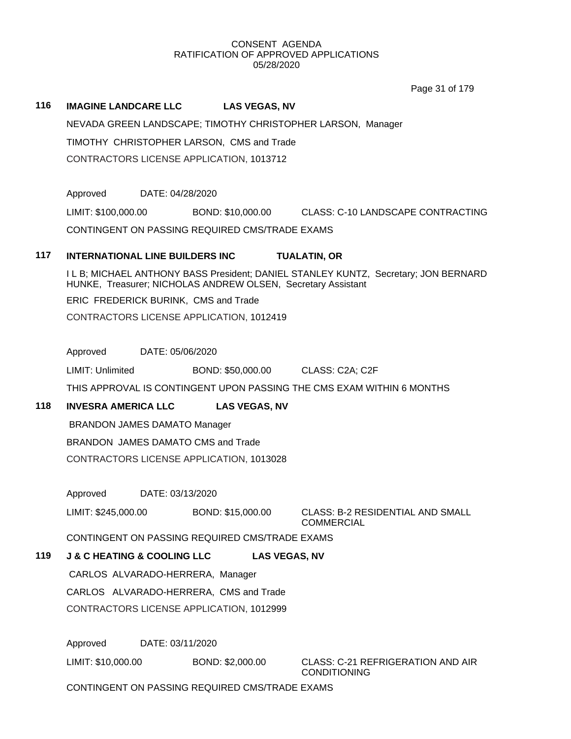CONSENT AGENDA
RATIFICATION OF APPROVED APPLICATIONS
05/28/2020

**116 IMAGINE LANDCARE LLC LAS VEGAS, NV**

NEVADA GREEN LANDSCAPE; TIMOTHY CHRISTOPHER LARSON, Manager

TIMOTHY CHRISTOPHER LARSON, CMS and Trade

CONTRACTORS LICENSE APPLICATION, 1013712

Approved DATE: 04/28/2020

LIMIT: $100,000.00 BOND: $10,000.00 CLASS: C-10 LANDSCAPE CONTRACTING

CONTINGENT ON PASSING REQUIRED CMS/TRADE EXAMS

**117 INTERNATIONAL LINE BUILDERS INC TUALATIN, OR**

I L B; MICHAEL ANTHONY BASS President; DANIEL STANLEY KUNTZ, Secretary; JON BERNARD HUNKE, Treasurer; NICHOLAS ANDREW OLSEN, Secretary Assistant

ERIC FREDERICK BURINK, CMS and Trade

CONTRACTORS LICENSE APPLICATION, 1012419

Approved DATE: 05/06/2020

LIMIT: Unlimited BOND: $50,000.00 CLASS: C2A; C2F

THIS APPROVAL IS CONTINGENT UPON PASSING THE CMS EXAM WITHIN 6 MONTHS

**118 INVESRA AMERICA LLC LAS VEGAS, NV**

BRANDON JAMES DAMATO Manager

BRANDON JAMES DAMATO CMS and Trade

CONTRACTORS LICENSE APPLICATION, 1013028

Approved DATE: 03/13/2020

LIMIT: $245,000.00 BOND: $15,000.00 CLASS: B-2 RESIDENTIAL AND SMALL COMMERCIAL

CONTINGENT ON PASSING REQUIRED CMS/TRADE EXAMS

**119 J & C HEATING & COOLING LLC LAS VEGAS, NV**

CARLOS ALVARADO-HERRERA, Manager

CARLOS ALVARADO-HERRERA, CMS and Trade

CONTRACTORS LICENSE APPLICATION, 1012999

Approved DATE: 03/11/2020

LIMIT: $10,000.00 BOND: $2,000.00 CLASS: C-21 REFRIGERATION AND AIR CONDITIONING

CONTINGENT ON PASSING REQUIRED CMS/TRADE EXAMS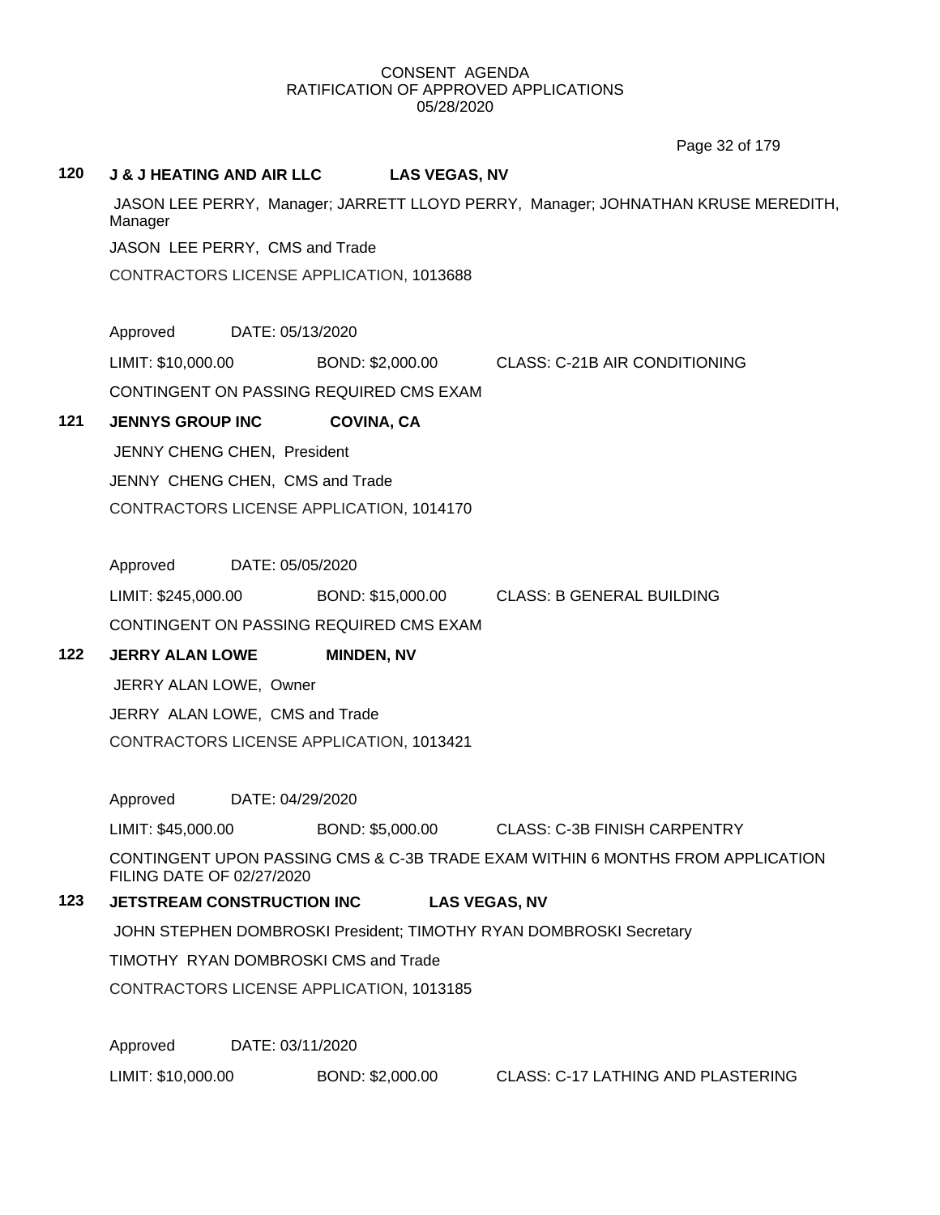CONSENT AGENDA
RATIFICATION OF APPROVED APPLICATIONS
05/28/2020

**120 J & J HEATING AND AIR LLC LAS VEGAS, NV**

JASON LEE PERRY, Manager; JARRETT LLOYD PERRY, Manager; JOHNATHAN KRUSE MEREDITH, Manager

JASON LEE PERRY, CMS and Trade

CONTRACTORS LICENSE APPLICATION, 1013688

Approved DATE: 05/13/2020

LIMIT: $10,000.00 BOND: $2,000.00 CLASS: C-21B AIR CONDITIONING

CONTINGENT ON PASSING REQUIRED CMS EXAM

**121 JENNYS GROUP INC COVINA, CA**

JENNY CHENG CHEN, President

JENNY CHENG CHEN, CMS and Trade

CONTRACTORS LICENSE APPLICATION, 1014170

Approved DATE: 05/05/2020

LIMIT: $245,000.00 BOND: $15,000.00 CLASS: B GENERAL BUILDING

CONTINGENT ON PASSING REQUIRED CMS EXAM

**122 JERRY ALAN LOWE MINDEN, NV**

JERRY ALAN LOWE, Owner

JERRY ALAN LOWE, CMS and Trade

CONTRACTORS LICENSE APPLICATION, 1013421

Approved DATE: 04/29/2020

LIMIT: $45,000.00 BOND: $5,000.00 CLASS: C-3B FINISH CARPENTRY

CONTINGENT UPON PASSING CMS & C-3B TRADE EXAM WITHIN 6 MONTHS FROM APPLICATION FILING DATE OF 02/27/2020

**123 JETSTREAM CONSTRUCTION INC LAS VEGAS, NV**

JOHN STEPHEN DOMBROSKI President; TIMOTHY RYAN DOMBROSKI Secretary

TIMOTHY RYAN DOMBROSKI CMS and Trade

CONTRACTORS LICENSE APPLICATION, 1013185

Approved DATE: 03/11/2020

LIMIT: $10,000.00 BOND: $2,000.00 CLASS: C-17 LATHING AND PLASTERING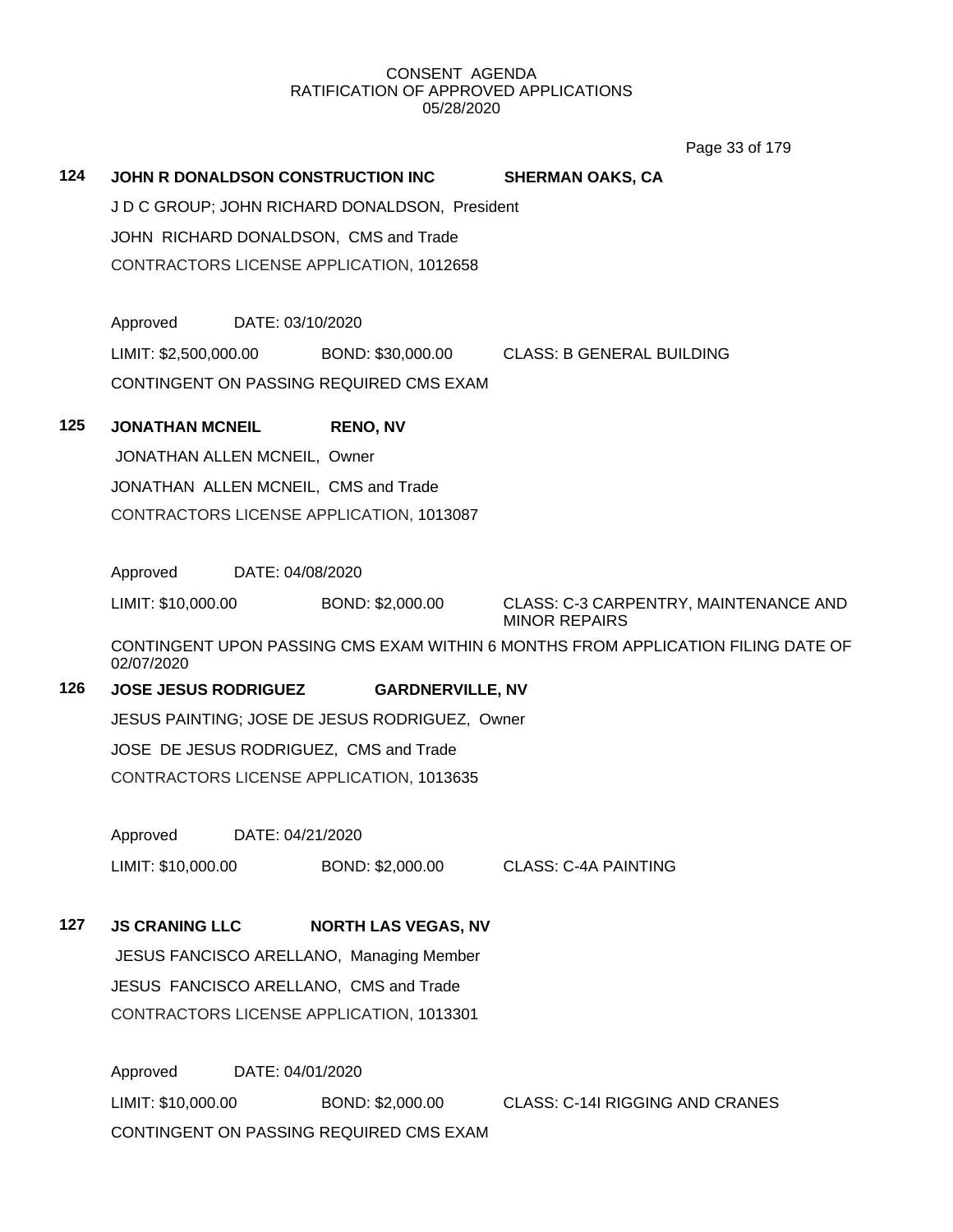CONSENT AGENDA
RATIFICATION OF APPROVED APPLICATIONS
05/28/2020

**124 JOHN R DONALDSON CONSTRUCTION INC SHERMAN OAKS, CA**

J D C GROUP; JOHN RICHARD DONALDSON, President

JOHN RICHARD DONALDSON, CMS and Trade

CONTRACTORS LICENSE APPLICATION, 1012658

Approved DATE: 03/10/2020

LIMIT: $2,500,000.00 BOND: $30,000.00 CLASS: B GENERAL BUILDING

CONTINGENT ON PASSING REQUIRED CMS EXAM

**125 JONATHAN MCNEIL RENO, NV**

JONATHAN ALLEN MCNEIL, Owner

JONATHAN ALLEN MCNEIL, CMS and Trade

CONTRACTORS LICENSE APPLICATION, 1013087

Approved DATE: 04/08/2020

LIMIT: $10,000.00 BOND: $2,000.00 CLASS: C-3 CARPENTRY, MAINTENANCE AND MINOR REPAIRS

CONTINGENT UPON PASSING CMS EXAM WITHIN 6 MONTHS FROM APPLICATION FILING DATE OF 02/07/2020

**126 JOSE JESUS RODRIGUEZ GARDNERVILLE, NV**

JESUS PAINTING; JOSE DE JESUS RODRIGUEZ, Owner

JOSE DE JESUS RODRIGUEZ, CMS and Trade

CONTRACTORS LICENSE APPLICATION, 1013635

Approved DATE: 04/21/2020

LIMIT: $10,000.00 BOND: $2,000.00 CLASS: C-4A PAINTING

**127 JS CRANING LLC NORTH LAS VEGAS, NV**

JESUS FANCISCO ARELLANO, Managing Member

JESUS FANCISCO ARELLANO, CMS and Trade

CONTRACTORS LICENSE APPLICATION, 1013301

Approved DATE: 04/01/2020

LIMIT: $10,000.00 BOND: $2,000.00 CLASS: C-14I RIGGING AND CRANES

CONTINGENT ON PASSING REQUIRED CMS EXAM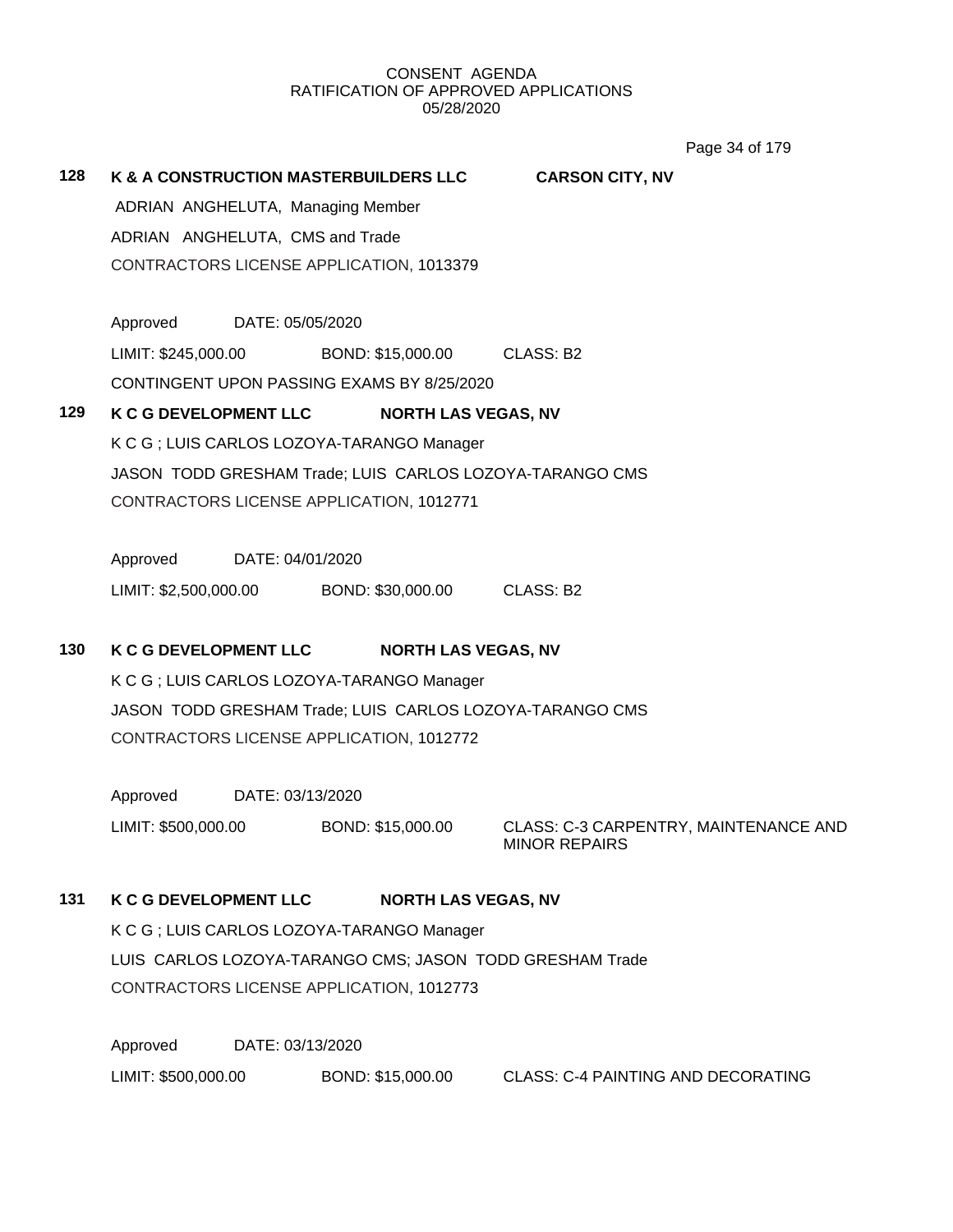CONSENT AGENDA
RATIFICATION OF APPROVED APPLICATIONS
05/28/2020

**128 K & A CONSTRUCTION MASTERBUILDERS LLC CARSON CITY, NV**

ADRIAN ANGHELUTA, Managing Member

ADRIAN ANGHELUTA, CMS and Trade

CONTRACTORS LICENSE APPLICATION, 1013379

Approved DATE: 05/05/2020

LIMIT: $245,000.00 BOND: $15,000.00 CLASS: B2

CONTINGENT UPON PASSING EXAMS BY 8/25/2020

**129 K C G DEVELOPMENT LLC NORTH LAS VEGAS, NV**

K C G ; LUIS CARLOS LOZOYA-TARANGO Manager

JASON TODD GRESHAM Trade; LUIS CARLOS LOZOYA-TARANGO CMS

CONTRACTORS LICENSE APPLICATION, 1012771

Approved DATE: 04/01/2020

LIMIT: $2,500,000.00 BOND: $30,000.00 CLASS: B2

**130 K C G DEVELOPMENT LLC NORTH LAS VEGAS, NV**

K C G ; LUIS CARLOS LOZOYA-TARANGO Manager

JASON TODD GRESHAM Trade; LUIS CARLOS LOZOYA-TARANGO CMS

CONTRACTORS LICENSE APPLICATION, 1012772

Approved DATE: 03/13/2020

LIMIT: $500,000.00 BOND: $15,000.00 CLASS: C-3 CARPENTRY, MAINTENANCE AND MINOR REPAIRS

**131 K C G DEVELOPMENT LLC NORTH LAS VEGAS, NV**

K C G ; LUIS CARLOS LOZOYA-TARANGO Manager

LUIS CARLOS LOZOYA-TARANGO CMS; JASON TODD GRESHAM Trade

CONTRACTORS LICENSE APPLICATION, 1012773

Approved DATE: 03/13/2020

LIMIT: $500,000.00 BOND: $15,000.00 CLASS: C-4 PAINTING AND DECORATING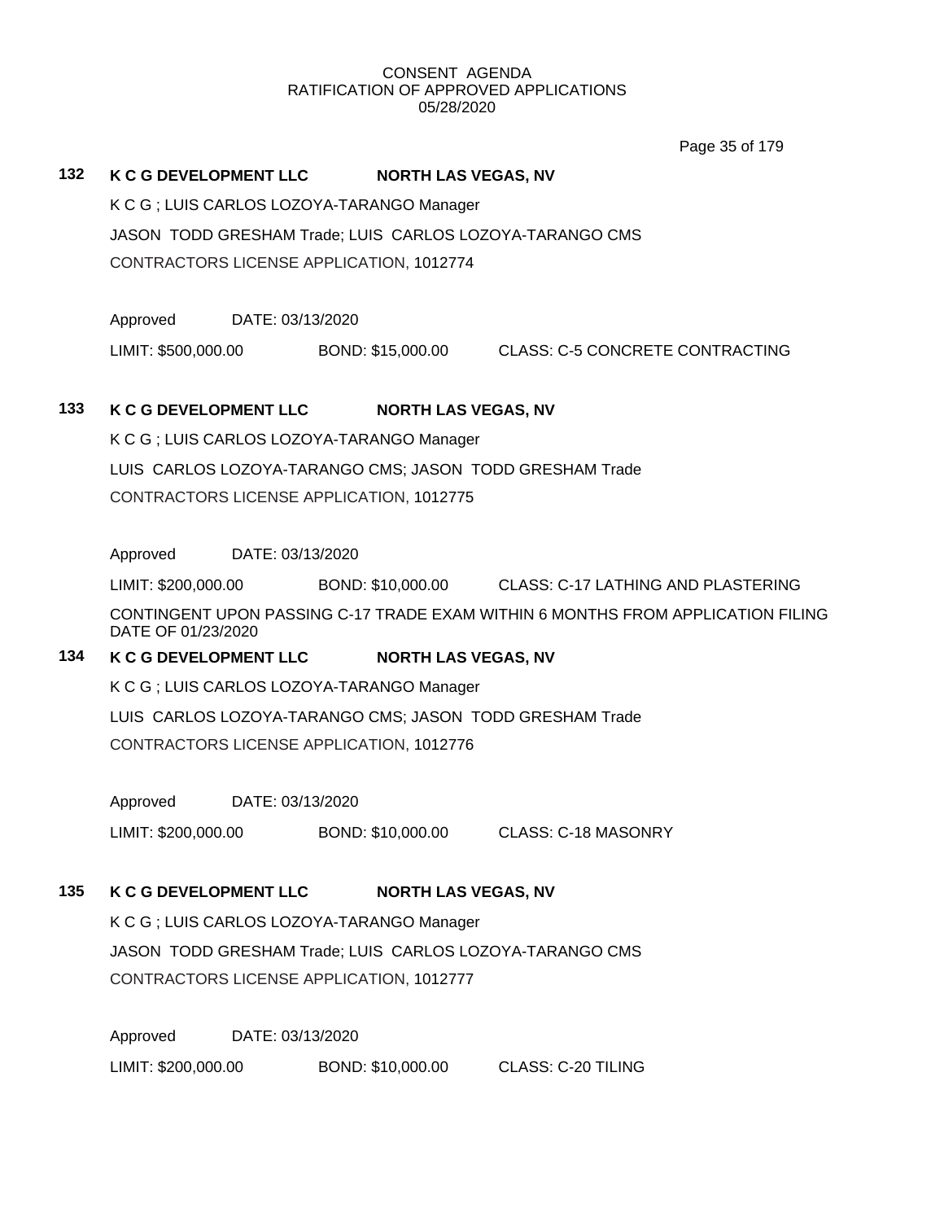CONSENT AGENDA
RATIFICATION OF APPROVED APPLICATIONS
05/28/2020

**132 K C G DEVELOPMENT LLC NORTH LAS VEGAS, NV**

K C G ; LUIS CARLOS LOZOYA-TARANGO Manager

JASON TODD GRESHAM Trade; LUIS CARLOS LOZOYA-TARANGO CMS

CONTRACTORS LICENSE APPLICATION, 1012774

Approved DATE: 03/13/2020

LIMIT: $500,000.00 BOND: $15,000.00 CLASS: C-5 CONCRETE CONTRACTING

**133 K C G DEVELOPMENT LLC NORTH LAS VEGAS, NV**

K C G ; LUIS CARLOS LOZOYA-TARANGO Manager

LUIS CARLOS LOZOYA-TARANGO CMS; JASON TODD GRESHAM Trade

CONTRACTORS LICENSE APPLICATION, 1012775

Approved DATE: 03/13/2020

LIMIT: $200,000.00 BOND: $10,000.00 CLASS: C-17 LATHING AND PLASTERING

CONTINGENT UPON PASSING C-17 TRADE EXAM WITHIN 6 MONTHS FROM APPLICATION FILING DATE OF 01/23/2020

**134 K C G DEVELOPMENT LLC NORTH LAS VEGAS, NV**

K C G ; LUIS CARLOS LOZOYA-TARANGO Manager

LUIS CARLOS LOZOYA-TARANGO CMS; JASON TODD GRESHAM Trade

CONTRACTORS LICENSE APPLICATION, 1012776

Approved DATE: 03/13/2020

LIMIT: $200,000.00 BOND: $10,000.00 CLASS: C-18 MASONRY

**135 K C G DEVELOPMENT LLC NORTH LAS VEGAS, NV**

K C G ; LUIS CARLOS LOZOYA-TARANGO Manager

JASON TODD GRESHAM Trade; LUIS CARLOS LOZOYA-TARANGO CMS

CONTRACTORS LICENSE APPLICATION, 1012777

Approved DATE: 03/13/2020

LIMIT: $200,000.00 BOND: $10,000.00 CLASS: C-20 TILING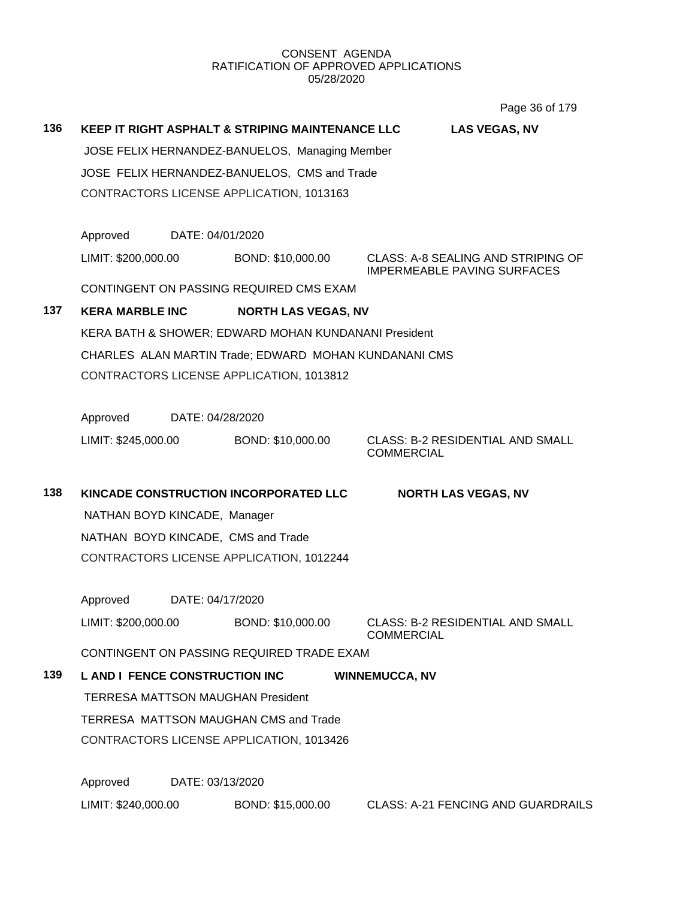CONSENT AGENDA
RATIFICATION OF APPROVED APPLICATIONS
05/28/2020

**136 KEEP IT RIGHT ASPHALT & STRIPING MAINTENANCE LLC** **LAS VEGAS, NV**

JOSE FELIX HERNANDEZ-BANUELOS, Managing Member

JOSE FELIX HERNANDEZ-BANUELOS, CMS and Trade

CONTRACTORS LICENSE APPLICATION, 1013163

Approved DATE: 04/01/2020

LIMIT: $200,000.00 BOND: $10,000.00 CLASS: A-8 SEALING AND STRIPING OF IMPERMEABLE PAVING SURFACES

CONTINGENT ON PASSING REQUIRED CMS EXAM

**137 KERA MARBLE INC** **NORTH LAS VEGAS, NV**

KERA BATH & SHOWER; EDWARD MOHAN KUNDANANI President

CHARLES ALAN MARTIN Trade; EDWARD MOHAN KUNDANANI CMS

CONTRACTORS LICENSE APPLICATION, 1013812

Approved DATE: 04/28/2020

LIMIT: $245,000.00 BOND: $10,000.00 CLASS: B-2 RESIDENTIAL AND SMALL COMMERCIAL

**138 KINCADE CONSTRUCTION INCORPORATED LLC** **NORTH LAS VEGAS, NV**

NATHAN BOYD KINCADE, Manager

NATHAN BOYD KINCADE, CMS and Trade

CONTRACTORS LICENSE APPLICATION, 1012244

Approved DATE: 04/17/2020

LIMIT: $200,000.00 BOND: $10,000.00 CLASS: B-2 RESIDENTIAL AND SMALL COMMERCIAL

CONTINGENT ON PASSING REQUIRED TRADE EXAM

**139 L AND I FENCE CONSTRUCTION INC** **WINNEMUCCA, NV**

TERRESA MATTSON MAUGHAN President

TERRESA MATTSON MAUGHAN CMS and Trade

CONTRACTORS LICENSE APPLICATION, 1013426

Approved DATE: 03/13/2020

LIMIT: $240,000.00 BOND: $15,000.00 CLASS: A-21 FENCING AND GUARDRAILS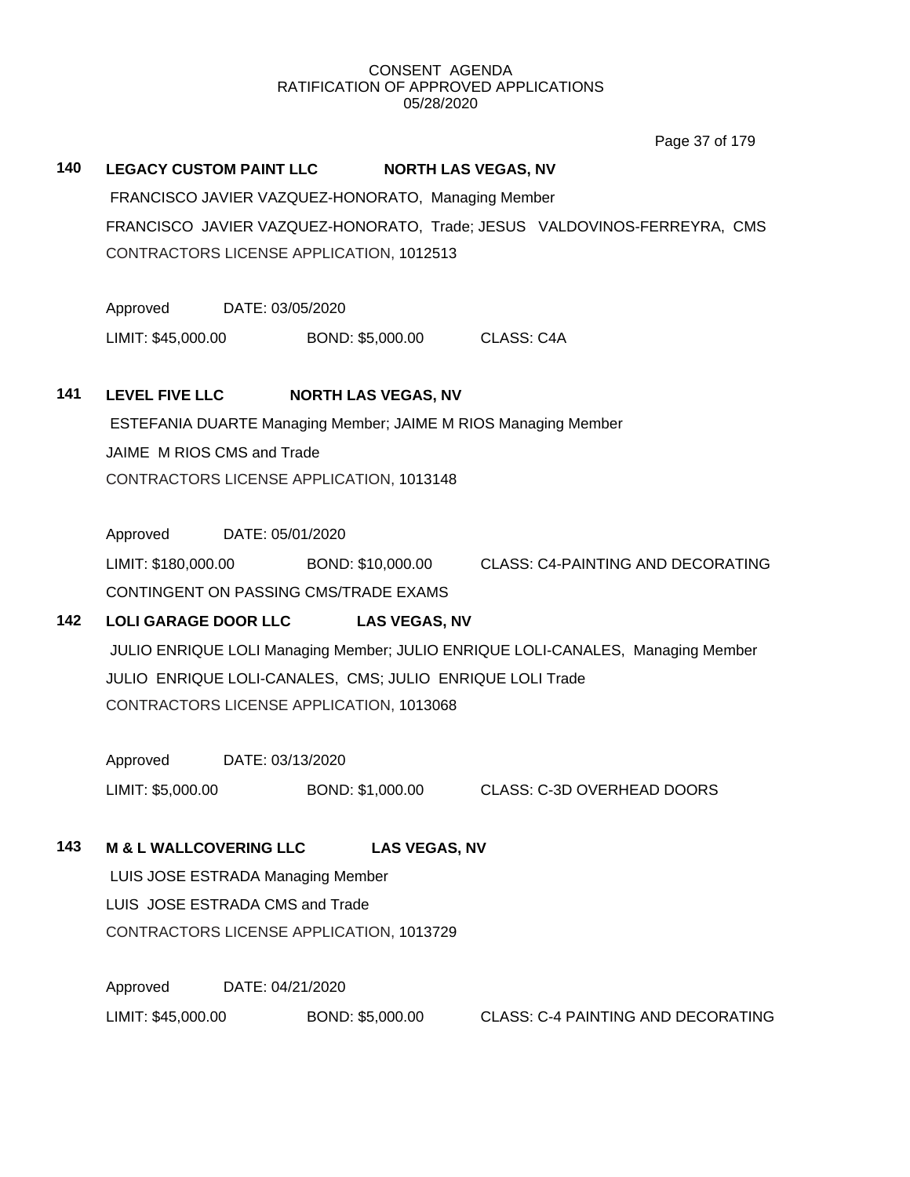CONSENT AGENDA
RATIFICATION OF APPROVED APPLICATIONS
05/28/2020

**140 LEGACY CUSTOM PAINT LLC NORTH LAS VEGAS, NV**

FRANCISCO JAVIER VAZQUEZ-HONORATO, Managing Member

FRANCISCO JAVIER VAZQUEZ-HONORATO, Trade; JESUS VALDOVINOS-FERREYRA, CMS

CONTRACTORS LICENSE APPLICATION, 1012513

Approved DATE: 03/05/2020

LIMIT: $45,000.00 BOND: $5,000.00 CLASS: C4A

**141 LEVEL FIVE LLC NORTH LAS VEGAS, NV**

ESTEFANIA DUARTE Managing Member; JAIME M RIOS Managing Member

JAIME M RIOS CMS and Trade

CONTRACTORS LICENSE APPLICATION, 1013148

Approved DATE: 05/01/2020

LIMIT: $180,000.00 BOND: $10,000.00 CLASS: C4-PAINTING AND DECORATING

CONTINGENT ON PASSING CMS/TRADE EXAMS

**142 LOLI GARAGE DOOR LLC LAS VEGAS, NV**

JULIO ENRIQUE LOLI Managing Member; JULIO ENRIQUE LOLI-CANALES, Managing Member

JULIO ENRIQUE LOLI-CANALES, CMS; JULIO ENRIQUE LOLI Trade

CONTRACTORS LICENSE APPLICATION, 1013068

Approved DATE: 03/13/2020

LIMIT: $5,000.00 BOND: $1,000.00 CLASS: C-3D OVERHEAD DOORS

**143 M & L WALLCOVERING LLC LAS VEGAS, NV**

LUIS JOSE ESTRADA Managing Member

LUIS JOSE ESTRADA CMS and Trade

CONTRACTORS LICENSE APPLICATION, 1013729

Approved DATE: 04/21/2020

LIMIT: $45,000.00 BOND: $5,000.00 CLASS: C-4 PAINTING AND DECORATING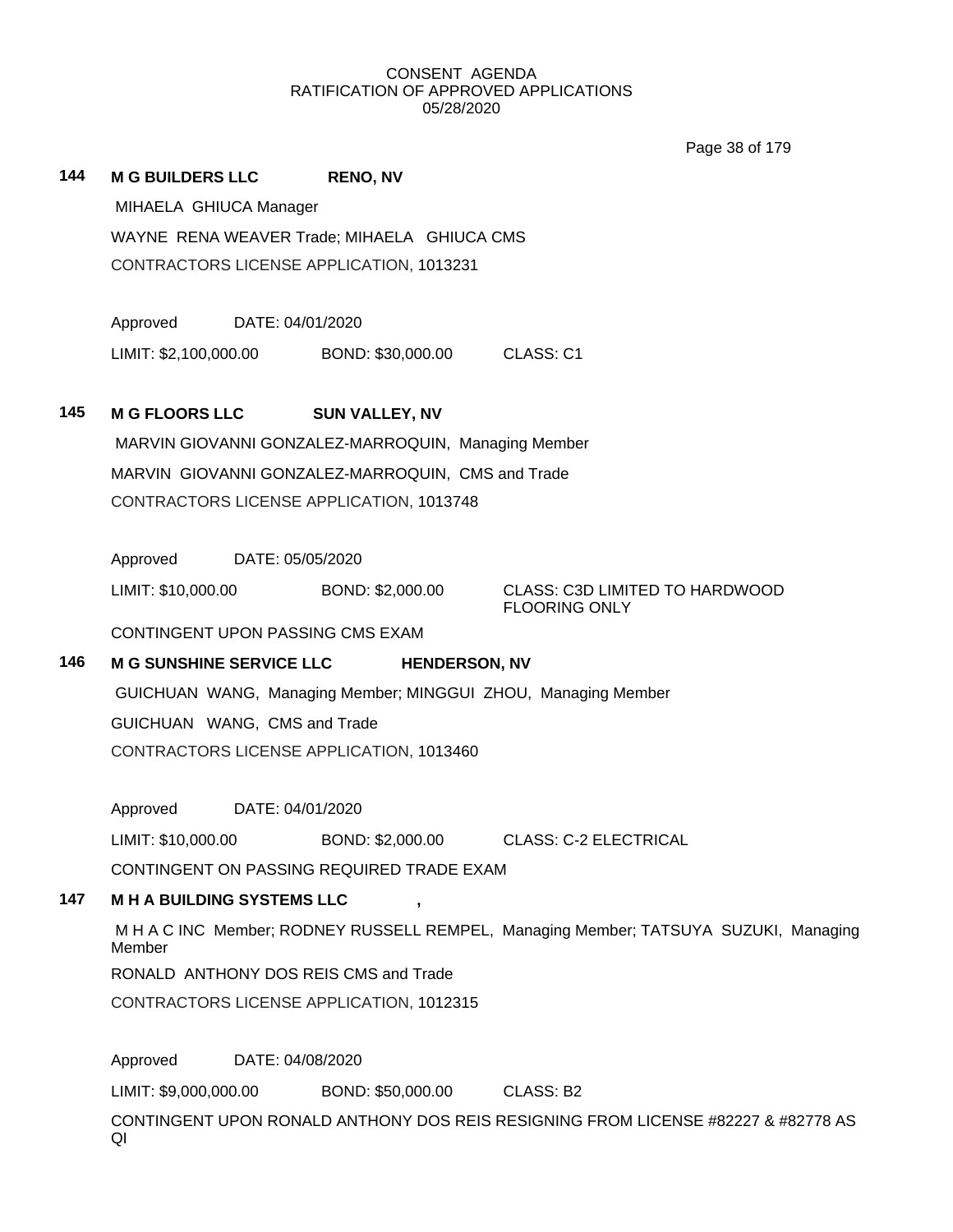CONSENT AGENDA
RATIFICATION OF APPROVED APPLICATIONS
05/28/2020

**144 M G BUILDERS LLC RENO, NV**

MIHAELA GHIUCA Manager

WAYNE RENA WEAVER Trade; MIHAELA GHIUCA CMS

CONTRACTORS LICENSE APPLICATION, 1013231

Approved DATE: 04/01/2020

LIMIT: $2,100,000.00 BOND: $30,000.00 CLASS: C1

**145 M G FLOORS LLC SUN VALLEY, NV**

MARVIN GIOVANNI GONZALEZ-MARROQUIN, Managing Member

MARVIN GIOVANNI GONZALEZ-MARROQUIN, CMS and Trade

CONTRACTORS LICENSE APPLICATION, 1013748

Approved DATE: 05/05/2020

LIMIT: $10,000.00 BOND: $2,000.00 CLASS: C3D LIMITED TO HARDWOOD FLOORING ONLY

CONTINGENT UPON PASSING CMS EXAM

**146 M G SUNSHINE SERVICE LLC HENDERSON, NV**

GUICHUAN WANG, Managing Member; MINGGUI ZHOU, Managing Member

GUICHUAN WANG, CMS and Trade

CONTRACTORS LICENSE APPLICATION, 1013460

Approved DATE: 04/01/2020

LIMIT: $10,000.00 BOND: $2,000.00 CLASS: C-2 ELECTRICAL

CONTINGENT ON PASSING REQUIRED TRADE EXAM

**147 M H A BUILDING SYSTEMS LLC ,**

M H A C INC Member; RODNEY RUSSELL REMPEL, Managing Member; TATSUYA SUZUKI, Managing Member

RONALD ANTHONY DOS REIS CMS and Trade

CONTRACTORS LICENSE APPLICATION, 1012315

Approved DATE: 04/08/2020

LIMIT: $9,000,000.00 BOND: $50,000.00 CLASS: B2

CONTINGENT UPON RONALD ANTHONY DOS REIS RESIGNING FROM LICENSE #82227 & #82778 AS QI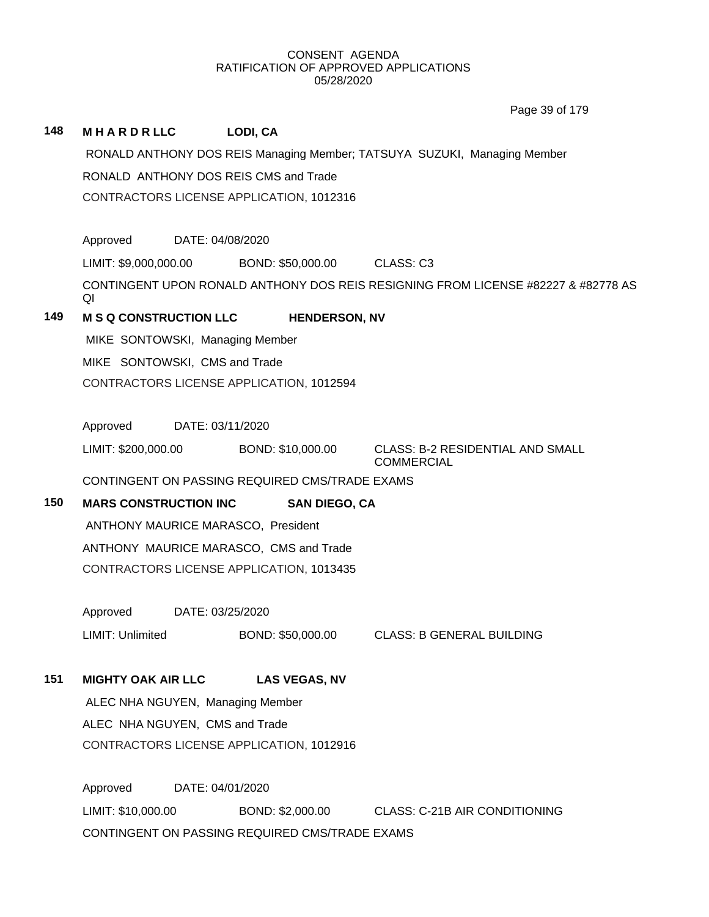CONSENT AGENDA
RATIFICATION OF APPROVED APPLICATIONS
05/28/2020

**148 M H A R D R LLC LODI, CA**

RONALD ANTHONY DOS REIS Managing Member; TATSUYA SUZUKI, Managing Member

RONALD ANTHONY DOS REIS CMS and Trade

CONTRACTORS LICENSE APPLICATION, 1012316

Approved DATE: 04/08/2020

LIMIT: $9,000,000.00 BOND: $50,000.00 CLASS: C3

CONTINGENT UPON RONALD ANTHONY DOS REIS RESIGNING FROM LICENSE #82227 & #82778 AS QI

**149 M S Q CONSTRUCTION LLC HENDERSON, NV**

MIKE SONTOWSKI, Managing Member

MIKE SONTOWSKI, CMS and Trade

CONTRACTORS LICENSE APPLICATION, 1012594

Approved DATE: 03/11/2020

LIMIT: $200,000.00 BOND: $10,000.00 CLASS: B-2 RESIDENTIAL AND SMALL COMMERCIAL

CONTINGENT ON PASSING REQUIRED CMS/TRADE EXAMS

**150 MARS CONSTRUCTION INC SAN DIEGO, CA**

ANTHONY MAURICE MARASCO, President

ANTHONY MAURICE MARASCO, CMS and Trade

CONTRACTORS LICENSE APPLICATION, 1013435

Approved DATE: 03/25/2020

LIMIT: Unlimited BOND: $50,000.00 CLASS: B GENERAL BUILDING

**151 MIGHTY OAK AIR LLC LAS VEGAS, NV**

ALEC NHA NGUYEN, Managing Member

ALEC NHA NGUYEN, CMS and Trade

CONTRACTORS LICENSE APPLICATION, 1012916

Approved DATE: 04/01/2020

LIMIT: $10,000.00 BOND: $2,000.00 CLASS: C-21B AIR CONDITIONING

CONTINGENT ON PASSING REQUIRED CMS/TRADE EXAMS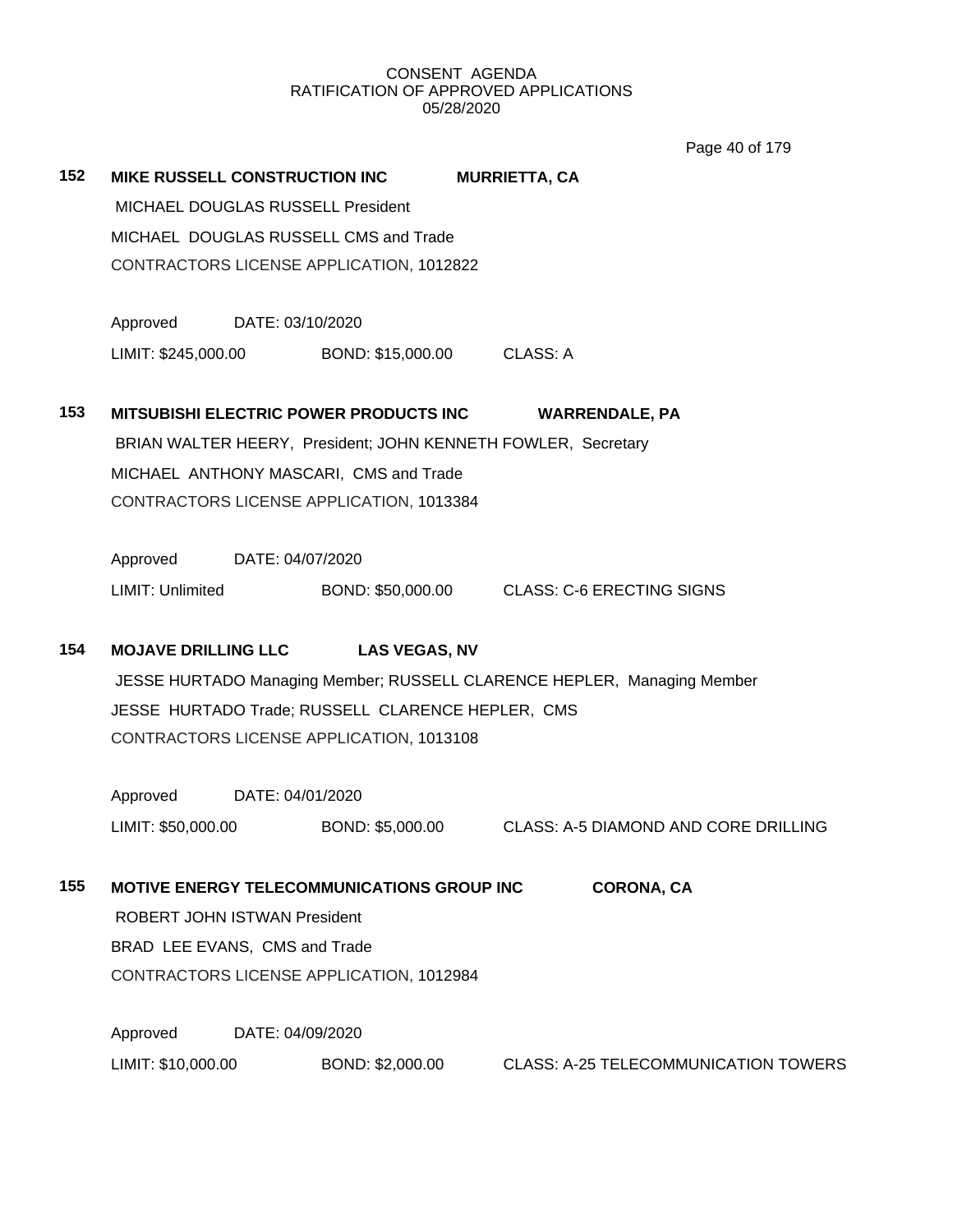CONSENT AGENDA
RATIFICATION OF APPROVED APPLICATIONS
05/28/2020

**152 MIKE RUSSELL CONSTRUCTION INC MURRIETTA, CA**

MICHAEL DOUGLAS RUSSELL President
MICHAEL DOUGLAS RUSSELL CMS and Trade
CONTRACTORS LICENSE APPLICATION, 1012822

Approved DATE: 03/10/2020
LIMIT: $245,000.00 BOND: $15,000.00 CLASS: A

**153 MITSUBISHI ELECTRIC POWER PRODUCTS INC WARRENDALE, PA**

BRIAN WALTER HEERY, President; JOHN KENNETH FOWLER, Secretary
MICHAEL ANTHONY MASCARI, CMS and Trade
CONTRACTORS LICENSE APPLICATION, 1013384

Approved DATE: 04/07/2020
LIMIT: Unlimited BOND: $50,000.00 CLASS: C-6 ERECTING SIGNS

**154 MOJAVE DRILLING LLC LAS VEGAS, NV**

JESSE HURTADO Managing Member; RUSSELL CLARENCE HEPLER, Managing Member
JESSE HURTADO Trade; RUSSELL CLARENCE HEPLER, CMS
CONTRACTORS LICENSE APPLICATION, 1013108

Approved DATE: 04/01/2020
LIMIT: $50,000.00 BOND: $5,000.00 CLASS: A-5 DIAMOND AND CORE DRILLING

**155 MOTIVE ENERGY TELECOMMUNICATIONS GROUP INC CORONA, CA**

ROBERT JOHN ISTWAN President
BRAD LEE EVANS, CMS and Trade
CONTRACTORS LICENSE APPLICATION, 1012984

Approved DATE: 04/09/2020
LIMIT: $10,000.00 BOND: $2,000.00 CLASS: A-25 TELECOMMUNICATION TOWERS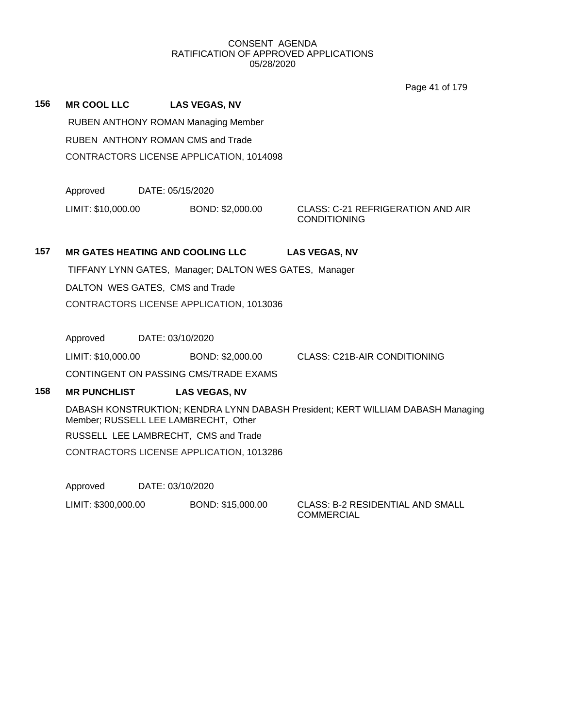CONSENT AGENDA
RATIFICATION OF APPROVED APPLICATIONS
05/28/2020

**156 MR COOL LLC LAS VEGAS, NV**

RUBEN ANTHONY ROMAN Managing Member

RUBEN ANTHONY ROMAN CMS and Trade

CONTRACTORS LICENSE APPLICATION, 1014098

Approved DATE: 05/15/2020

LIMIT: $10,000.00 BOND: $2,000.00 CLASS: C-21 REFRIGERATION AND AIR CONDITIONING

**157 MR GATES HEATING AND COOLING LLC LAS VEGAS, NV**

TIFFANY LYNN GATES, Manager; DALTON WES GATES, Manager

DALTON WES GATES, CMS and Trade

CONTRACTORS LICENSE APPLICATION, 1013036

Approved DATE: 03/10/2020

LIMIT: $10,000.00 BOND: $2,000.00 CLASS: C21B-AIR CONDITIONING

CONTINGENT ON PASSING CMS/TRADE EXAMS

**158 MR PUNCHLIST LAS VEGAS, NV**

DABASH KONSTRUKTION; KENDRA LYNN DABASH President; KERT WILLIAM DABASH Managing Member; RUSSELL LEE LAMBRECHT, Other

RUSSELL LEE LAMBRECHT, CMS and Trade

CONTRACTORS LICENSE APPLICATION, 1013286

Approved DATE: 03/10/2020

LIMIT: $300,000.00 BOND: $15,000.00 CLASS: B-2 RESIDENTIAL AND SMALL COMMERCIAL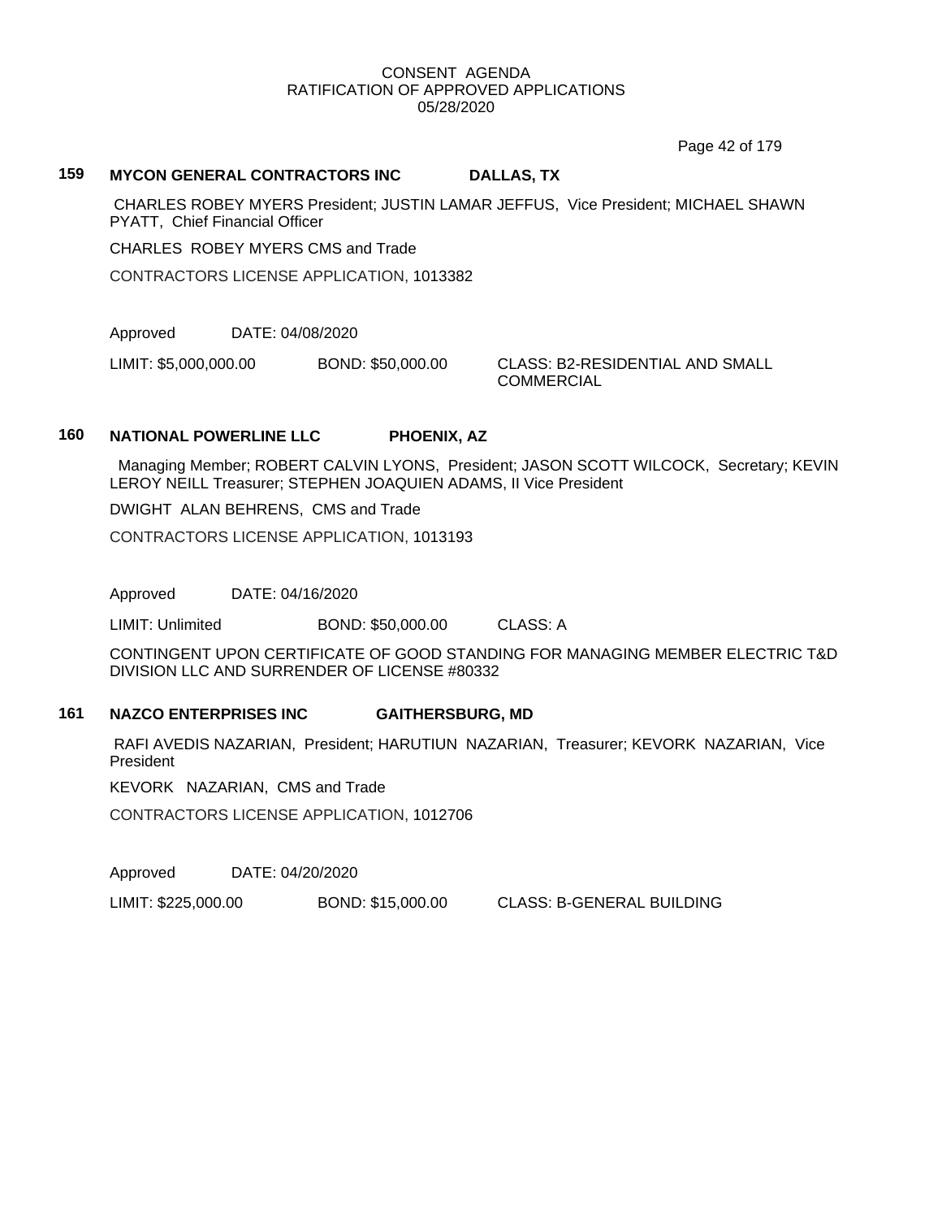CONSENT AGENDA
RATIFICATION OF APPROVED APPLICATIONS
05/28/2020

### 159 MYCON GENERAL CONTRACTORS INC DALLAS, TX

CHARLES ROBEY MYERS President; JUSTIN LAMAR JEFFUS, Vice President; MICHAEL SHAWN PYATT, Chief Financial Officer

CHARLES ROBEY MYERS CMS and Trade

CONTRACTORS LICENSE APPLICATION, 1013382

Approved DATE: 04/08/2020

LIMIT: $5,000,000.00 BOND: $50,000.00 CLASS: B2-RESIDENTIAL AND SMALL COMMERCIAL

### 160 NATIONAL POWERLINE LLC PHOENIX, AZ

Managing Member; ROBERT CALVIN LYONS, President; JASON SCOTT WILCOCK, Secretary; KEVIN LEROY NEILL Treasurer; STEPHEN JOAQUIEN ADAMS, II Vice President

DWIGHT ALAN BEHRENS, CMS and Trade

CONTRACTORS LICENSE APPLICATION, 1013193

Approved DATE: 04/16/2020

LIMIT: Unlimited BOND: $50,000.00 CLASS: A

CONTINGENT UPON CERTIFICATE OF GOOD STANDING FOR MANAGING MEMBER ELECTRIC T&D DIVISION LLC AND SURRENDER OF LICENSE #80332

### 161 NAZCO ENTERPRISES INC GAITHERSBURG, MD

RAFI AVEDIS NAZARIAN, President; HARUTIUN NAZARIAN, Treasurer; KEVORK NAZARIAN, Vice President

KEVORK NAZARIAN, CMS and Trade

CONTRACTORS LICENSE APPLICATION, 1012706

Approved DATE: 04/20/2020

LIMIT: $225,000.00 BOND: $15,000.00 CLASS: B-GENERAL BUILDING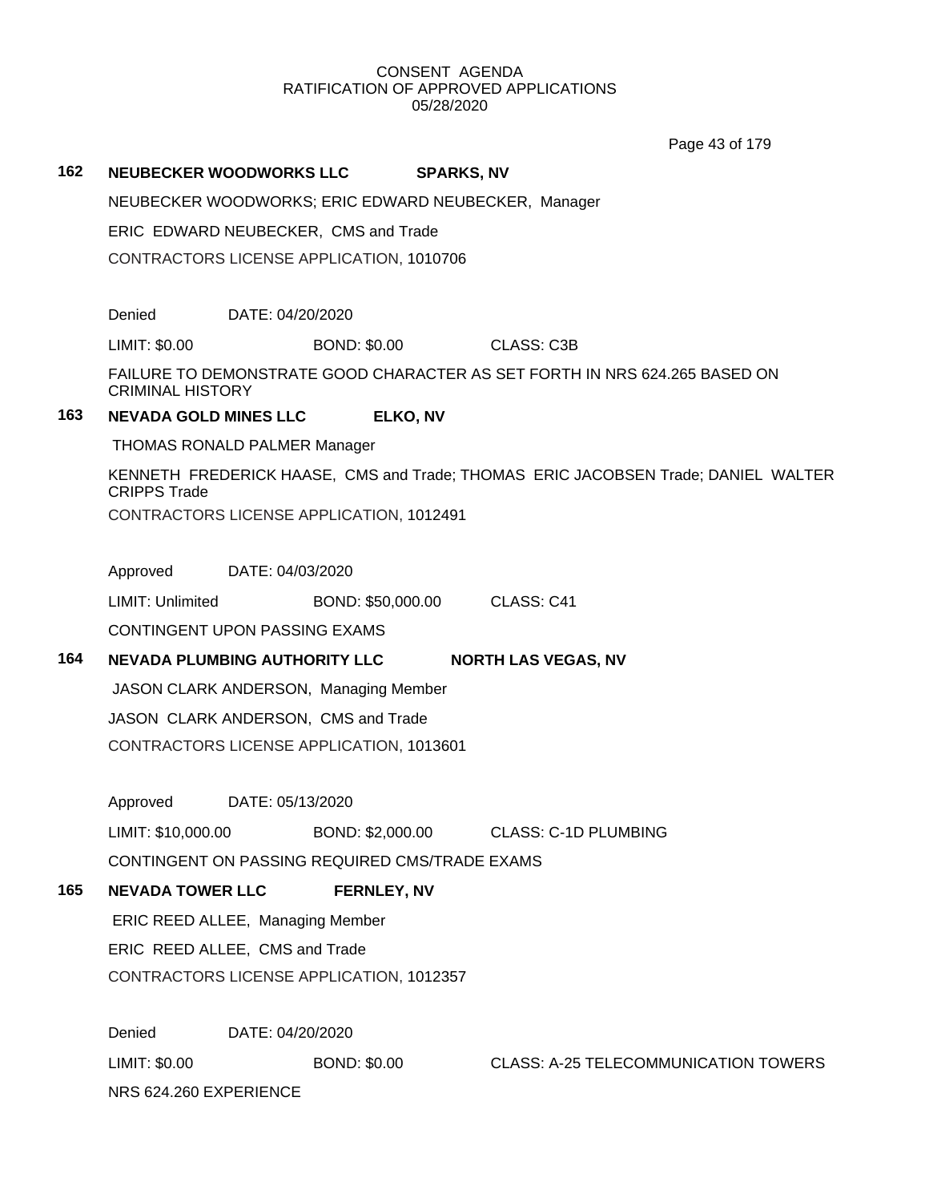CONSENT AGENDA
RATIFICATION OF APPROVED APPLICATIONS
05/28/2020

**162 NEUBECKER WOODWORKS LLC SPARKS, NV**

NEUBECKER WOODWORKS; ERIC EDWARD NEUBECKER, Manager

ERIC EDWARD NEUBECKER, CMS and Trade

CONTRACTORS LICENSE APPLICATION, 1010706

Denied DATE: 04/20/2020

LIMIT: $0.00 BOND: $0.00 CLASS: C3B

FAILURE TO DEMONSTRATE GOOD CHARACTER AS SET FORTH IN NRS 624.265 BASED ON CRIMINAL HISTORY

**163 NEVADA GOLD MINES LLC ELKO, NV**

THOMAS RONALD PALMER Manager

KENNETH FREDERICK HAASE, CMS and Trade; THOMAS ERIC JACOBSEN Trade; DANIEL WALTER CRIPPS Trade

CONTRACTORS LICENSE APPLICATION, 1012491

Approved DATE: 04/03/2020

LIMIT: Unlimited BOND: $50,000.00 CLASS: C41

CONTINGENT UPON PASSING EXAMS

**164 NEVADA PLUMBING AUTHORITY LLC NORTH LAS VEGAS, NV**

JASON CLARK ANDERSON, Managing Member

JASON CLARK ANDERSON, CMS and Trade

CONTRACTORS LICENSE APPLICATION, 1013601

Approved DATE: 05/13/2020

LIMIT: $10,000.00 BOND: $2,000.00 CLASS: C-1D PLUMBING

CONTINGENT ON PASSING REQUIRED CMS/TRADE EXAMS

**165 NEVADA TOWER LLC FERNLEY, NV**

ERIC REED ALLEE, Managing Member

ERIC REED ALLEE, CMS and Trade

CONTRACTORS LICENSE APPLICATION, 1012357

Denied DATE: 04/20/2020

LIMIT: $0.00 BOND: $0.00 CLASS: A-25 TELECOMMUNICATION TOWERS

NRS 624.260 EXPERIENCE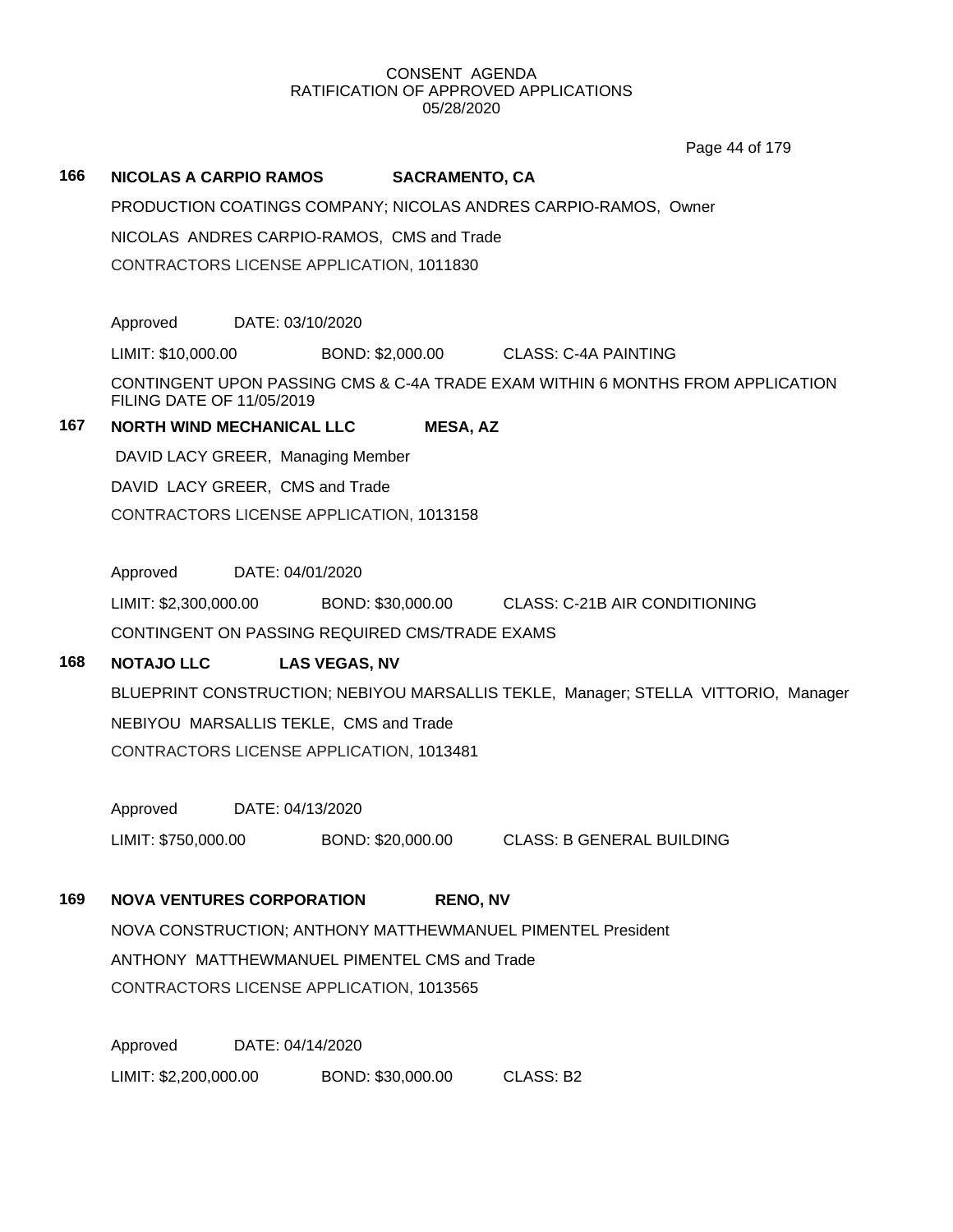CONSENT AGENDA
RATIFICATION OF APPROVED APPLICATIONS
05/28/2020

**166 NICOLAS A CARPIO RAMOS SACRAMENTO, CA**

PRODUCTION COATINGS COMPANY; NICOLAS ANDRES CARPIO-RAMOS, Owner

NICOLAS ANDRES CARPIO-RAMOS, CMS and Trade

CONTRACTORS LICENSE APPLICATION, 1011830

Approved DATE: 03/10/2020

LIMIT: $10,000.00 BOND: $2,000.00 CLASS: C-4A PAINTING

CONTINGENT UPON PASSING CMS & C-4A TRADE EXAM WITHIN 6 MONTHS FROM APPLICATION FILING DATE OF 11/05/2019

**167 NORTH WIND MECHANICAL LLC MESA, AZ**

DAVID LACY GREER, Managing Member

DAVID LACY GREER, CMS and Trade

CONTRACTORS LICENSE APPLICATION, 1013158

Approved DATE: 04/01/2020

LIMIT: $2,300,000.00 BOND: $30,000.00 CLASS: C-21B AIR CONDITIONING

CONTINGENT ON PASSING REQUIRED CMS/TRADE EXAMS

**168 NOTAJO LLC LAS VEGAS, NV**

BLUEPRINT CONSTRUCTION; NEBIYOU MARSALLIS TEKLE, Manager; STELLA VITTORIO, Manager

NEBIYOU MARSALLIS TEKLE, CMS and Trade

CONTRACTORS LICENSE APPLICATION, 1013481

Approved DATE: 04/13/2020

LIMIT: $750,000.00 BOND: $20,000.00 CLASS: B GENERAL BUILDING

**169 NOVA VENTURES CORPORATION RENO, NV**

NOVA CONSTRUCTION; ANTHONY MATTHEWMANUEL PIMENTEL President

ANTHONY MATTHEWMANUEL PIMENTEL CMS and Trade

CONTRACTORS LICENSE APPLICATION, 1013565

Approved DATE: 04/14/2020

LIMIT: $2,200,000.00 BOND: $30,000.00 CLASS: B2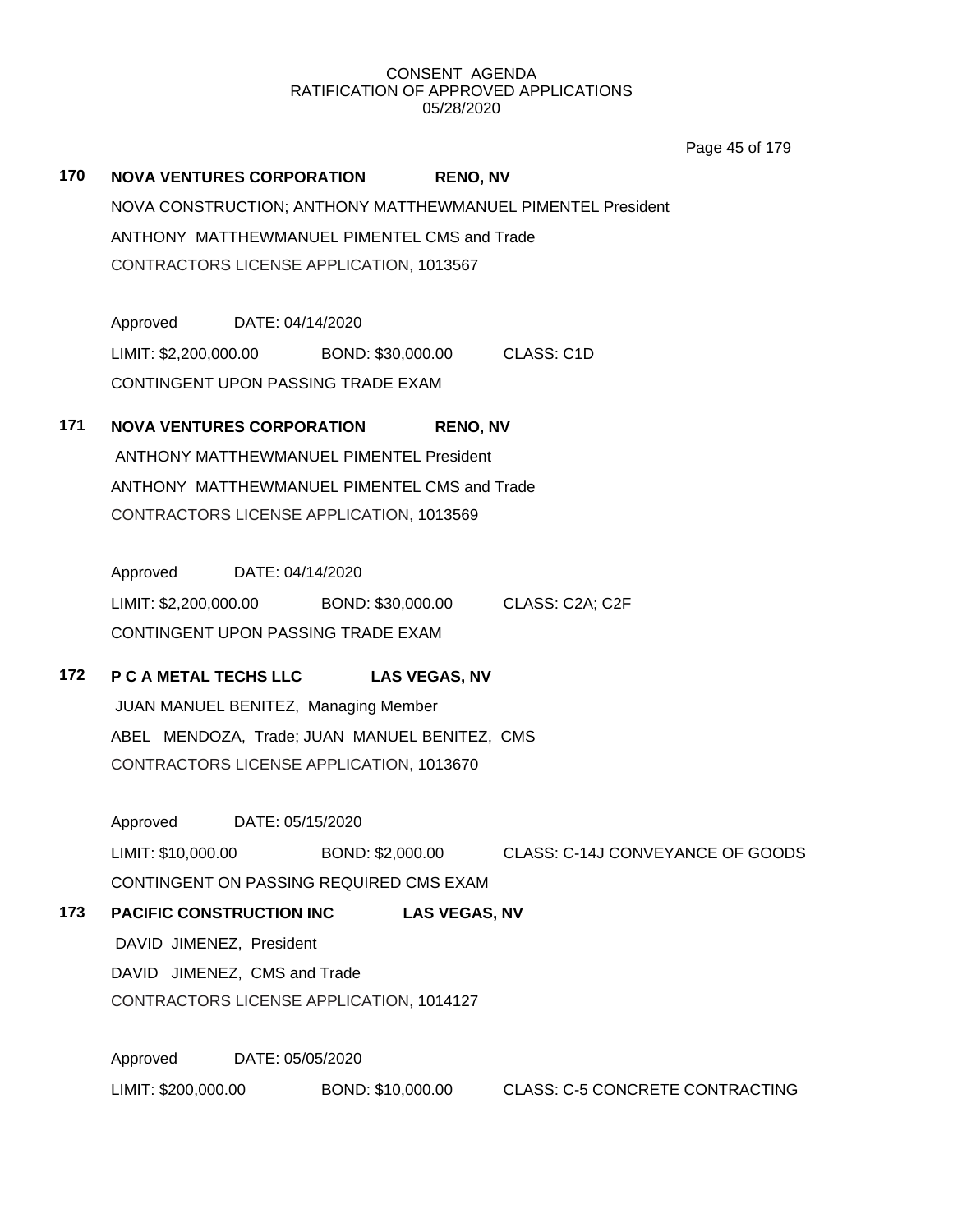CONSENT AGENDA
RATIFICATION OF APPROVED APPLICATIONS
05/28/2020

**170 NOVA VENTURES CORPORATION RENO, NV**

NOVA CONSTRUCTION; ANTHONY MATTHEWMANUEL PIMENTEL President

ANTHONY MATTHEWMANUEL PIMENTEL CMS and Trade

CONTRACTORS LICENSE APPLICATION, 1013567

Approved DATE: 04/14/2020

LIMIT: $2,200,000.00 BOND: $30,000.00 CLASS: C1D

CONTINGENT UPON PASSING TRADE EXAM

**171 NOVA VENTURES CORPORATION RENO, NV**

ANTHONY MATTHEWMANUEL PIMENTEL President

ANTHONY MATTHEWMANUEL PIMENTEL CMS and Trade

CONTRACTORS LICENSE APPLICATION, 1013569

Approved DATE: 04/14/2020

LIMIT: $2,200,000.00 BOND: $30,000.00 CLASS: C2A; C2F

CONTINGENT UPON PASSING TRADE EXAM

**172 P C A METAL TECHS LLC LAS VEGAS, NV**

JUAN MANUEL BENITEZ, Managing Member

ABEL MENDOZA, Trade; JUAN MANUEL BENITEZ, CMS

CONTRACTORS LICENSE APPLICATION, 1013670

Approved DATE: 05/15/2020

LIMIT: $10,000.00 BOND: $2,000.00 CLASS: C-14J CONVEYANCE OF GOODS

CONTINGENT ON PASSING REQUIRED CMS EXAM

**173 PACIFIC CONSTRUCTION INC LAS VEGAS, NV**

DAVID JIMENEZ, President

DAVID JIMENEZ, CMS and Trade

CONTRACTORS LICENSE APPLICATION, 1014127

Approved DATE: 05/05/2020

LIMIT: $200,000.00 BOND: $10,000.00 CLASS: C-5 CONCRETE CONTRACTING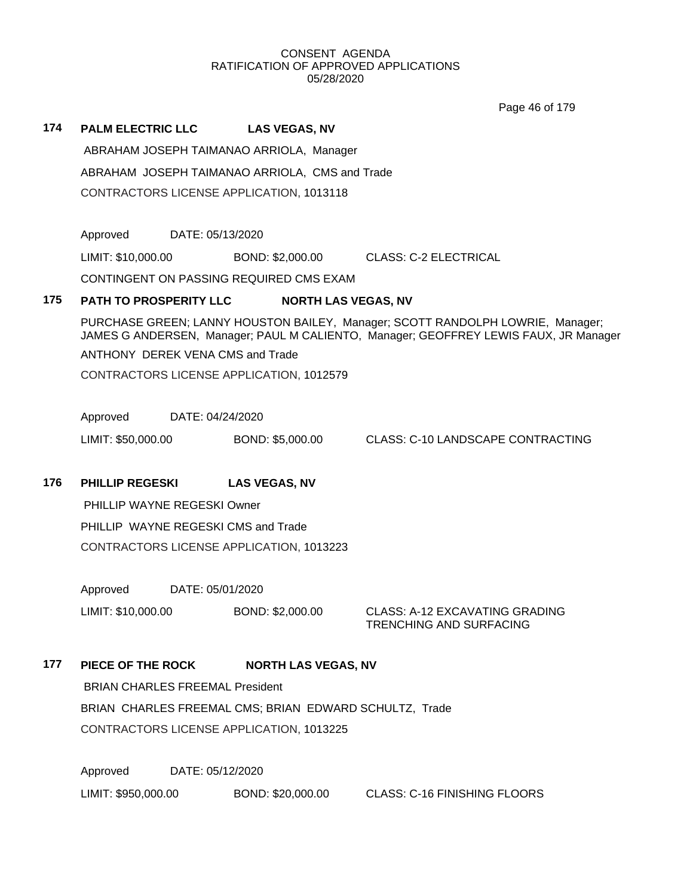CONSENT AGENDA
RATIFICATION OF APPROVED APPLICATIONS
05/28/2020

**174 PALM ELECTRIC LLC LAS VEGAS, NV**

ABRAHAM JOSEPH TAIMANAO ARRIOLA, Manager

ABRAHAM JOSEPH TAIMANAO ARRIOLA, CMS and Trade

CONTRACTORS LICENSE APPLICATION, 1013118

Approved DATE: 05/13/2020

LIMIT: $10,000.00 BOND: $2,000.00 CLASS: C-2 ELECTRICAL

CONTINGENT ON PASSING REQUIRED CMS EXAM

**175 PATH TO PROSPERITY LLC NORTH LAS VEGAS, NV**

PURCHASE GREEN; LANNY HOUSTON BAILEY, Manager; SCOTT RANDOLPH LOWRIE, Manager; JAMES G ANDERSEN, Manager; PAUL M CALIENTO, Manager; GEOFFREY LEWIS FAUX, JR Manager

ANTHONY DEREK VENA CMS and Trade

CONTRACTORS LICENSE APPLICATION, 1012579

Approved DATE: 04/24/2020

LIMIT: $50,000.00 BOND: $5,000.00 CLASS: C-10 LANDSCAPE CONTRACTING

**176 PHILLIP REGESKI LAS VEGAS, NV**

PHILLIP WAYNE REGESKI Owner

PHILLIP WAYNE REGESKI CMS and Trade

CONTRACTORS LICENSE APPLICATION, 1013223

Approved DATE: 05/01/2020

LIMIT: $10,000.00 BOND: $2,000.00 CLASS: A-12 EXCAVATING GRADING TRENCHING AND SURFACING

**177 PIECE OF THE ROCK NORTH LAS VEGAS, NV**

BRIAN CHARLES FREEMAL President

BRIAN CHARLES FREEMAL CMS; BRIAN EDWARD SCHULTZ, Trade

CONTRACTORS LICENSE APPLICATION, 1013225

Approved DATE: 05/12/2020

LIMIT: $950,000.00 BOND: $20,000.00 CLASS: C-16 FINISHING FLOORS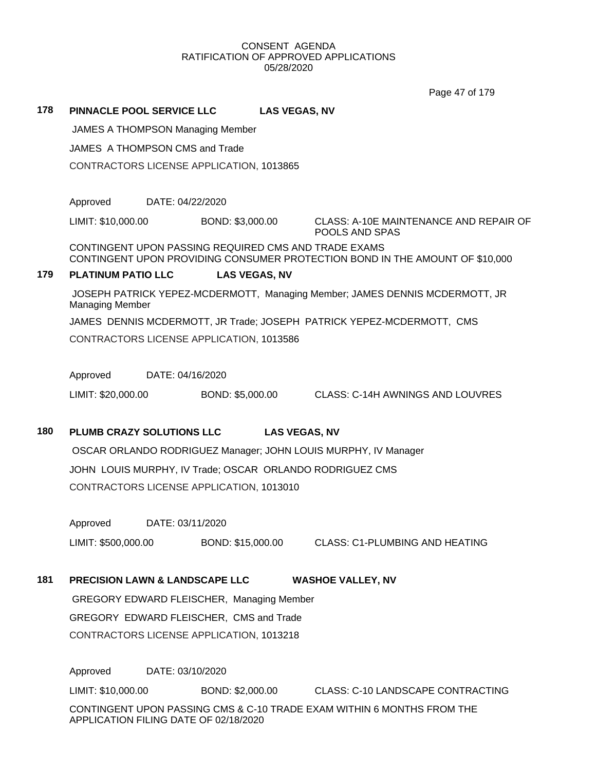CONSENT AGENDA
RATIFICATION OF APPROVED APPLICATIONS
05/28/2020

### 178 PINNACLE POOL SERVICE LLC LAS VEGAS, NV

JAMES A THOMPSON Managing Member

JAMES A THOMPSON CMS and Trade

CONTRACTORS LICENSE APPLICATION, 1013865

Approved DATE: 04/22/2020

LIMIT: $10,000.00 BOND: $3,000.00 CLASS: A-10E MAINTENANCE AND REPAIR OF POOLS AND SPAS

CONTINGENT UPON PASSING REQUIRED CMS AND TRADE EXAMS
CONTINGENT UPON PROVIDING CONSUMER PROTECTION BOND IN THE AMOUNT OF $10,000

### 179 PLATINUM PATIO LLC LAS VEGAS, NV

JOSEPH PATRICK YEPEZ-MCDERMOTT, Managing Member; JAMES DENNIS MCDERMOTT, JR Managing Member

JAMES DENNIS MCDERMOTT, JR Trade; JOSEPH PATRICK YEPEZ-MCDERMOTT, CMS

CONTRACTORS LICENSE APPLICATION, 1013586

Approved DATE: 04/16/2020

LIMIT: $20,000.00 BOND: $5,000.00 CLASS: C-14H AWNINGS AND LOUVRES

### 180 PLUMB CRAZY SOLUTIONS LLC LAS VEGAS, NV

OSCAR ORLANDO RODRIGUEZ Manager; JOHN LOUIS MURPHY, IV Manager

JOHN LOUIS MURPHY, IV Trade; OSCAR ORLANDO RODRIGUEZ CMS

CONTRACTORS LICENSE APPLICATION, 1013010

Approved DATE: 03/11/2020

LIMIT: $500,000.00 BOND: $15,000.00 CLASS: C1-PLUMBING AND HEATING

### 181 PRECISION LAWN & LANDSCAPE LLC WASHOE VALLEY, NV

GREGORY EDWARD FLEISCHER, Managing Member

GREGORY EDWARD FLEISCHER, CMS and Trade

CONTRACTORS LICENSE APPLICATION, 1013218

Approved DATE: 03/10/2020

LIMIT: $10,000.00 BOND: $2,000.00 CLASS: C-10 LANDSCAPE CONTRACTING

CONTINGENT UPON PASSING CMS & C-10 TRADE EXAM WITHIN 6 MONTHS FROM THE APPLICATION FILING DATE OF 02/18/2020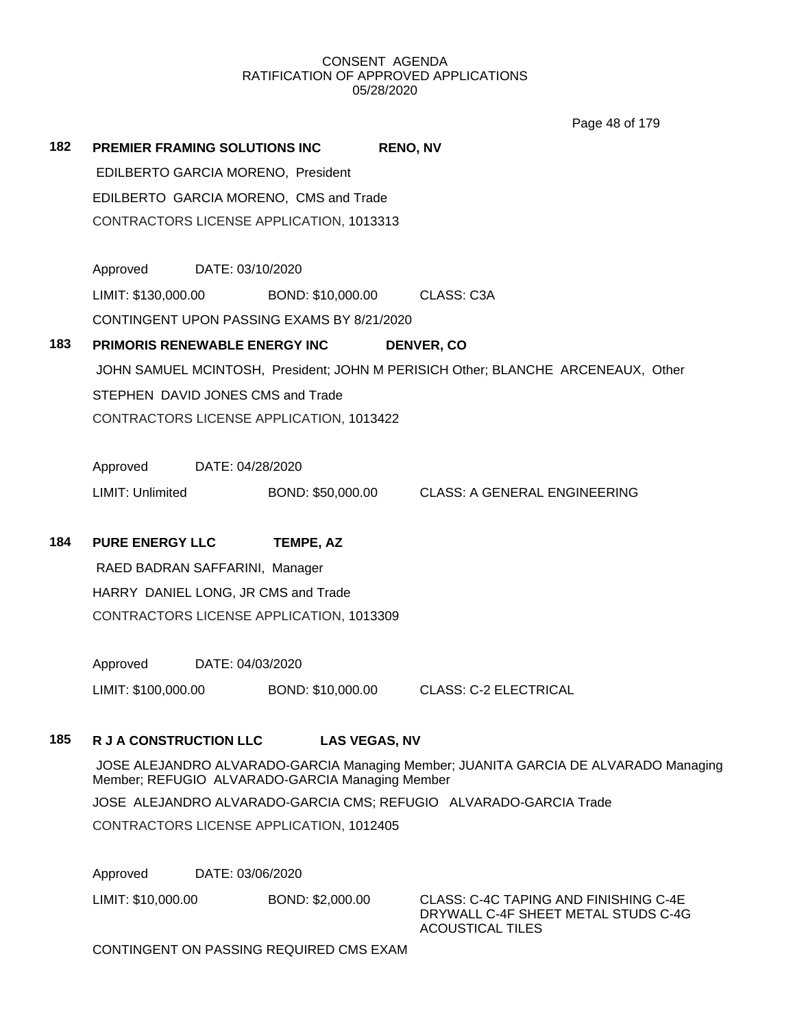CONSENT AGENDA
RATIFICATION OF APPROVED APPLICATIONS
05/28/2020

**182 PREMIER FRAMING SOLUTIONS INC RENO, NV**

EDILBERTO GARCIA MORENO, President

EDILBERTO GARCIA MORENO, CMS and Trade

CONTRACTORS LICENSE APPLICATION, 1013313

Approved DATE: 03/10/2020

LIMIT: $130,000.00 BOND: $10,000.00 CLASS: C3A

CONTINGENT UPON PASSING EXAMS BY 8/21/2020

**183 PRIMORIS RENEWABLE ENERGY INC DENVER, CO**

JOHN SAMUEL MCINTOSH, President; JOHN M PERISICH Other; BLANCHE ARCENEAUX, Other

STEPHEN DAVID JONES CMS and Trade

CONTRACTORS LICENSE APPLICATION, 1013422

Approved DATE: 04/28/2020

LIMIT: Unlimited BOND: $50,000.00 CLASS: A GENERAL ENGINEERING

**184 PURE ENERGY LLC TEMPE, AZ**

RAED BADRAN SAFFARINI, Manager

HARRY DANIEL LONG, JR CMS and Trade

CONTRACTORS LICENSE APPLICATION, 1013309

Approved DATE: 04/03/2020

LIMIT: $100,000.00 BOND: $10,000.00 CLASS: C-2 ELECTRICAL

**185 R J A CONSTRUCTION LLC LAS VEGAS, NV**

JOSE ALEJANDRO ALVARADO-GARCIA Managing Member; JUANITA GARCIA DE ALVARADO Managing Member; REFUGIO ALVARADO-GARCIA Managing Member

JOSE ALEJANDRO ALVARADO-GARCIA CMS; REFUGIO ALVARADO-GARCIA Trade

CONTRACTORS LICENSE APPLICATION, 1012405

Approved DATE: 03/06/2020

LIMIT: $10,000.00 BOND: $2,000.00 CLASS: C-4C TAPING AND FINISHING C-4E DRYWALL C-4F SHEET METAL STUDS C-4G ACOUSTICAL TILES

CONTINGENT ON PASSING REQUIRED CMS EXAM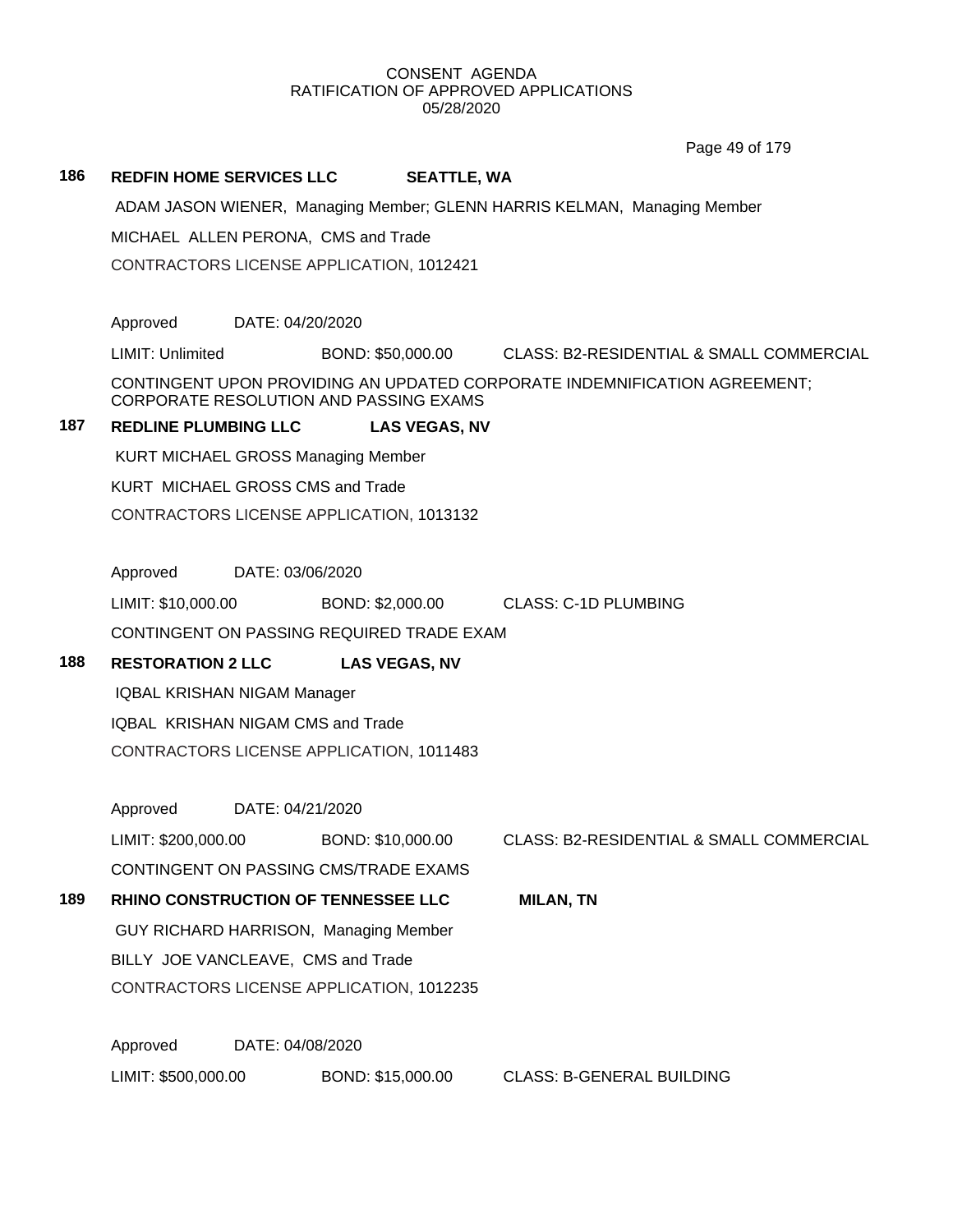CONSENT AGENDA
RATIFICATION OF APPROVED APPLICATIONS
05/28/2020

**186 REDFIN HOME SERVICES LLC SEATTLE, WA**

ADAM JASON WIENER, Managing Member; GLENN HARRIS KELMAN, Managing Member

MICHAEL ALLEN PERONA, CMS and Trade

CONTRACTORS LICENSE APPLICATION, 1012421

Approved DATE: 04/20/2020

LIMIT: Unlimited BOND: $50,000.00 CLASS: B2-RESIDENTIAL & SMALL COMMERCIAL

CONTINGENT UPON PROVIDING AN UPDATED CORPORATE INDEMNIFICATION AGREEMENT; CORPORATE RESOLUTION AND PASSING EXAMS

**187 REDLINE PLUMBING LLC LAS VEGAS, NV**

KURT MICHAEL GROSS Managing Member

KURT MICHAEL GROSS CMS and Trade

CONTRACTORS LICENSE APPLICATION, 1013132

Approved DATE: 03/06/2020

LIMIT: $10,000.00 BOND: $2,000.00 CLASS: C-1D PLUMBING

CONTINGENT ON PASSING REQUIRED TRADE EXAM

**188 RESTORATION 2 LLC LAS VEGAS, NV**

IQBAL KRISHAN NIGAM Manager

IQBAL KRISHAN NIGAM CMS and Trade

CONTRACTORS LICENSE APPLICATION, 1011483

Approved DATE: 04/21/2020

LIMIT: $200,000.00 BOND: $10,000.00 CLASS: B2-RESIDENTIAL & SMALL COMMERCIAL

CONTINGENT ON PASSING CMS/TRADE EXAMS

**189 RHINO CONSTRUCTION OF TENNESSEE LLC MILAN, TN**

GUY RICHARD HARRISON, Managing Member

BILLY JOE VANCLEAVE, CMS and Trade

CONTRACTORS LICENSE APPLICATION, 1012235

Approved DATE: 04/08/2020

LIMIT: $500,000.00 BOND: $15,000.00 CLASS: B-GENERAL BUILDING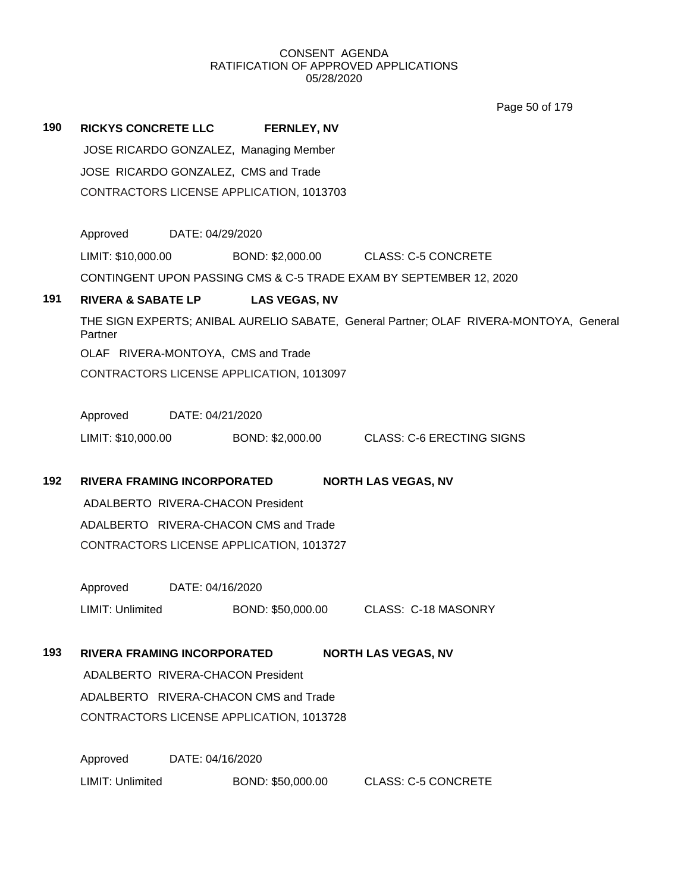CONSENT AGENDA
RATIFICATION OF APPROVED APPLICATIONS
05/28/2020

**190 RICKYS CONCRETE LLC FERNLEY, NV**

JOSE RICARDO GONZALEZ, Managing Member

JOSE RICARDO GONZALEZ, CMS and Trade

CONTRACTORS LICENSE APPLICATION, 1013703

Approved DATE: 04/29/2020

LIMIT: $10,000.00 BOND: $2,000.00 CLASS: C-5 CONCRETE

CONTINGENT UPON PASSING CMS & C-5 TRADE EXAM BY SEPTEMBER 12, 2020

**191 RIVERA & SABATE LP LAS VEGAS, NV**

THE SIGN EXPERTS; ANIBAL AURELIO SABATE, General Partner; OLAF RIVERA-MONTOYA, General Partner

OLAF RIVERA-MONTOYA, CMS and Trade

CONTRACTORS LICENSE APPLICATION, 1013097

Approved DATE: 04/21/2020

LIMIT: $10,000.00 BOND: $2,000.00 CLASS: C-6 ERECTING SIGNS

**192 RIVERA FRAMING INCORPORATED NORTH LAS VEGAS, NV**

ADALBERTO RIVERA-CHACON President

ADALBERTO RIVERA-CHACON CMS and Trade

CONTRACTORS LICENSE APPLICATION, 1013727

Approved DATE: 04/16/2020

LIMIT: Unlimited BOND: $50,000.00 CLASS: C-18 MASONRY

**193 RIVERA FRAMING INCORPORATED NORTH LAS VEGAS, NV**

ADALBERTO RIVERA-CHACON President

ADALBERTO RIVERA-CHACON CMS and Trade

CONTRACTORS LICENSE APPLICATION, 1013728

Approved DATE: 04/16/2020

LIMIT: Unlimited BOND: $50,000.00 CLASS: C-5 CONCRETE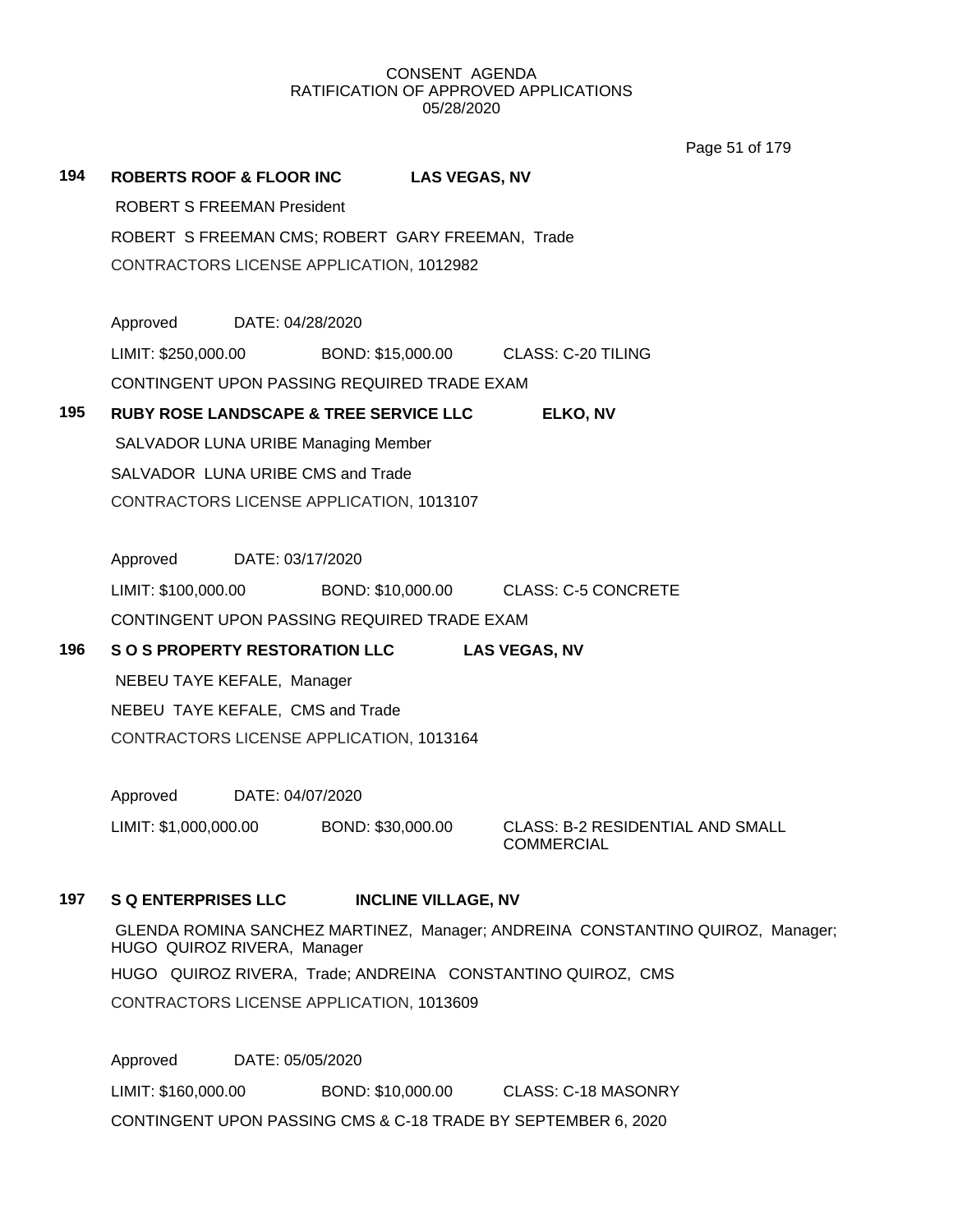CONSENT AGENDA
RATIFICATION OF APPROVED APPLICATIONS
05/28/2020

**194 ROBERTS ROOF & FLOOR INC LAS VEGAS, NV**

ROBERT S FREEMAN President

ROBERT S FREEMAN CMS; ROBERT GARY FREEMAN, Trade

CONTRACTORS LICENSE APPLICATION, 1012982

Approved DATE: 04/28/2020

LIMIT: $250,000.00 BOND: $15,000.00 CLASS: C-20 TILING

CONTINGENT UPON PASSING REQUIRED TRADE EXAM

**195 RUBY ROSE LANDSCAPE & TREE SERVICE LLC ELKO, NV**

SALVADOR LUNA URIBE Managing Member

SALVADOR LUNA URIBE CMS and Trade

CONTRACTORS LICENSE APPLICATION, 1013107

Approved DATE: 03/17/2020

LIMIT: $100,000.00 BOND: $10,000.00 CLASS: C-5 CONCRETE

CONTINGENT UPON PASSING REQUIRED TRADE EXAM

**196 S O S PROPERTY RESTORATION LLC LAS VEGAS, NV**

NEBEU TAYE KEFALE, Manager

NEBEU TAYE KEFALE, CMS and Trade

CONTRACTORS LICENSE APPLICATION, 1013164

Approved DATE: 04/07/2020

LIMIT: $1,000,000.00 BOND: $30,000.00 CLASS: B-2 RESIDENTIAL AND SMALL COMMERCIAL

**197 S Q ENTERPRISES LLC INCLINE VILLAGE, NV**

GLENDA ROMINA SANCHEZ MARTINEZ, Manager; ANDREINA CONSTANTINO QUIROZ, Manager; HUGO QUIROZ RIVERA, Manager

HUGO QUIROZ RIVERA, Trade; ANDREINA CONSTANTINO QUIROZ, CMS

CONTRACTORS LICENSE APPLICATION, 1013609

Approved DATE: 05/05/2020

LIMIT: $160,000.00 BOND: $10,000.00 CLASS: C-18 MASONRY

CONTINGENT UPON PASSING CMS & C-18 TRADE BY SEPTEMBER 6, 2020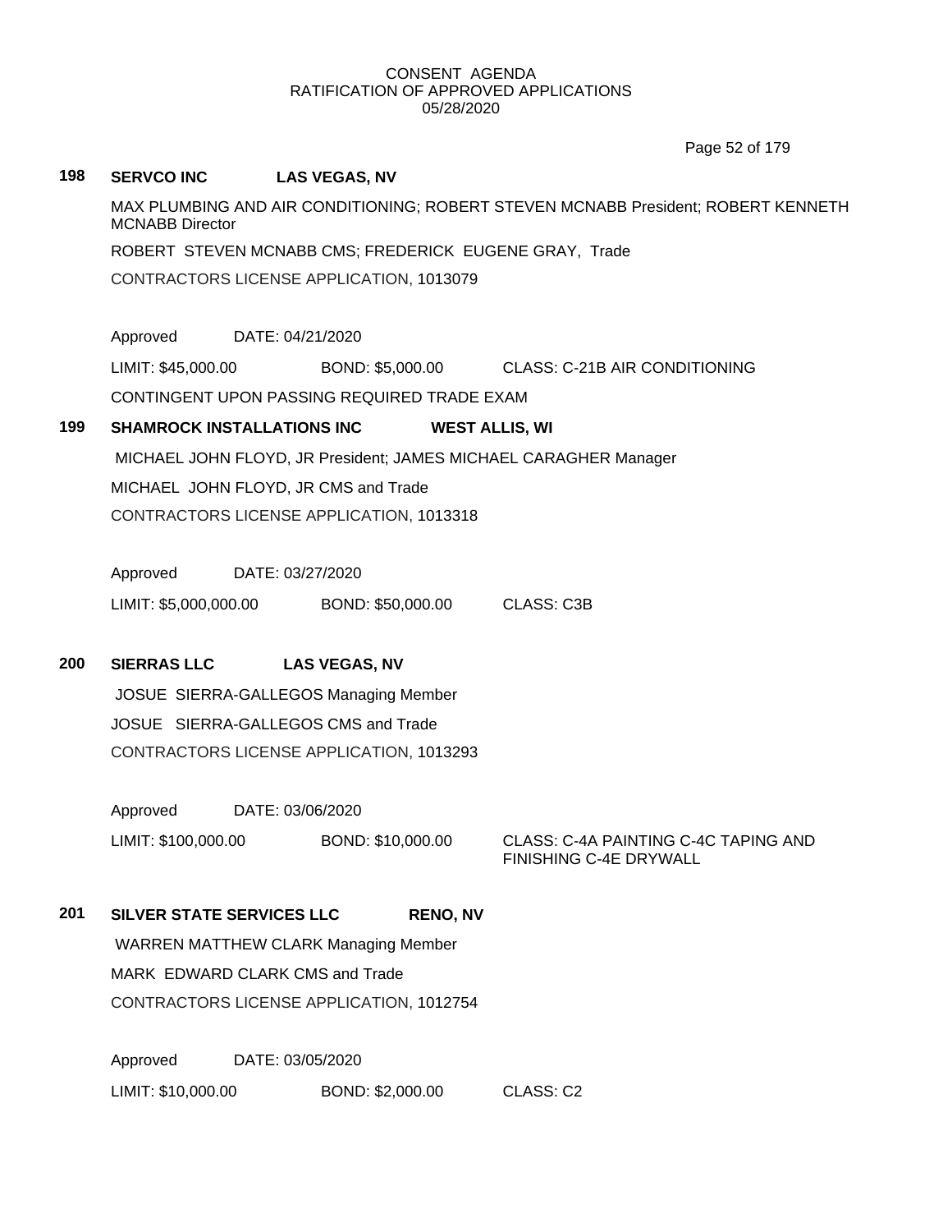CONSENT AGENDA
RATIFICATION OF APPROVED APPLICATIONS
05/28/2020

**198** **SERVCO INC** **LAS VEGAS, NV**

MAX PLUMBING AND AIR CONDITIONING; ROBERT STEVEN MCNABB President; ROBERT KENNETH MCNABB Director

ROBERT STEVEN MCNABB CMS; FREDERICK EUGENE GRAY, Trade

CONTRACTORS LICENSE APPLICATION, 1013079

Approved DATE: 04/21/2020

LIMIT: $45,000.00 BOND: $5,000.00 CLASS: C-21B AIR CONDITIONING

CONTINGENT UPON PASSING REQUIRED TRADE EXAM

**199** **SHAMROCK INSTALLATIONS INC** **WEST ALLIS, WI**

MICHAEL JOHN FLOYD, JR President; JAMES MICHAEL CARAGHER Manager

MICHAEL JOHN FLOYD, JR CMS and Trade

CONTRACTORS LICENSE APPLICATION, 1013318

Approved DATE: 03/27/2020

LIMIT: $5,000,000.00 BOND: $50,000.00 CLASS: C3B

**200** **SIERRAS LLC** **LAS VEGAS, NV**

JOSUE SIERRA-GALLEGOS Managing Member

JOSUE SIERRA-GALLEGOS CMS and Trade

CONTRACTORS LICENSE APPLICATION, 1013293

Approved DATE: 03/06/2020

LIMIT: $100,000.00 BOND: $10,000.00 CLASS: C-4A PAINTING C-4C TAPING AND FINISHING C-4E DRYWALL

**201** **SILVER STATE SERVICES LLC** **RENO, NV**

WARREN MATTHEW CLARK Managing Member

MARK EDWARD CLARK CMS and Trade

CONTRACTORS LICENSE APPLICATION, 1012754

Approved DATE: 03/05/2020

LIMIT: $10,000.00 BOND: $2,000.00 CLASS: C2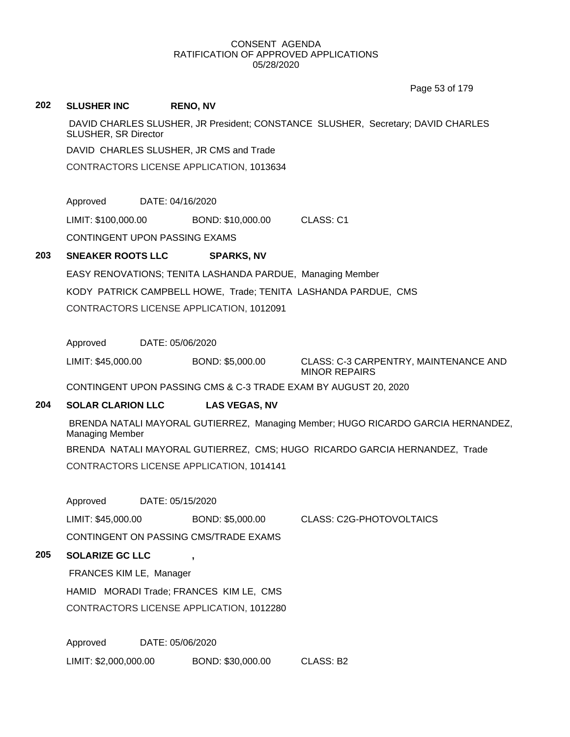CONSENT AGENDA
RATIFICATION OF APPROVED APPLICATIONS
05/28/2020

**202 SLUSHER INC RENO, NV**

DAVID CHARLES SLUSHER, JR President; CONSTANCE SLUSHER, Secretary; DAVID CHARLES SLUSHER, SR Director

DAVID CHARLES SLUSHER, JR CMS and Trade

CONTRACTORS LICENSE APPLICATION, 1013634

Approved DATE: 04/16/2020

LIMIT: $100,000.00 BOND: $10,000.00 CLASS: C1

CONTINGENT UPON PASSING EXAMS

**203 SNEAKER ROOTS LLC SPARKS, NV**

EASY RENOVATIONS; TENITA LASHANDA PARDUE, Managing Member

KODY PATRICK CAMPBELL HOWE, Trade; TENITA LASHANDA PARDUE, CMS

CONTRACTORS LICENSE APPLICATION, 1012091

Approved DATE: 05/06/2020

LIMIT: $45,000.00 BOND: $5,000.00 CLASS: C-3 CARPENTRY, MAINTENANCE AND MINOR REPAIRS

CONTINGENT UPON PASSING CMS & C-3 TRADE EXAM BY AUGUST 20, 2020

**204 SOLAR CLARION LLC LAS VEGAS, NV**

BRENDA NATALI MAYORAL GUTIERREZ, Managing Member; HUGO RICARDO GARCIA HERNANDEZ, Managing Member

BRENDA NATALI MAYORAL GUTIERREZ, CMS; HUGO RICARDO GARCIA HERNANDEZ, Trade

CONTRACTORS LICENSE APPLICATION, 1014141

Approved DATE: 05/15/2020

LIMIT: $45,000.00 BOND: $5,000.00 CLASS: C2G-PHOTOVOLTAICS

CONTINGENT ON PASSING CMS/TRADE EXAMS

**205 SOLARIZE GC LLC ,**

FRANCES KIM LE, Manager

HAMID MORADI Trade; FRANCES KIM LE, CMS

CONTRACTORS LICENSE APPLICATION, 1012280

Approved DATE: 05/06/2020

LIMIT: $2,000,000.00 BOND: $30,000.00 CLASS: B2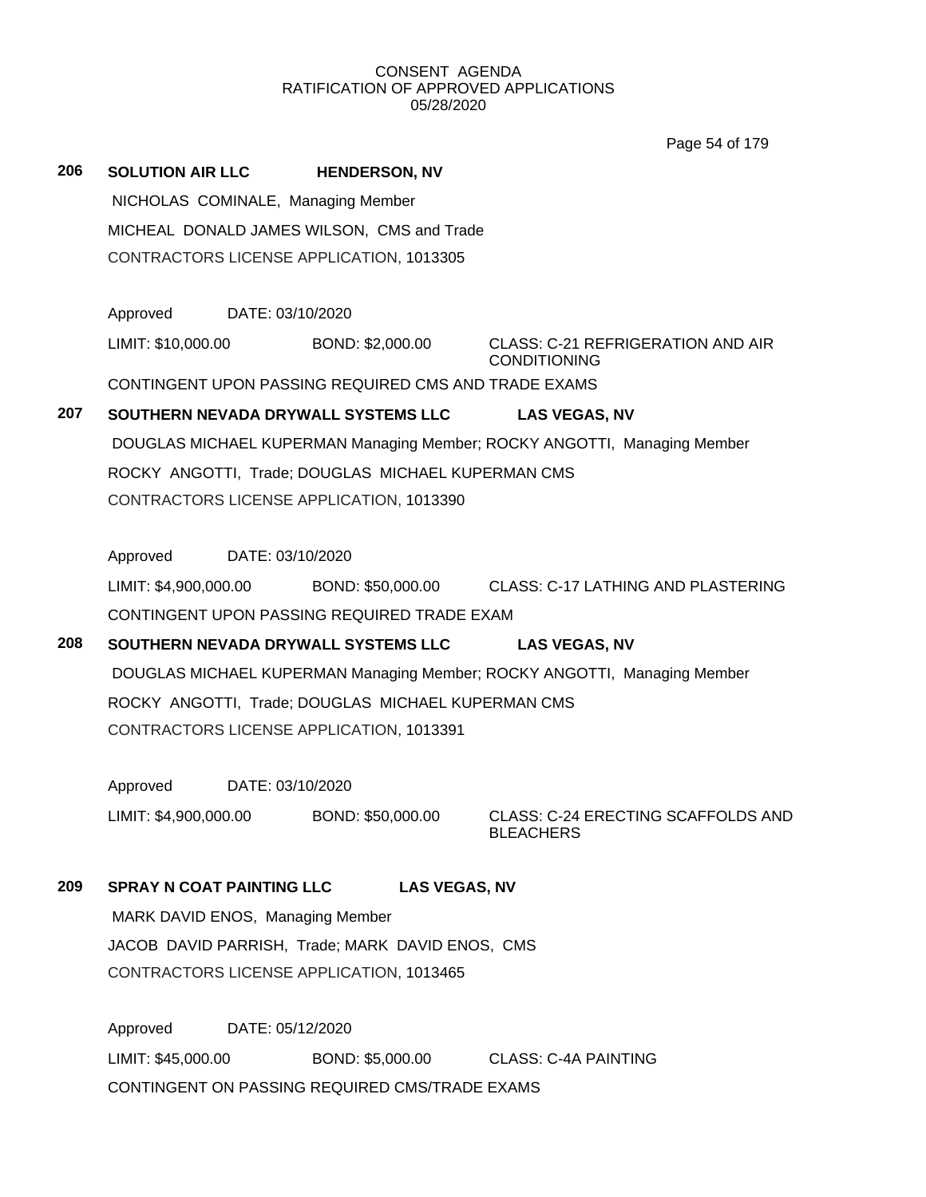CONSENT AGENDA
RATIFICATION OF APPROVED APPLICATIONS
05/28/2020

**206** **SOLUTION AIR LLC** **HENDERSON, NV**

NICHOLAS COMINALE, Managing Member

MICHEAL DONALD JAMES WILSON, CMS and Trade

CONTRACTORS LICENSE APPLICATION, 1013305

Approved DATE: 03/10/2020

LIMIT: $10,000.00 BOND: $2,000.00 CLASS: C-21 REFRIGERATION AND AIR CONDITIONING

CONTINGENT UPON PASSING REQUIRED CMS AND TRADE EXAMS

**207** **SOUTHERN NEVADA DRYWALL SYSTEMS LLC** **LAS VEGAS, NV**

DOUGLAS MICHAEL KUPERMAN Managing Member; ROCKY ANGOTTI, Managing Member

ROCKY ANGOTTI, Trade; DOUGLAS MICHAEL KUPERMAN CMS

CONTRACTORS LICENSE APPLICATION, 1013390

Approved DATE: 03/10/2020

LIMIT: $4,900,000.00 BOND: $50,000.00 CLASS: C-17 LATHING AND PLASTERING

CONTINGENT UPON PASSING REQUIRED TRADE EXAM

**208** **SOUTHERN NEVADA DRYWALL SYSTEMS LLC** **LAS VEGAS, NV**

DOUGLAS MICHAEL KUPERMAN Managing Member; ROCKY ANGOTTI, Managing Member

ROCKY ANGOTTI, Trade; DOUGLAS MICHAEL KUPERMAN CMS

CONTRACTORS LICENSE APPLICATION, 1013391

Approved DATE: 03/10/2020

LIMIT: $4,900,000.00 BOND: $50,000.00 CLASS: C-24 ERECTING SCAFFOLDS AND BLEACHERS

**209** **SPRAY N COAT PAINTING LLC** **LAS VEGAS, NV**

MARK DAVID ENOS, Managing Member

JACOB DAVID PARRISH, Trade; MARK DAVID ENOS, CMS

CONTRACTORS LICENSE APPLICATION, 1013465

Approved DATE: 05/12/2020

LIMIT: $45,000.00 BOND: $5,000.00 CLASS: C-4A PAINTING

CONTINGENT ON PASSING REQUIRED CMS/TRADE EXAMS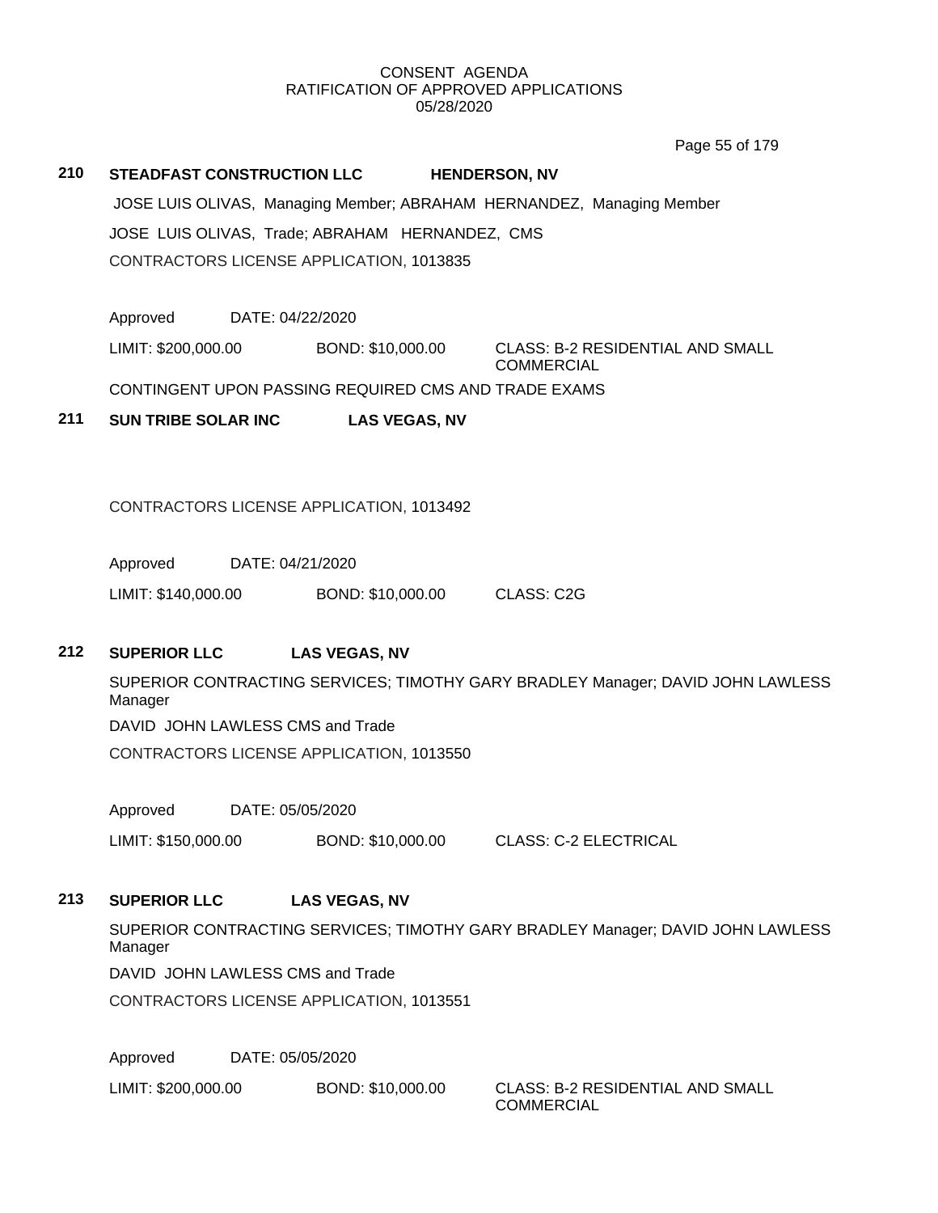CONSENT AGENDA
RATIFICATION OF APPROVED APPLICATIONS
05/28/2020

**210 STEADFAST CONSTRUCTION LLC HENDERSON, NV**

JOSE LUIS OLIVAS, Managing Member; ABRAHAM HERNANDEZ, Managing Member

JOSE LUIS OLIVAS, Trade; ABRAHAM HERNANDEZ, CMS

CONTRACTORS LICENSE APPLICATION, 1013835

Approved DATE: 04/22/2020

LIMIT: $200,000.00 BOND: $10,000.00 CLASS: B-2 RESIDENTIAL AND SMALL COMMERCIAL

CONTINGENT UPON PASSING REQUIRED CMS AND TRADE EXAMS

**211 SUN TRIBE SOLAR INC LAS VEGAS, NV**

CONTRACTORS LICENSE APPLICATION, 1013492

Approved DATE: 04/21/2020

LIMIT: $140,000.00 BOND: $10,000.00 CLASS: C2G

**212 SUPERIOR LLC LAS VEGAS, NV**

SUPERIOR CONTRACTING SERVICES; TIMOTHY GARY BRADLEY Manager; DAVID JOHN LAWLESS Manager

DAVID JOHN LAWLESS CMS and Trade

CONTRACTORS LICENSE APPLICATION, 1013550

Approved DATE: 05/05/2020

LIMIT: $150,000.00 BOND: $10,000.00 CLASS: C-2 ELECTRICAL

**213 SUPERIOR LLC LAS VEGAS, NV**

SUPERIOR CONTRACTING SERVICES; TIMOTHY GARY BRADLEY Manager; DAVID JOHN LAWLESS Manager

DAVID JOHN LAWLESS CMS and Trade

CONTRACTORS LICENSE APPLICATION, 1013551

Approved DATE: 05/05/2020

LIMIT: $200,000.00 BOND: $10,000.00 CLASS: B-2 RESIDENTIAL AND SMALL COMMERCIAL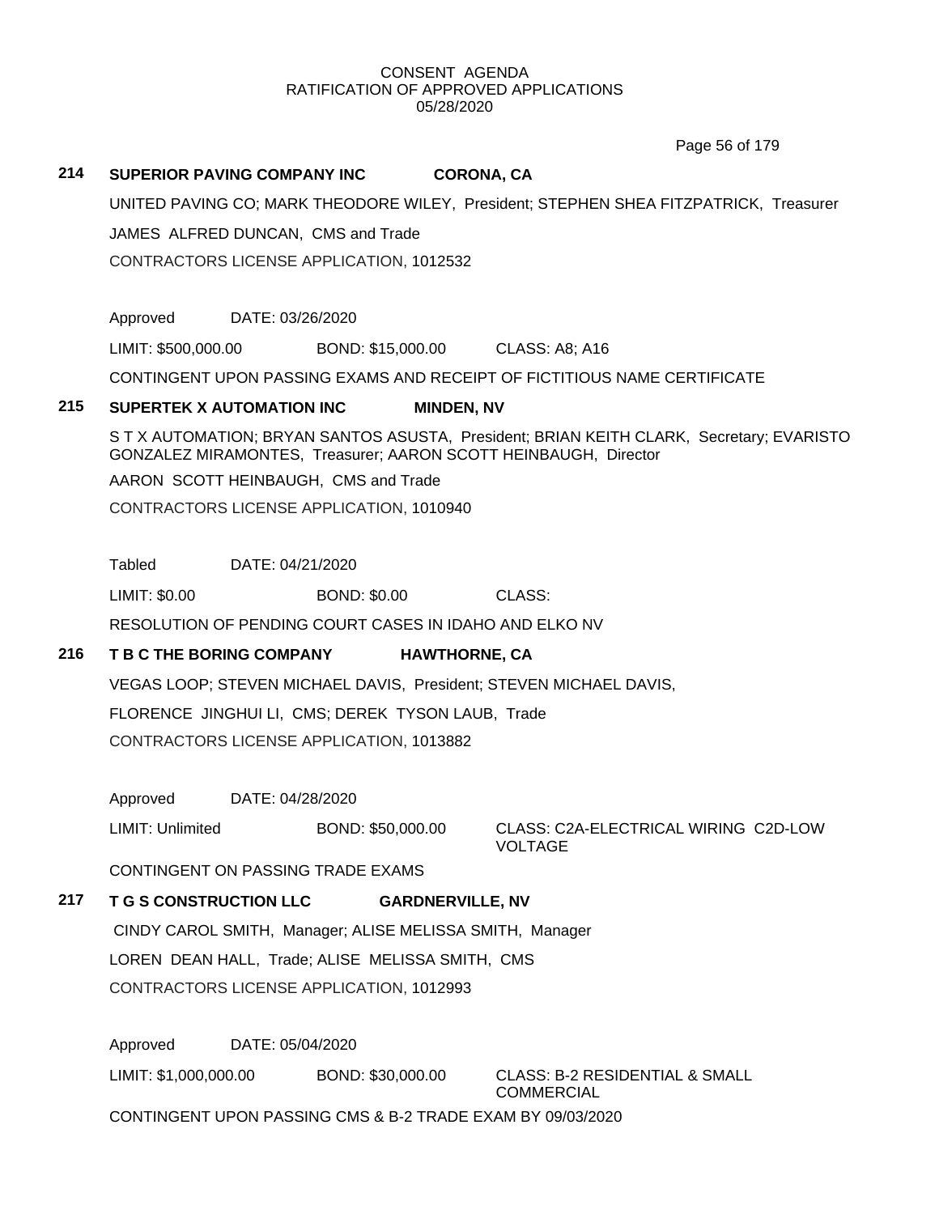CONSENT AGENDA
RATIFICATION OF APPROVED APPLICATIONS
05/28/2020

**214 SUPERIOR PAVING COMPANY INC CORONA, CA**

UNITED PAVING CO; MARK THEODORE WILEY, President; STEPHEN SHEA FITZPATRICK, Treasurer

JAMES ALFRED DUNCAN, CMS and Trade

CONTRACTORS LICENSE APPLICATION, 1012532

Approved DATE: 03/26/2020

LIMIT: $500,000.00 BOND: $15,000.00 CLASS: A8; A16

CONTINGENT UPON PASSING EXAMS AND RECEIPT OF FICTITIOUS NAME CERTIFICATE

**215 SUPERTEK X AUTOMATION INC MINDEN, NV**

S T X AUTOMATION; BRYAN SANTOS ASUSTA, President; BRIAN KEITH CLARK, Secretary; EVARISTO GONZALEZ MIRAMONTES, Treasurer; AARON SCOTT HEINBAUGH, Director

AARON SCOTT HEINBAUGH, CMS and Trade

CONTRACTORS LICENSE APPLICATION, 1010940

Tabled DATE: 04/21/2020

LIMIT: $0.00 BOND: $0.00 CLASS:

RESOLUTION OF PENDING COURT CASES IN IDAHO AND ELKO NV

**216 T B C THE BORING COMPANY HAWTHORNE, CA**

VEGAS LOOP; STEVEN MICHAEL DAVIS, President; STEVEN MICHAEL DAVIS,

FLORENCE JINGHUI LI, CMS; DEREK TYSON LAUB, Trade

CONTRACTORS LICENSE APPLICATION, 1013882

Approved DATE: 04/28/2020

LIMIT: Unlimited BOND: $50,000.00 CLASS: C2A-ELECTRICAL WIRING C2D-LOW VOLTAGE

CONTINGENT ON PASSING TRADE EXAMS

**217 T G S CONSTRUCTION LLC GARDNERVILLE, NV**

CINDY CAROL SMITH, Manager; ALISE MELISSA SMITH, Manager

LOREN DEAN HALL, Trade; ALISE MELISSA SMITH, CMS

CONTRACTORS LICENSE APPLICATION, 1012993

Approved DATE: 05/04/2020

LIMIT: $1,000,000.00 BOND: $30,000.00 CLASS: B-2 RESIDENTIAL & SMALL COMMERCIAL

CONTINGENT UPON PASSING CMS & B-2 TRADE EXAM BY 09/03/2020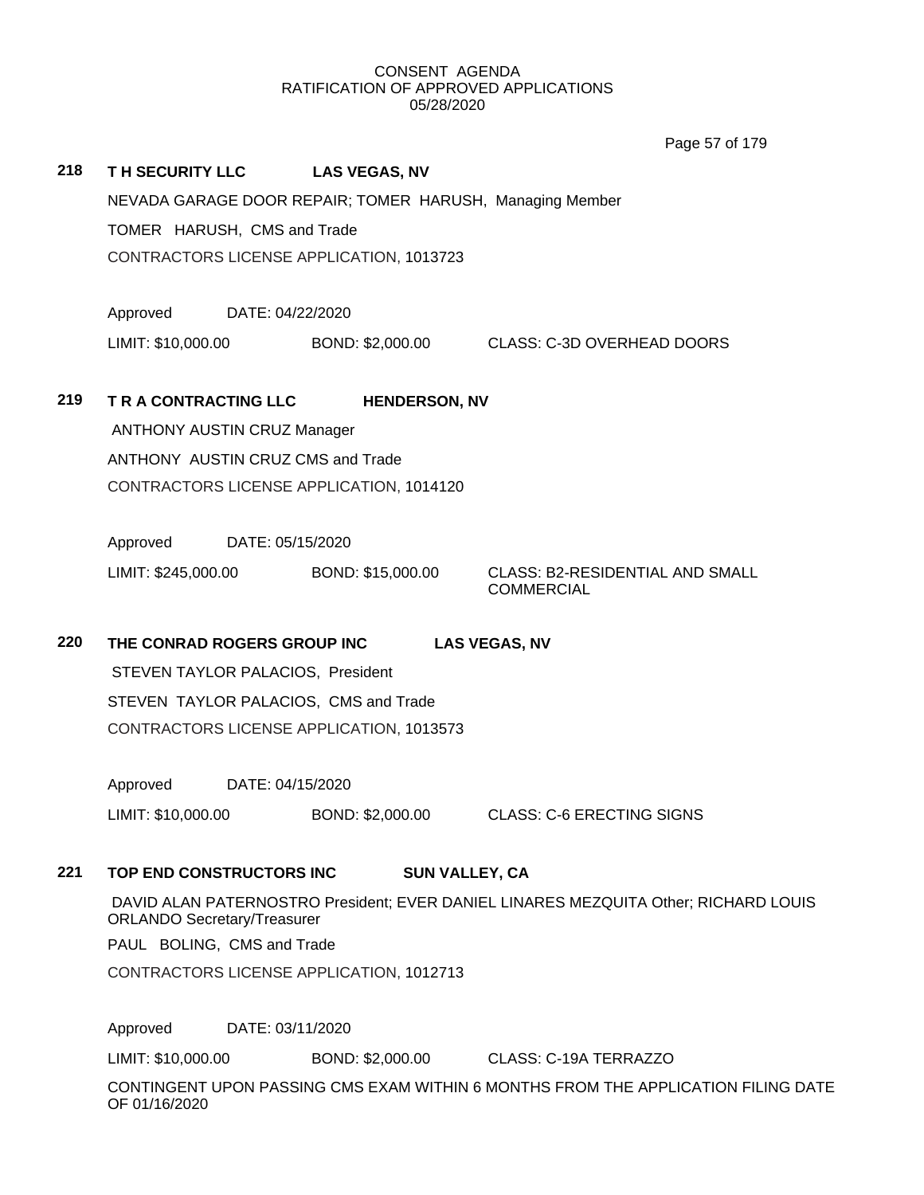CONSENT AGENDA
RATIFICATION OF APPROVED APPLICATIONS
05/28/2020

**218 T H SECURITY LLC LAS VEGAS, NV**

NEVADA GARAGE DOOR REPAIR; TOMER HARUSH, Managing Member

TOMER HARUSH, CMS and Trade

CONTRACTORS LICENSE APPLICATION, 1013723

Approved DATE: 04/22/2020

LIMIT: $10,000.00 BOND: $2,000.00 CLASS: C-3D OVERHEAD DOORS

**219 T R A CONTRACTING LLC HENDERSON, NV**

ANTHONY AUSTIN CRUZ Manager

ANTHONY AUSTIN CRUZ CMS and Trade

CONTRACTORS LICENSE APPLICATION, 1014120

Approved DATE: 05/15/2020

LIMIT: $245,000.00 BOND: $15,000.00 CLASS: B2-RESIDENTIAL AND SMALL COMMERCIAL

**220 THE CONRAD ROGERS GROUP INC LAS VEGAS, NV**

STEVEN TAYLOR PALACIOS, President

STEVEN TAYLOR PALACIOS, CMS and Trade

CONTRACTORS LICENSE APPLICATION, 1013573

Approved DATE: 04/15/2020

LIMIT: $10,000.00 BOND: $2,000.00 CLASS: C-6 ERECTING SIGNS

**221 TOP END CONSTRUCTORS INC SUN VALLEY, CA**

DAVID ALAN PATERNOSTRO President; EVER DANIEL LINARES MEZQUITA Other; RICHARD LOUIS ORLANDO Secretary/Treasurer

PAUL BOLING, CMS and Trade

CONTRACTORS LICENSE APPLICATION, 1012713

Approved DATE: 03/11/2020

LIMIT: $10,000.00 BOND: $2,000.00 CLASS: C-19A TERRAZZO

CONTINGENT UPON PASSING CMS EXAM WITHIN 6 MONTHS FROM THE APPLICATION FILING DATE OF 01/16/2020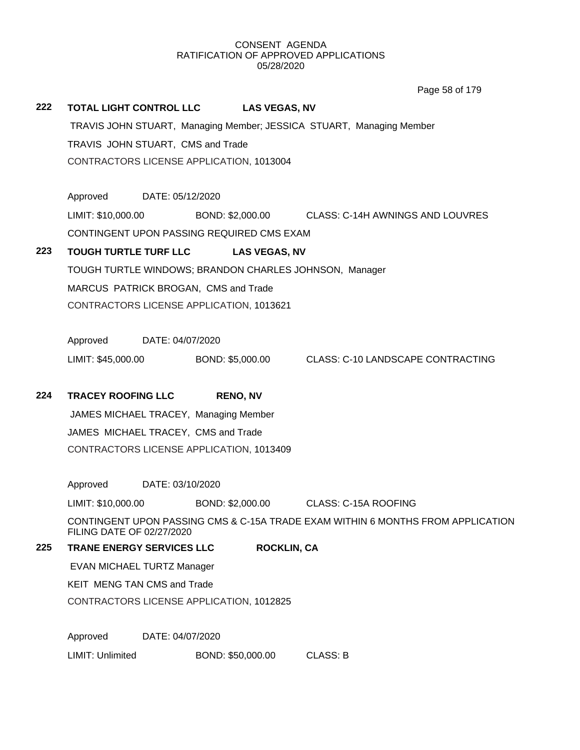CONSENT AGENDA
RATIFICATION OF APPROVED APPLICATIONS
05/28/2020

**222 TOTAL LIGHT CONTROL LLC LAS VEGAS, NV**

TRAVIS JOHN STUART, Managing Member; JESSICA STUART, Managing Member

TRAVIS JOHN STUART, CMS and Trade

CONTRACTORS LICENSE APPLICATION, 1013004

Approved DATE: 05/12/2020

LIMIT: $10,000.00 BOND: $2,000.00 CLASS: C-14H AWNINGS AND LOUVRES

CONTINGENT UPON PASSING REQUIRED CMS EXAM

**223 TOUGH TURTLE TURF LLC LAS VEGAS, NV**

TOUGH TURTLE WINDOWS; BRANDON CHARLES JOHNSON, Manager

MARCUS PATRICK BROGAN, CMS and Trade

CONTRACTORS LICENSE APPLICATION, 1013621

Approved DATE: 04/07/2020

LIMIT: $45,000.00 BOND: $5,000.00 CLASS: C-10 LANDSCAPE CONTRACTING

**224 TRACEY ROOFING LLC RENO, NV**

JAMES MICHAEL TRACEY, Managing Member

JAMES MICHAEL TRACEY, CMS and Trade

CONTRACTORS LICENSE APPLICATION, 1013409

Approved DATE: 03/10/2020

LIMIT: $10,000.00 BOND: $2,000.00 CLASS: C-15A ROOFING

CONTINGENT UPON PASSING CMS & C-15A TRADE EXAM WITHIN 6 MONTHS FROM APPLICATION FILING DATE OF 02/27/2020

**225 TRANE ENERGY SERVICES LLC ROCKLIN, CA**

EVAN MICHAEL TURTZ Manager

KEIT MENG TAN CMS and Trade

CONTRACTORS LICENSE APPLICATION, 1012825

Approved DATE: 04/07/2020

LIMIT: Unlimited BOND: $50,000.00 CLASS: B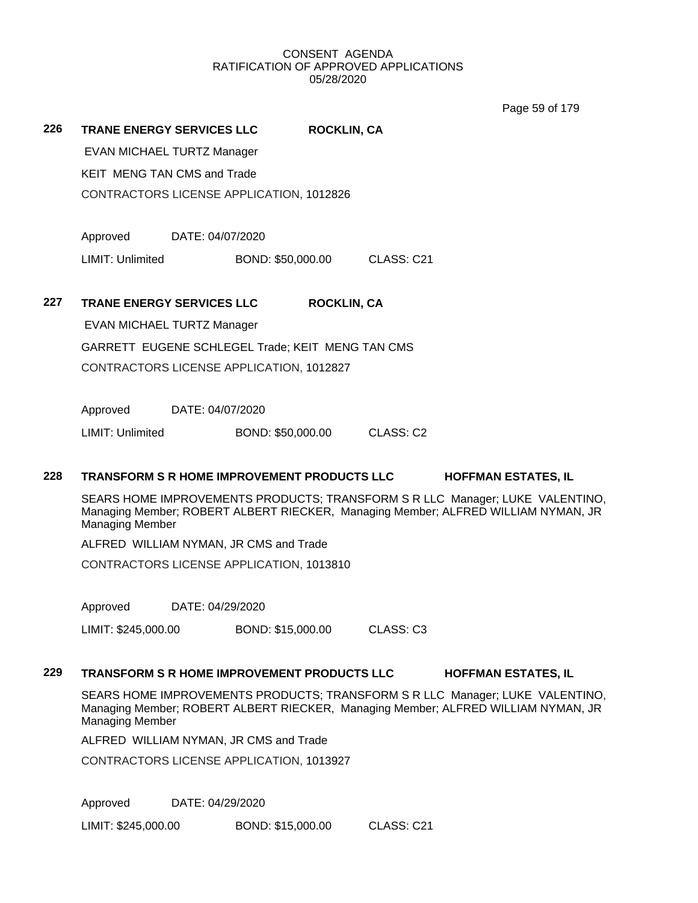CONSENT AGENDA
RATIFICATION OF APPROVED APPLICATIONS
05/28/2020

**226 TRANSFORM ENERGY SERVICES LLC** — see below

**226 TRANE ENERGY SERVICES LLC ROCKLIN, CA**

EVAN MICHAEL TURTZ Manager

KEIT MENG TAN CMS and Trade

CONTRACTORS LICENSE APPLICATION, 1012826

Approved DATE: 04/07/2020

LIMIT: Unlimited BOND: $50,000.00 CLASS: C21

**227 TRANE ENERGY SERVICES LLC ROCKLIN, CA**

EVAN MICHAEL TURTZ Manager

GARRETT EUGENE SCHLEGEL Trade; KEIT MENG TAN CMS

CONTRACTORS LICENSE APPLICATION, 1012827

Approved DATE: 04/07/2020

LIMIT: Unlimited BOND: $50,000.00 CLASS: C2

**228 TRANSFORM S R HOME IMPROVEMENT PRODUCTS LLC HOFFMAN ESTATES, IL**

SEARS HOME IMPROVEMENTS PRODUCTS; TRANSFORM S R LLC Manager; LUKE VALENTINO, Managing Member; ROBERT ALBERT RIECKER, Managing Member; ALFRED WILLIAM NYMAN, JR Managing Member

ALFRED WILLIAM NYMAN, JR CMS and Trade

CONTRACTORS LICENSE APPLICATION, 1013810

Approved DATE: 04/29/2020

LIMIT: $245,000.00 BOND: $15,000.00 CLASS: C3

**229 TRANSFORM S R HOME IMPROVEMENT PRODUCTS LLC HOFFMAN ESTATES, IL**

SEARS HOME IMPROVEMENTS PRODUCTS; TRANSFORM S R LLC Manager; LUKE VALENTINO, Managing Member; ROBERT ALBERT RIECKER, Managing Member; ALFRED WILLIAM NYMAN, JR Managing Member

ALFRED WILLIAM NYMAN, JR CMS and Trade

CONTRACTORS LICENSE APPLICATION, 1013927

Approved DATE: 04/29/2020

LIMIT: $245,000.00 BOND: $15,000.00 CLASS: C21

CONSENT AGENDA
RATIFICATION OF APPROVED APPLICATIONS
05/28/2020

**226 TRANE ENERGY SERVICES LLC ROCKLIN, CA**

EVAN MICHAEL TURTZ Manager

KEIT MENG TAN CMS and Trade

CONTRACTORS LICENSE APPLICATION, 1012826

Approved DATE: 04/07/2020

LIMIT: Unlimited BOND: $50,000.00 CLASS: C21

**227 TRANE ENERGY SERVICES LLC ROCKLIN, CA**

EVAN MICHAEL TURTZ Manager

GARRETT EUGENE SCHLEGEL Trade; KEIT MENG TAN CMS

CONTRACTORS LICENSE APPLICATION, 1012827

Approved DATE: 04/07/2020

LIMIT: Unlimited BOND: $50,000.00 CLASS: C2

**228 TRANSFORM S R HOME IMPROVEMENT PRODUCTS LLC HOFFMAN ESTATES, IL**

SEARS HOME IMPROVEMENTS PRODUCTS; TRANSFORM S R LLC Manager; LUKE VALENTINO, Managing Member; ROBERT ALBERT RIECKER, Managing Member; ALFRED WILLIAM NYMAN, JR Managing Member

ALFRED WILLIAM NYMAN, JR CMS and Trade

CONTRACTORS LICENSE APPLICATION, 1013810

Approved DATE: 04/29/2020

LIMIT: $245,000.00 BOND: $15,000.00 CLASS: C3

**229 TRANSFORM S R HOME IMPROVEMENT PRODUCTS LLC HOFFMAN ESTATES, IL**

SEARS HOME IMPROVEMENTS PRODUCTS; TRANSFORM S R LLC Manager; LUKE VALENTINO, Managing Member; ROBERT ALBERT RIECKER, Managing Member; ALFRED WILLIAM NYMAN, JR Managing Member

ALFRED WILLIAM NYMAN, JR CMS and Trade

CONTRACTORS LICENSE APPLICATION, 1013927

Approved DATE: 04/29/2020

LIMIT: $245,000.00 BOND: $15,000.00 CLASS: C21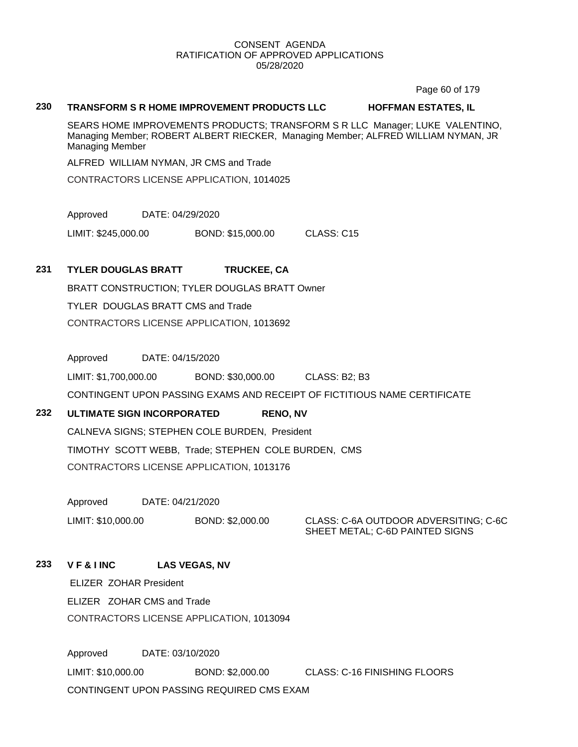CONSENT AGENDA
RATIFICATION OF APPROVED APPLICATIONS
05/28/2020

**230 TRANSFORM S R HOME IMPROVEMENT PRODUCTS LLC HOFFMAN ESTATES, IL**

SEARS HOME IMPROVEMENTS PRODUCTS; TRANSFORM S R LLC Manager; LUKE VALENTINO, Managing Member; ROBERT ALBERT RIECKER, Managing Member; ALFRED WILLIAM NYMAN, JR Managing Member

ALFRED WILLIAM NYMAN, JR CMS and Trade

CONTRACTORS LICENSE APPLICATION, 1014025

Approved DATE: 04/29/2020

LIMIT: $245,000.00 BOND: $15,000.00 CLASS: C15

**231 TYLER DOUGLAS BRATT TRUCKEE, CA**

BRATT CONSTRUCTION; TYLER DOUGLAS BRATT Owner

TYLER DOUGLAS BRATT CMS and Trade

CONTRACTORS LICENSE APPLICATION, 1013692

Approved DATE: 04/15/2020

LIMIT: $1,700,000.00 BOND: $30,000.00 CLASS: B2; B3

CONTINGENT UPON PASSING EXAMS AND RECEIPT OF FICTITIOUS NAME CERTIFICATE

**232 ULTIMATE SIGN INCORPORATED RENO, NV**

CALNEVA SIGNS; STEPHEN COLE BURDEN, President

TIMOTHY SCOTT WEBB, Trade; STEPHEN COLE BURDEN, CMS

CONTRACTORS LICENSE APPLICATION, 1013176

Approved DATE: 04/21/2020

LIMIT: $10,000.00 BOND: $2,000.00 CLASS: C-6A OUTDOOR ADVERSITING; C-6C SHEET METAL; C-6D PAINTED SIGNS

**233 V F & I INC LAS VEGAS, NV**

ELIZER ZOHAR President

ELIZER ZOHAR CMS and Trade

CONTRACTORS LICENSE APPLICATION, 1013094

Approved DATE: 03/10/2020

LIMIT: $10,000.00 BOND: $2,000.00 CLASS: C-16 FINISHING FLOORS

CONTINGENT UPON PASSING REQUIRED CMS EXAM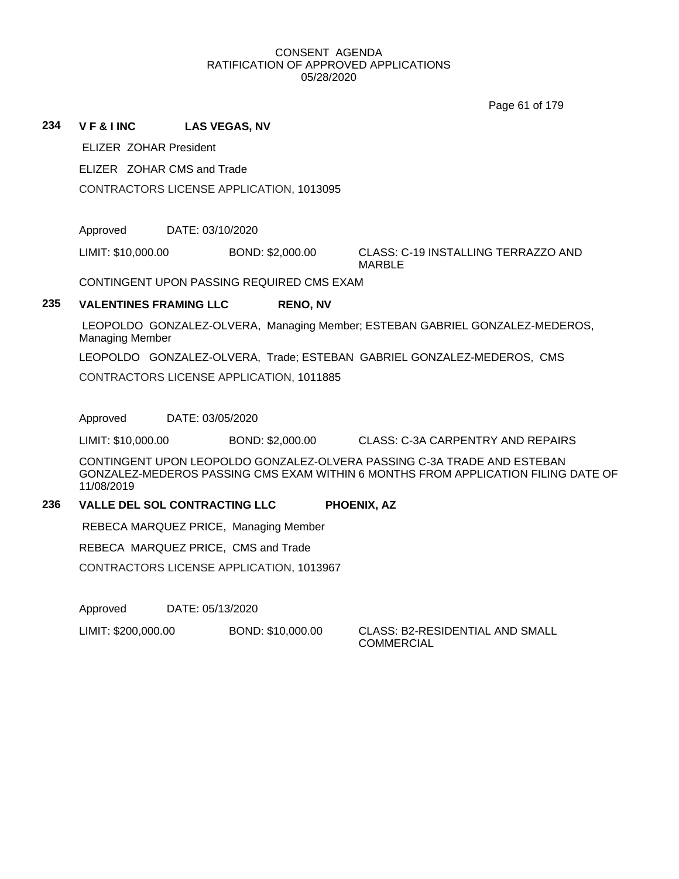CONSENT AGENDA
RATIFICATION OF APPROVED APPLICATIONS
05/28/2020

**234 V F & I INC LAS VEGAS, NV**

ELIZER ZOHAR President

ELIZER ZOHAR CMS and Trade

CONTRACTORS LICENSE APPLICATION, 1013095

Approved DATE: 03/10/2020

LIMIT: $10,000.00 BOND: $2,000.00 CLASS: C-19 INSTALLING TERRAZZO AND MARBLE

CONTINGENT UPON PASSING REQUIRED CMS EXAM

**235 VALENTINES FRAMING LLC RENO, NV**

LEOPOLDO GONZALEZ-OLVERA, Managing Member; ESTEBAN GABRIEL GONZALEZ-MEDEROS, Managing Member

LEOPOLDO GONZALEZ-OLVERA, Trade; ESTEBAN GABRIEL GONZALEZ-MEDEROS, CMS

CONTRACTORS LICENSE APPLICATION, 1011885

Approved DATE: 03/05/2020

LIMIT: $10,000.00 BOND: $2,000.00 CLASS: C-3A CARPENTRY AND REPAIRS

CONTINGENT UPON LEOPOLDO GONZALEZ-OLVERA PASSING C-3A TRADE AND ESTEBAN GONZALEZ-MEDEROS PASSING CMS EXAM WITHIN 6 MONTHS FROM APPLICATION FILING DATE OF 11/08/2019

**236 VALLE DEL SOL CONTRACTING LLC PHOENIX, AZ**

REBECA MARQUEZ PRICE, Managing Member

REBECA MARQUEZ PRICE, CMS and Trade

CONTRACTORS LICENSE APPLICATION, 1013967

Approved DATE: 05/13/2020

LIMIT: $200,000.00 BOND: $10,000.00 CLASS: B2-RESIDENTIAL AND SMALL COMMERCIAL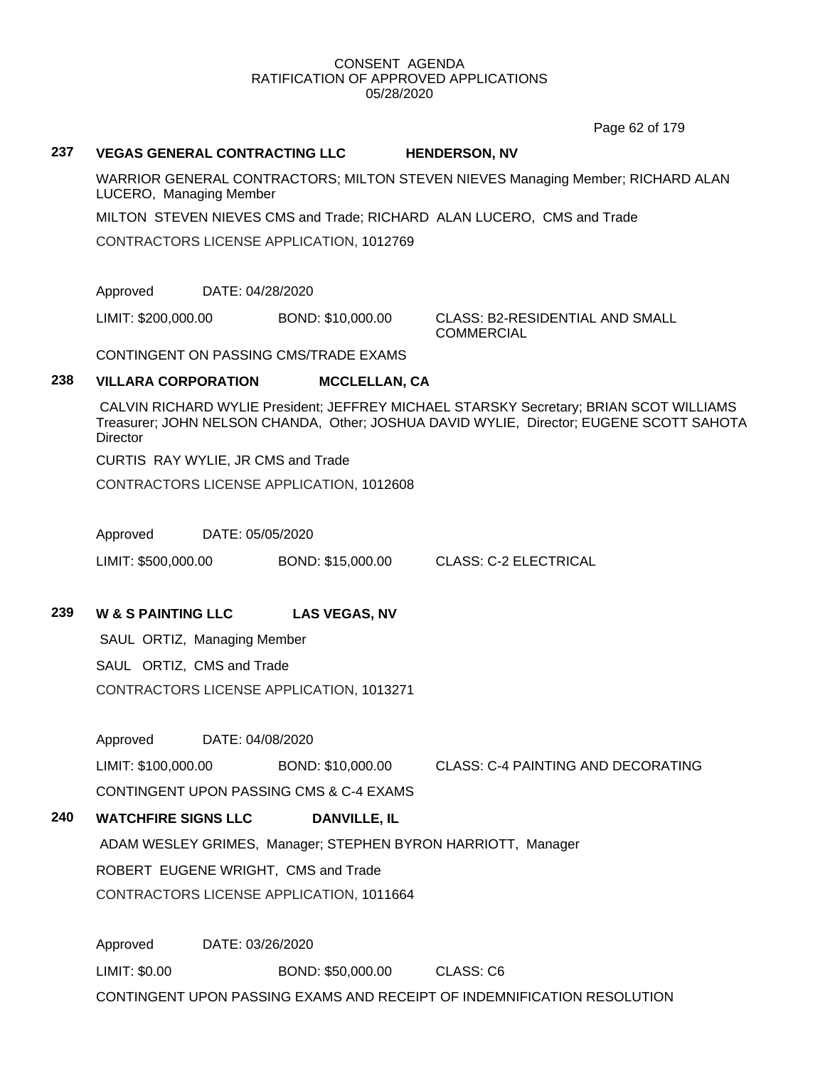CONSENT AGENDA
RATIFICATION OF APPROVED APPLICATIONS
05/28/2020

**237 VEGAS GENERAL CONTRACTING LLC HENDERSON, NV**

WARRIOR GENERAL CONTRACTORS; MILTON STEVEN NIEVES Managing Member; RICHARD ALAN LUCERO, Managing Member

MILTON STEVEN NIEVES CMS and Trade; RICHARD ALAN LUCERO, CMS and Trade

CONTRACTORS LICENSE APPLICATION, 1012769

Approved DATE: 04/28/2020

LIMIT: $200,000.00 BOND: $10,000.00 CLASS: B2-RESIDENTIAL AND SMALL COMMERCIAL

CONTINGENT ON PASSING CMS/TRADE EXAMS

**238 VILLARA CORPORATION MCCLELLAN, CA**

CALVIN RICHARD WYLIE President; JEFFREY MICHAEL STARSKY Secretary; BRIAN SCOT WILLIAMS Treasurer; JOHN NELSON CHANDA, Other; JOSHUA DAVID WYLIE, Director; EUGENE SCOTT SAHOTA Director

CURTIS RAY WYLIE, JR CMS and Trade

CONTRACTORS LICENSE APPLICATION, 1012608

Approved DATE: 05/05/2020

LIMIT: $500,000.00 BOND: $15,000.00 CLASS: C-2 ELECTRICAL

**239 W & S PAINTING LLC LAS VEGAS, NV**

SAUL ORTIZ, Managing Member

SAUL ORTIZ, CMS and Trade

CONTRACTORS LICENSE APPLICATION, 1013271

Approved DATE: 04/08/2020

LIMIT: $100,000.00 BOND: $10,000.00 CLASS: C-4 PAINTING AND DECORATING

CONTINGENT UPON PASSING CMS & C-4 EXAMS

**240 WATCHFIRE SIGNS LLC DANVILLE, IL**

ADAM WESLEY GRIMES, Manager; STEPHEN BYRON HARRIOTT, Manager

ROBERT EUGENE WRIGHT, CMS and Trade

CONTRACTORS LICENSE APPLICATION, 1011664

Approved DATE: 03/26/2020

LIMIT: $0.00 BOND: $50,000.00 CLASS: C6

CONTINGENT UPON PASSING EXAMS AND RECEIPT OF INDEMNIFICATION RESOLUTION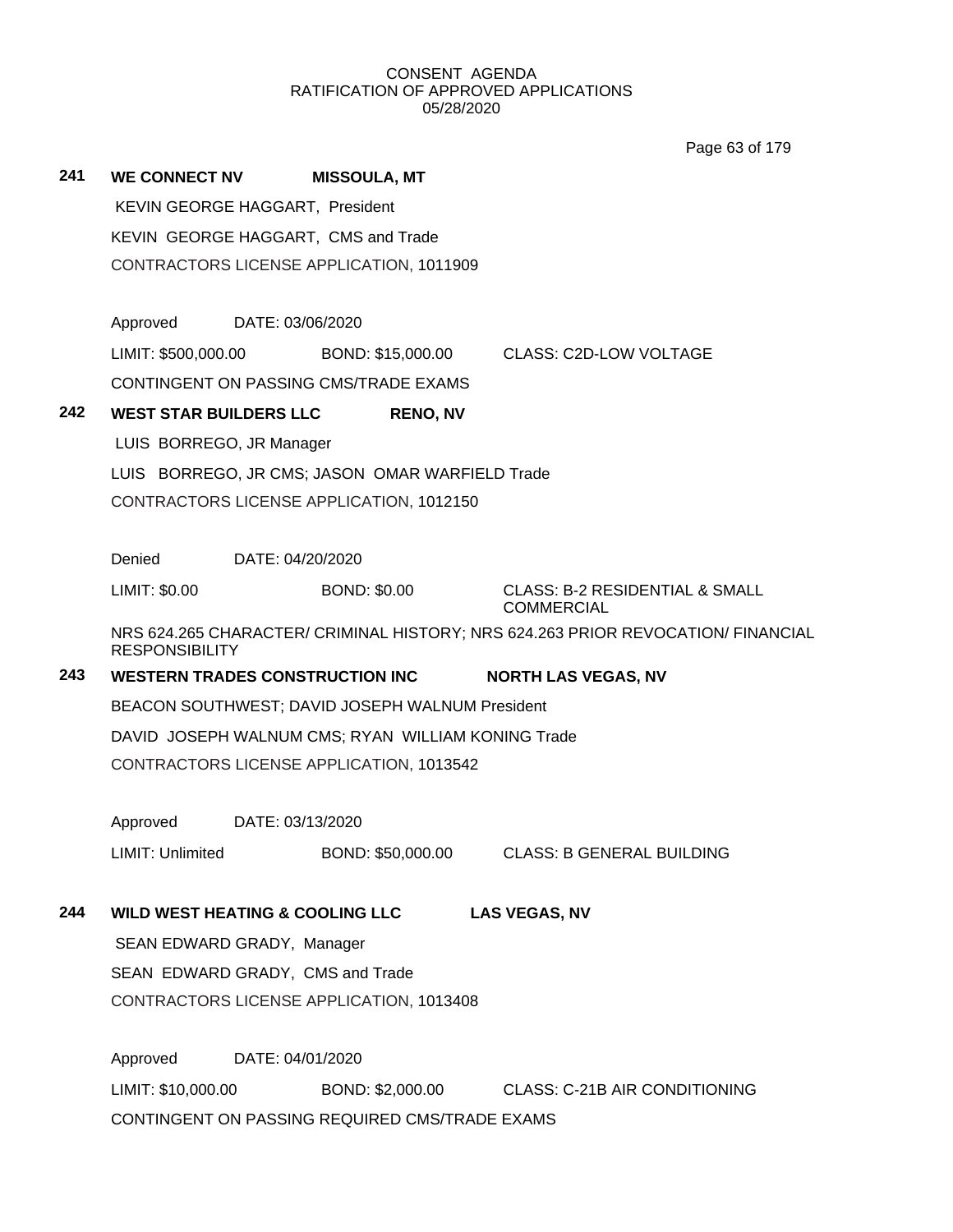CONSENT AGENDA
RATIFICATION OF APPROVED APPLICATIONS
05/28/2020

**241 WE CONNECT NV MISSOULA, MT**

KEVIN GEORGE HAGGART, President

KEVIN GEORGE HAGGART, CMS and Trade

CONTRACTORS LICENSE APPLICATION, 1011909

Approved DATE: 03/06/2020

LIMIT: $500,000.00 BOND: $15,000.00 CLASS: C2D-LOW VOLTAGE

CONTINGENT ON PASSING CMS/TRADE EXAMS

**242 WEST STAR BUILDERS LLC RENO, NV**

LUIS BORREGO, JR Manager

LUIS BORREGO, JR CMS; JASON OMAR WARFIELD Trade

CONTRACTORS LICENSE APPLICATION, 1012150

Denied DATE: 04/20/2020

LIMIT: $0.00 BOND: $0.00 CLASS: B-2 RESIDENTIAL & SMALL COMMERCIAL

NRS 624.265 CHARACTER/ CRIMINAL HISTORY; NRS 624.263 PRIOR REVOCATION/ FINANCIAL RESPONSIBILITY

**243 WESTERN TRADES CONSTRUCTION INC NORTH LAS VEGAS, NV**

BEACON SOUTHWEST; DAVID JOSEPH WALNUM President

DAVID JOSEPH WALNUM CMS; RYAN WILLIAM KONING Trade

CONTRACTORS LICENSE APPLICATION, 1013542

Approved DATE: 03/13/2020

LIMIT: Unlimited BOND: $50,000.00 CLASS: B GENERAL BUILDING

**244 WILD WEST HEATING & COOLING LLC LAS VEGAS, NV**

SEAN EDWARD GRADY, Manager

SEAN EDWARD GRADY, CMS and Trade

CONTRACTORS LICENSE APPLICATION, 1013408

Approved DATE: 04/01/2020

LIMIT: $10,000.00 BOND: $2,000.00 CLASS: C-21B AIR CONDITIONING

CONTINGENT ON PASSING REQUIRED CMS/TRADE EXAMS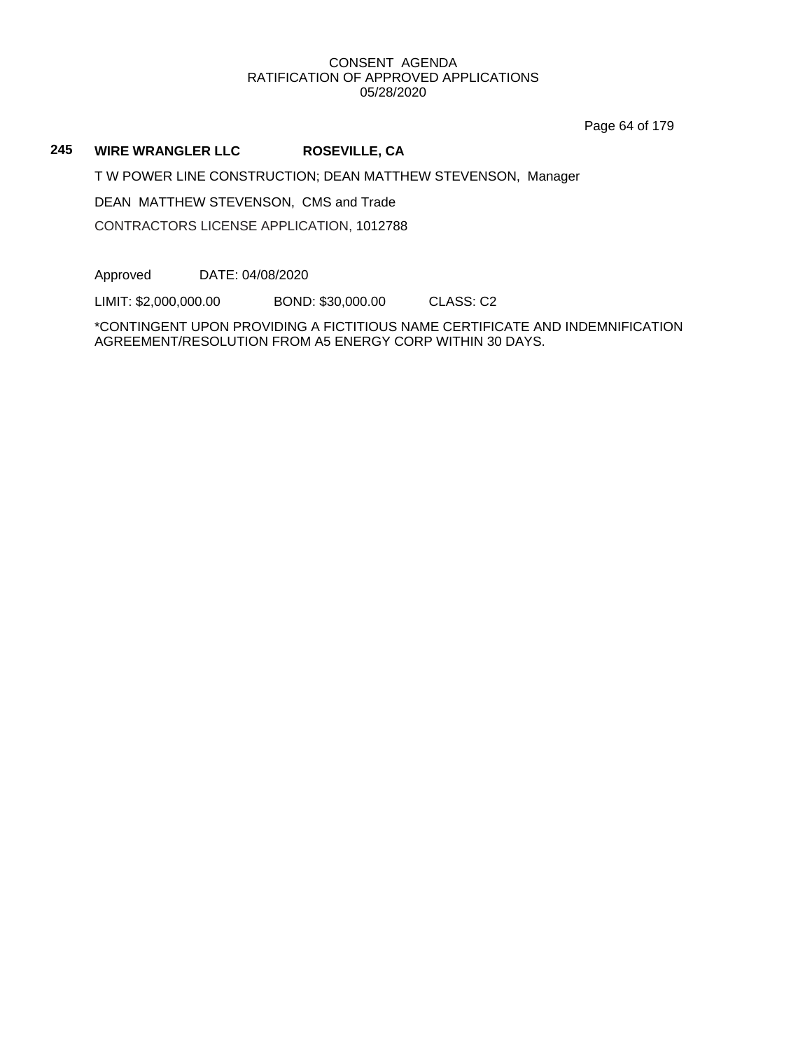CONSENT AGENDA
RATIFICATION OF APPROVED APPLICATIONS
05/28/2020

**245 WIRE WRANGLER LLC ROSEVILLE, CA**

T W POWER LINE CONSTRUCTION; DEAN MATTHEW STEVENSON, Manager

DEAN MATTHEW STEVENSON, CMS and Trade

CONTRACTORS LICENSE APPLICATION, 1012788

Approved DATE: 04/08/2020

LIMIT: $2,000,000.00 BOND: $30,000.00 CLASS: C2

*CONTINGENT UPON PROVIDING A FICTITIOUS NAME CERTIFICATE AND INDEMNIFICATION AGREEMENT/RESOLUTION FROM A5 ENERGY CORP WITHIN 30 DAYS.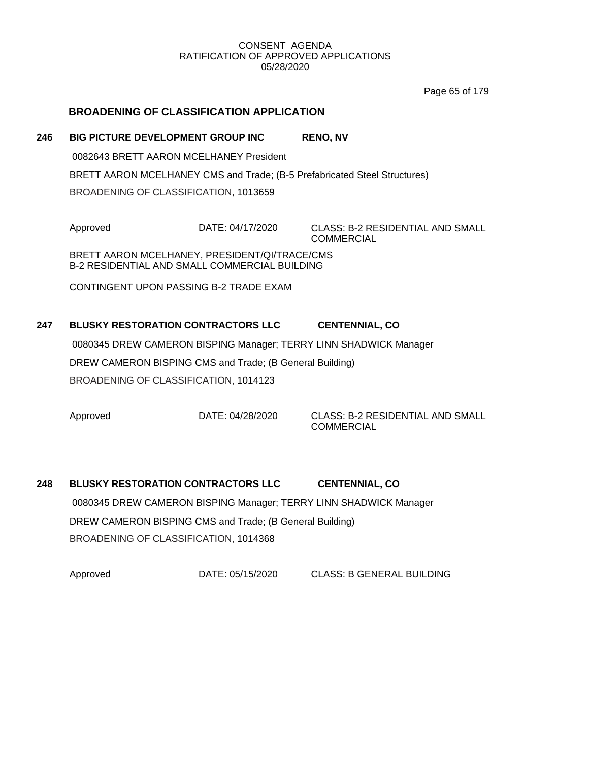## BROADENING OF CLASSIFICATION APPLICATION

**246 BIG PICTURE DEVELOPMENT GROUP INC RENO, NV**

0082643 BRETT AARON MCELHANEY President

BRETT AARON MCELHANEY CMS and Trade; (B-5 Prefabricated Steel Structures)

BROADENING OF CLASSIFICATION, 1013659

Approved DATE: 04/17/2020 CLASS: B-2 RESIDENTIAL AND SMALL COMMERCIAL

BRETT AARON MCELHANEY, PRESIDENT/QI/TRACE/CMS
B-2 RESIDENTIAL AND SMALL COMMERCIAL BUILDING

CONTINGENT UPON PASSING B-2 TRADE EXAM

**247 BLUSKY RESTORATION CONTRACTORS LLC CENTENNIAL, CO**

0080345 DREW CAMERON BISPING Manager; TERRY LINN SHADWICK Manager

DREW CAMERON BISPING CMS and Trade; (B General Building)

BROADENING OF CLASSIFICATION, 1014123

Approved DATE: 04/28/2020 CLASS: B-2 RESIDENTIAL AND SMALL COMMERCIAL

**248 BLUSKY RESTORATION CONTRACTORS LLC CENTENNIAL, CO**

0080345 DREW CAMERON BISPING Manager; TERRY LINN SHADWICK Manager

DREW CAMERON BISPING CMS and Trade; (B General Building)

BROADENING OF CLASSIFICATION, 1014368

Approved DATE: 05/15/2020 CLASS: B GENERAL BUILDING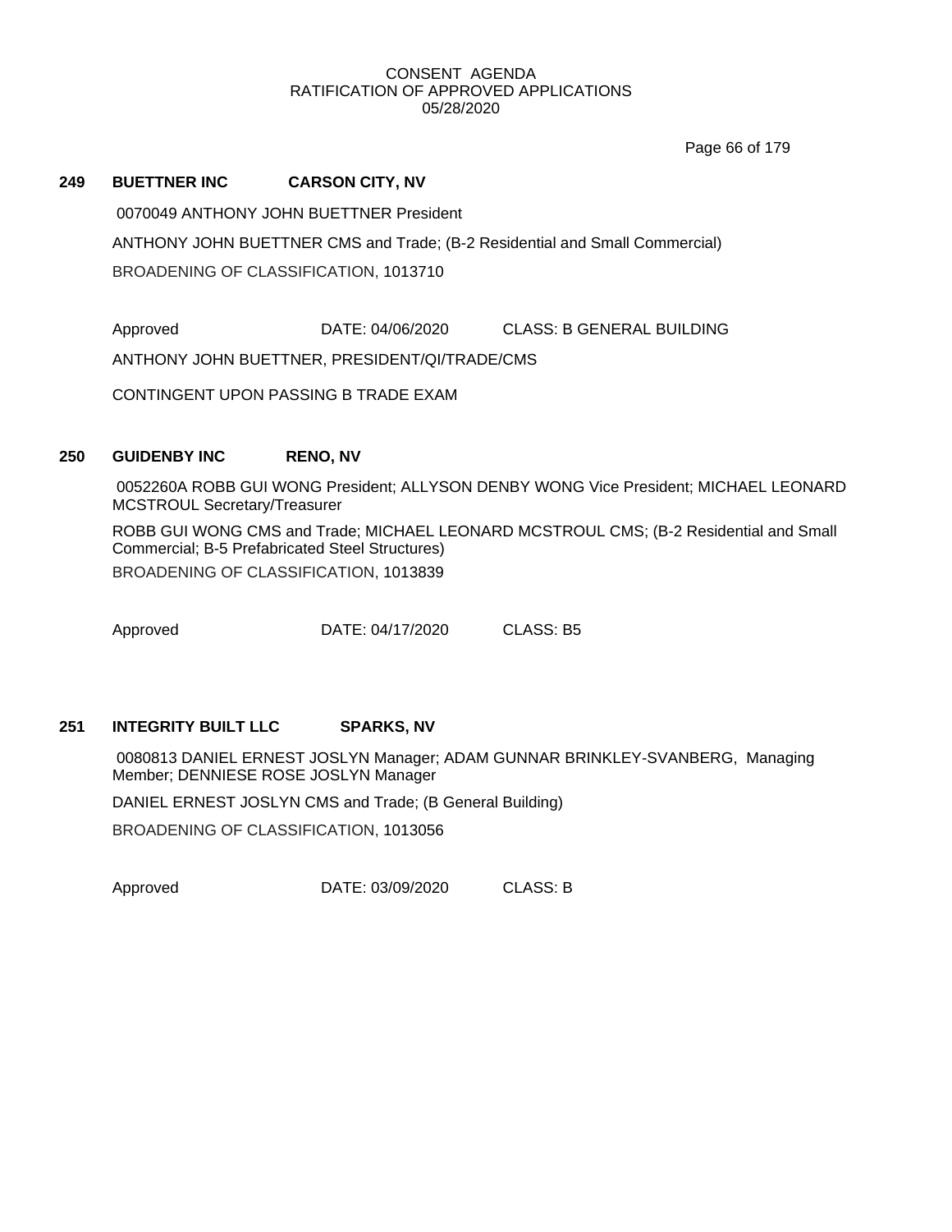CONSENT AGENDA
RATIFICATION OF APPROVED APPLICATIONS
05/28/2020

**249 BUETTNER INC CARSON CITY, NV**

0070049 ANTHONY JOHN BUETTNER President

ANTHONY JOHN BUETTNER CMS and Trade; (B-2 Residential and Small Commercial)

BROADENING OF CLASSIFICATION, 1013710

Approved DATE: 04/06/2020 CLASS: B GENERAL BUILDING

ANTHONY JOHN BUETTNER, PRESIDENT/QI/TRADE/CMS

CONTINGENT UPON PASSING B TRADE EXAM

**250 GUIDENBY INC RENO, NV**

0052260A ROBB GUI WONG President; ALLYSON DENBY WONG Vice President; MICHAEL LEONARD MCSTROUL Secretary/Treasurer

ROBB GUI WONG CMS and Trade; MICHAEL LEONARD MCSTROUL CMS; (B-2 Residential and Small Commercial; B-5 Prefabricated Steel Structures)

BROADENING OF CLASSIFICATION, 1013839

Approved DATE: 04/17/2020 CLASS: B5

**251 INTEGRITY BUILT LLC SPARKS, NV**

0080813 DANIEL ERNEST JOSLYN Manager; ADAM GUNNAR BRINKLEY-SVANBERG, Managing Member; DENNIESE ROSE JOSLYN Manager

DANIEL ERNEST JOSLYN CMS and Trade; (B General Building)

BROADENING OF CLASSIFICATION, 1013056

Approved DATE: 03/09/2020 CLASS: B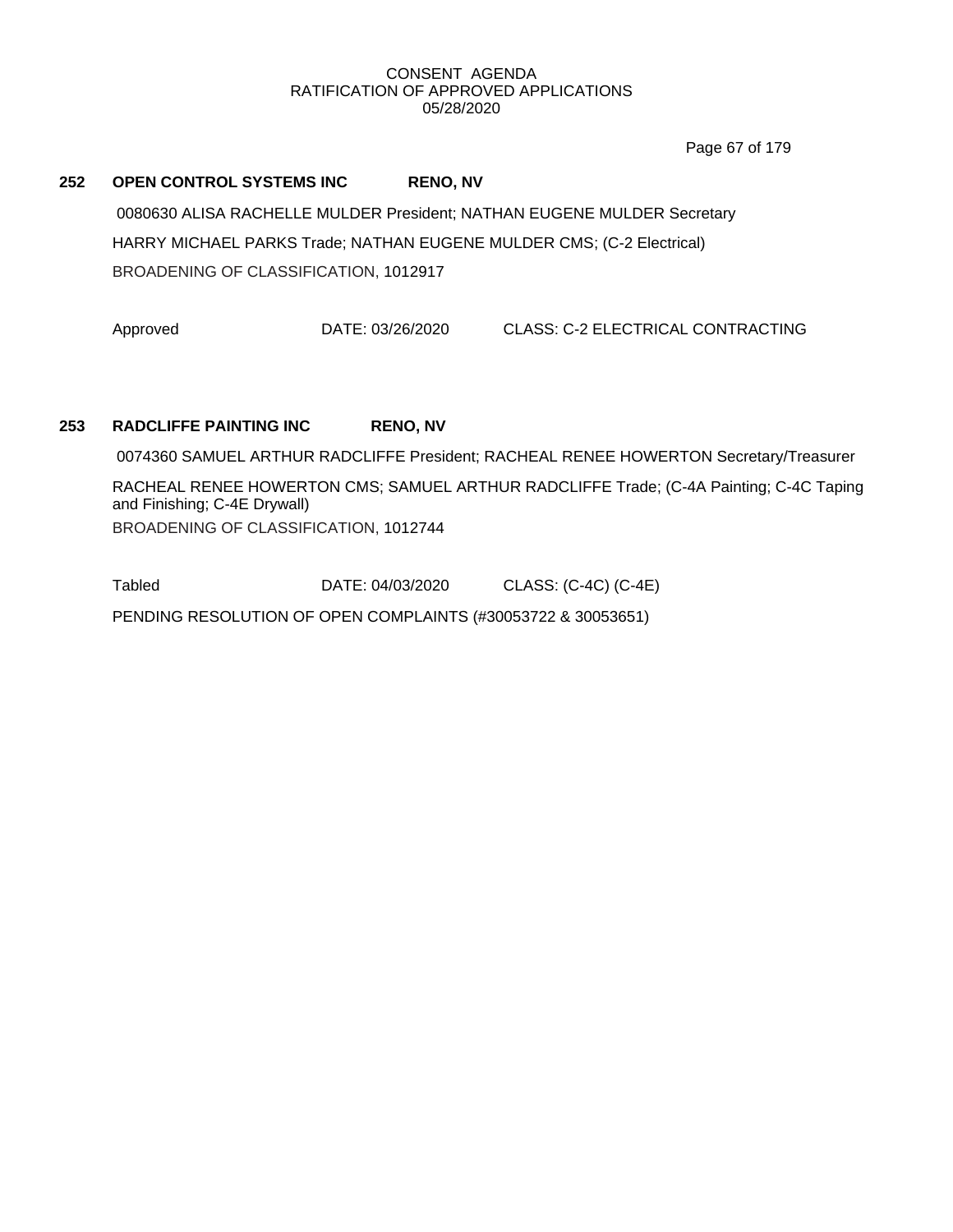## 252 OPEN CONTROL SYSTEMS INC RENO, NV

0080630 ALISA RACHELLE MULDER President; NATHAN EUGENE MULDER Secretary

HARRY MICHAEL PARKS Trade; NATHAN EUGENE MULDER CMS; (C-2 Electrical)

BROADENING OF CLASSIFICATION, 1012917

Approved DATE: 03/26/2020 CLASS: C-2 ELECTRICAL CONTRACTING

## 253 RADCLIFFE PAINTING INC RENO, NV

0074360 SAMUEL ARTHUR RADCLIFFE President; RACHEAL RENEE HOWERTON Secretary/Treasurer

RACHEAL RENEE HOWERTON CMS; SAMUEL ARTHUR RADCLIFFE Trade; (C-4A Painting; C-4C Taping and Finishing; C-4E Drywall)

BROADENING OF CLASSIFICATION, 1012744

Tabled DATE: 04/03/2020 CLASS: (C-4C) (C-4E)

PENDING RESOLUTION OF OPEN COMPLAINTS (#30053722 & 30053651)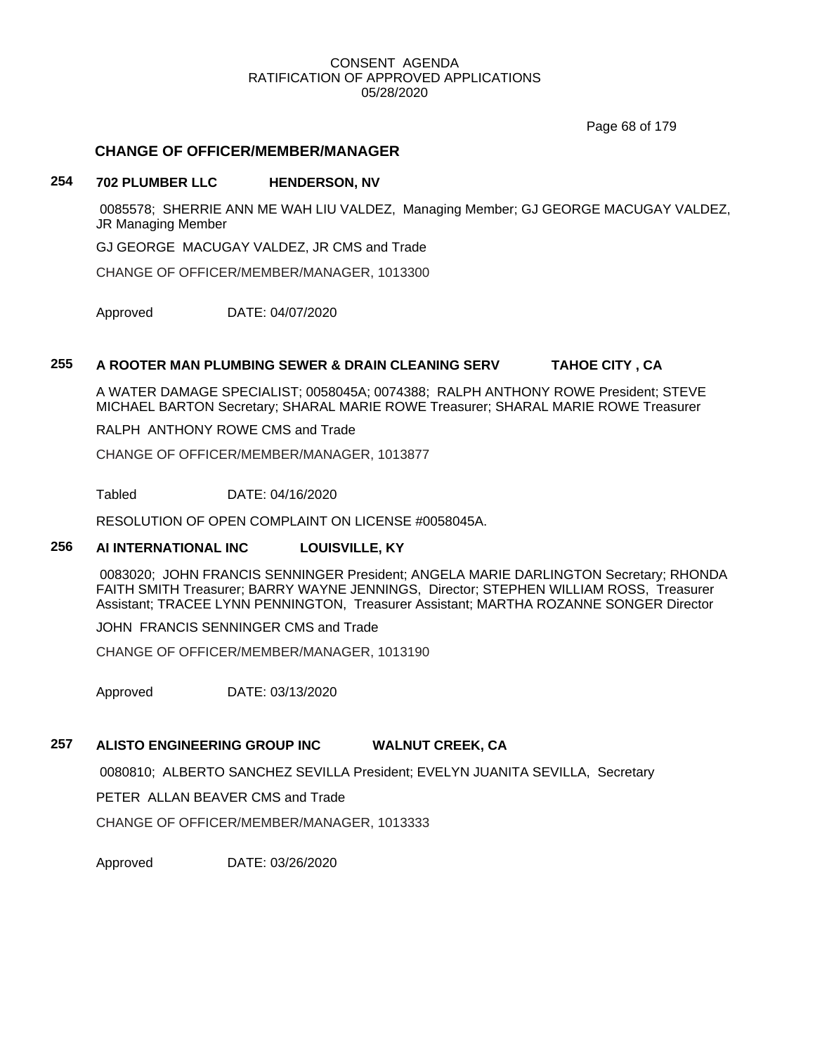## CHANGE OF OFFICER/MEMBER/MANAGER

**254 702 PLUMBER LLC HENDERSON, NV**

0085578; SHERRIE ANN ME WAH LIU VALDEZ, Managing Member; GJ GEORGE MACUGAY VALDEZ, JR Managing Member

GJ GEORGE MACUGAY VALDEZ, JR CMS and Trade

CHANGE OF OFFICER/MEMBER/MANAGER, 1013300

Approved DATE: 04/07/2020

**255 A ROOTER MAN PLUMBING SEWER & DRAIN CLEANING SERV TAHOE CITY , CA**

A WATER DAMAGE SPECIALIST; 0058045A; 0074388; RALPH ANTHONY ROWE President; STEVE MICHAEL BARTON Secretary; SHARAL MARIE ROWE Treasurer; SHARAL MARIE ROWE Treasurer

RALPH ANTHONY ROWE CMS and Trade

CHANGE OF OFFICER/MEMBER/MANAGER, 1013877

Tabled DATE: 04/16/2020

RESOLUTION OF OPEN COMPLAINT ON LICENSE #0058045A.

**256 AI INTERNATIONAL INC LOUISVILLE, KY**

0083020; JOHN FRANCIS SENNINGER President; ANGELA MARIE DARLINGTON Secretary; RHONDA FAITH SMITH Treasurer; BARRY WAYNE JENNINGS, Director; STEPHEN WILLIAM ROSS, Treasurer Assistant; TRACEE LYNN PENNINGTON, Treasurer Assistant; MARTHA ROZANNE SONGER Director

JOHN FRANCIS SENNINGER CMS and Trade

CHANGE OF OFFICER/MEMBER/MANAGER, 1013190

Approved DATE: 03/13/2020

**257 ALISTO ENGINEERING GROUP INC WALNUT CREEK, CA**

0080810; ALBERTO SANCHEZ SEVILLA President; EVELYN JUANITA SEVILLA, Secretary

PETER ALLAN BEAVER CMS and Trade

CHANGE OF OFFICER/MEMBER/MANAGER, 1013333

Approved DATE: 03/26/2020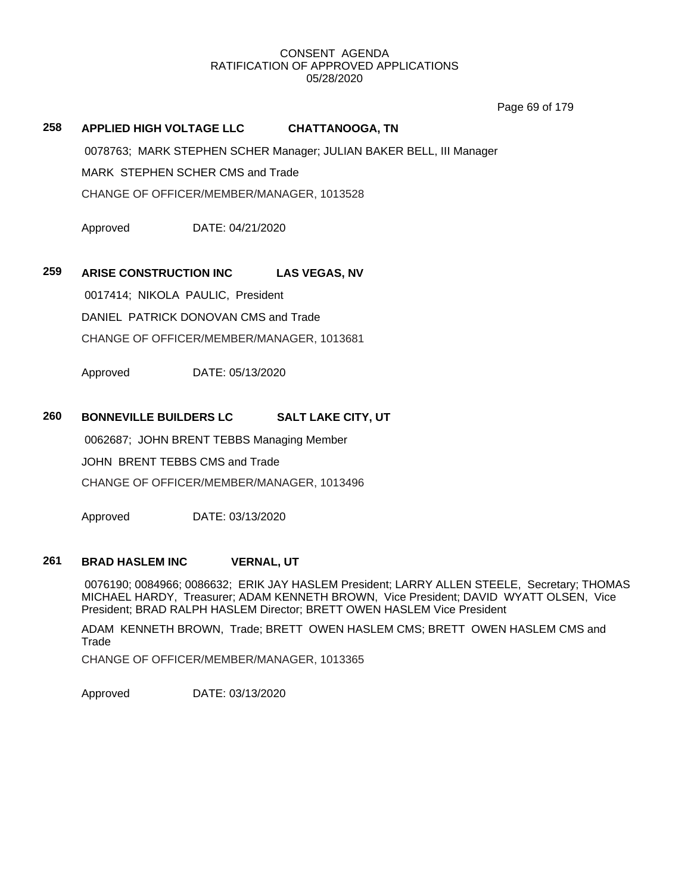CONSENT AGENDA
RATIFICATION OF APPROVED APPLICATIONS
05/28/2020

**258 APPLIED HIGH VOLTAGE LLC CHATTANOOGA, TN**

0078763; MARK STEPHEN SCHER Manager; JULIAN BAKER BELL, III Manager

MARK STEPHEN SCHER CMS and Trade

CHANGE OF OFFICER/MEMBER/MANAGER, 1013528

Approved DATE: 04/21/2020

**259 ARISE CONSTRUCTION INC LAS VEGAS, NV**

0017414; NIKOLA PAULIC, President

DANIEL PATRICK DONOVAN CMS and Trade

CHANGE OF OFFICER/MEMBER/MANAGER, 1013681

Approved DATE: 05/13/2020

**260 BONNEVILLE BUILDERS LC SALT LAKE CITY, UT**

0062687; JOHN BRENT TEBBS Managing Member

JOHN BRENT TEBBS CMS and Trade

CHANGE OF OFFICER/MEMBER/MANAGER, 1013496

Approved DATE: 03/13/2020

**261 BRAD HASLEM INC VERNAL, UT**

0076190; 0084966; 0086632; ERIK JAY HASLEM President; LARRY ALLEN STEELE, Secretary; THOMAS MICHAEL HARDY, Treasurer; ADAM KENNETH BROWN, Vice President; DAVID WYATT OLSEN, Vice President; BRAD RALPH HASLEM Director; BRETT OWEN HASLEM Vice President

ADAM KENNETH BROWN, Trade; BRETT OWEN HASLEM CMS; BRETT OWEN HASLEM CMS and Trade

CHANGE OF OFFICER/MEMBER/MANAGER, 1013365

Approved DATE: 03/13/2020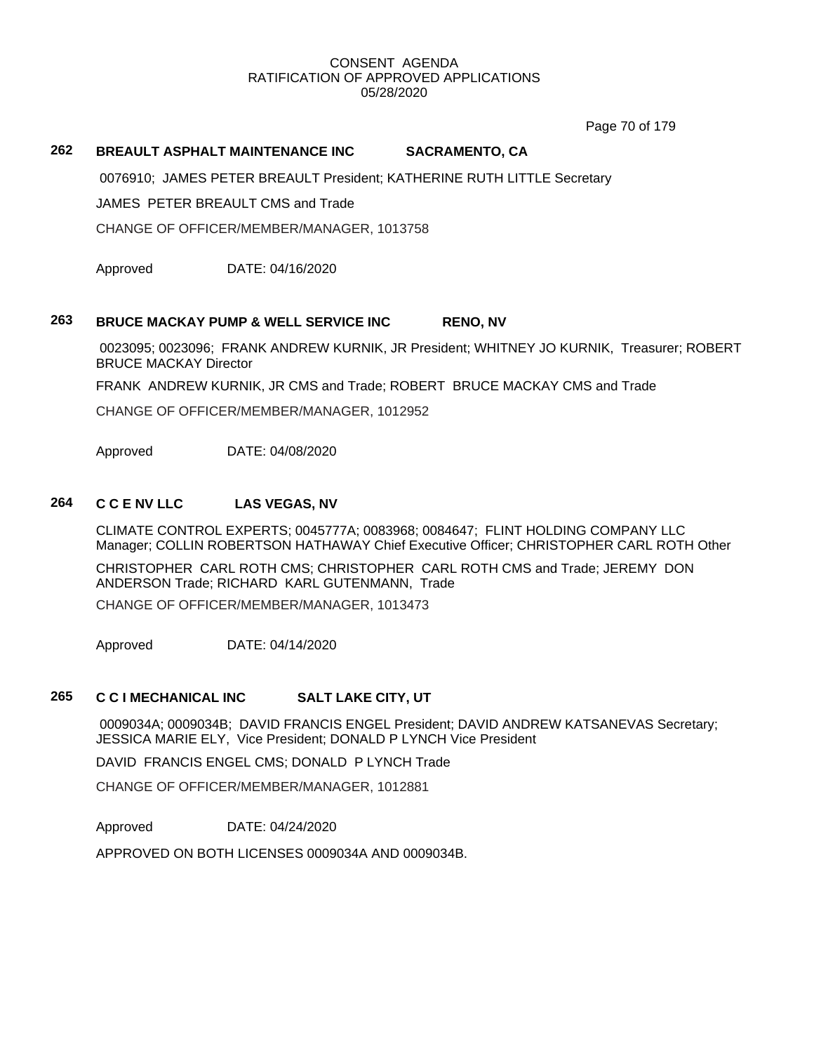CONSENT AGENDA
RATIFICATION OF APPROVED APPLICATIONS
05/28/2020

## 262 BREAULT ASPHALT MAINTENANCE INC SACRAMENTO, CA

0076910; JAMES PETER BREAULT President; KATHERINE RUTH LITTLE Secretary

JAMES PETER BREAULT CMS and Trade

CHANGE OF OFFICER/MEMBER/MANAGER, 1013758

Approved DATE: 04/16/2020

## 263 BRUCE MACKAY PUMP & WELL SERVICE INC RENO, NV

0023095; 0023096; FRANK ANDREW KURNIK, JR President; WHITNEY JO KURNIK, Treasurer; ROBERT BRUCE MACKAY Director

FRANK ANDREW KURNIK, JR CMS and Trade; ROBERT BRUCE MACKAY CMS and Trade

CHANGE OF OFFICER/MEMBER/MANAGER, 1012952

Approved DATE: 04/08/2020

## 264 C C E NV LLC LAS VEGAS, NV

CLIMATE CONTROL EXPERTS; 0045777A; 0083968; 0084647; FLINT HOLDING COMPANY LLC Manager; COLLIN ROBERTSON HATHAWAY Chief Executive Officer; CHRISTOPHER CARL ROTH Other

CHRISTOPHER CARL ROTH CMS; CHRISTOPHER CARL ROTH CMS and Trade; JEREMY DON ANDERSON Trade; RICHARD KARL GUTENMANN, Trade

CHANGE OF OFFICER/MEMBER/MANAGER, 1013473

Approved DATE: 04/14/2020

## 265 C C I MECHANICAL INC SALT LAKE CITY, UT

0009034A; 0009034B; DAVID FRANCIS ENGEL President; DAVID ANDREW KATSANEVAS Secretary; JESSICA MARIE ELY, Vice President; DONALD P LYNCH Vice President

DAVID FRANCIS ENGEL CMS; DONALD P LYNCH Trade

CHANGE OF OFFICER/MEMBER/MANAGER, 1012881

Approved DATE: 04/24/2020

APPROVED ON BOTH LICENSES 0009034A AND 0009034B.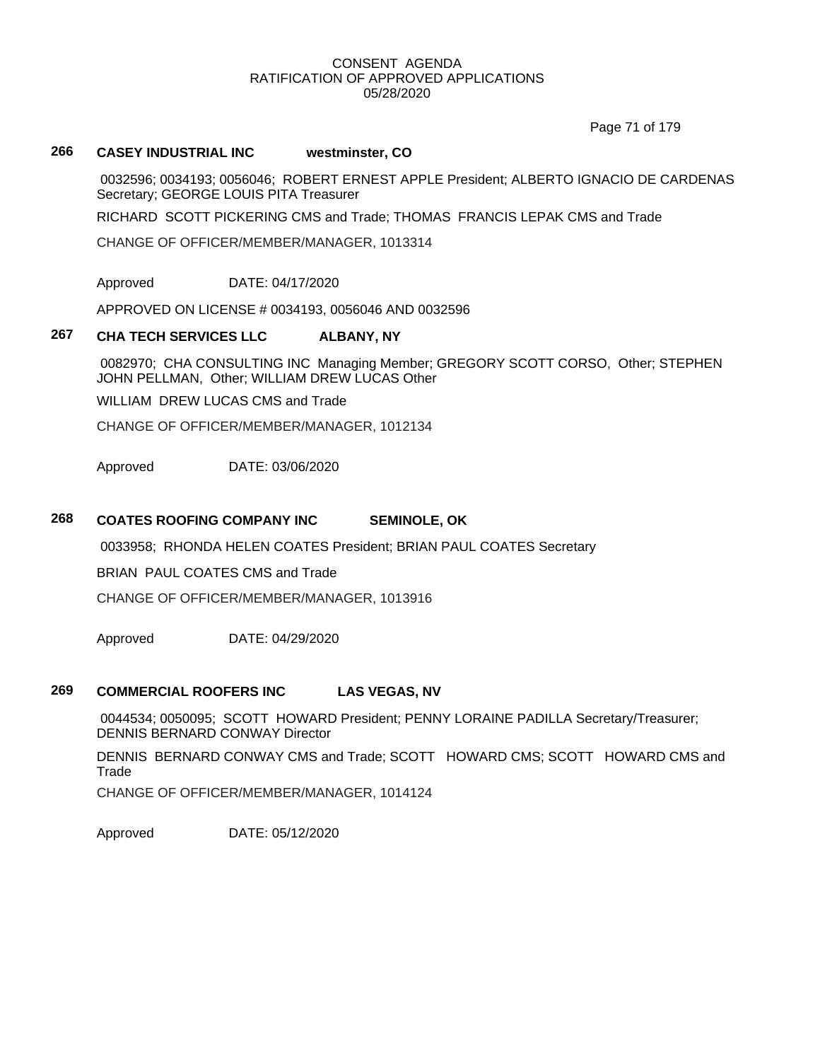CONSENT AGENDA
RATIFICATION OF APPROVED APPLICATIONS
05/28/2020

### 266 CASEY INDUSTRIAL INC westminster, CO

0032596; 0034193; 0056046; ROBERT ERNEST APPLE President; ALBERTO IGNACIO DE CARDENAS Secretary; GEORGE LOUIS PITA Treasurer

RICHARD SCOTT PICKERING CMS and Trade; THOMAS FRANCIS LEPAK CMS and Trade

CHANGE OF OFFICER/MEMBER/MANAGER, 1013314

Approved DATE: 04/17/2020

APPROVED ON LICENSE # 0034193, 0056046 AND 0032596

### 267 CHA TECH SERVICES LLC ALBANY, NY

0082970; CHA CONSULTING INC Managing Member; GREGORY SCOTT CORSO, Other; STEPHEN JOHN PELLMAN, Other; WILLIAM DREW LUCAS Other

WILLIAM DREW LUCAS CMS and Trade

CHANGE OF OFFICER/MEMBER/MANAGER, 1012134

Approved DATE: 03/06/2020

### 268 COATES ROOFING COMPANY INC SEMINOLE, OK

0033958; RHONDA HELEN COATES President; BRIAN PAUL COATES Secretary

BRIAN PAUL COATES CMS and Trade

CHANGE OF OFFICER/MEMBER/MANAGER, 1013916

Approved DATE: 04/29/2020

### 269 COMMERCIAL ROOFERS INC LAS VEGAS, NV

0044534; 0050095; SCOTT HOWARD President; PENNY LORAINE PADILLA Secretary/Treasurer; DENNIS BERNARD CONWAY Director

DENNIS BERNARD CONWAY CMS and Trade; SCOTT HOWARD CMS; SCOTT HOWARD CMS and Trade

CHANGE OF OFFICER/MEMBER/MANAGER, 1014124

Approved DATE: 05/12/2020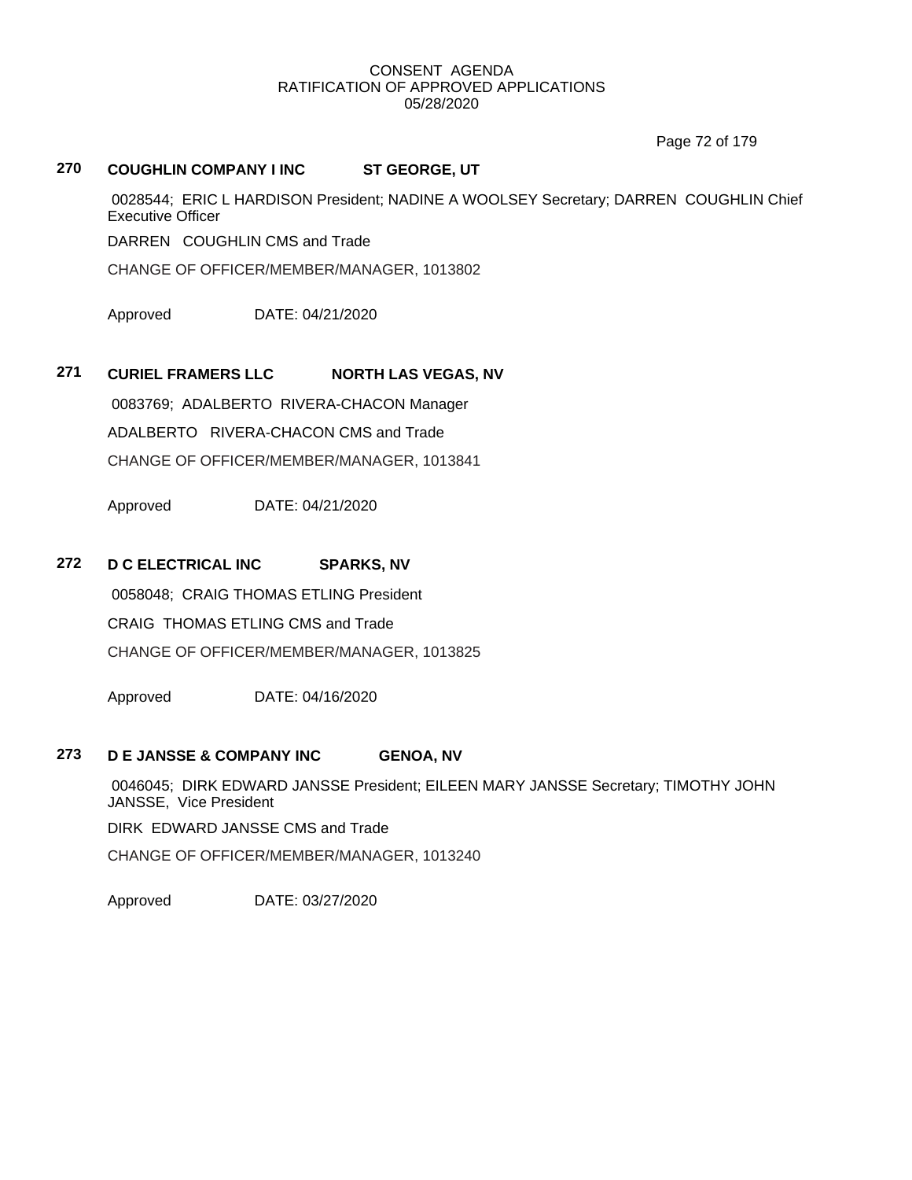CONSENT AGENDA
RATIFICATION OF APPROVED APPLICATIONS
05/28/2020

**270 COUGHLIN COMPANY I INC ST GEORGE, UT**

0028544; ERIC L HARDISON President; NADINE A WOOLSEY Secretary; DARREN COUGHLIN Chief Executive Officer

DARREN COUGHLIN CMS and Trade

CHANGE OF OFFICER/MEMBER/MANAGER, 1013802

Approved DATE: 04/21/2020

**271 CURIEL FRAMERS LLC NORTH LAS VEGAS, NV**

0083769; ADALBERTO RIVERA-CHACON Manager

ADALBERTO RIVERA-CHACON CMS and Trade

CHANGE OF OFFICER/MEMBER/MANAGER, 1013841

Approved DATE: 04/21/2020

**272 D C ELECTRICAL INC SPARKS, NV**

0058048; CRAIG THOMAS ETLING President

CRAIG THOMAS ETLING CMS and Trade

CHANGE OF OFFICER/MEMBER/MANAGER, 1013825

Approved DATE: 04/16/2020

**273 D E JANSSE & COMPANY INC GENOA, NV**

0046045; DIRK EDWARD JANSSE President; EILEEN MARY JANSSE Secretary; TIMOTHY JOHN JANSSE, Vice President

DIRK EDWARD JANSSE CMS and Trade

CHANGE OF OFFICER/MEMBER/MANAGER, 1013240

Approved DATE: 03/27/2020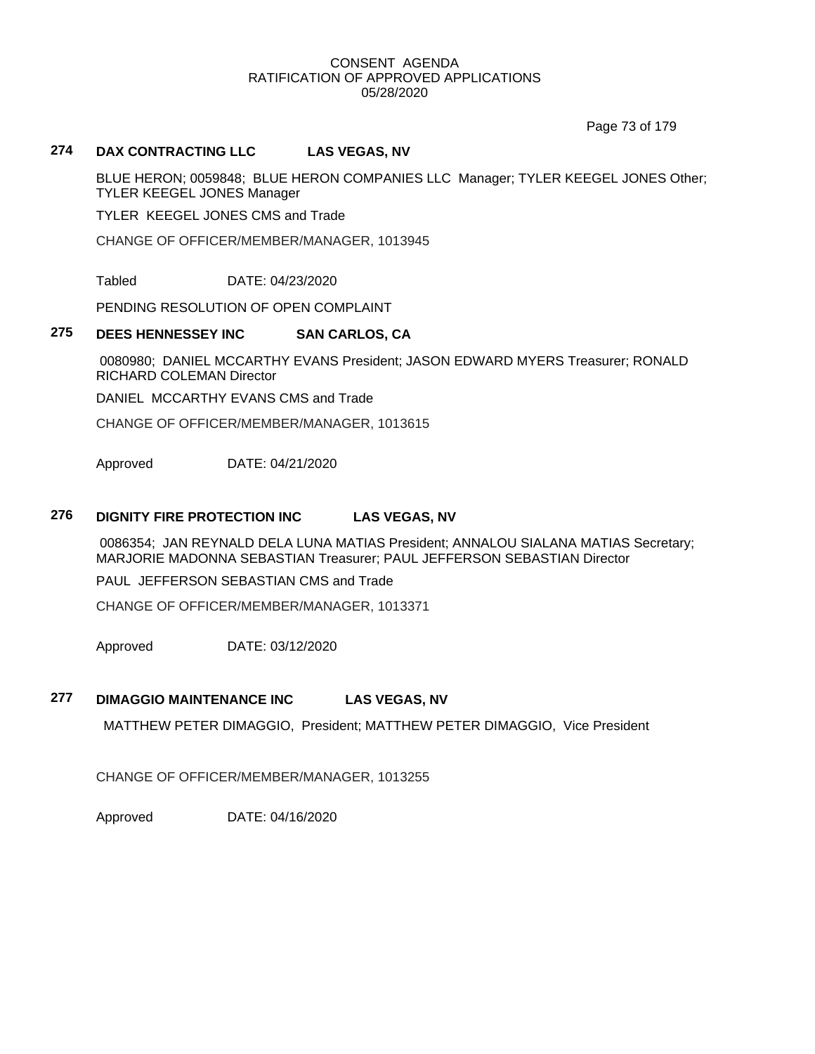CONSENT AGENDA
RATIFICATION OF APPROVED APPLICATIONS
05/28/2020

**274 DAX CONTRACTING LLC LAS VEGAS, NV**

BLUE HERON; 0059848; BLUE HERON COMPANIES LLC Manager; TYLER KEEGEL JONES Other; TYLER KEEGEL JONES Manager

TYLER KEEGEL JONES CMS and Trade

CHANGE OF OFFICER/MEMBER/MANAGER, 1013945

Tabled DATE: 04/23/2020

PENDING RESOLUTION OF OPEN COMPLAINT

**275 DEES HENNESSEY INC SAN CARLOS, CA**

0080980; DANIEL MCCARTHY EVANS President; JASON EDWARD MYERS Treasurer; RONALD RICHARD COLEMAN Director

DANIEL MCCARTHY EVANS CMS and Trade

CHANGE OF OFFICER/MEMBER/MANAGER, 1013615

Approved DATE: 04/21/2020

**276 DIGNITY FIRE PROTECTION INC LAS VEGAS, NV**

0086354; JAN REYNALD DELA LUNA MATIAS President; ANNALOU SIALANA MATIAS Secretary; MARJORIE MADONNA SEBASTIAN Treasurer; PAUL JEFFERSON SEBASTIAN Director

PAUL JEFFERSON SEBASTIAN CMS and Trade

CHANGE OF OFFICER/MEMBER/MANAGER, 1013371

Approved DATE: 03/12/2020

**277 DIMAGGIO MAINTENANCE INC LAS VEGAS, NV**

MATTHEW PETER DIMAGGIO, President; MATTHEW PETER DIMAGGIO, Vice President

CHANGE OF OFFICER/MEMBER/MANAGER, 1013255

Approved DATE: 04/16/2020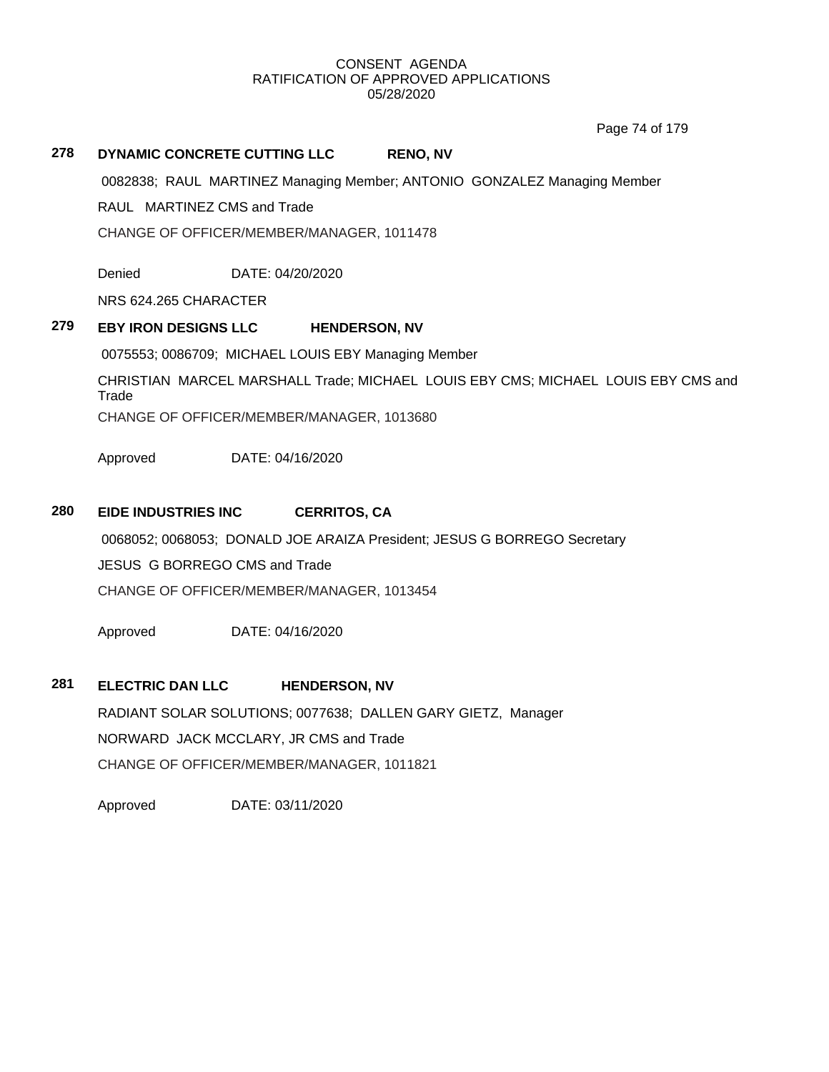CONSENT AGENDA
RATIFICATION OF APPROVED APPLICATIONS
05/28/2020

**278 DYNAMIC CONCRETE CUTTING LLC RENO, NV**

0082838; RAUL MARTINEZ Managing Member; ANTONIO GONZALEZ Managing Member

RAUL MARTINEZ CMS and Trade

CHANGE OF OFFICER/MEMBER/MANAGER, 1011478

Denied DATE: 04/20/2020

NRS 624.265 CHARACTER

**279 EBY IRON DESIGNS LLC HENDERSON, NV**

0075553; 0086709; MICHAEL LOUIS EBY Managing Member

CHRISTIAN MARCEL MARSHALL Trade; MICHAEL LOUIS EBY CMS; MICHAEL LOUIS EBY CMS and Trade

CHANGE OF OFFICER/MEMBER/MANAGER, 1013680

Approved DATE: 04/16/2020

**280 EIDE INDUSTRIES INC CERRITOS, CA**

0068052; 0068053; DONALD JOE ARAIZA President; JESUS G BORREGO Secretary

JESUS G BORREGO CMS and Trade

CHANGE OF OFFICER/MEMBER/MANAGER, 1013454

Approved DATE: 04/16/2020

**281 ELECTRIC DAN LLC HENDERSON, NV**

RADIANT SOLAR SOLUTIONS; 0077638; DALLEN GARY GIETZ, Manager

NORWARD JACK MCCLARY, JR CMS and Trade

CHANGE OF OFFICER/MEMBER/MANAGER, 1011821

Approved DATE: 03/11/2020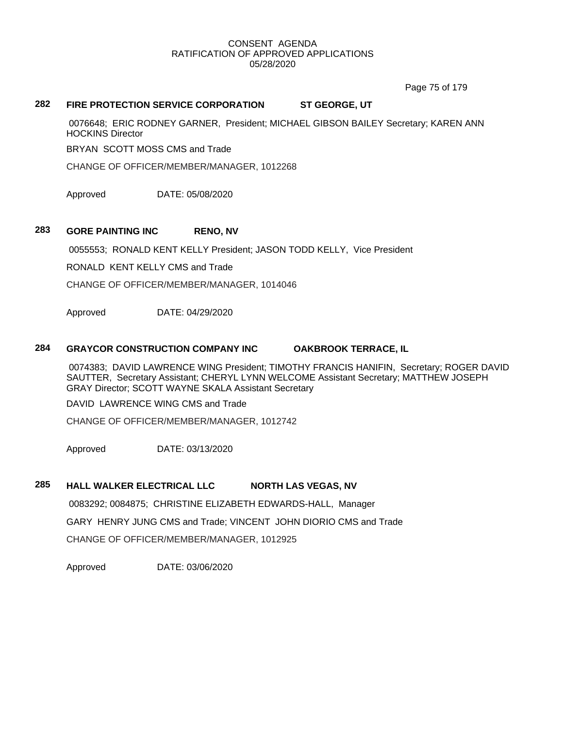CONSENT AGENDA
RATIFICATION OF APPROVED APPLICATIONS
05/28/2020

## 282 FIRE PROTECTION SERVICE CORPORATION ST GEORGE, UT

0076648; ERIC RODNEY GARNER, President; MICHAEL GIBSON BAILEY Secretary; KAREN ANN HOCKINS Director

BRYAN SCOTT MOSS CMS and Trade

CHANGE OF OFFICER/MEMBER/MANAGER, 1012268

Approved DATE: 05/08/2020

## 283 GORE PAINTING INC RENO, NV

0055553; RONALD KENT KELLY President; JASON TODD KELLY, Vice President

RONALD KENT KELLY CMS and Trade

CHANGE OF OFFICER/MEMBER/MANAGER, 1014046

Approved DATE: 04/29/2020

## 284 GRAYCOR CONSTRUCTION COMPANY INC OAKBROOK TERRACE, IL

0074383; DAVID LAWRENCE WING President; TIMOTHY FRANCIS HANIFIN, Secretary; ROGER DAVID SAUTTER, Secretary Assistant; CHERYL LYNN WELCOME Assistant Secretary; MATTHEW JOSEPH GRAY Director; SCOTT WAYNE SKALA Assistant Secretary

DAVID LAWRENCE WING CMS and Trade

CHANGE OF OFFICER/MEMBER/MANAGER, 1012742

Approved DATE: 03/13/2020

## 285 HALL WALKER ELECTRICAL LLC NORTH LAS VEGAS, NV

0083292; 0084875; CHRISTINE ELIZABETH EDWARDS-HALL, Manager

GARY HENRY JUNG CMS and Trade; VINCENT JOHN DIORIO CMS and Trade

CHANGE OF OFFICER/MEMBER/MANAGER, 1012925

Approved DATE: 03/06/2020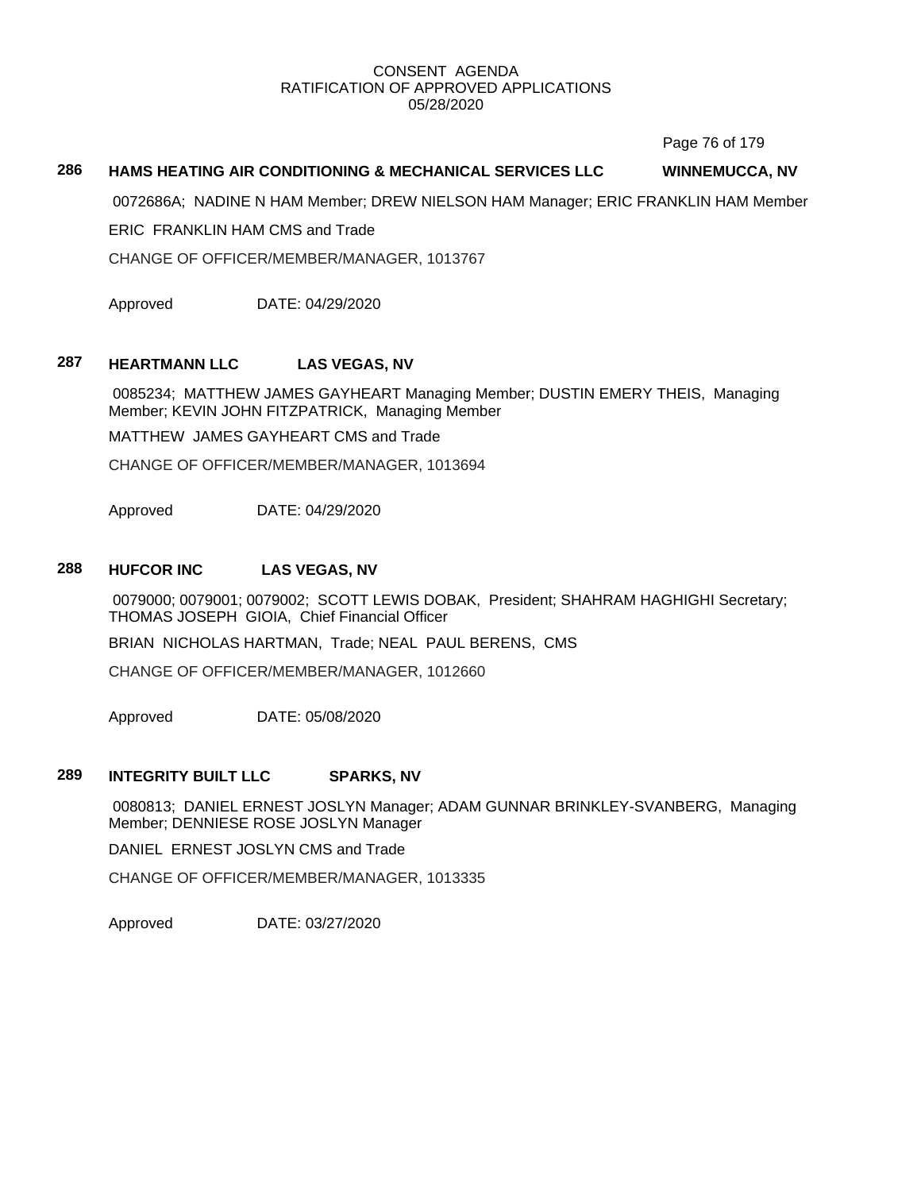CONSENT AGENDA
RATIFICATION OF APPROVED APPLICATIONS
05/28/2020

**286 HAMS HEATING AIR CONDITIONING & MECHANICAL SERVICES LLC WINNEMUCCA, NV**

0072686A; NADINE N HAM Member; DREW NIELSON HAM Manager; ERIC FRANKLIN HAM Member

ERIC FRANKLIN HAM CMS and Trade

CHANGE OF OFFICER/MEMBER/MANAGER, 1013767

Approved DATE: 04/29/2020

**287 HEARTMANN LLC LAS VEGAS, NV**

0085234; MATTHEW JAMES GAYHEART Managing Member; DUSTIN EMERY THEIS, Managing Member; KEVIN JOHN FITZPATRICK, Managing Member

MATTHEW JAMES GAYHEART CMS and Trade

CHANGE OF OFFICER/MEMBER/MANAGER, 1013694

Approved DATE: 04/29/2020

**288 HUFCOR INC LAS VEGAS, NV**

0079000; 0079001; 0079002; SCOTT LEWIS DOBAK, President; SHAHRAM HAGHIGHI Secretary; THOMAS JOSEPH GIOIA, Chief Financial Officer

BRIAN NICHOLAS HARTMAN, Trade; NEAL PAUL BERENS, CMS

CHANGE OF OFFICER/MEMBER/MANAGER, 1012660

Approved DATE: 05/08/2020

**289 INTEGRITY BUILT LLC SPARKS, NV**

0080813; DANIEL ERNEST JOSLYN Manager; ADAM GUNNAR BRINKLEY-SVANBERG, Managing Member; DENNIESE ROSE JOSLYN Manager

DANIEL ERNEST JOSLYN CMS and Trade

CHANGE OF OFFICER/MEMBER/MANAGER, 1013335

Approved DATE: 03/27/2020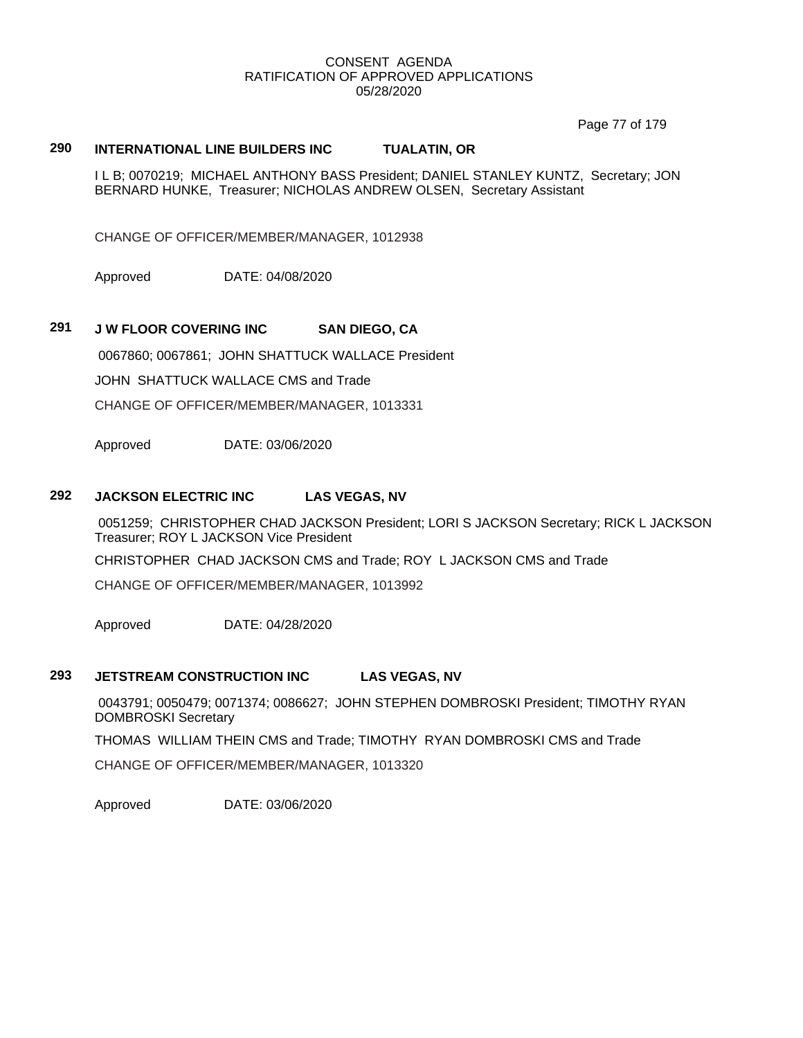CONSENT AGENDA
RATIFICATION OF APPROVED APPLICATIONS
05/28/2020

**290 INTERNATIONAL LINE BUILDERS INC TUALATIN, OR**

I L B; 0070219; MICHAEL ANTHONY BASS President; DANIEL STANLEY KUNTZ, Secretary; JON BERNARD HUNKE, Treasurer; NICHOLAS ANDREW OLSEN, Secretary Assistant

CHANGE OF OFFICER/MEMBER/MANAGER, 1012938

Approved DATE: 04/08/2020

**291 J W FLOOR COVERING INC SAN DIEGO, CA**

0067860; 0067861; JOHN SHATTUCK WALLACE President

JOHN SHATTUCK WALLACE CMS and Trade

CHANGE OF OFFICER/MEMBER/MANAGER, 1013331

Approved DATE: 03/06/2020

**292 JACKSON ELECTRIC INC LAS VEGAS, NV**

0051259; CHRISTOPHER CHAD JACKSON President; LORI S JACKSON Secretary; RICK L JACKSON Treasurer; ROY L JACKSON Vice President

CHRISTOPHER CHAD JACKSON CMS and Trade; ROY L JACKSON CMS and Trade

CHANGE OF OFFICER/MEMBER/MANAGER, 1013992

Approved DATE: 04/28/2020

**293 JETSTREAM CONSTRUCTION INC LAS VEGAS, NV**

0043791; 0050479; 0071374; 0086627; JOHN STEPHEN DOMBROSKI President; TIMOTHY RYAN DOMBROSKI Secretary

THOMAS WILLIAM THEIN CMS and Trade; TIMOTHY RYAN DOMBROSKI CMS and Trade

CHANGE OF OFFICER/MEMBER/MANAGER, 1013320

Approved DATE: 03/06/2020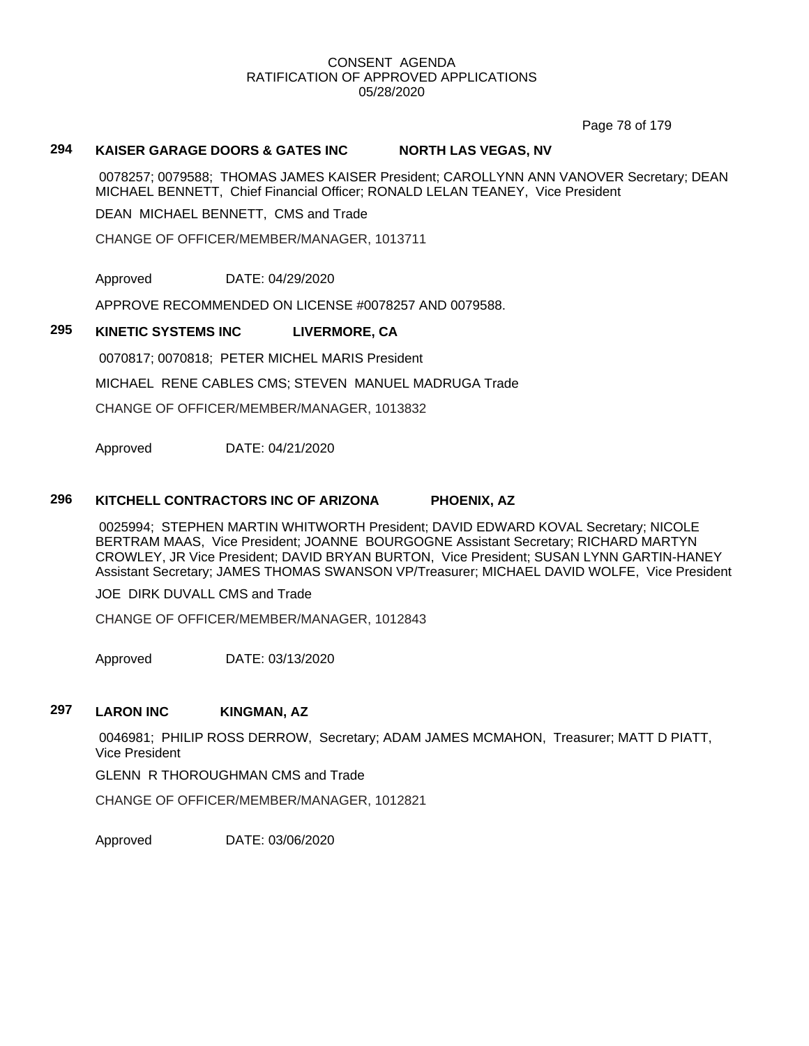CONSENT AGENDA
RATIFICATION OF APPROVED APPLICATIONS
05/28/2020

**294 KAISER GARAGE DOORS & GATES INC NORTH LAS VEGAS, NV**

0078257; 0079588; THOMAS JAMES KAISER President; CAROLLYNN ANN VANOVER Secretary; DEAN MICHAEL BENNETT, Chief Financial Officer; RONALD LELAN TEANEY, Vice President

DEAN MICHAEL BENNETT, CMS and Trade

CHANGE OF OFFICER/MEMBER/MANAGER, 1013711

Approved DATE: 04/29/2020

APPROVE RECOMMENDED ON LICENSE #0078257 AND 0079588.

**295 KINETIC SYSTEMS INC LIVERMORE, CA**

0070817; 0070818; PETER MICHEL MARIS President

MICHAEL RENE CABLES CMS; STEVEN MANUEL MADRUGA Trade

CHANGE OF OFFICER/MEMBER/MANAGER, 1013832

Approved DATE: 04/21/2020

**296 KITCHELL CONTRACTORS INC OF ARIZONA PHOENIX, AZ**

0025994; STEPHEN MARTIN WHITWORTH President; DAVID EDWARD KOVAL Secretary; NICOLE BERTRAM MAAS, Vice President; JOANNE BOURGOGNE Assistant Secretary; RICHARD MARTYN CROWLEY, JR Vice President; DAVID BRYAN BURTON, Vice President; SUSAN LYNN GARTIN-HANEY Assistant Secretary; JAMES THOMAS SWANSON VP/Treasurer; MICHAEL DAVID WOLFE, Vice President

JOE DIRK DUVALL CMS and Trade

CHANGE OF OFFICER/MEMBER/MANAGER, 1012843

Approved DATE: 03/13/2020

**297 LARON INC KINGMAN, AZ**

0046981; PHILIP ROSS DERROW, Secretary; ADAM JAMES MCMAHON, Treasurer; MATT D PIATT, Vice President

GLENN R THOROUGHMAN CMS and Trade

CHANGE OF OFFICER/MEMBER/MANAGER, 1012821

Approved DATE: 03/06/2020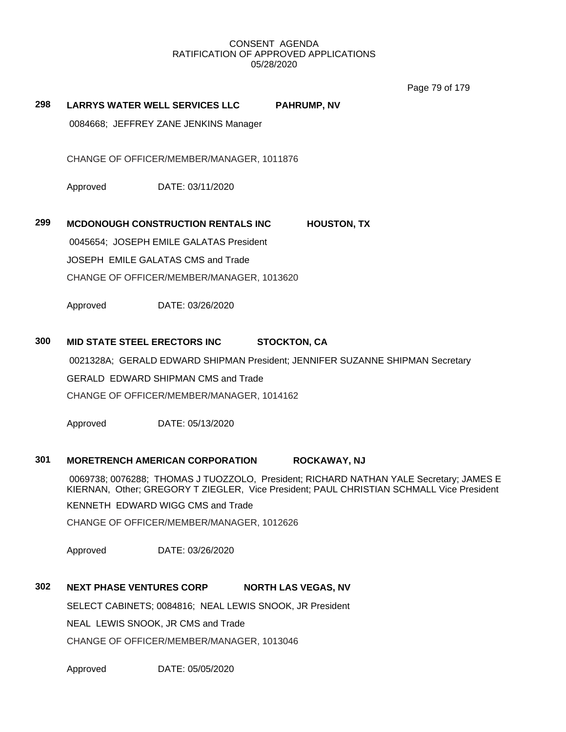CONSENT AGENDA
RATIFICATION OF APPROVED APPLICATIONS
05/28/2020

**298 LARRYS WATER WELL SERVICES LLC PAHRUMP, NV**

0084668; JEFFREY ZANE JENKINS Manager

CHANGE OF OFFICER/MEMBER/MANAGER, 1011876

Approved DATE: 03/11/2020

**299 MCDONOUGH CONSTRUCTION RENTALS INC HOUSTON, TX**

0045654; JOSEPH EMILE GALATAS President

JOSEPH EMILE GALATAS CMS and Trade

CHANGE OF OFFICER/MEMBER/MANAGER, 1013620

Approved DATE: 03/26/2020

**300 MID STATE STEEL ERECTORS INC STOCKTON, CA**

0021328A; GERALD EDWARD SHIPMAN President; JENNIFER SUZANNE SHIPMAN Secretary

GERALD EDWARD SHIPMAN CMS and Trade

CHANGE OF OFFICER/MEMBER/MANAGER, 1014162

Approved DATE: 05/13/2020

**301 MORETRENCH AMERICAN CORPORATION ROCKAWAY, NJ**

0069738; 0076288; THOMAS J TUOZZOLO, President; RICHARD NATHAN YALE Secretary; JAMES E KIERNAN, Other; GREGORY T ZIEGLER, Vice President; PAUL CHRISTIAN SCHMALL Vice President

KENNETH EDWARD WIGG CMS and Trade

CHANGE OF OFFICER/MEMBER/MANAGER, 1012626

Approved DATE: 03/26/2020

**302 NEXT PHASE VENTURES CORP NORTH LAS VEGAS, NV**

SELECT CABINETS; 0084816; NEAL LEWIS SNOOK, JR President

NEAL LEWIS SNOOK, JR CMS and Trade

CHANGE OF OFFICER/MEMBER/MANAGER, 1013046

Approved DATE: 05/05/2020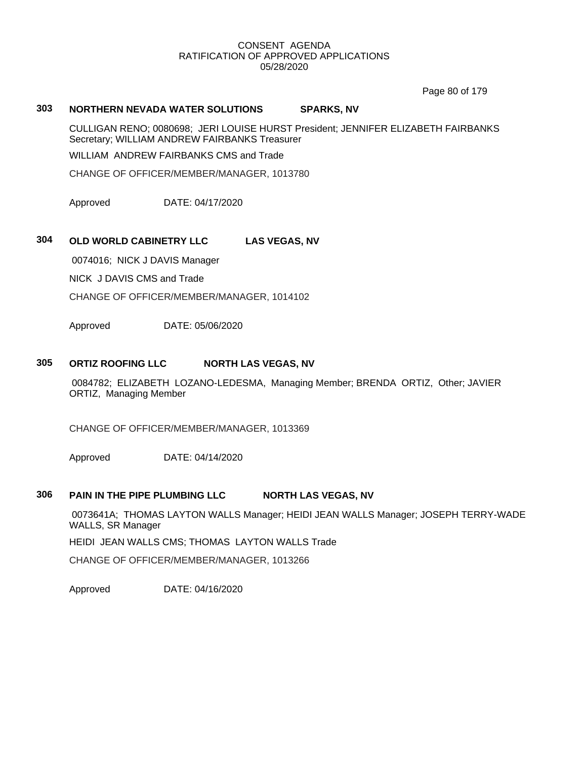CONSENT AGENDA
RATIFICATION OF APPROVED APPLICATIONS
05/28/2020

### 303 NORTHERN NEVADA WATER SOLUTIONS SPARKS, NV

CULLIGAN RENO; 0080698; JERI LOUISE HURST President; JENNIFER ELIZABETH FAIRBANKS Secretary; WILLIAM ANDREW FAIRBANKS Treasurer

WILLIAM ANDREW FAIRBANKS CMS and Trade

CHANGE OF OFFICER/MEMBER/MANAGER, 1013780

Approved DATE: 04/17/2020

### 304 OLD WORLD CABINETRY LLC LAS VEGAS, NV

0074016; NICK J DAVIS Manager

NICK J DAVIS CMS and Trade

CHANGE OF OFFICER/MEMBER/MANAGER, 1014102

Approved DATE: 05/06/2020

### 305 ORTIZ ROOFING LLC NORTH LAS VEGAS, NV

0084782; ELIZABETH LOZANO-LEDESMA, Managing Member; BRENDA ORTIZ, Other; JAVIER ORTIZ, Managing Member

CHANGE OF OFFICER/MEMBER/MANAGER, 1013369

Approved DATE: 04/14/2020

### 306 PAIN IN THE PIPE PLUMBING LLC NORTH LAS VEGAS, NV

0073641A; THOMAS LAYTON WALLS Manager; HEIDI JEAN WALLS Manager; JOSEPH TERRY-WADE WALLS, SR Manager

HEIDI JEAN WALLS CMS; THOMAS LAYTON WALLS Trade

CHANGE OF OFFICER/MEMBER/MANAGER, 1013266

Approved DATE: 04/16/2020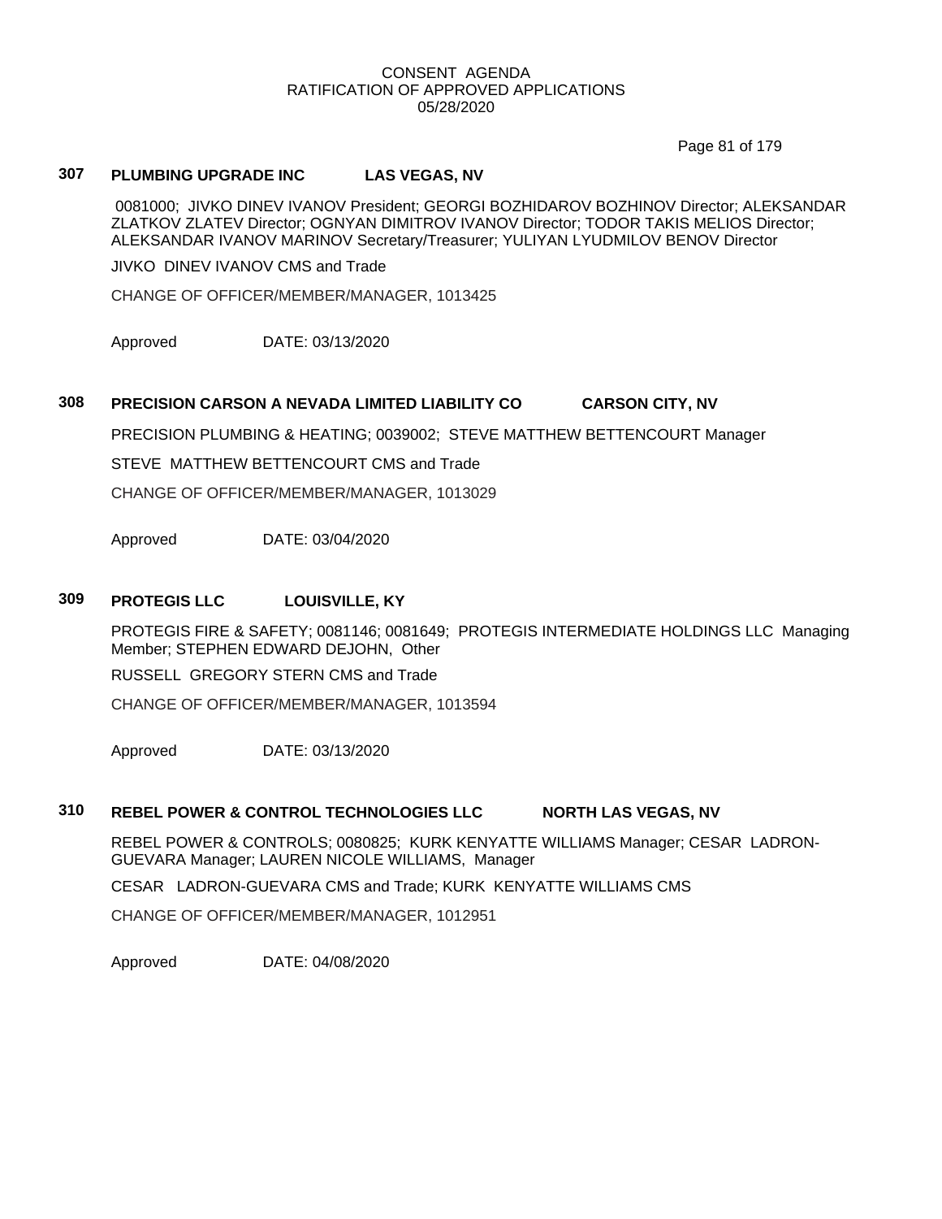CONSENT AGENDA
RATIFICATION OF APPROVED APPLICATIONS
05/28/2020

### 307 PLUMBING UPGRADE INC LAS VEGAS, NV

0081000; JIVKO DINEV IVANOV President; GEORGI BOZHIDAROV BOZHINOV Director; ALEKSANDAR ZLATKOV ZLATEV Director; OGNYAN DIMITROV IVANOV Director; TODOR TAKIS MELIOS Director; ALEKSANDAR IVANOV MARINOV Secretary/Treasurer; YULIYAN LYUDMILOV BENOV Director

JIVKO DINEV IVANOV CMS and Trade

CHANGE OF OFFICER/MEMBER/MANAGER, 1013425

Approved DATE: 03/13/2020

### 308 PRECISION CARSON A NEVADA LIMITED LIABILITY CO CARSON CITY, NV

PRECISION PLUMBING & HEATING; 0039002; STEVE MATTHEW BETTENCOURT Manager

STEVE MATTHEW BETTENCOURT CMS and Trade

CHANGE OF OFFICER/MEMBER/MANAGER, 1013029

Approved DATE: 03/04/2020

### 309 PROTEGIS LLC LOUISVILLE, KY

PROTEGIS FIRE & SAFETY; 0081146; 0081649; PROTEGIS INTERMEDIATE HOLDINGS LLC Managing Member; STEPHEN EDWARD DEJOHN, Other

RUSSELL GREGORY STERN CMS and Trade

CHANGE OF OFFICER/MEMBER/MANAGER, 1013594

Approved DATE: 03/13/2020

### 310 REBEL POWER & CONTROL TECHNOLOGIES LLC NORTH LAS VEGAS, NV

REBEL POWER & CONTROLS; 0080825; KURK KENYATTE WILLIAMS Manager; CESAR LADRON-GUEVARA Manager; LAUREN NICOLE WILLIAMS, Manager

CESAR LADRON-GUEVARA CMS and Trade; KURK KENYATTE WILLIAMS CMS

CHANGE OF OFFICER/MEMBER/MANAGER, 1012951

Approved DATE: 04/08/2020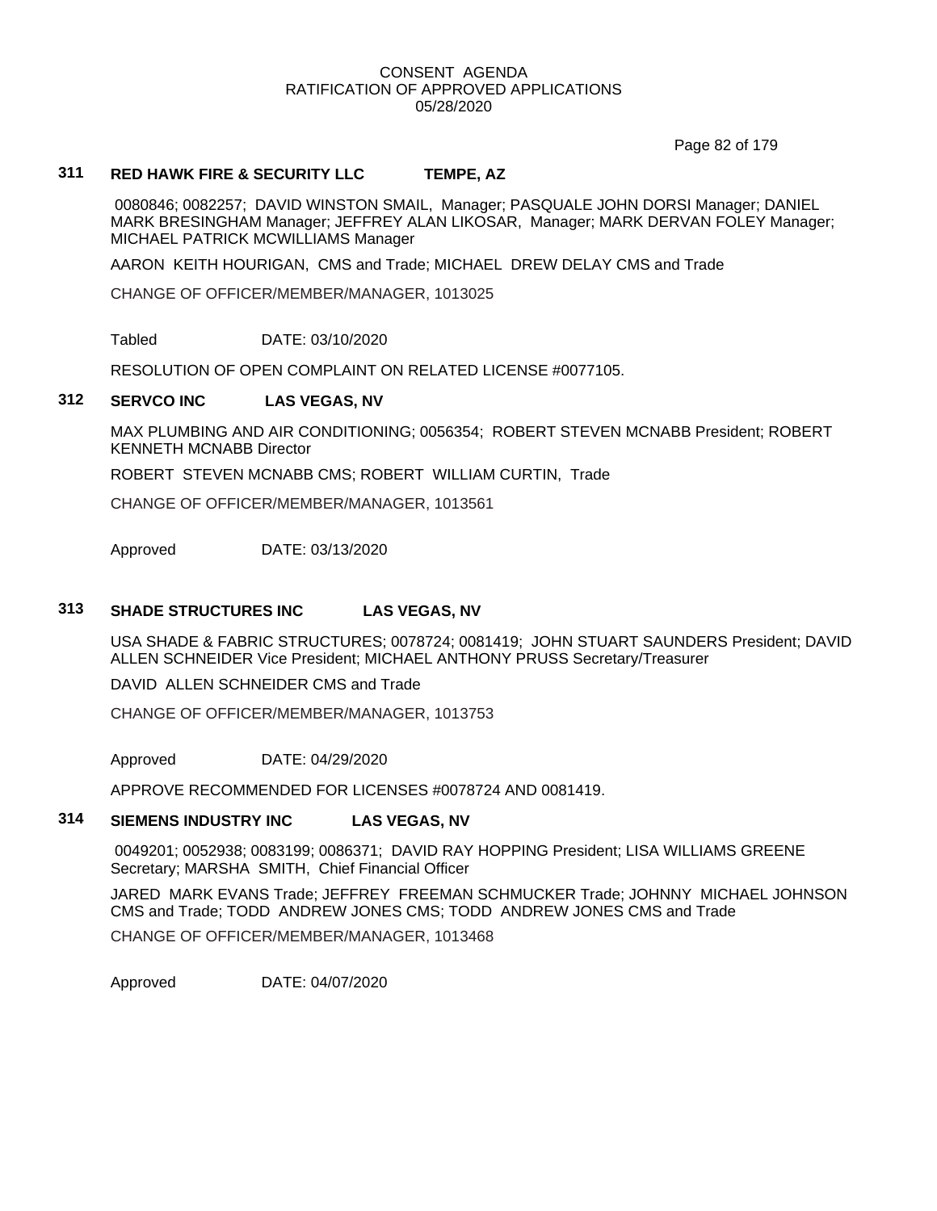CONSENT AGENDA
RATIFICATION OF APPROVED APPLICATIONS
05/28/2020

### 311 RED HAWK FIRE & SECURITY LLC TEMPE, AZ

0080846; 0082257; DAVID WINSTON SMAIL, Manager; PASQUALE JOHN DORSI Manager; DANIEL MARK BRESINGHAM Manager; JEFFREY ALAN LIKOSAR, Manager; MARK DERVAN FOLEY Manager; MICHAEL PATRICK MCWILLIAMS Manager

AARON KEITH HOURIGAN, CMS and Trade; MICHAEL DREW DELAY CMS and Trade

CHANGE OF OFFICER/MEMBER/MANAGER, 1013025

Tabled DATE: 03/10/2020

RESOLUTION OF OPEN COMPLAINT ON RELATED LICENSE #0077105.

### 312 SERVCO INC LAS VEGAS, NV

MAX PLUMBING AND AIR CONDITIONING; 0056354; ROBERT STEVEN MCNABB President; ROBERT KENNETH MCNABB Director

ROBERT STEVEN MCNABB CMS; ROBERT WILLIAM CURTIN, Trade

CHANGE OF OFFICER/MEMBER/MANAGER, 1013561

Approved DATE: 03/13/2020

### 313 SHADE STRUCTURES INC LAS VEGAS, NV

USA SHADE & FABRIC STRUCTURES; 0078724; 0081419; JOHN STUART SAUNDERS President; DAVID ALLEN SCHNEIDER Vice President; MICHAEL ANTHONY PRUSS Secretary/Treasurer

DAVID ALLEN SCHNEIDER CMS and Trade

CHANGE OF OFFICER/MEMBER/MANAGER, 1013753

Approved DATE: 04/29/2020

APPROVE RECOMMENDED FOR LICENSES #0078724 AND 0081419.

### 314 SIEMENS INDUSTRY INC LAS VEGAS, NV

0049201; 0052938; 0083199; 0086371; DAVID RAY HOPPING President; LISA WILLIAMS GREENE Secretary; MARSHA SMITH, Chief Financial Officer

JARED MARK EVANS Trade; JEFFREY FREEMAN SCHMUCKER Trade; JOHNNY MICHAEL JOHNSON CMS and Trade; TODD ANDREW JONES CMS; TODD ANDREW JONES CMS and Trade

CHANGE OF OFFICER/MEMBER/MANAGER, 1013468

Approved DATE: 04/07/2020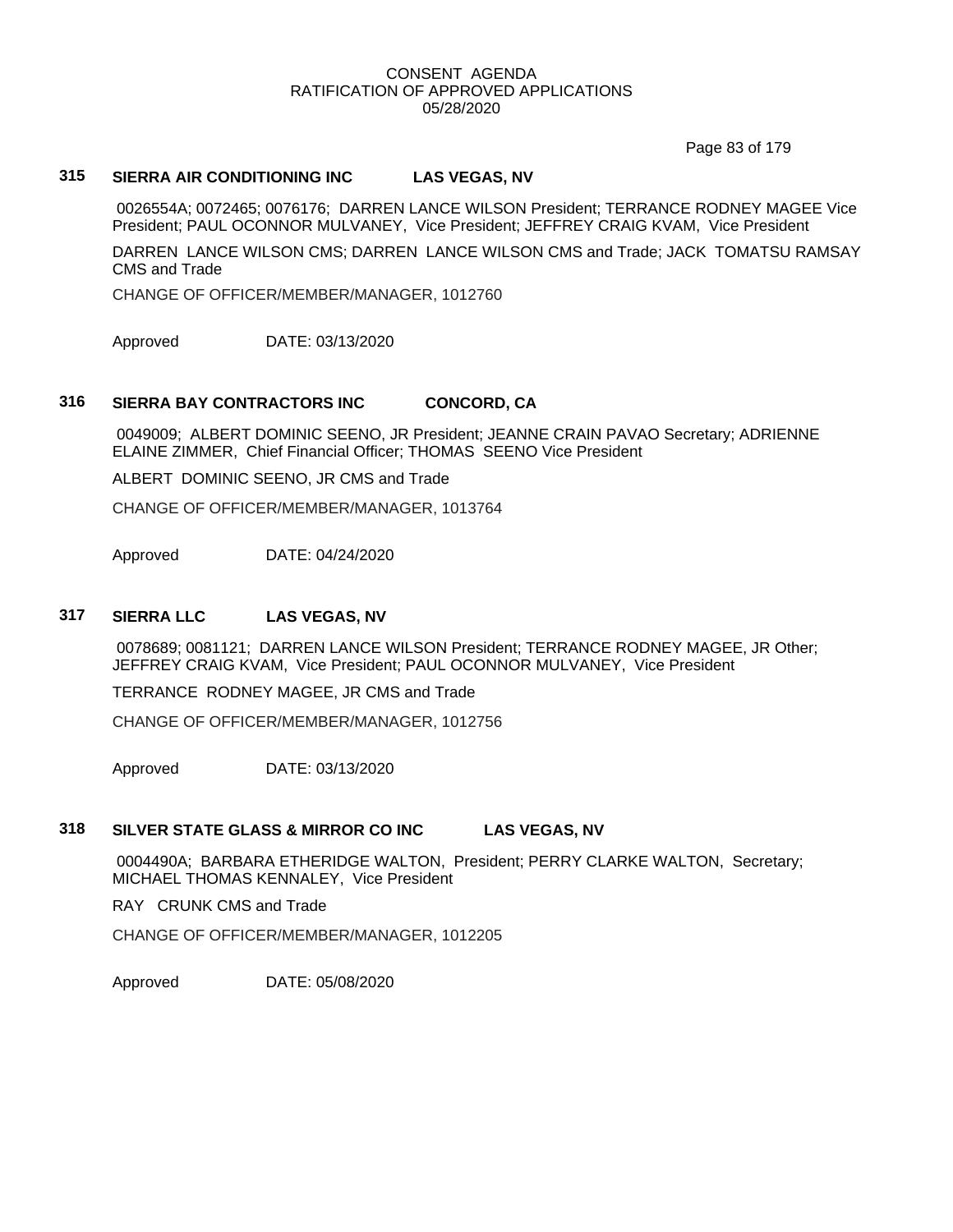CONSENT AGENDA
RATIFICATION OF APPROVED APPLICATIONS
05/28/2020

**315 SIERRA AIR CONDITIONING INC LAS VEGAS, NV**

0026554A; 0072465; 0076176; DARREN LANCE WILSON President; TERRANCE RODNEY MAGEE Vice President; PAUL OCONNOR MULVANEY, Vice President; JEFFREY CRAIG KVAM, Vice President

DARREN LANCE WILSON CMS; DARREN LANCE WILSON CMS and Trade; JACK TOMATSU RAMSAY CMS and Trade

CHANGE OF OFFICER/MEMBER/MANAGER, 1012760

Approved DATE: 03/13/2020

**316 SIERRA BAY CONTRACTORS INC CONCORD, CA**

0049009; ALBERT DOMINIC SEENO, JR President; JEANNE CRAIN PAVAO Secretary; ADRIENNE ELAINE ZIMMER, Chief Financial Officer; THOMAS SEENO Vice President

ALBERT DOMINIC SEENO, JR CMS and Trade

CHANGE OF OFFICER/MEMBER/MANAGER, 1013764

Approved DATE: 04/24/2020

**317 SIERRA LLC LAS VEGAS, NV**

0078689; 0081121; DARREN LANCE WILSON President; TERRANCE RODNEY MAGEE, JR Other; JEFFREY CRAIG KVAM, Vice President; PAUL OCONNOR MULVANEY, Vice President

TERRANCE RODNEY MAGEE, JR CMS and Trade

CHANGE OF OFFICER/MEMBER/MANAGER, 1012756

Approved DATE: 03/13/2020

**318 SILVER STATE GLASS & MIRROR CO INC LAS VEGAS, NV**

0004490A; BARBARA ETHERIDGE WALTON, President; PERRY CLARKE WALTON, Secretary; MICHAEL THOMAS KENNALEY, Vice President

RAY CRUNK CMS and Trade

CHANGE OF OFFICER/MEMBER/MANAGER, 1012205

Approved DATE: 05/08/2020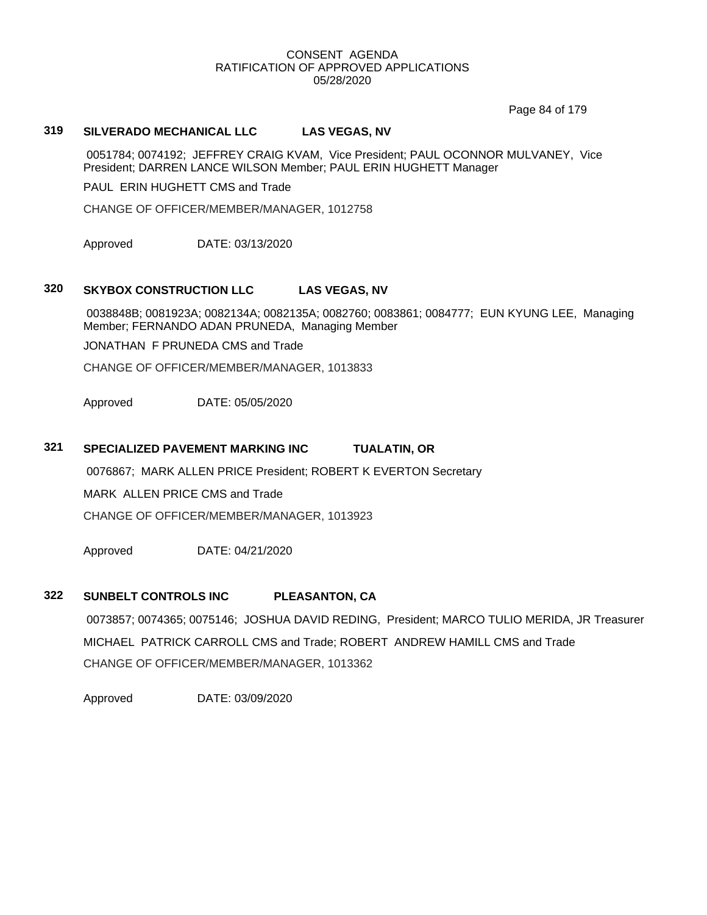CONSENT AGENDA
RATIFICATION OF APPROVED APPLICATIONS
05/28/2020

### 319 SILVERADO MECHANICAL LLC LAS VEGAS, NV

0051784; 0074192; JEFFREY CRAIG KVAM, Vice President; PAUL OCONNOR MULVANEY, Vice President; DARREN LANCE WILSON Member; PAUL ERIN HUGHETT Manager

PAUL ERIN HUGHETT CMS and Trade

CHANGE OF OFFICER/MEMBER/MANAGER, 1012758

Approved DATE: 03/13/2020

### 320 SKYBOX CONSTRUCTION LLC LAS VEGAS, NV

0038848B; 0081923A; 0082134A; 0082135A; 0082760; 0083861; 0084777; EUN KYUNG LEE, Managing Member; FERNANDO ADAN PRUNEDA, Managing Member

JONATHAN F PRUNEDA CMS and Trade

CHANGE OF OFFICER/MEMBER/MANAGER, 1013833

Approved DATE: 05/05/2020

### 321 SPECIALIZED PAVEMENT MARKING INC TUALATIN, OR

0076867; MARK ALLEN PRICE President; ROBERT K EVERTON Secretary

MARK ALLEN PRICE CMS and Trade

CHANGE OF OFFICER/MEMBER/MANAGER, 1013923

Approved DATE: 04/21/2020

### 322 SUNBELT CONTROLS INC PLEASANTON, CA

0073857; 0074365; 0075146; JOSHUA DAVID REDING, President; MARCO TULIO MERIDA, JR Treasurer

MICHAEL PATRICK CARROLL CMS and Trade; ROBERT ANDREW HAMILL CMS and Trade

CHANGE OF OFFICER/MEMBER/MANAGER, 1013362

Approved DATE: 03/09/2020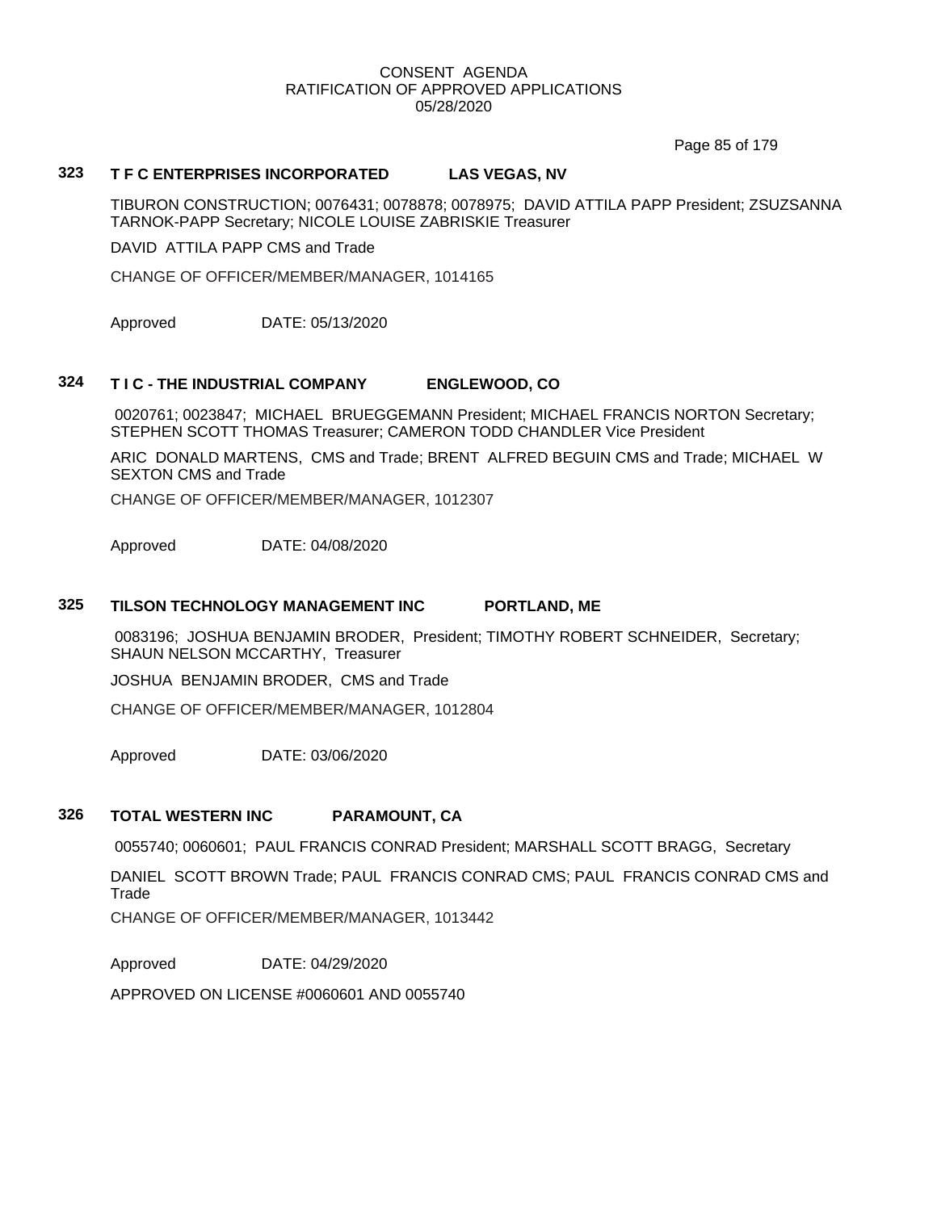CONSENT AGENDA
RATIFICATION OF APPROVED APPLICATIONS
05/28/2020

### 323 T F C ENTERPRISES INCORPORATED LAS VEGAS, NV

TIBURON CONSTRUCTION; 0076431; 0078878; 0078975; DAVID ATTILA PAPP President; ZSUZSANNA TARNOK-PAPP Secretary; NICOLE LOUISE ZABRISKIE Treasurer

DAVID ATTILA PAPP CMS and Trade

CHANGE OF OFFICER/MEMBER/MANAGER, 1014165

Approved DATE: 05/13/2020

### 324 T I C - THE INDUSTRIAL COMPANY ENGLEWOOD, CO

0020761; 0023847; MICHAEL BRUEGGEMANN President; MICHAEL FRANCIS NORTON Secretary; STEPHEN SCOTT THOMAS Treasurer; CAMERON TODD CHANDLER Vice President

ARIC DONALD MARTENS, CMS and Trade; BRENT ALFRED BEGUIN CMS and Trade; MICHAEL W SEXTON CMS and Trade

CHANGE OF OFFICER/MEMBER/MANAGER, 1012307

Approved DATE: 04/08/2020

### 325 TILSON TECHNOLOGY MANAGEMENT INC PORTLAND, ME

0083196; JOSHUA BENJAMIN BRODER, President; TIMOTHY ROBERT SCHNEIDER, Secretary; SHAUN NELSON MCCARTHY, Treasurer

JOSHUA BENJAMIN BRODER, CMS and Trade

CHANGE OF OFFICER/MEMBER/MANAGER, 1012804

Approved DATE: 03/06/2020

### 326 TOTAL WESTERN INC PARAMOUNT, CA

0055740; 0060601; PAUL FRANCIS CONRAD President; MARSHALL SCOTT BRAGG, Secretary

DANIEL SCOTT BROWN Trade; PAUL FRANCIS CONRAD CMS; PAUL FRANCIS CONRAD CMS and Trade

CHANGE OF OFFICER/MEMBER/MANAGER, 1013442

Approved DATE: 04/29/2020

APPROVED ON LICENSE #0060601 AND 0055740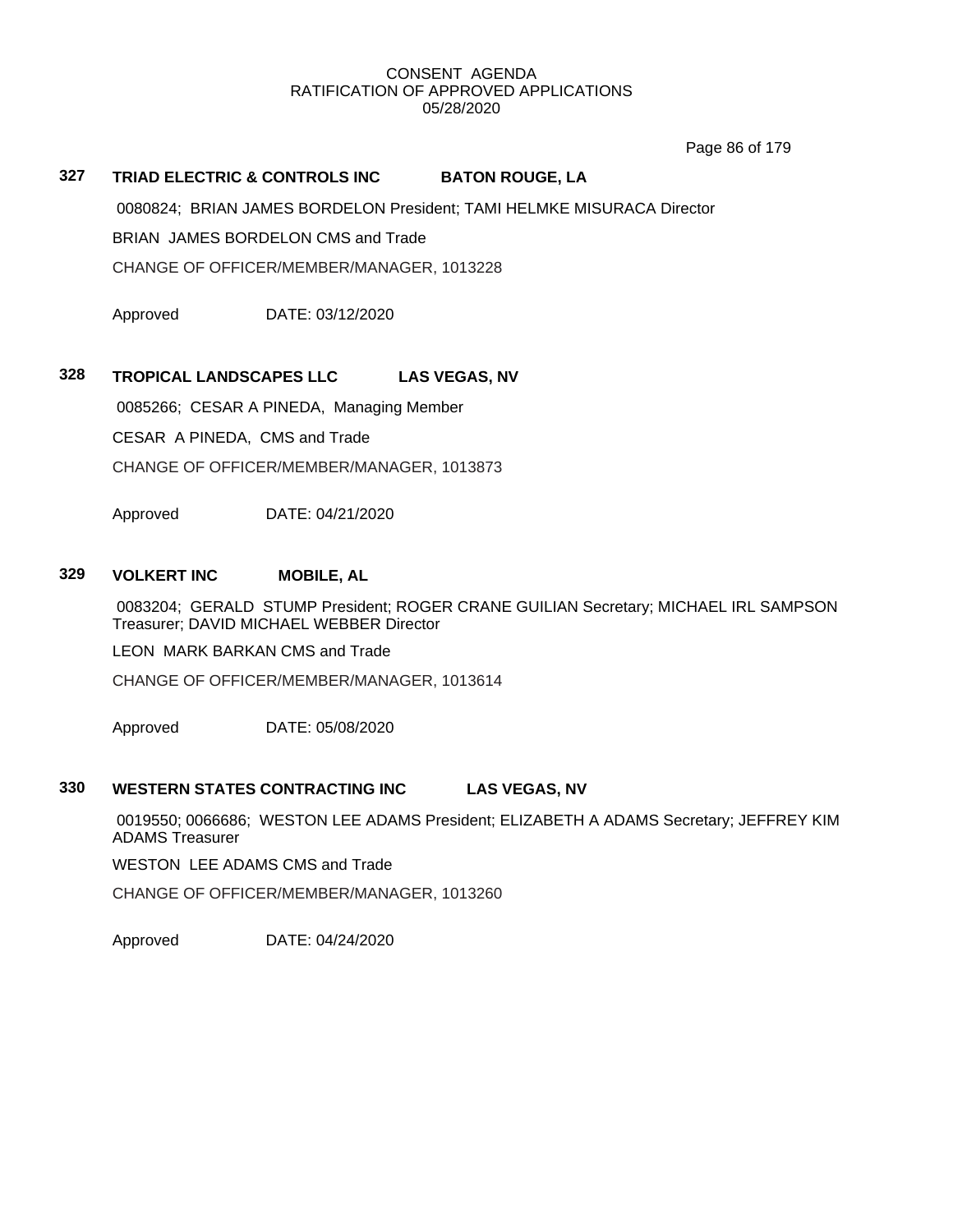CONSENT AGENDA
RATIFICATION OF APPROVED APPLICATIONS
05/28/2020

**327 TRIAD ELECTRIC & CONTROLS INC BATON ROUGE, LA**

0080824; BRIAN JAMES BORDELON President; TAMI HELMKE MISURACA Director

BRIAN JAMES BORDELON CMS and Trade

CHANGE OF OFFICER/MEMBER/MANAGER, 1013228

Approved DATE: 03/12/2020

**328 TROPICAL LANDSCAPES LLC LAS VEGAS, NV**

0085266; CESAR A PINEDA, Managing Member

CESAR A PINEDA, CMS and Trade

CHANGE OF OFFICER/MEMBER/MANAGER, 1013873

Approved DATE: 04/21/2020

**329 VOLKERT INC MOBILE, AL**

0083204; GERALD STUMP President; ROGER CRANE GUILIAN Secretary; MICHAEL IRL SAMPSON Treasurer; DAVID MICHAEL WEBBER Director

LEON MARK BARKAN CMS and Trade

CHANGE OF OFFICER/MEMBER/MANAGER, 1013614

Approved DATE: 05/08/2020

**330 WESTERN STATES CONTRACTING INC LAS VEGAS, NV**

0019550; 0066686; WESTON LEE ADAMS President; ELIZABETH A ADAMS Secretary; JEFFREY KIM ADAMS Treasurer

WESTON LEE ADAMS CMS and Trade

CHANGE OF OFFICER/MEMBER/MANAGER, 1013260

Approved DATE: 04/24/2020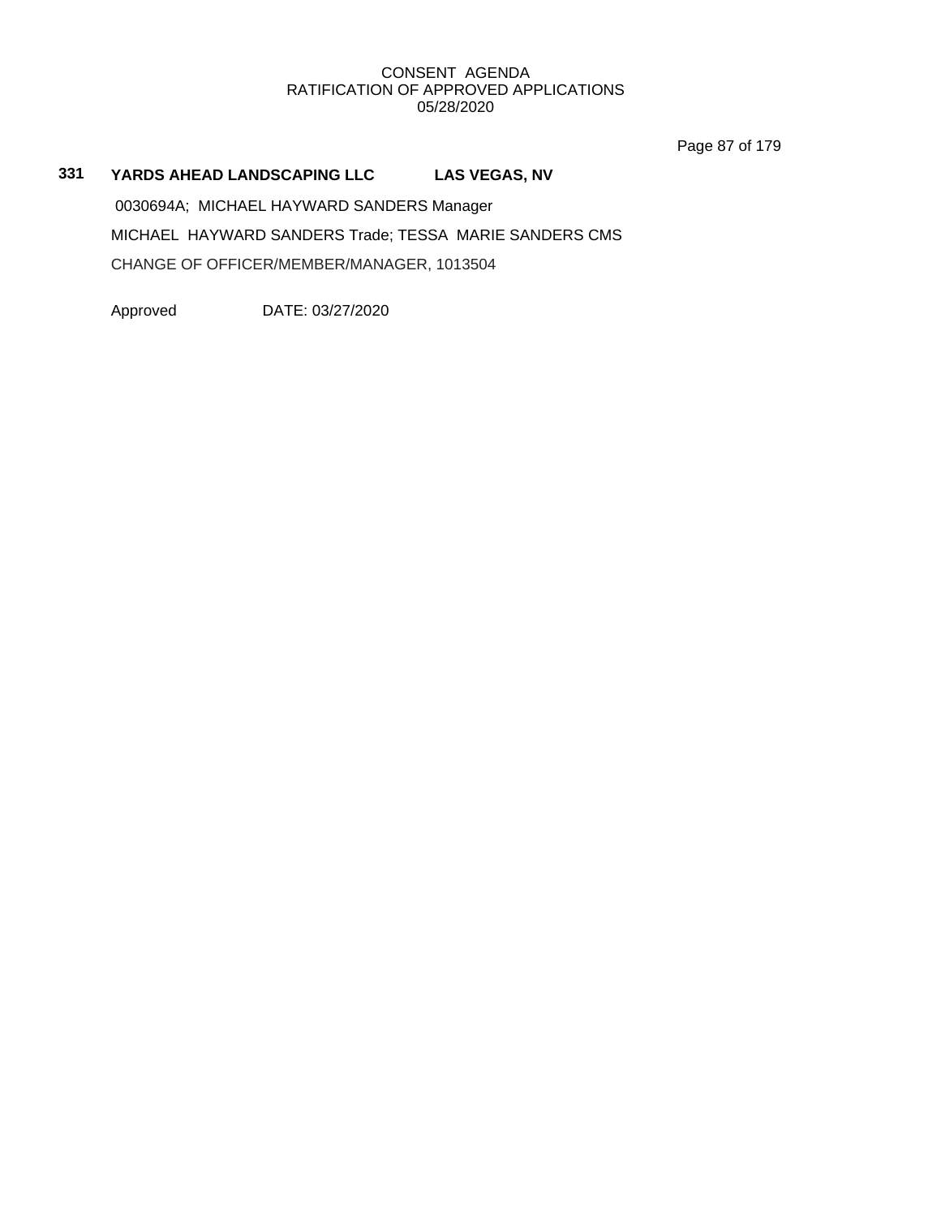CONSENT AGENDA
RATIFICATION OF APPROVED APPLICATIONS
05/28/2020

**331 YARDS AHEAD LANDSCAPING LLC LAS VEGAS, NV**

0030694A; MICHAEL HAYWARD SANDERS Manager

MICHAEL HAYWARD SANDERS Trade; TESSA MARIE SANDERS CMS

CHANGE OF OFFICER/MEMBER/MANAGER, 1013504

Approved DATE: 03/27/2020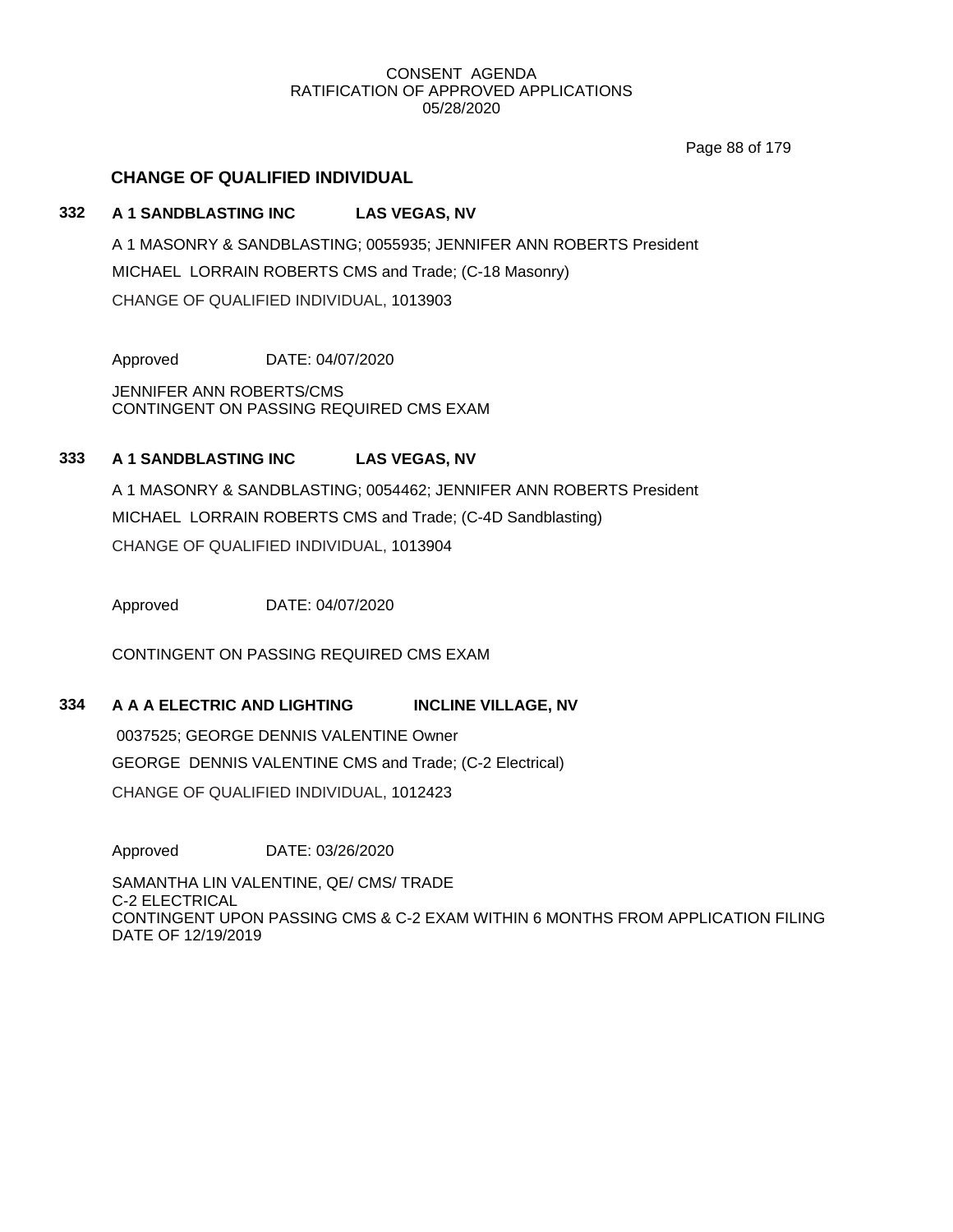## CHANGE OF QUALIFIED INDIVIDUAL

### 332 A 1 SANDBLASTING INC LAS VEGAS, NV

A 1 MASONRY & SANDBLASTING; 0055935; JENNIFER ANN ROBERTS President

MICHAEL LORRAIN ROBERTS CMS and Trade; (C-18 Masonry)

CHANGE OF QUALIFIED INDIVIDUAL, 1013903

Approved DATE: 04/07/2020

JENNIFER ANN ROBERTS/CMS
CONTINGENT ON PASSING REQUIRED CMS EXAM

### 333 A 1 SANDBLASTING INC LAS VEGAS, NV

A 1 MASONRY & SANDBLASTING; 0054462; JENNIFER ANN ROBERTS President

MICHAEL LORRAIN ROBERTS CMS and Trade; (C-4D Sandblasting)

CHANGE OF QUALIFIED INDIVIDUAL, 1013904

Approved DATE: 04/07/2020

CONTINGENT ON PASSING REQUIRED CMS EXAM

### 334 A A A ELECTRIC AND LIGHTING INCLINE VILLAGE, NV

0037525; GEORGE DENNIS VALENTINE Owner

GEORGE DENNIS VALENTINE CMS and Trade; (C-2 Electrical)

CHANGE OF QUALIFIED INDIVIDUAL, 1012423

Approved DATE: 03/26/2020

SAMANTHA LIN VALENTINE, QE/ CMS/ TRADE
C-2 ELECTRICAL
CONTINGENT UPON PASSING CMS & C-2 EXAM WITHIN 6 MONTHS FROM APPLICATION FILING DATE OF 12/19/2019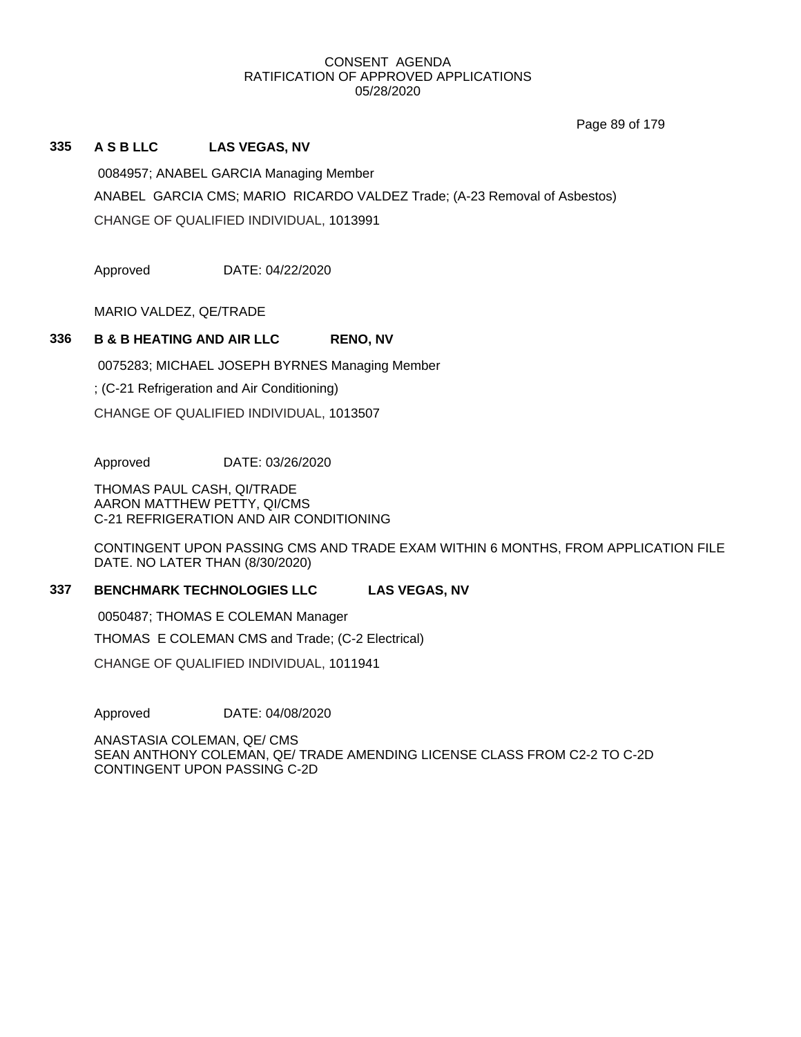CONSENT AGENDA
RATIFICATION OF APPROVED APPLICATIONS
05/28/2020

### 335 A S B LLC LAS VEGAS, NV

0084957; ANABEL GARCIA Managing Member

ANABEL GARCIA CMS; MARIO RICARDO VALDEZ Trade; (A-23 Removal of Asbestos)

CHANGE OF QUALIFIED INDIVIDUAL, 1013991

Approved DATE: 04/22/2020

MARIO VALDEZ, QE/TRADE

### 336 B & B HEATING AND AIR LLC RENO, NV

0075283; MICHAEL JOSEPH BYRNES Managing Member

; (C-21 Refrigeration and Air Conditioning)

CHANGE OF QUALIFIED INDIVIDUAL, 1013507

Approved DATE: 03/26/2020

THOMAS PAUL CASH, QI/TRADE
AARON MATTHEW PETTY, QI/CMS
C-21 REFRIGERATION AND AIR CONDITIONING

CONTINGENT UPON PASSING CMS AND TRADE EXAM WITHIN 6 MONTHS, FROM APPLICATION FILE DATE. NO LATER THAN (8/30/2020)

### 337 BENCHMARK TECHNOLOGIES LLC LAS VEGAS, NV

0050487; THOMAS E COLEMAN Manager

THOMAS E COLEMAN CMS and Trade; (C-2 Electrical)

CHANGE OF QUALIFIED INDIVIDUAL, 1011941

Approved DATE: 04/08/2020

ANASTASIA COLEMAN, QE/ CMS
SEAN ANTHONY COLEMAN, QE/ TRADE AMENDING LICENSE CLASS FROM C2-2 TO C-2D
CONTINGENT UPON PASSING C-2D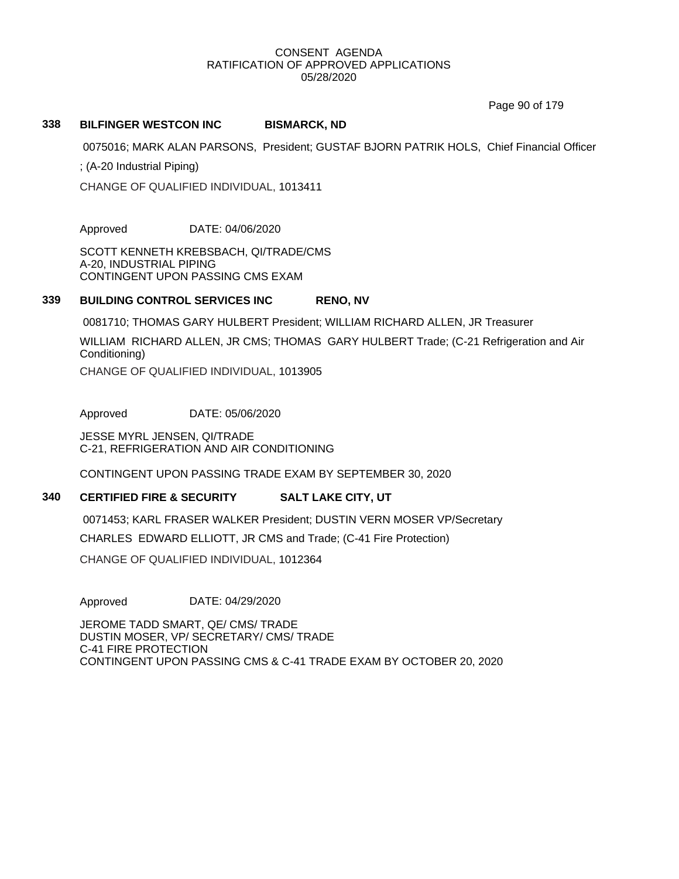CONSENT AGENDA
RATIFICATION OF APPROVED APPLICATIONS
05/28/2020

### 338 BILFINGER WESTCON INC BISMARCK, ND

0075016; MARK ALAN PARSONS, President; GUSTAF BJORN PATRIK HOLS, Chief Financial Officer

; (A-20 Industrial Piping)

CHANGE OF QUALIFIED INDIVIDUAL, 1013411

Approved DATE: 04/06/2020

SCOTT KENNETH KREBSBACH, QI/TRADE/CMS
A-20, INDUSTRIAL PIPING
CONTINGENT UPON PASSING CMS EXAM

### 339 BUILDING CONTROL SERVICES INC RENO, NV

0081710; THOMAS GARY HULBERT President; WILLIAM RICHARD ALLEN, JR Treasurer

WILLIAM RICHARD ALLEN, JR CMS; THOMAS GARY HULBERT Trade; (C-21 Refrigeration and Air Conditioning)

CHANGE OF QUALIFIED INDIVIDUAL, 1013905

Approved DATE: 05/06/2020

JESSE MYRL JENSEN, QI/TRADE
C-21, REFRIGERATION AND AIR CONDITIONING

CONTINGENT UPON PASSING TRADE EXAM BY SEPTEMBER 30, 2020

### 340 CERTIFIED FIRE & SECURITY SALT LAKE CITY, UT

0071453; KARL FRASER WALKER President; DUSTIN VERN MOSER VP/Secretary

CHARLES EDWARD ELLIOTT, JR CMS and Trade; (C-41 Fire Protection)

CHANGE OF QUALIFIED INDIVIDUAL, 1012364

Approved DATE: 04/29/2020

JEROME TADD SMART, QE/ CMS/ TRADE
DUSTIN MOSER, VP/ SECRETARY/ CMS/ TRADE
C-41 FIRE PROTECTION
CONTINGENT UPON PASSING CMS & C-41 TRADE EXAM BY OCTOBER 20, 2020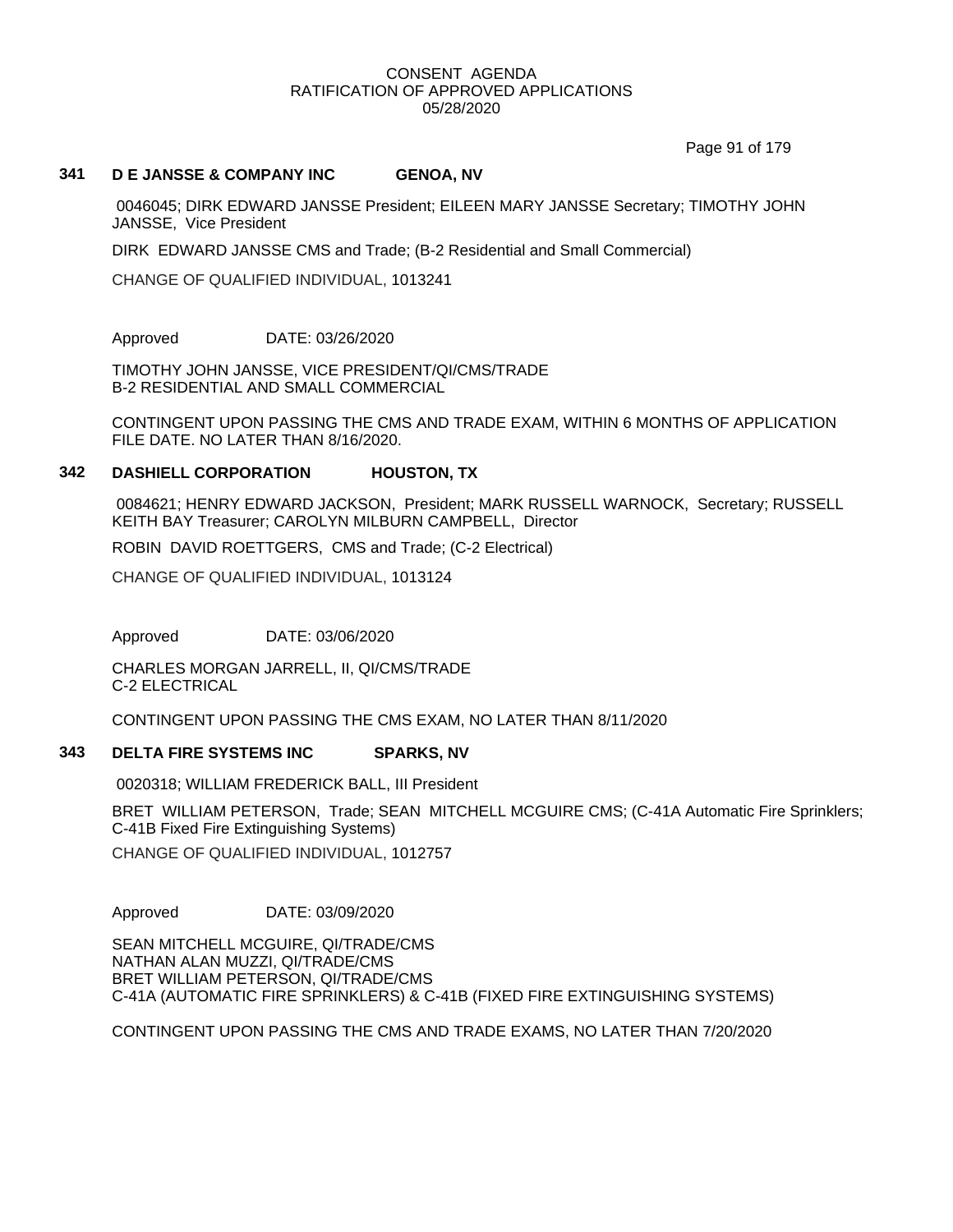CONSENT AGENDA
RATIFICATION OF APPROVED APPLICATIONS
05/28/2020

### 341 D E JANSSE & COMPANY INC GENOA, NV

0046045; DIRK EDWARD JANSSE President; EILEEN MARY JANSSE Secretary; TIMOTHY JOHN JANSSE, Vice President

DIRK EDWARD JANSSE CMS and Trade; (B-2 Residential and Small Commercial)

CHANGE OF QUALIFIED INDIVIDUAL, 1013241

Approved DATE: 03/26/2020

TIMOTHY JOHN JANSSE, VICE PRESIDENT/QI/CMS/TRADE
B-2 RESIDENTIAL AND SMALL COMMERCIAL

CONTINGENT UPON PASSING THE CMS AND TRADE EXAM, WITHIN 6 MONTHS OF APPLICATION FILE DATE. NO LATER THAN 8/16/2020.

### 342 DASHIELL CORPORATION HOUSTON, TX

0084621; HENRY EDWARD JACKSON, President; MARK RUSSELL WARNOCK, Secretary; RUSSELL KEITH BAY Treasurer; CAROLYN MILBURN CAMPBELL, Director

ROBIN DAVID ROETTGERS, CMS and Trade; (C-2 Electrical)

CHANGE OF QUALIFIED INDIVIDUAL, 1013124

Approved DATE: 03/06/2020

CHARLES MORGAN JARRELL, II, QI/CMS/TRADE
C-2 ELECTRICAL

CONTINGENT UPON PASSING THE CMS EXAM, NO LATER THAN 8/11/2020

### 343 DELTA FIRE SYSTEMS INC SPARKS, NV

0020318; WILLIAM FREDERICK BALL, III President

BRET WILLIAM PETERSON, Trade; SEAN MITCHELL MCGUIRE CMS; (C-41A Automatic Fire Sprinklers; C-41B Fixed Fire Extinguishing Systems)

CHANGE OF QUALIFIED INDIVIDUAL, 1012757

Approved DATE: 03/09/2020

SEAN MITCHELL MCGUIRE, QI/TRADE/CMS
NATHAN ALAN MUZZI, QI/TRADE/CMS
BRET WILLIAM PETERSON, QI/TRADE/CMS
C-41A (AUTOMATIC FIRE SPRINKLERS) & C-41B (FIXED FIRE EXTINGUISHING SYSTEMS)

CONTINGENT UPON PASSING THE CMS AND TRADE EXAMS, NO LATER THAN 7/20/2020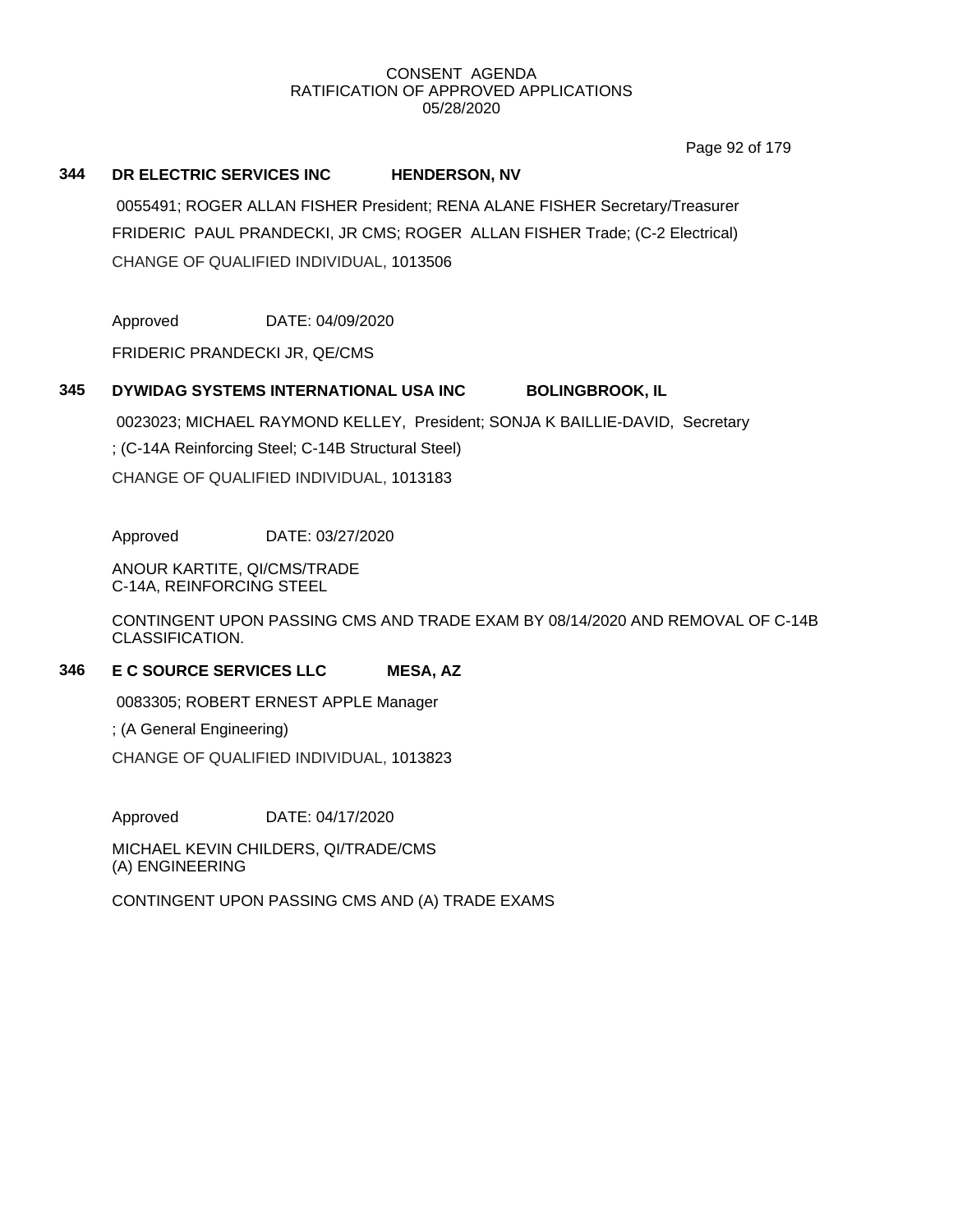CONSENT AGENDA
RATIFICATION OF APPROVED APPLICATIONS
05/28/2020

### 344 DR ELECTRIC SERVICES INC HENDERSON, NV

0055491; ROGER ALLAN FISHER President; RENA ALANE FISHER Secretary/Treasurer
FRIDERIC PAUL PRANDECKI, JR CMS; ROGER ALLAN FISHER Trade; (C-2 Electrical)
CHANGE OF QUALIFIED INDIVIDUAL, 1013506

Approved DATE: 04/09/2020

FRIDERIC PRANDECKI JR, QE/CMS

### 345 DYWIDAG SYSTEMS INTERNATIONAL USA INC BOLINGBROOK, IL

0023023; MICHAEL RAYMOND KELLEY, President; SONJA K BAILLIE-DAVID, Secretary
; (C-14A Reinforcing Steel; C-14B Structural Steel)
CHANGE OF QUALIFIED INDIVIDUAL, 1013183

Approved DATE: 03/27/2020

ANOUR KARTITE, QI/CMS/TRADE
C-14A, REINFORCING STEEL

CONTINGENT UPON PASSING CMS AND TRADE EXAM BY 08/14/2020 AND REMOVAL OF C-14B CLASSIFICATION.

### 346 E C SOURCE SERVICES LLC MESA, AZ

0083305; ROBERT ERNEST APPLE Manager
; (A General Engineering)
CHANGE OF QUALIFIED INDIVIDUAL, 1013823

Approved DATE: 04/17/2020

MICHAEL KEVIN CHILDERS, QI/TRADE/CMS
(A) ENGINEERING

CONTINGENT UPON PASSING CMS AND (A) TRADE EXAMS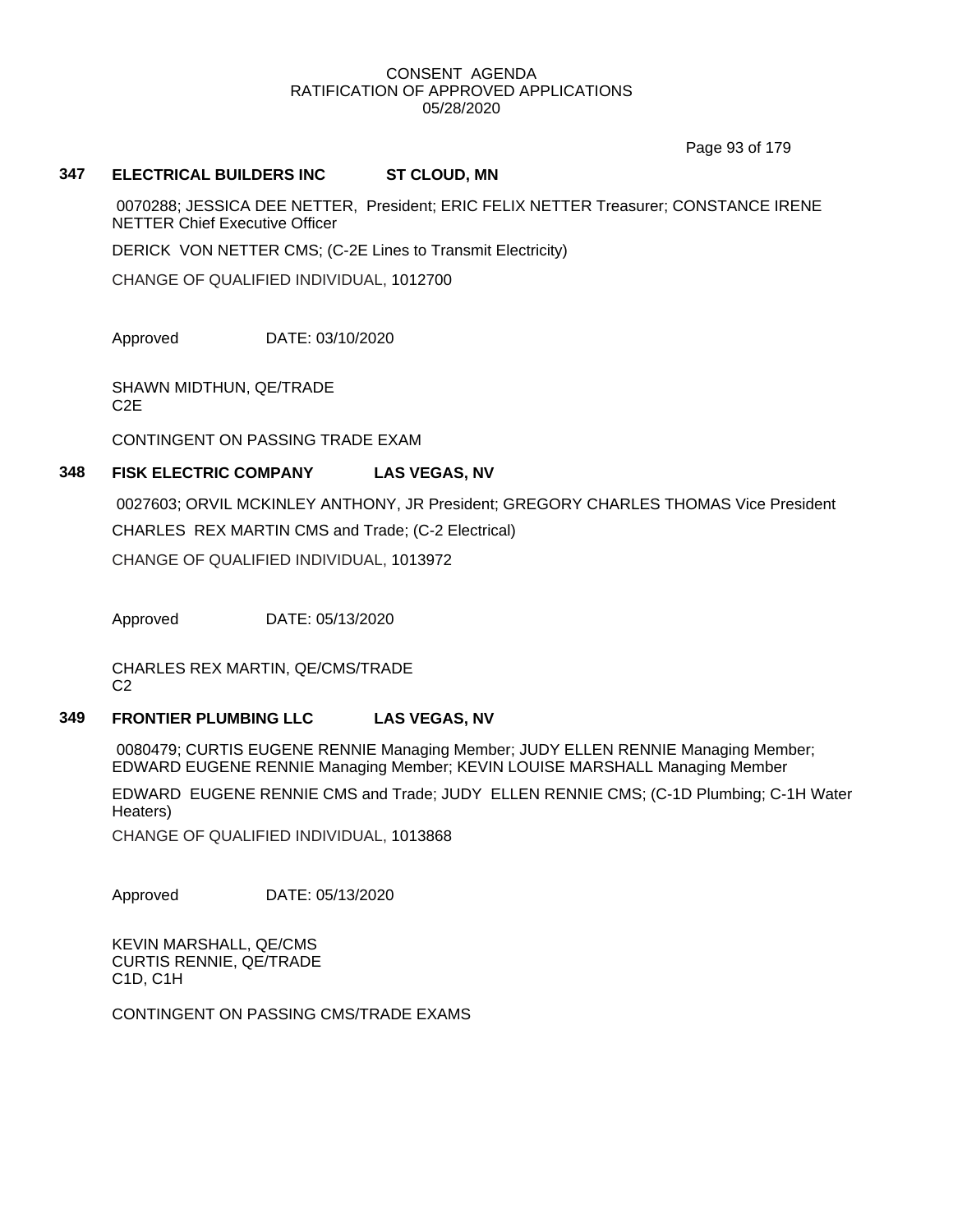CONSENT AGENDA
RATIFICATION OF APPROVED APPLICATIONS
05/28/2020

### 347 ELECTRICAL BUILDERS INC ST CLOUD, MN

0070288; JESSICA DEE NETTER, President; ERIC FELIX NETTER Treasurer; CONSTANCE IRENE NETTER Chief Executive Officer

DERICK VON NETTER CMS; (C-2E Lines to Transmit Electricity)

CHANGE OF QUALIFIED INDIVIDUAL, 1012700

Approved DATE: 03/10/2020

SHAWN MIDTHUN, QE/TRADE
C2E

CONTINGENT ON PASSING TRADE EXAM

### 348 FISK ELECTRIC COMPANY LAS VEGAS, NV

0027603; ORVIL MCKINLEY ANTHONY, JR President; GREGORY CHARLES THOMAS Vice President

CHARLES REX MARTIN CMS and Trade; (C-2 Electrical)

CHANGE OF QUALIFIED INDIVIDUAL, 1013972

Approved DATE: 05/13/2020

CHARLES REX MARTIN, QE/CMS/TRADE
C2

### 349 FRONTIER PLUMBING LLC LAS VEGAS, NV

0080479; CURTIS EUGENE RENNIE Managing Member; JUDY ELLEN RENNIE Managing Member; EDWARD EUGENE RENNIE Managing Member; KEVIN LOUISE MARSHALL Managing Member

EDWARD EUGENE RENNIE CMS and Trade; JUDY ELLEN RENNIE CMS; (C-1D Plumbing; C-1H Water Heaters)

CHANGE OF QUALIFIED INDIVIDUAL, 1013868

Approved DATE: 05/13/2020

KEVIN MARSHALL, QE/CMS
CURTIS RENNIE, QE/TRADE
C1D, C1H

CONTINGENT ON PASSING CMS/TRADE EXAMS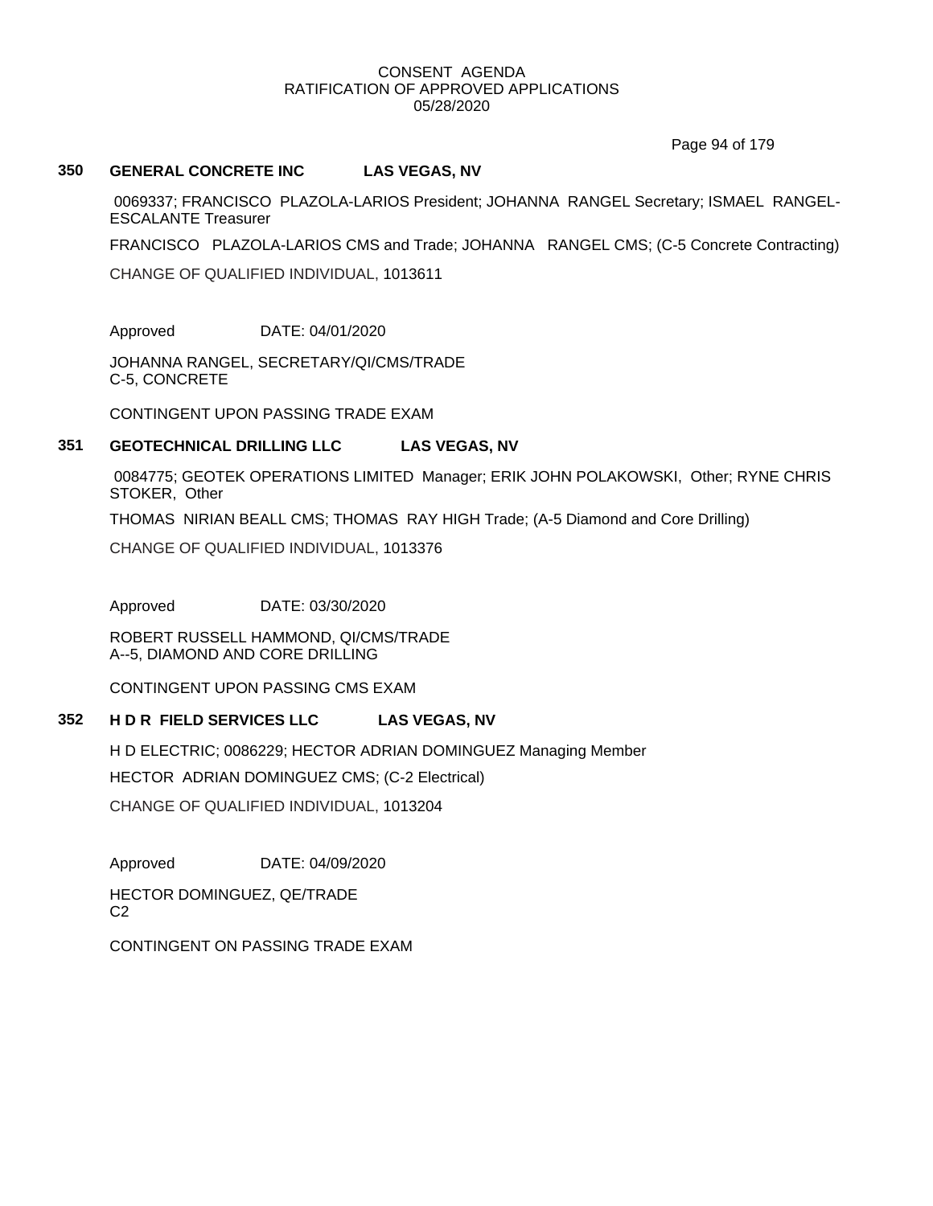CONSENT AGENDA
RATIFICATION OF APPROVED APPLICATIONS
05/28/2020

### 350 GENERAL CONCRETE INC LAS VEGAS, NV

0069337; FRANCISCO PLAZOLA-LARIOS President; JOHANNA RANGEL Secretary; ISMAEL RANGEL-ESCALANTE Treasurer

FRANCISCO PLAZOLA-LARIOS CMS and Trade; JOHANNA RANGEL CMS; (C-5 Concrete Contracting)

CHANGE OF QUALIFIED INDIVIDUAL, 1013611

Approved DATE: 04/01/2020

JOHANNA RANGEL, SECRETARY/QI/CMS/TRADE
C-5, CONCRETE

CONTINGENT UPON PASSING TRADE EXAM

### 351 GEOTECHNICAL DRILLING LLC LAS VEGAS, NV

0084775; GEOTEK OPERATIONS LIMITED Manager; ERIK JOHN POLAKOWSKI, Other; RYNE CHRIS STOKER, Other

THOMAS NIRIAN BEALL CMS; THOMAS RAY HIGH Trade; (A-5 Diamond and Core Drilling)

CHANGE OF QUALIFIED INDIVIDUAL, 1013376

Approved DATE: 03/30/2020

ROBERT RUSSELL HAMMOND, QI/CMS/TRADE
A--5, DIAMOND AND CORE DRILLING

CONTINGENT UPON PASSING CMS EXAM

### 352 H D R FIELD SERVICES LLC LAS VEGAS, NV

H D ELECTRIC; 0086229; HECTOR ADRIAN DOMINGUEZ Managing Member

HECTOR ADRIAN DOMINGUEZ CMS; (C-2 Electrical)

CHANGE OF QUALIFIED INDIVIDUAL, 1013204

Approved DATE: 04/09/2020

HECTOR DOMINGUEZ, QE/TRADE
C2

CONTINGENT ON PASSING TRADE EXAM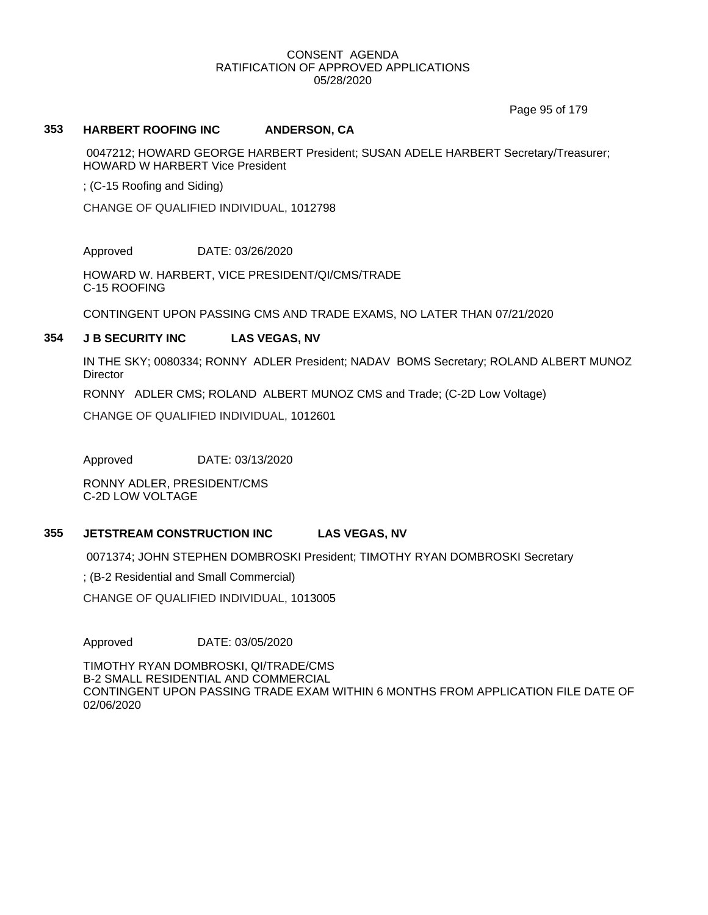CONSENT AGENDA
RATIFICATION OF APPROVED APPLICATIONS
05/28/2020

**353 HARBERT ROOFING INC ANDERSON, CA**

0047212; HOWARD GEORGE HARBERT President; SUSAN ADELE HARBERT Secretary/Treasurer; HOWARD W HARBERT Vice President

; (C-15 Roofing and Siding)

CHANGE OF QUALIFIED INDIVIDUAL, 1012798

Approved DATE: 03/26/2020

HOWARD W. HARBERT, VICE PRESIDENT/QI/CMS/TRADE
C-15 ROOFING

CONTINGENT UPON PASSING CMS AND TRADE EXAMS, NO LATER THAN 07/21/2020

**354 J B SECURITY INC LAS VEGAS, NV**

IN THE SKY; 0080334; RONNY ADLER President; NADAV BOMS Secretary; ROLAND ALBERT MUNOZ Director

RONNY ADLER CMS; ROLAND ALBERT MUNOZ CMS and Trade; (C-2D Low Voltage)

CHANGE OF QUALIFIED INDIVIDUAL, 1012601

Approved DATE: 03/13/2020

RONNY ADLER, PRESIDENT/CMS
C-2D LOW VOLTAGE

**355 JETSTREAM CONSTRUCTION INC LAS VEGAS, NV**

0071374; JOHN STEPHEN DOMBROSKI President; TIMOTHY RYAN DOMBROSKI Secretary

; (B-2 Residential and Small Commercial)

CHANGE OF QUALIFIED INDIVIDUAL, 1013005

Approved DATE: 03/05/2020

TIMOTHY RYAN DOMBROSKI, QI/TRADE/CMS
B-2 SMALL RESIDENTIAL AND COMMERCIAL
CONTINGENT UPON PASSING TRADE EXAM WITHIN 6 MONTHS FROM APPLICATION FILE DATE OF 02/06/2020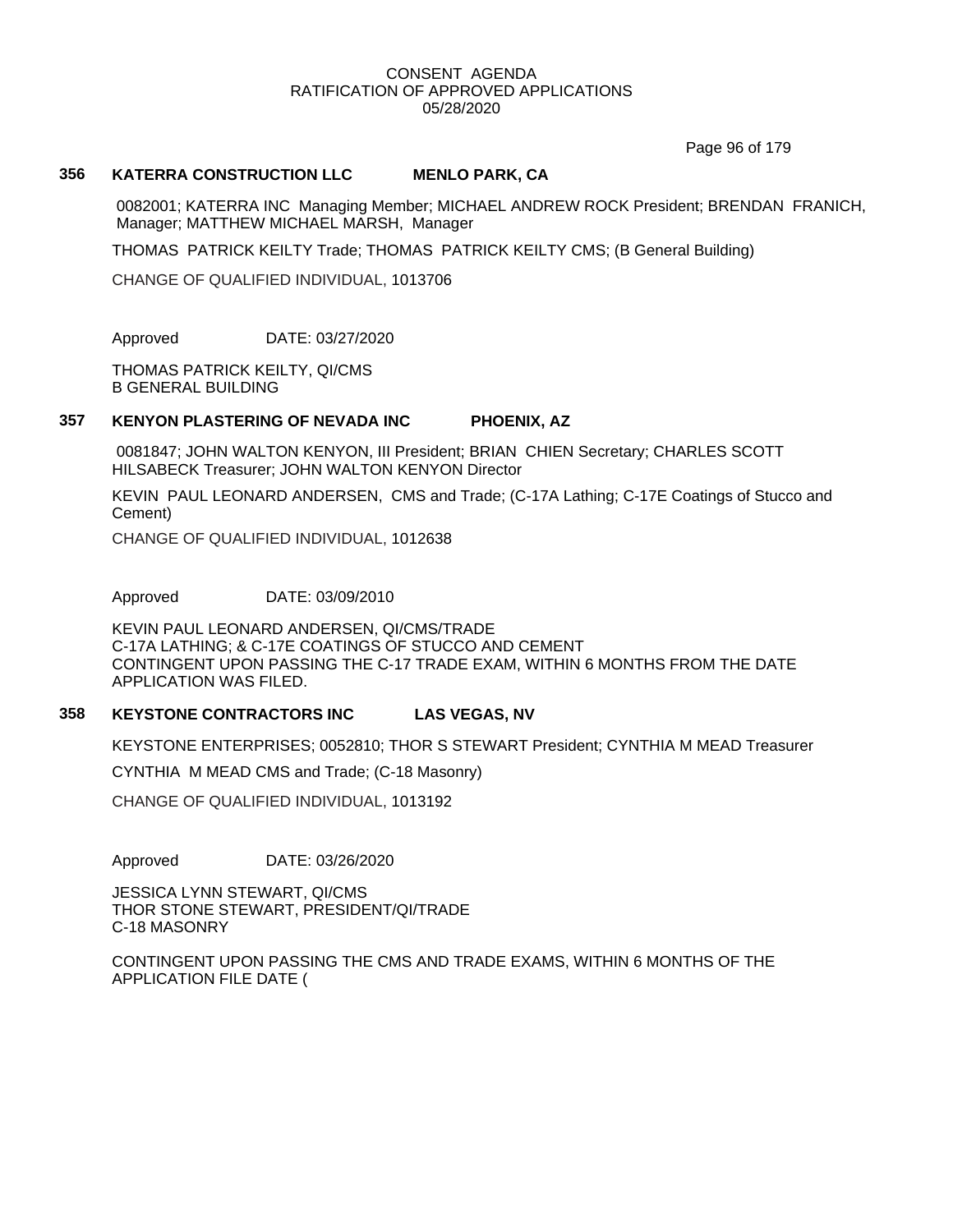CONSENT AGENDA
RATIFICATION OF APPROVED APPLICATIONS
05/28/2020

### 356 KATERRA CONSTRUCTION LLC MENLO PARK, CA

0082001; KATERRA INC Managing Member; MICHAEL ANDREW ROCK President; BRENDAN FRANICH, Manager; MATTHEW MICHAEL MARSH, Manager

THOMAS PATRICK KEILTY Trade; THOMAS PATRICK KEILTY CMS; (B General Building)

CHANGE OF QUALIFIED INDIVIDUAL, 1013706

Approved DATE: 03/27/2020

THOMAS PATRICK KEILTY, QI/CMS
B GENERAL BUILDING

### 357 KENYON PLASTERING OF NEVADA INC PHOENIX, AZ

0081847; JOHN WALTON KENYON, III President; BRIAN CHIEN Secretary; CHARLES SCOTT HILSABECK Treasurer; JOHN WALTON KENYON Director

KEVIN PAUL LEONARD ANDERSEN, CMS and Trade; (C-17A Lathing; C-17E Coatings of Stucco and Cement)

CHANGE OF QUALIFIED INDIVIDUAL, 1012638

Approved DATE: 03/09/2010

KEVIN PAUL LEONARD ANDERSEN, QI/CMS/TRADE
C-17A LATHING; & C-17E COATINGS OF STUCCO AND CEMENT
CONTINGENT UPON PASSING THE C-17 TRADE EXAM, WITHIN 6 MONTHS FROM THE DATE APPLICATION WAS FILED.

### 358 KEYSTONE CONTRACTORS INC LAS VEGAS, NV

KEYSTONE ENTERPRISES; 0052810; THOR S STEWART President; CYNTHIA M MEAD Treasurer

CYNTHIA M MEAD CMS and Trade; (C-18 Masonry)

CHANGE OF QUALIFIED INDIVIDUAL, 1013192

Approved DATE: 03/26/2020

JESSICA LYNN STEWART, QI/CMS
THOR STONE STEWART, PRESIDENT/QI/TRADE
C-18 MASONRY

CONTINGENT UPON PASSING THE CMS AND TRADE EXAMS, WITHIN 6 MONTHS OF THE APPLICATION FILE DATE (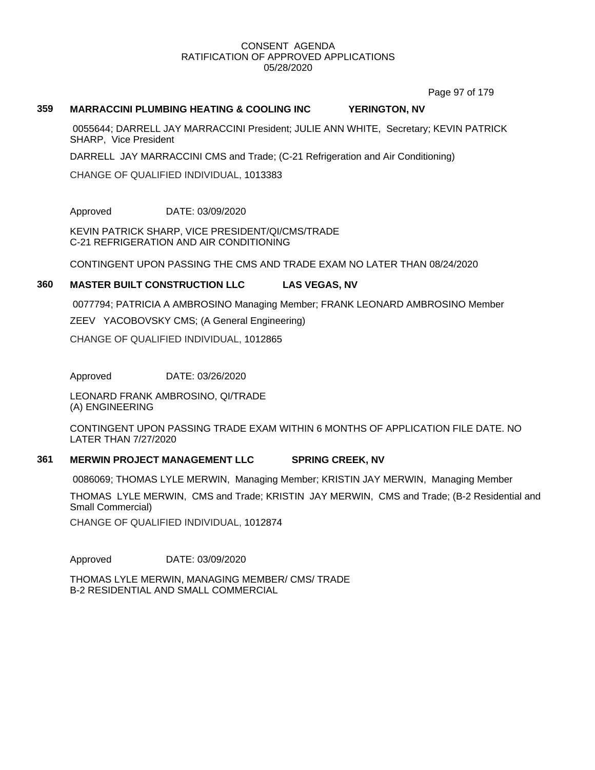CONSENT AGENDA
RATIFICATION OF APPROVED APPLICATIONS
05/28/2020

### 359 MARRACCINI PLUMBING HEATING & COOLING INC YERINGTON, NV

0055644; DARRELL JAY MARRACCINI President; JULIE ANN WHITE, Secretary; KEVIN PATRICK SHARP, Vice President

DARRELL JAY MARRACCINI CMS and Trade; (C-21 Refrigeration and Air Conditioning)

CHANGE OF QUALIFIED INDIVIDUAL, 1013383

Approved DATE: 03/09/2020

KEVIN PATRICK SHARP, VICE PRESIDENT/QI/CMS/TRADE
C-21 REFRIGERATION AND AIR CONDITIONING

CONTINGENT UPON PASSING THE CMS AND TRADE EXAM NO LATER THAN 08/24/2020

### 360 MASTER BUILT CONSTRUCTION LLC LAS VEGAS, NV

0077794; PATRICIA A AMBROSINO Managing Member; FRANK LEONARD AMBROSINO Member

ZEEV YACOBOVSKY CMS; (A General Engineering)

CHANGE OF QUALIFIED INDIVIDUAL, 1012865

Approved DATE: 03/26/2020

LEONARD FRANK AMBROSINO, QI/TRADE
(A) ENGINEERING

CONTINGENT UPON PASSING TRADE EXAM WITHIN 6 MONTHS OF APPLICATION FILE DATE. NO LATER THAN 7/27/2020

### 361 MERWIN PROJECT MANAGEMENT LLC SPRING CREEK, NV

0086069; THOMAS LYLE MERWIN, Managing Member; KRISTIN JAY MERWIN, Managing Member

THOMAS LYLE MERWIN, CMS and Trade; KRISTIN JAY MERWIN, CMS and Trade; (B-2 Residential and Small Commercial)

CHANGE OF QUALIFIED INDIVIDUAL, 1012874

Approved DATE: 03/09/2020

THOMAS LYLE MERWIN, MANAGING MEMBER/ CMS/ TRADE
B-2 RESIDENTIAL AND SMALL COMMERCIAL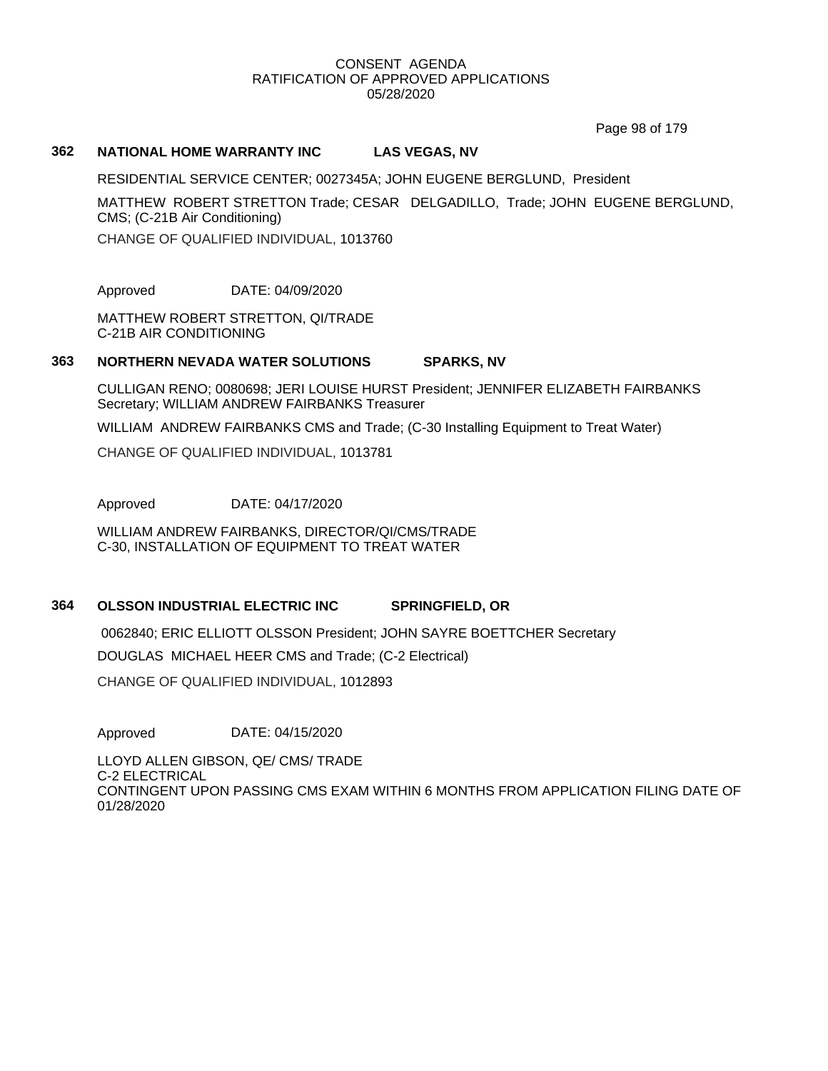CONSENT AGENDA
RATIFICATION OF APPROVED APPLICATIONS
05/28/2020

### 362 NATIONAL HOME WARRANTY INC LAS VEGAS, NV

RESIDENTIAL SERVICE CENTER; 0027345A; JOHN EUGENE BERGLUND, President

MATTHEW ROBERT STRETTON Trade; CESAR DELGADILLO, Trade; JOHN EUGENE BERGLUND, CMS; (C-21B Air Conditioning)

CHANGE OF QUALIFIED INDIVIDUAL, 1013760

Approved DATE: 04/09/2020

MATTHEW ROBERT STRETTON, QI/TRADE
C-21B AIR CONDITIONING

### 363 NORTHERN NEVADA WATER SOLUTIONS SPARKS, NV

CULLIGAN RENO; 0080698; JERI LOUISE HURST President; JENNIFER ELIZABETH FAIRBANKS Secretary; WILLIAM ANDREW FAIRBANKS Treasurer

WILLIAM ANDREW FAIRBANKS CMS and Trade; (C-30 Installing Equipment to Treat Water)

CHANGE OF QUALIFIED INDIVIDUAL, 1013781

Approved DATE: 04/17/2020

WILLIAM ANDREW FAIRBANKS, DIRECTOR/QI/CMS/TRADE
C-30, INSTALLATION OF EQUIPMENT TO TREAT WATER

### 364 OLSSON INDUSTRIAL ELECTRIC INC SPRINGFIELD, OR

0062840; ERIC ELLIOTT OLSSON President; JOHN SAYRE BOETTCHER Secretary

DOUGLAS MICHAEL HEER CMS and Trade; (C-2 Electrical)

CHANGE OF QUALIFIED INDIVIDUAL, 1012893

Approved DATE: 04/15/2020

LLOYD ALLEN GIBSON, QE/ CMS/ TRADE
C-2 ELECTRICAL
CONTINGENT UPON PASSING CMS EXAM WITHIN 6 MONTHS FROM APPLICATION FILING DATE OF 01/28/2020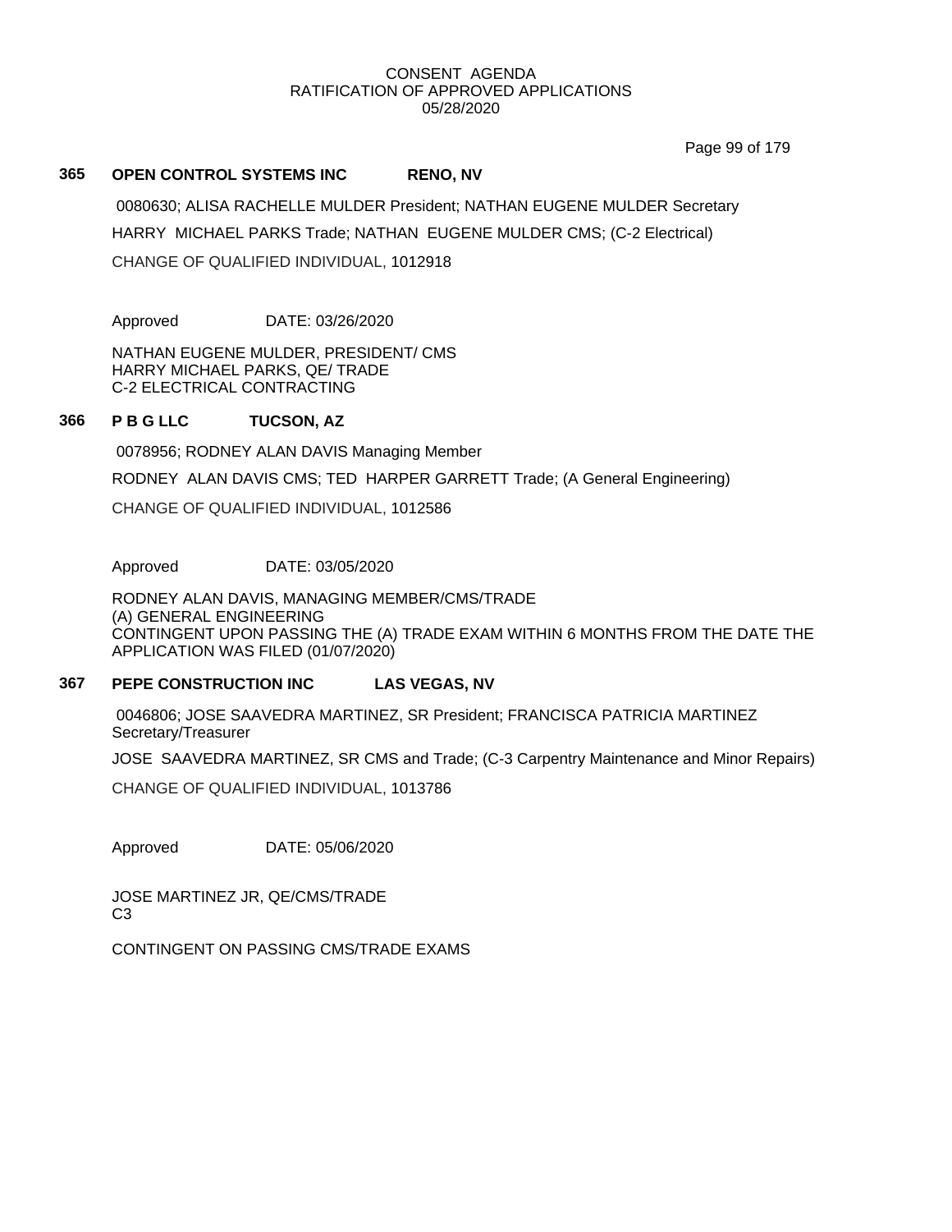CONSENT AGENDA
RATIFICATION OF APPROVED APPLICATIONS
05/28/2020

### 365 OPEN CONTROL SYSTEMS INC RENO, NV

0080630; ALISA RACHELLE MULDER President; NATHAN EUGENE MULDER Secretary

HARRY MICHAEL PARKS Trade; NATHAN EUGENE MULDER CMS; (C-2 Electrical)

CHANGE OF QUALIFIED INDIVIDUAL, 1012918

Approved DATE: 03/26/2020

NATHAN EUGENE MULDER, PRESIDENT/ CMS
HARRY MICHAEL PARKS, QE/ TRADE
C-2 ELECTRICAL CONTRACTING

### 366 P B G LLC TUCSON, AZ

0078956; RODNEY ALAN DAVIS Managing Member

RODNEY ALAN DAVIS CMS; TED HARPER GARRETT Trade; (A General Engineering)

CHANGE OF QUALIFIED INDIVIDUAL, 1012586

Approved DATE: 03/05/2020

RODNEY ALAN DAVIS, MANAGING MEMBER/CMS/TRADE
(A) GENERAL ENGINEERING
CONTINGENT UPON PASSING THE (A) TRADE EXAM WITHIN 6 MONTHS FROM THE DATE THE APPLICATION WAS FILED (01/07/2020)

### 367 PEPE CONSTRUCTION INC LAS VEGAS, NV

0046806; JOSE SAAVEDRA MARTINEZ, SR President; FRANCISCA PATRICIA MARTINEZ Secretary/Treasurer

JOSE SAAVEDRA MARTINEZ, SR CMS and Trade; (C-3 Carpentry Maintenance and Minor Repairs)

CHANGE OF QUALIFIED INDIVIDUAL, 1013786

Approved DATE: 05/06/2020

JOSE MARTINEZ JR, QE/CMS/TRADE
C3

CONTINGENT ON PASSING CMS/TRADE EXAMS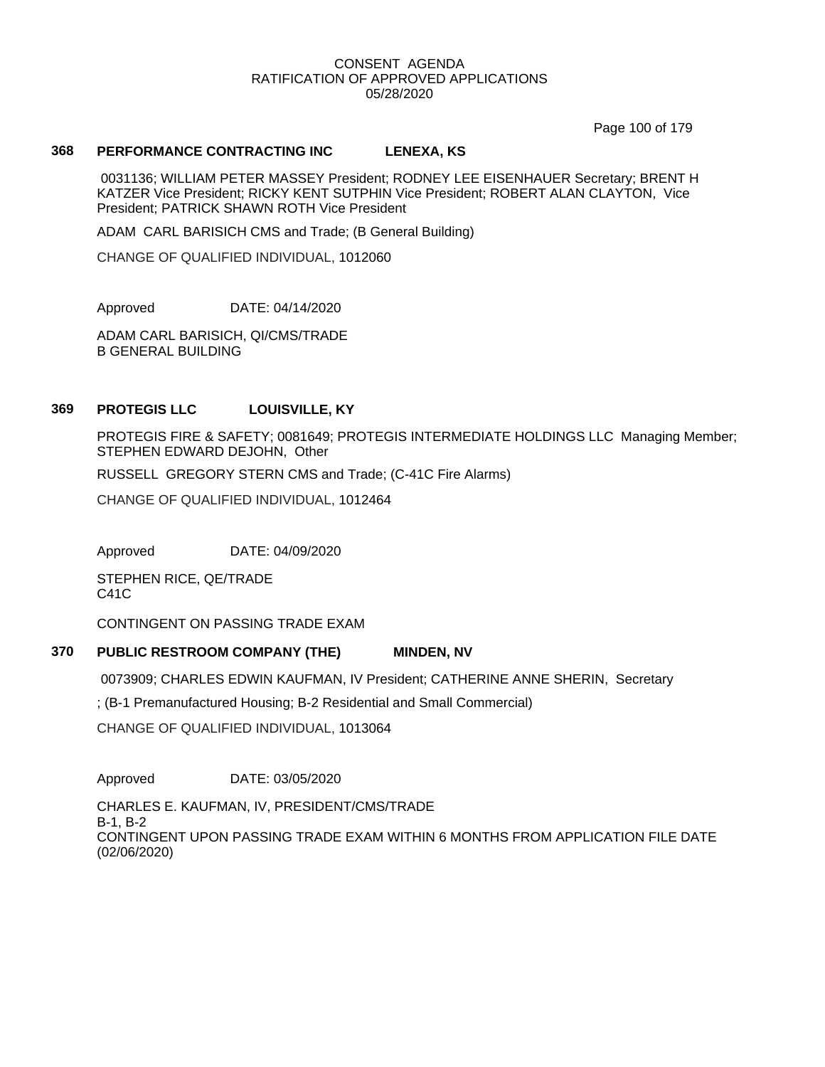CONSENT AGENDA
RATIFICATION OF APPROVED APPLICATIONS
05/28/2020

## 368 PERFORMANCE CONTRACTING INC LENEXA, KS

0031136; WILLIAM PETER MASSEY President; RODNEY LEE EISENHAUER Secretary; BRENT H KATZER Vice President; RICKY KENT SUTPHIN Vice President; ROBERT ALAN CLAYTON, Vice President; PATRICK SHAWN ROTH Vice President

ADAM CARL BARISICH CMS and Trade; (B General Building)

CHANGE OF QUALIFIED INDIVIDUAL, 1012060

Approved DATE: 04/14/2020

ADAM CARL BARISICH, QI/CMS/TRADE
B GENERAL BUILDING

## 369 PROTEGIS LLC LOUISVILLE, KY

PROTEGIS FIRE & SAFETY; 0081649; PROTEGIS INTERMEDIATE HOLDINGS LLC Managing Member; STEPHEN EDWARD DEJOHN, Other

RUSSELL GREGORY STERN CMS and Trade; (C-41C Fire Alarms)

CHANGE OF QUALIFIED INDIVIDUAL, 1012464

Approved DATE: 04/09/2020

STEPHEN RICE, QE/TRADE
C41C

CONTINGENT ON PASSING TRADE EXAM

## 370 PUBLIC RESTROOM COMPANY (THE) MINDEN, NV

0073909; CHARLES EDWIN KAUFMAN, IV President; CATHERINE ANNE SHERIN, Secretary

; (B-1 Premanufactured Housing; B-2 Residential and Small Commercial)

CHANGE OF QUALIFIED INDIVIDUAL, 1013064

Approved DATE: 03/05/2020

CHARLES E. KAUFMAN, IV, PRESIDENT/CMS/TRADE
B-1, B-2
CONTINGENT UPON PASSING TRADE EXAM WITHIN 6 MONTHS FROM APPLICATION FILE DATE (02/06/2020)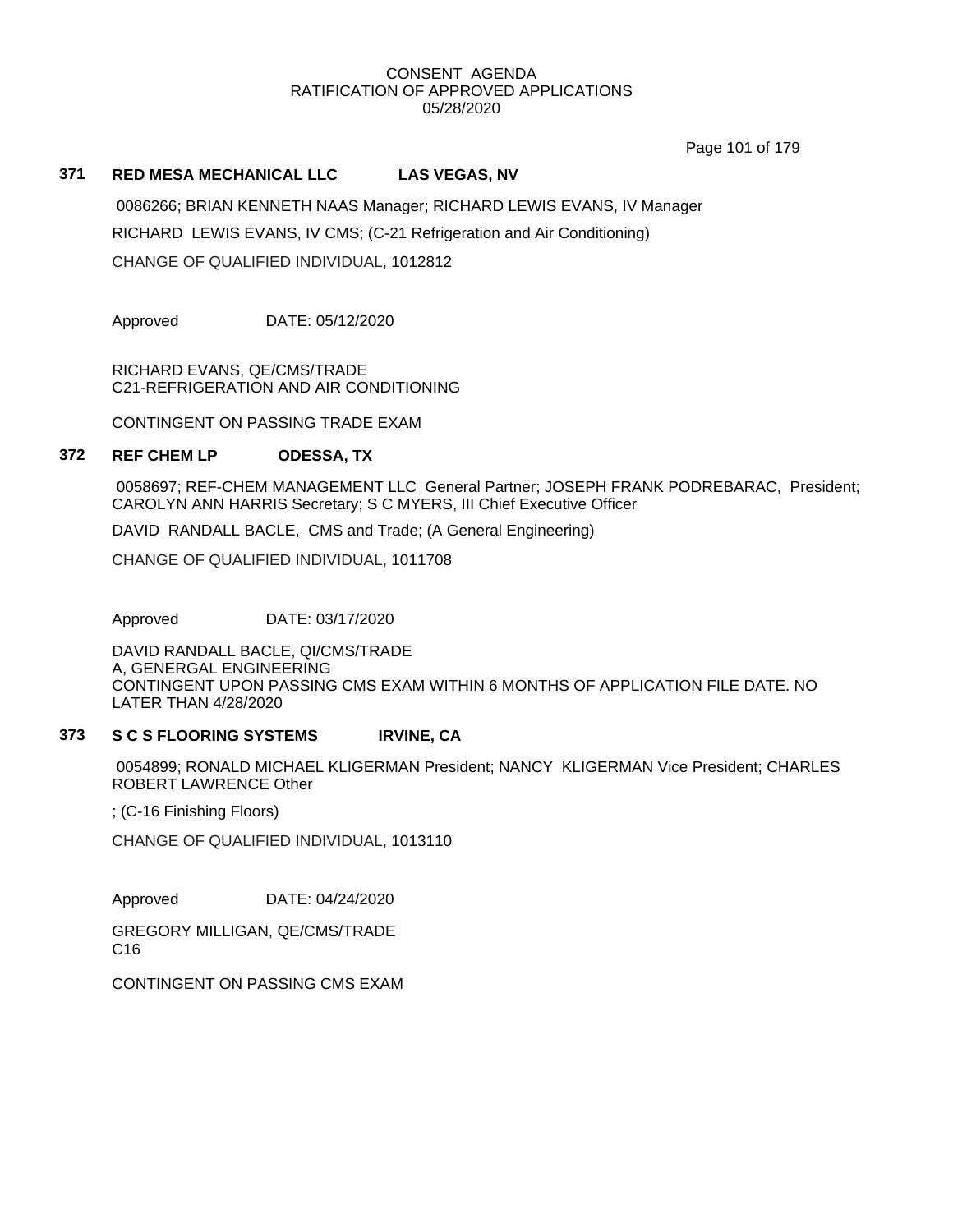CONSENT AGENDA
RATIFICATION OF APPROVED APPLICATIONS
05/28/2020

### 371 RED MESA MECHANICAL LLC LAS VEGAS, NV

0086266; BRIAN KENNETH NAAS Manager; RICHARD LEWIS EVANS, IV Manager

RICHARD LEWIS EVANS, IV CMS; (C-21 Refrigeration and Air Conditioning)

CHANGE OF QUALIFIED INDIVIDUAL, 1012812

Approved DATE: 05/12/2020

RICHARD EVANS, QE/CMS/TRADE
C21-REFRIGERATION AND AIR CONDITIONING

CONTINGENT ON PASSING TRADE EXAM

### 372 REF CHEM LP ODESSA, TX

0058697; REF-CHEM MANAGEMENT LLC General Partner; JOSEPH FRANK PODREBARAC, President; CAROLYN ANN HARRIS Secretary; S C MYERS, III Chief Executive Officer

DAVID RANDALL BACLE, CMS and Trade; (A General Engineering)

CHANGE OF QUALIFIED INDIVIDUAL, 1011708

Approved DATE: 03/17/2020

DAVID RANDALL BACLE, QI/CMS/TRADE
A, GENERGAL ENGINEERING
CONTINGENT UPON PASSING CMS EXAM WITHIN 6 MONTHS OF APPLICATION FILE DATE. NO LATER THAN 4/28/2020

### 373 S C S FLOORING SYSTEMS IRVINE, CA

0054899; RONALD MICHAEL KLIGERMAN President; NANCY KLIGERMAN Vice President; CHARLES ROBERT LAWRENCE Other

; (C-16 Finishing Floors)

CHANGE OF QUALIFIED INDIVIDUAL, 1013110

Approved DATE: 04/24/2020

GREGORY MILLIGAN, QE/CMS/TRADE
C16

CONTINGENT ON PASSING CMS EXAM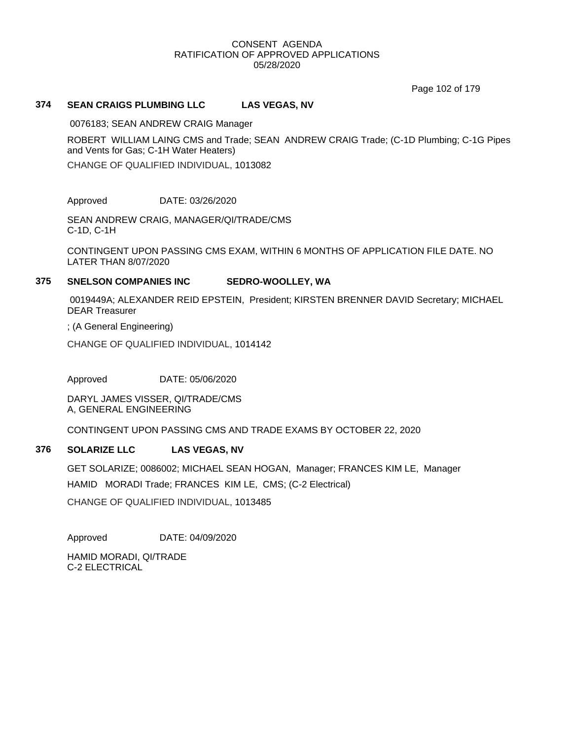CONSENT AGENDA
RATIFICATION OF APPROVED APPLICATIONS
05/28/2020

**374 SEAN CRAIGS PLUMBING LLC LAS VEGAS, NV**

0076183; SEAN ANDREW CRAIG Manager

ROBERT WILLIAM LAING CMS and Trade; SEAN ANDREW CRAIG Trade; (C-1D Plumbing; C-1G Pipes and Vents for Gas; C-1H Water Heaters)

CHANGE OF QUALIFIED INDIVIDUAL, 1013082

Approved DATE: 03/26/2020

SEAN ANDREW CRAIG, MANAGER/QI/TRADE/CMS
C-1D, C-1H

CONTINGENT UPON PASSING CMS EXAM, WITHIN 6 MONTHS OF APPLICATION FILE DATE. NO LATER THAN 8/07/2020

**375 SNELSON COMPANIES INC SEDRO-WOOLLEY, WA**

0019449A; ALEXANDER REID EPSTEIN, President; KIRSTEN BRENNER DAVID Secretary; MICHAEL DEAR Treasurer

; (A General Engineering)

CHANGE OF QUALIFIED INDIVIDUAL, 1014142

Approved DATE: 05/06/2020

DARYL JAMES VISSER, QI/TRADE/CMS
A, GENERAL ENGINEERING

CONTINGENT UPON PASSING CMS AND TRADE EXAMS BY OCTOBER 22, 2020

**376 SOLARIZE LLC LAS VEGAS, NV**

GET SOLARIZE; 0086002; MICHAEL SEAN HOGAN, Manager; FRANCES KIM LE, Manager

HAMID MORADI Trade; FRANCES KIM LE, CMS; (C-2 Electrical)

CHANGE OF QUALIFIED INDIVIDUAL, 1013485

Approved DATE: 04/09/2020

HAMID MORADI, QI/TRADE
C-2 ELECTRICAL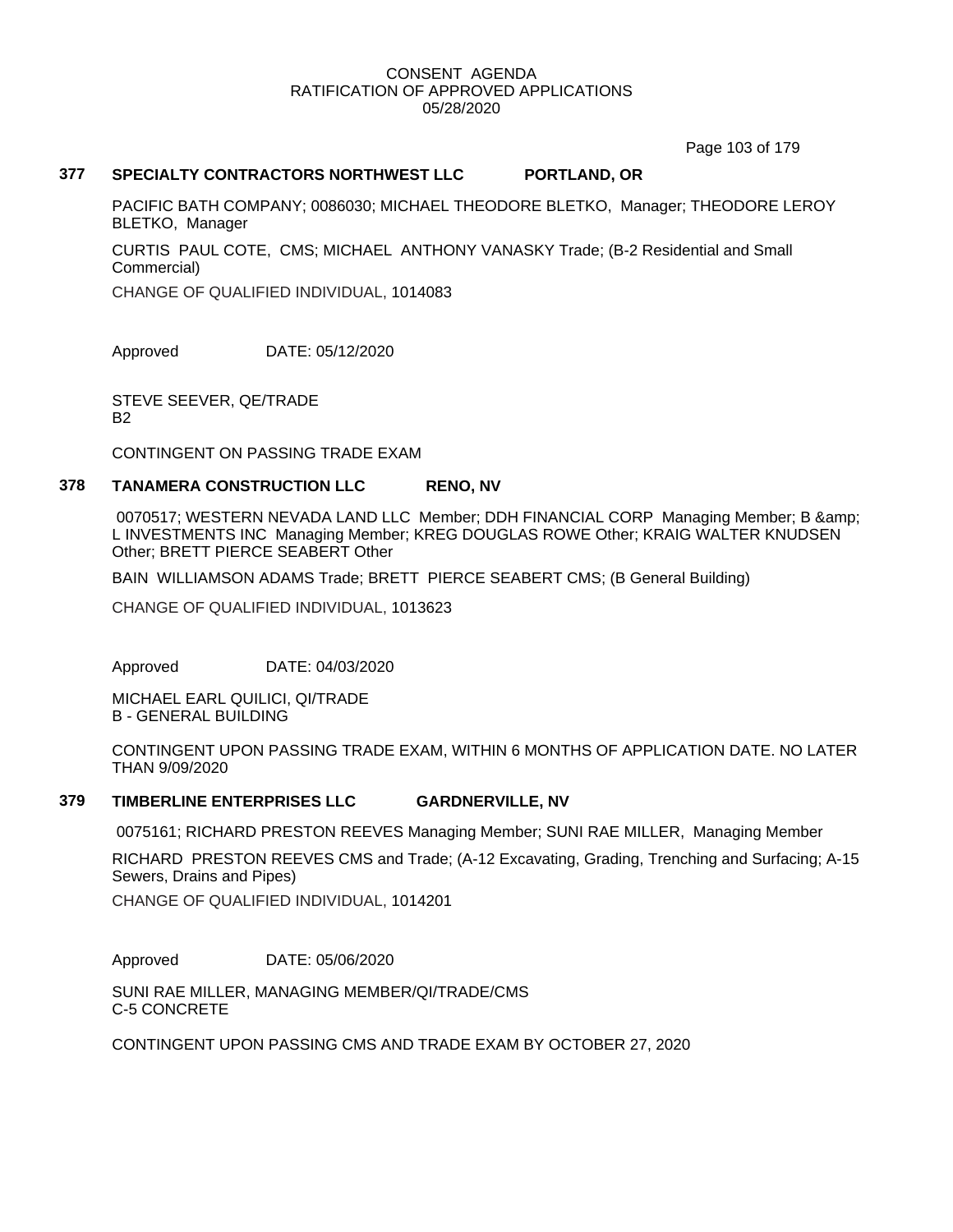CONSENT AGENDA
RATIFICATION OF APPROVED APPLICATIONS
05/28/2020

**377 SPECIALTY CONTRACTORS NORTHWEST LLC PORTLAND, OR**

PACIFIC BATH COMPANY; 0086030; MICHAEL THEODORE BLETKO, Manager; THEODORE LEROY BLETKO, Manager

CURTIS PAUL COTE, CMS; MICHAEL ANTHONY VANASKY Trade; (B-2 Residential and Small Commercial)

CHANGE OF QUALIFIED INDIVIDUAL, 1014083

Approved DATE: 05/12/2020

STEVE SEEVER, QE/TRADE
B2

CONTINGENT ON PASSING TRADE EXAM

**378 TANAMERA CONSTRUCTION LLC RENO, NV**

0070517; WESTERN NEVADA LAND LLC Member; DDH FINANCIAL CORP Managing Member; B &amp; L INVESTMENTS INC Managing Member; KREG DOUGLAS ROWE Other; KRAIG WALTER KNUDSEN Other; BRETT PIERCE SEABERT Other

BAIN WILLIAMSON ADAMS Trade; BRETT PIERCE SEABERT CMS; (B General Building)

CHANGE OF QUALIFIED INDIVIDUAL, 1013623

Approved DATE: 04/03/2020

MICHAEL EARL QUILICI, QI/TRADE
B - GENERAL BUILDING

CONTINGENT UPON PASSING TRADE EXAM, WITHIN 6 MONTHS OF APPLICATION DATE. NO LATER THAN 9/09/2020

**379 TIMBERLINE ENTERPRISES LLC GARDNERVILLE, NV**

0075161; RICHARD PRESTON REEVES Managing Member; SUNI RAE MILLER, Managing Member

RICHARD PRESTON REEVES CMS and Trade; (A-12 Excavating, Grading, Trenching and Surfacing; A-15 Sewers, Drains and Pipes)

CHANGE OF QUALIFIED INDIVIDUAL, 1014201

Approved DATE: 05/06/2020

SUNI RAE MILLER, MANAGING MEMBER/QI/TRADE/CMS
C-5 CONCRETE

CONTINGENT UPON PASSING CMS AND TRADE EXAM BY OCTOBER 27, 2020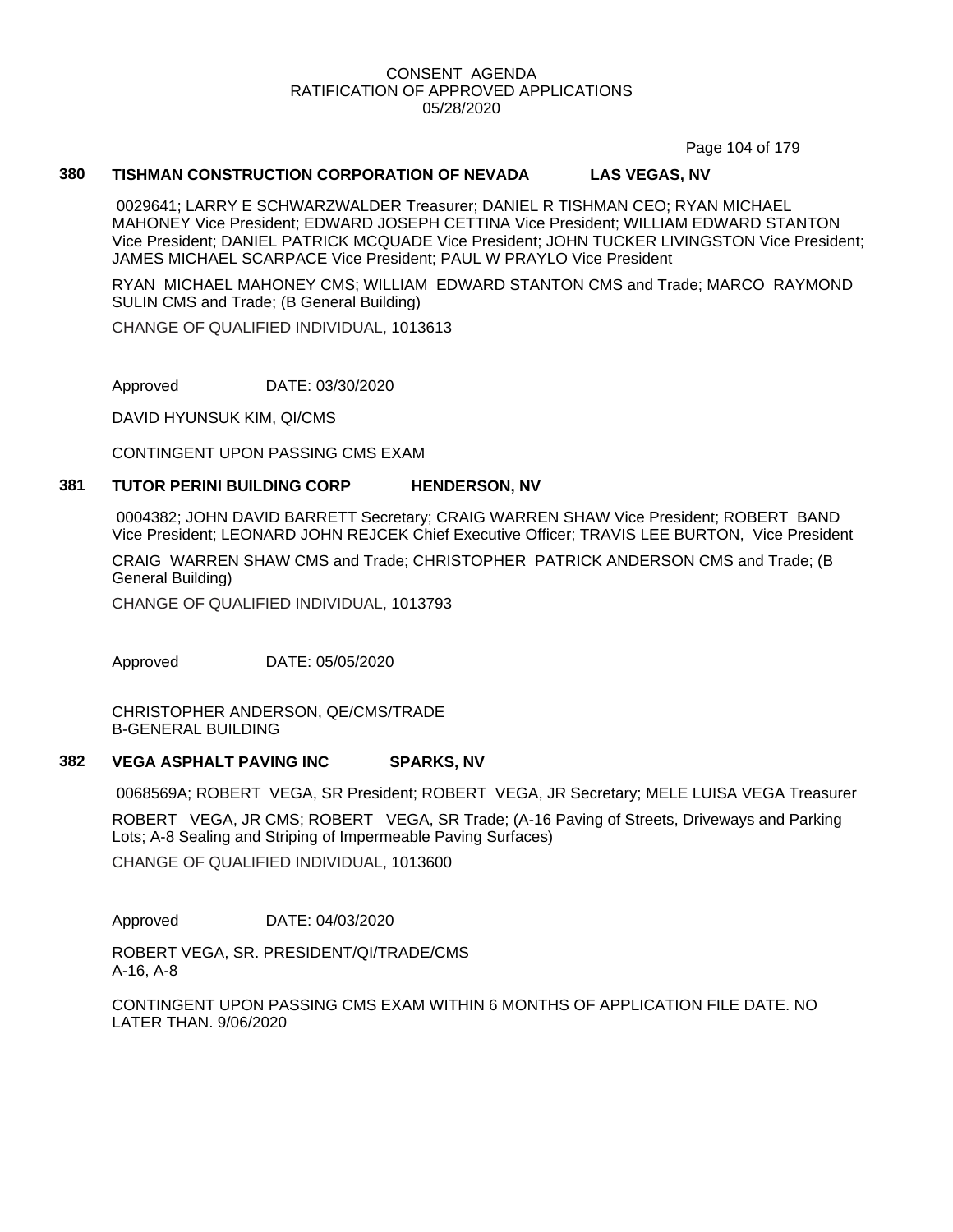CONSENT AGENDA
RATIFICATION OF APPROVED APPLICATIONS
05/28/2020

### 380 TISHMAN CONSTRUCTION CORPORATION OF NEVADA LAS VEGAS, NV

0029641; LARRY E SCHWARZWALDER Treasurer; DANIEL R TISHMAN CEO; RYAN MICHAEL MAHONEY Vice President; EDWARD JOSEPH CETTINA Vice President; WILLIAM EDWARD STANTON Vice President; DANIEL PATRICK MCQUADE Vice President; JOHN TUCKER LIVINGSTON Vice President; JAMES MICHAEL SCARPACE Vice President; PAUL W PRAYLO Vice President

RYAN MICHAEL MAHONEY CMS; WILLIAM EDWARD STANTON CMS and Trade; MARCO RAYMOND SULIN CMS and Trade; (B General Building)

CHANGE OF QUALIFIED INDIVIDUAL, 1013613

Approved DATE: 03/30/2020

DAVID HYUNSUK KIM, QI/CMS

CONTINGENT UPON PASSING CMS EXAM

### 381 TUTOR PERINI BUILDING CORP HENDERSON, NV

0004382; JOHN DAVID BARRETT Secretary; CRAIG WARREN SHAW Vice President; ROBERT BAND Vice President; LEONARD JOHN REJCEK Chief Executive Officer; TRAVIS LEE BURTON, Vice President

CRAIG WARREN SHAW CMS and Trade; CHRISTOPHER PATRICK ANDERSON CMS and Trade; (B General Building)

CHANGE OF QUALIFIED INDIVIDUAL, 1013793

Approved DATE: 05/05/2020

CHRISTOPHER ANDERSON, QE/CMS/TRADE
B-GENERAL BUILDING

### 382 VEGA ASPHALT PAVING INC SPARKS, NV

0068569A; ROBERT VEGA, SR President; ROBERT VEGA, JR Secretary; MELE LUISA VEGA Treasurer

ROBERT VEGA, JR CMS; ROBERT VEGA, SR Trade; (A-16 Paving of Streets, Driveways and Parking Lots; A-8 Sealing and Striping of Impermeable Paving Surfaces)

CHANGE OF QUALIFIED INDIVIDUAL, 1013600

Approved DATE: 04/03/2020

ROBERT VEGA, SR. PRESIDENT/QI/TRADE/CMS
A-16, A-8

CONTINGENT UPON PASSING CMS EXAM WITHIN 6 MONTHS OF APPLICATION FILE DATE. NO LATER THAN. 9/06/2020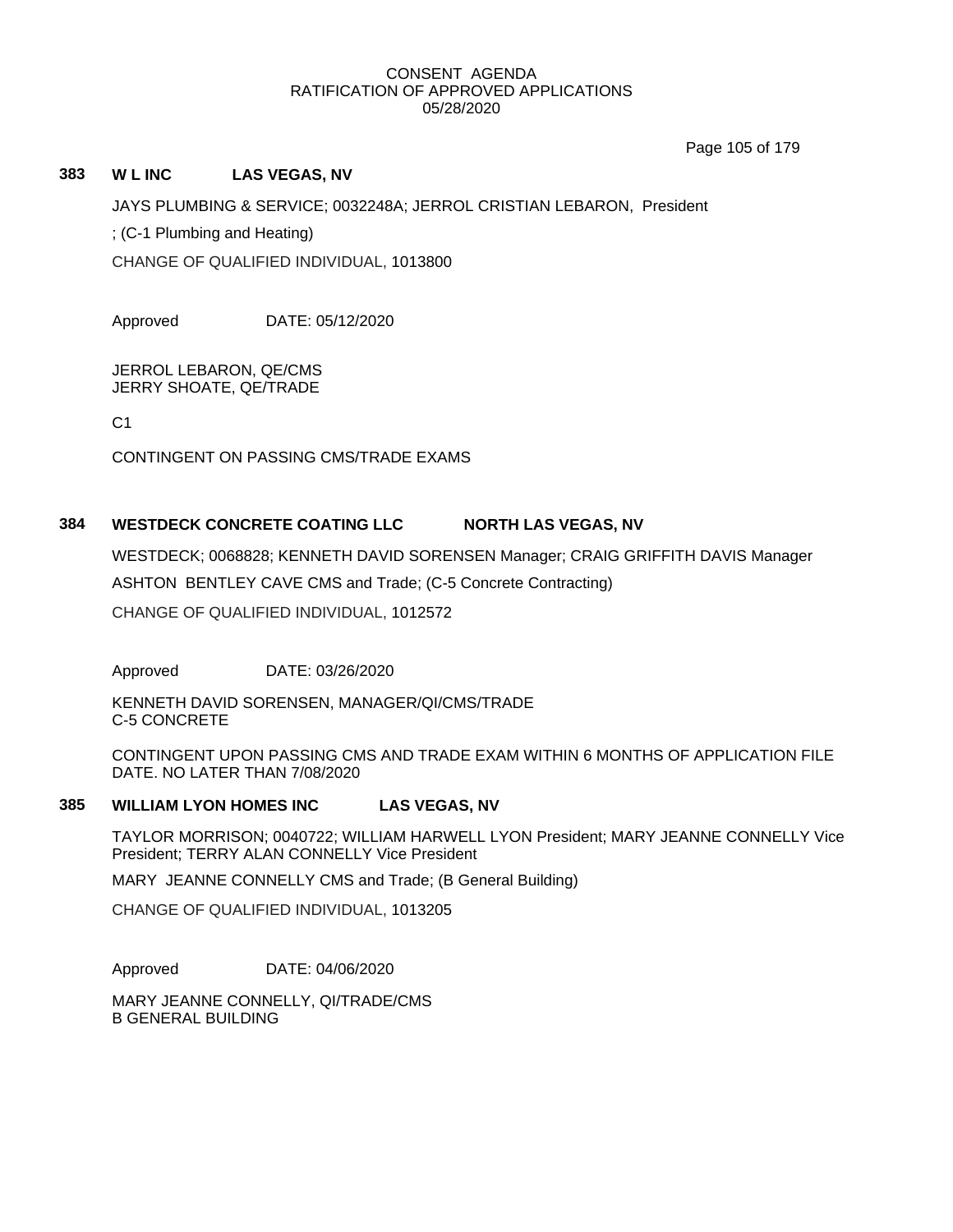CONSENT AGENDA
RATIFICATION OF APPROVED APPLICATIONS
05/28/2020

### 383 W L INC LAS VEGAS, NV

JAYS PLUMBING & SERVICE; 0032248A; JERROL CRISTIAN LEBARON, President

; (C-1 Plumbing and Heating)

CHANGE OF QUALIFIED INDIVIDUAL, 1013800

Approved DATE: 05/12/2020

JERROL LEBARON, QE/CMS
JERRY SHOATE, QE/TRADE

C1

CONTINGENT ON PASSING CMS/TRADE EXAMS

### 384 WESTDECK CONCRETE COATING LLC NORTH LAS VEGAS, NV

WESTDECK; 0068828; KENNETH DAVID SORENSEN Manager; CRAIG GRIFFITH DAVIS Manager

ASHTON BENTLEY CAVE CMS and Trade; (C-5 Concrete Contracting)

CHANGE OF QUALIFIED INDIVIDUAL, 1012572

Approved DATE: 03/26/2020

KENNETH DAVID SORENSEN, MANAGER/QI/CMS/TRADE
C-5 CONCRETE

CONTINGENT UPON PASSING CMS AND TRADE EXAM WITHIN 6 MONTHS OF APPLICATION FILE DATE. NO LATER THAN 7/08/2020

### 385 WILLIAM LYON HOMES INC LAS VEGAS, NV

TAYLOR MORRISON; 0040722; WILLIAM HARWELL LYON President; MARY JEANNE CONNELLY Vice President; TERRY ALAN CONNELLY Vice President

MARY JEANNE CONNELLY CMS and Trade; (B General Building)

CHANGE OF QUALIFIED INDIVIDUAL, 1013205

Approved DATE: 04/06/2020

MARY JEANNE CONNELLY, QI/TRADE/CMS
B GENERAL BUILDING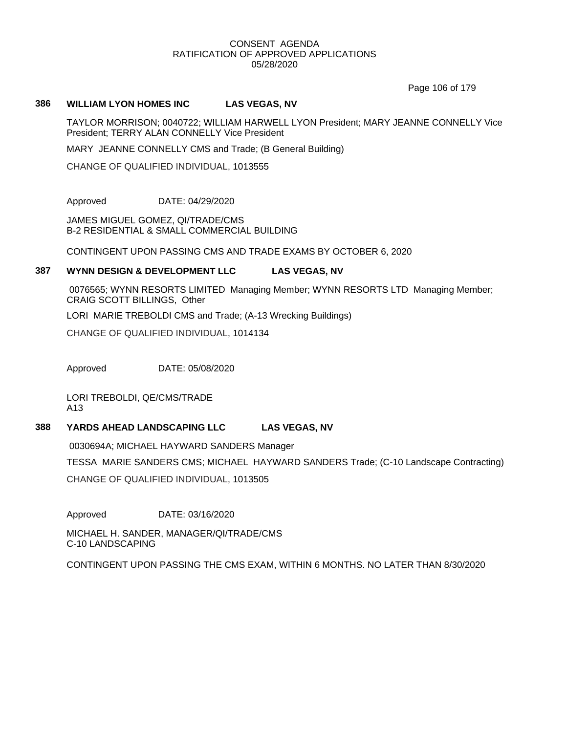CONSENT AGENDA
RATIFICATION OF APPROVED APPLICATIONS
05/28/2020

**386 WILLIAM LYON HOMES INC LAS VEGAS, NV**

TAYLOR MORRISON; 0040722; WILLIAM HARWELL LYON President; MARY JEANNE CONNELLY Vice President; TERRY ALAN CONNELLY Vice President

MARY JEANNE CONNELLY CMS and Trade; (B General Building)

CHANGE OF QUALIFIED INDIVIDUAL, 1013555

Approved DATE: 04/29/2020

JAMES MIGUEL GOMEZ, QI/TRADE/CMS
B-2 RESIDENTIAL & SMALL COMMERCIAL BUILDING

CONTINGENT UPON PASSING CMS AND TRADE EXAMS BY OCTOBER 6, 2020

**387 WYNN DESIGN & DEVELOPMENT LLC LAS VEGAS, NV**

0076565; WYNN RESORTS LIMITED Managing Member; WYNN RESORTS LTD Managing Member; CRAIG SCOTT BILLINGS, Other

LORI MARIE TREBOLDI CMS and Trade; (A-13 Wrecking Buildings)

CHANGE OF QUALIFIED INDIVIDUAL, 1014134

Approved DATE: 05/08/2020

LORI TREBOLDI, QE/CMS/TRADE
A13

**388 YARDS AHEAD LANDSCAPING LLC LAS VEGAS, NV**

0030694A; MICHAEL HAYWARD SANDERS Manager

TESSA MARIE SANDERS CMS; MICHAEL HAYWARD SANDERS Trade; (C-10 Landscape Contracting)

CHANGE OF QUALIFIED INDIVIDUAL, 1013505

Approved DATE: 03/16/2020

MICHAEL H. SANDER, MANAGER/QI/TRADE/CMS
C-10 LANDSCAPING

CONTINGENT UPON PASSING THE CMS EXAM, WITHIN 6 MONTHS. NO LATER THAN 8/30/2020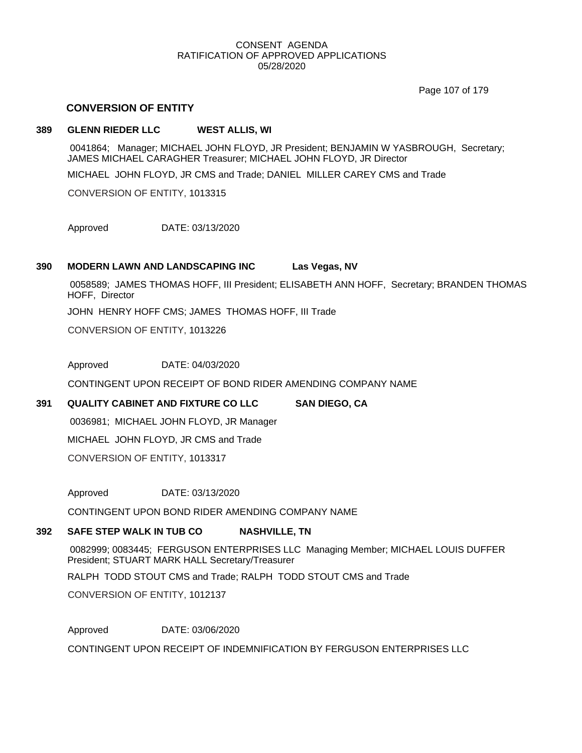CONSENT AGENDA
RATIFICATION OF APPROVED APPLICATIONS
05/28/2020

## CONVERSION OF ENTITY

**389 GLENN RIEDER LLC WEST ALLIS, WI**

0041864; Manager; MICHAEL JOHN FLOYD, JR President; BENJAMIN W YASBROUGH, Secretary; JAMES MICHAEL CARAGHER Treasurer; MICHAEL JOHN FLOYD, JR Director

MICHAEL JOHN FLOYD, JR CMS and Trade; DANIEL MILLER CAREY CMS and Trade

CONVERSION OF ENTITY, 1013315

Approved DATE: 03/13/2020

**390 MODERN LAWN AND LANDSCAPING INC Las Vegas, NV**

0058589; JAMES THOMAS HOFF, III President; ELISABETH ANN HOFF, Secretary; BRANDEN THOMAS HOFF, Director

JOHN HENRY HOFF CMS; JAMES THOMAS HOFF, III Trade

CONVERSION OF ENTITY, 1013226

Approved DATE: 04/03/2020

CONTINGENT UPON RECEIPT OF BOND RIDER AMENDING COMPANY NAME

**391 QUALITY CABINET AND FIXTURE CO LLC SAN DIEGO, CA**

0036981; MICHAEL JOHN FLOYD, JR Manager

MICHAEL JOHN FLOYD, JR CMS and Trade

CONVERSION OF ENTITY, 1013317

Approved DATE: 03/13/2020

CONTINGENT UPON BOND RIDER AMENDING COMPANY NAME

**392 SAFE STEP WALK IN TUB CO NASHVILLE, TN**

0082999; 0083445; FERGUSON ENTERPRISES LLC Managing Member; MICHAEL LOUIS DUFFER President; STUART MARK HALL Secretary/Treasurer

RALPH TODD STOUT CMS and Trade; RALPH TODD STOUT CMS and Trade

CONVERSION OF ENTITY, 1012137

Approved DATE: 03/06/2020

CONTINGENT UPON RECEIPT OF INDEMNIFICATION BY FERGUSON ENTERPRISES LLC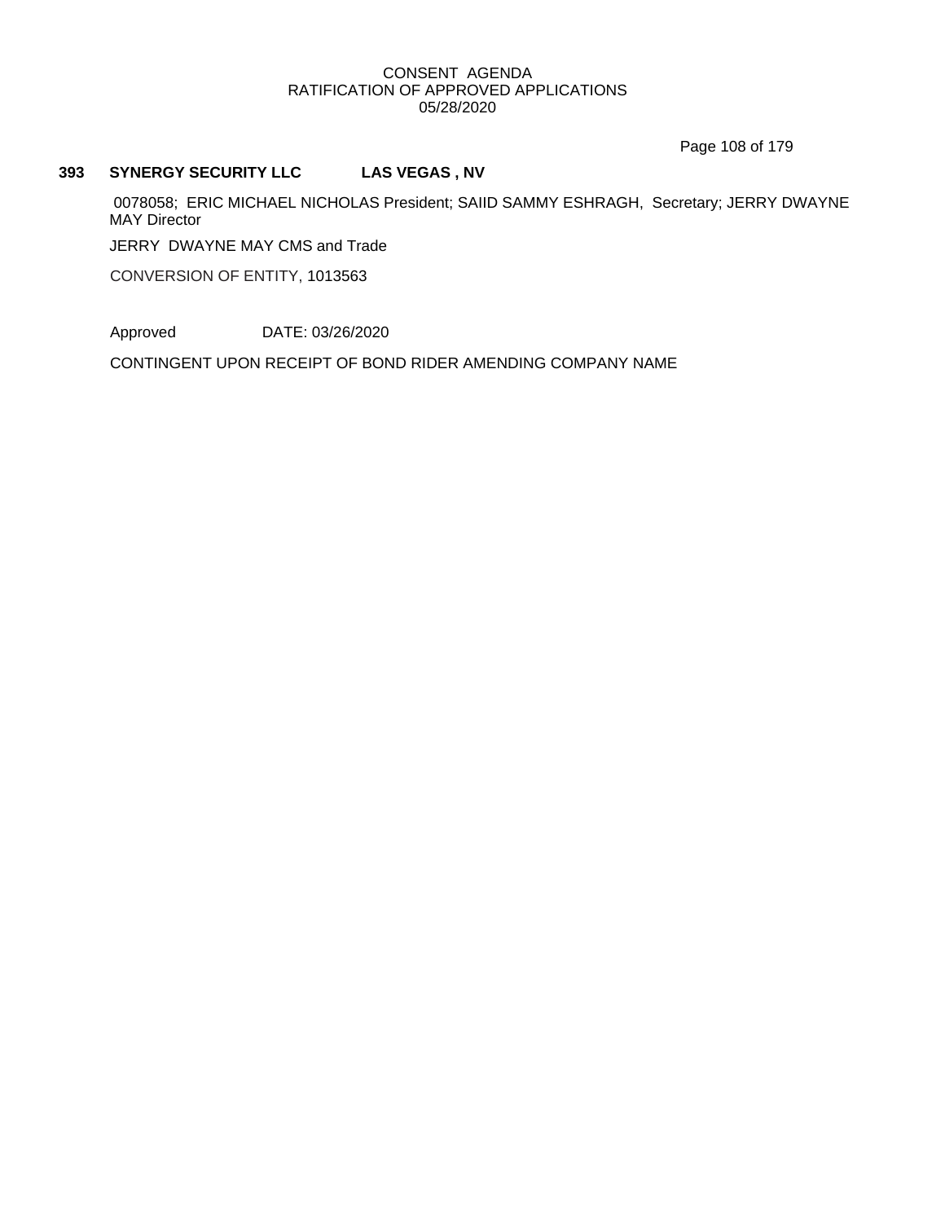CONSENT AGENDA
RATIFICATION OF APPROVED APPLICATIONS
05/28/2020

**393 SYNERGY SECURITY LLC LAS VEGAS , NV**

0078058; ERIC MICHAEL NICHOLAS President; SAIID SAMMY ESHRAGH, Secretary; JERRY DWAYNE MAY Director

JERRY DWAYNE MAY CMS and Trade

CONVERSION OF ENTITY, 1013563

Approved DATE: 03/26/2020

CONTINGENT UPON RECEIPT OF BOND RIDER AMENDING COMPANY NAME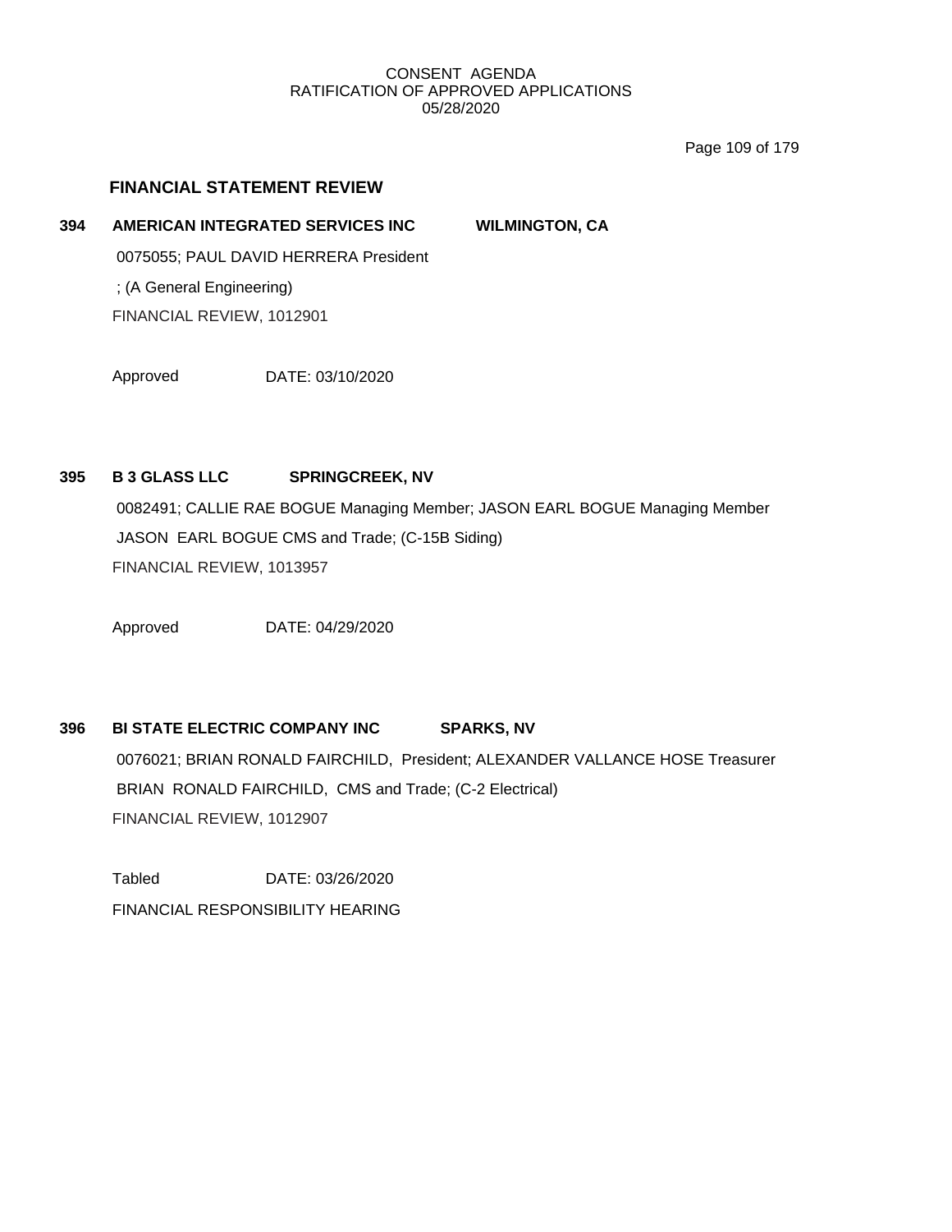## FINANCIAL STATEMENT REVIEW

**394 AMERICAN INTEGRATED SERVICES INC WILMINGTON, CA**

0075055; PAUL DAVID HERRERA President

; (A General Engineering)

FINANCIAL REVIEW, 1012901

Approved DATE: 03/10/2020

**395 B 3 GLASS LLC SPRINGCREEK, NV**

0082491; CALLIE RAE BOGUE Managing Member; JASON EARL BOGUE Managing Member

JASON EARL BOGUE CMS and Trade; (C-15B Siding)

FINANCIAL REVIEW, 1013957

Approved DATE: 04/29/2020

**396 BI STATE ELECTRIC COMPANY INC SPARKS, NV**

0076021; BRIAN RONALD FAIRCHILD, President; ALEXANDER VALLANCE HOSE Treasurer

BRIAN RONALD FAIRCHILD, CMS and Trade; (C-2 Electrical)

FINANCIAL REVIEW, 1012907

Tabled DATE: 03/26/2020

FINANCIAL RESPONSIBILITY HEARING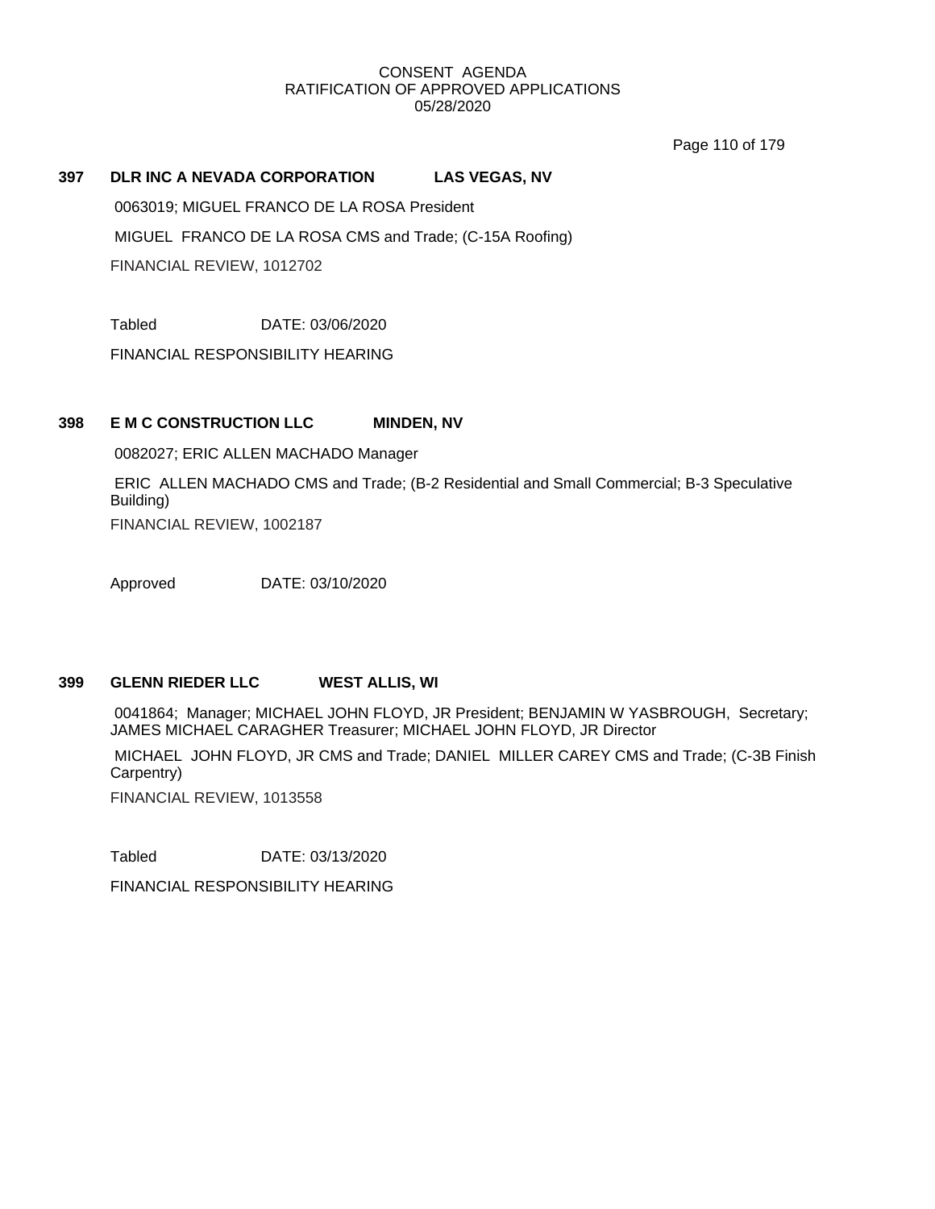CONSENT AGENDA
RATIFICATION OF APPROVED APPLICATIONS
05/28/2020

**397 DLR INC A NEVADA CORPORATION LAS VEGAS, NV**

0063019; MIGUEL FRANCO DE LA ROSA President

MIGUEL FRANCO DE LA ROSA CMS and Trade; (C-15A Roofing)

FINANCIAL REVIEW, 1012702

Tabled DATE: 03/06/2020

FINANCIAL RESPONSIBILITY HEARING

**398 E M C CONSTRUCTION LLC MINDEN, NV**

0082027; ERIC ALLEN MACHADO Manager

ERIC ALLEN MACHADO CMS and Trade; (B-2 Residential and Small Commercial; B-3 Speculative Building)

FINANCIAL REVIEW, 1002187

Approved DATE: 03/10/2020

**399 GLENN RIEDER LLC WEST ALLIS, WI**

0041864; Manager; MICHAEL JOHN FLOYD, JR President; BENJAMIN W YASBROUGH, Secretary; JAMES MICHAEL CARAGHER Treasurer; MICHAEL JOHN FLOYD, JR Director

MICHAEL JOHN FLOYD, JR CMS and Trade; DANIEL MILLER CAREY CMS and Trade; (C-3B Finish Carpentry)

FINANCIAL REVIEW, 1013558

Tabled DATE: 03/13/2020

FINANCIAL RESPONSIBILITY HEARING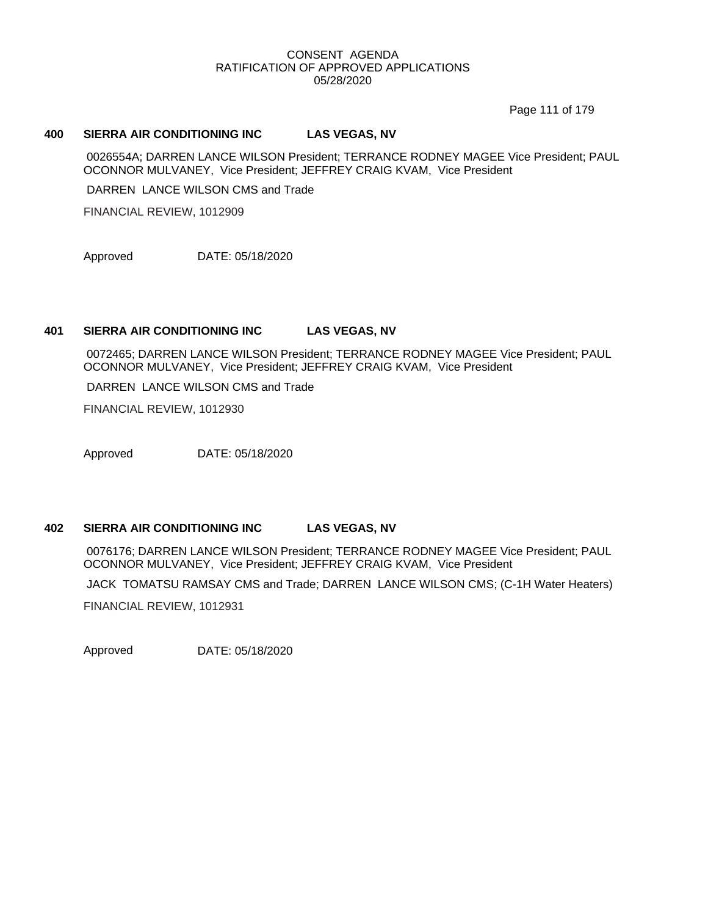**400 SIERRA AIR CONDITIONING INC LAS VEGAS, NV**

0026554A; DARREN LANCE WILSON President; TERRANCE RODNEY MAGEE Vice President; PAUL OCONNOR MULVANEY, Vice President; JEFFREY CRAIG KVAM, Vice President

DARREN LANCE WILSON CMS and Trade

FINANCIAL REVIEW, 1012909

Approved DATE: 05/18/2020

**401 SIERRA AIR CONDITIONING INC LAS VEGAS, NV**

0072465; DARREN LANCE WILSON President; TERRANCE RODNEY MAGEE Vice President; PAUL OCONNOR MULVANEY, Vice President; JEFFREY CRAIG KVAM, Vice President

DARREN LANCE WILSON CMS and Trade

FINANCIAL REVIEW, 1012930

Approved DATE: 05/18/2020

**402 SIERRA AIR CONDITIONING INC LAS VEGAS, NV**

0076176; DARREN LANCE WILSON President; TERRANCE RODNEY MAGEE Vice President; PAUL OCONNOR MULVANEY, Vice President; JEFFREY CRAIG KVAM, Vice President

JACK TOMATSU RAMSAY CMS and Trade; DARREN LANCE WILSON CMS; (C-1H Water Heaters)

FINANCIAL REVIEW, 1012931

Approved DATE: 05/18/2020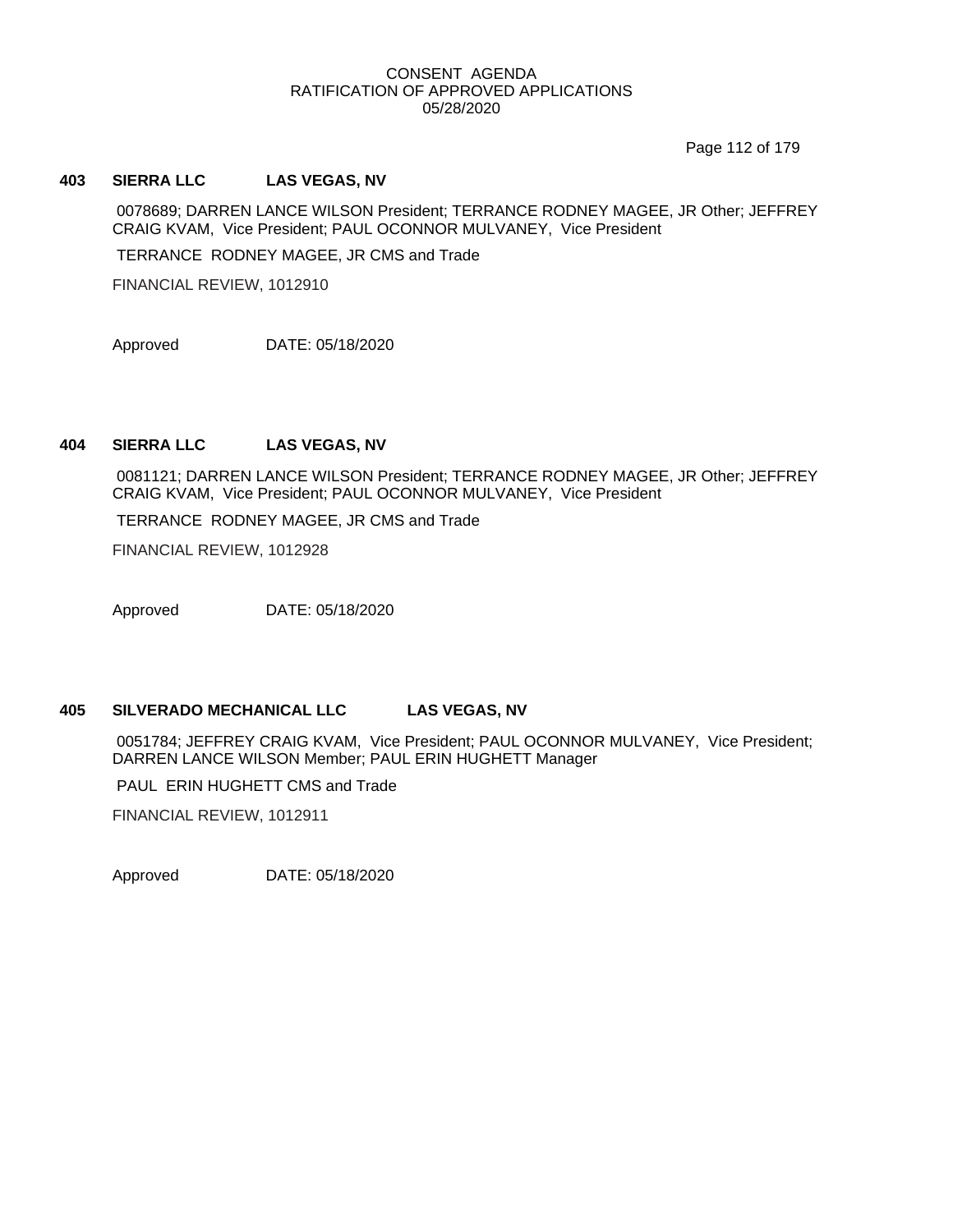CONSENT AGENDA
RATIFICATION OF APPROVED APPLICATIONS
05/28/2020

**403 SIERRA LLC LAS VEGAS, NV**

0078689; DARREN LANCE WILSON President; TERRANCE RODNEY MAGEE, JR Other; JEFFREY CRAIG KVAM, Vice President; PAUL OCONNOR MULVANEY, Vice President

TERRANCE RODNEY MAGEE, JR CMS and Trade

FINANCIAL REVIEW, 1012910

Approved DATE: 05/18/2020

**404 SIERRA LLC LAS VEGAS, NV**

0081121; DARREN LANCE WILSON President; TERRANCE RODNEY MAGEE, JR Other; JEFFREY CRAIG KVAM, Vice President; PAUL OCONNOR MULVANEY, Vice President

TERRANCE RODNEY MAGEE, JR CMS and Trade

FINANCIAL REVIEW, 1012928

Approved DATE: 05/18/2020

**405 SILVERADO MECHANICAL LLC LAS VEGAS, NV**

0051784; JEFFREY CRAIG KVAM, Vice President; PAUL OCONNOR MULVANEY, Vice President; DARREN LANCE WILSON Member; PAUL ERIN HUGHETT Manager

PAUL ERIN HUGHETT CMS and Trade

FINANCIAL REVIEW, 1012911

Approved DATE: 05/18/2020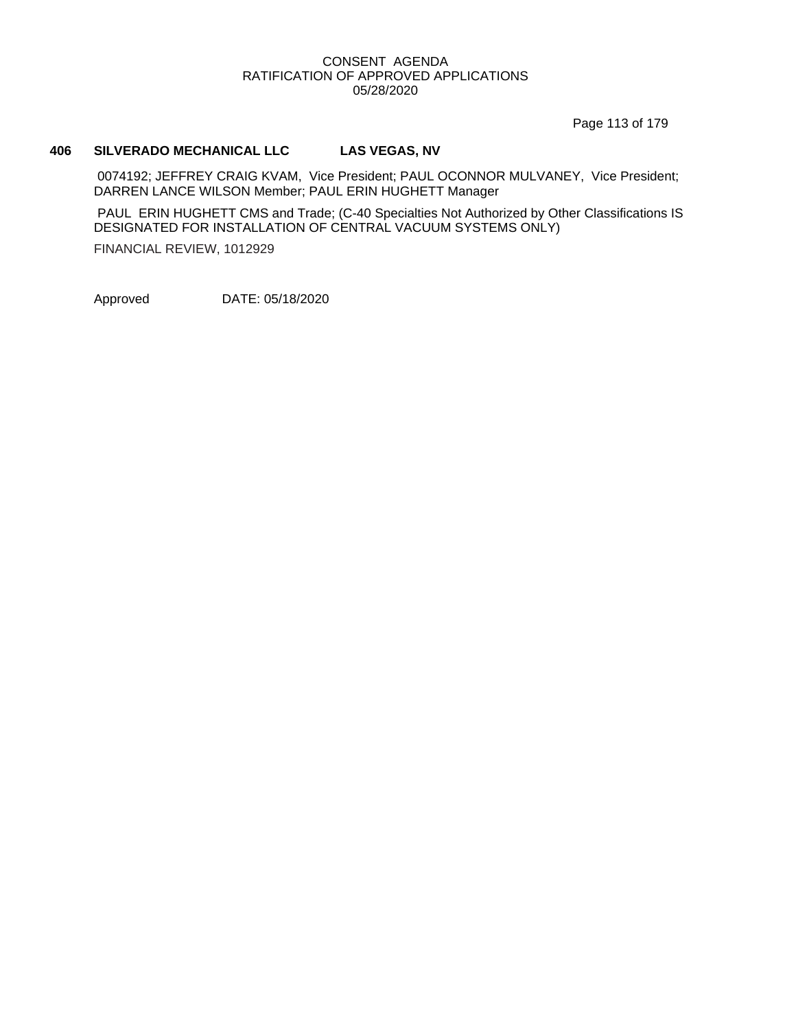CONSENT AGENDA
RATIFICATION OF APPROVED APPLICATIONS
05/28/2020

**406 SILVERADO MECHANICAL LLC LAS VEGAS, NV**

0074192; JEFFREY CRAIG KVAM, Vice President; PAUL OCONNOR MULVANEY, Vice President; DARREN LANCE WILSON Member; PAUL ERIN HUGHETT Manager

PAUL ERIN HUGHETT CMS and Trade; (C-40 Specialties Not Authorized by Other Classifications IS DESIGNATED FOR INSTALLATION OF CENTRAL VACUUM SYSTEMS ONLY)

FINANCIAL REVIEW, 1012929

Approved DATE: 05/18/2020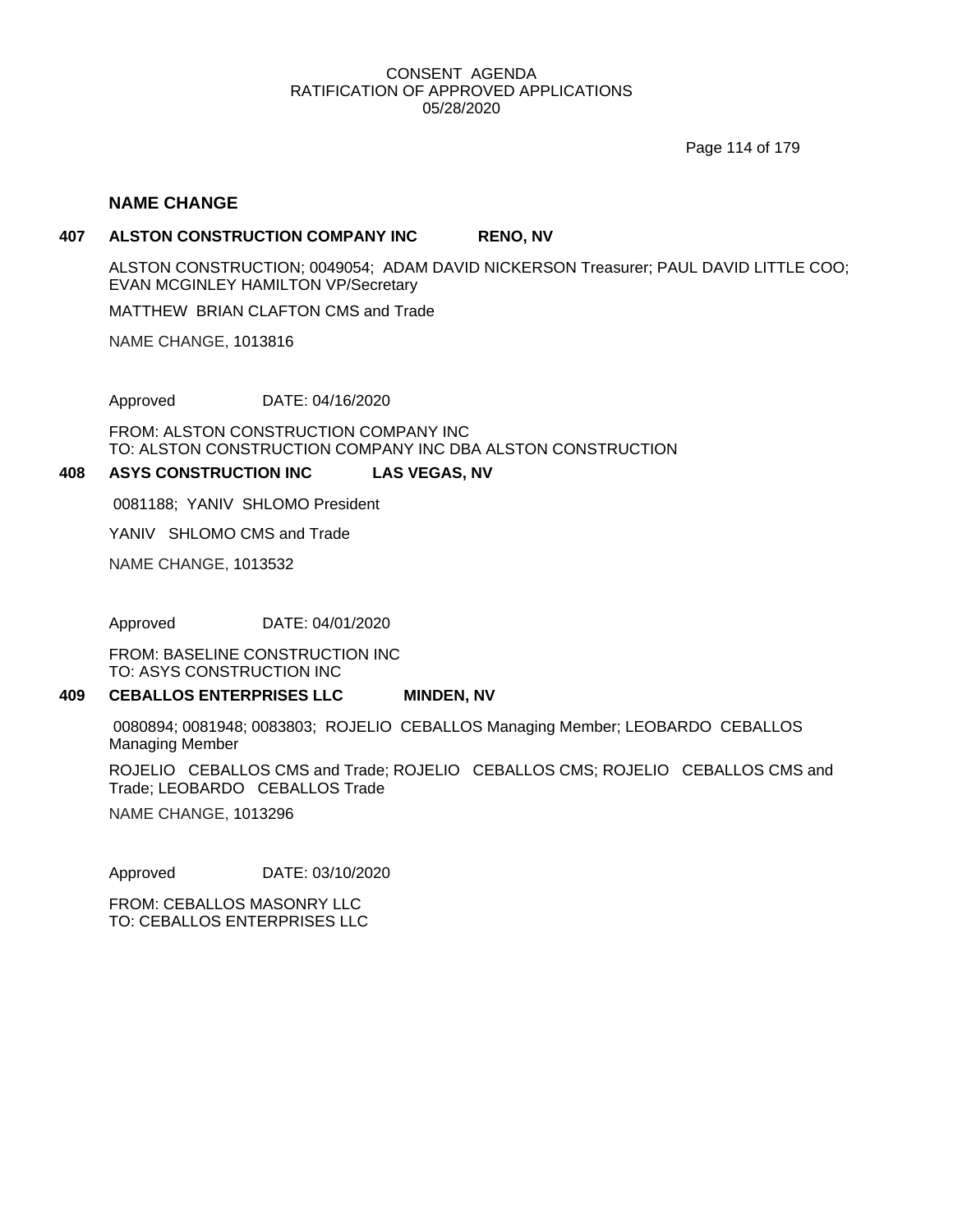## NAME CHANGE

### 407 ALSTON CONSTRUCTION COMPANY INC RENO, NV

ALSTON CONSTRUCTION; 0049054; ADAM DAVID NICKERSON Treasurer; PAUL DAVID LITTLE COO; EVAN MCGINLEY HAMILTON VP/Secretary

MATTHEW BRIAN CLAFTON CMS and Trade

NAME CHANGE, 1013816

Approved DATE: 04/16/2020

FROM: ALSTON CONSTRUCTION COMPANY INC
TO: ALSTON CONSTRUCTION COMPANY INC DBA ALSTON CONSTRUCTION

### 408 ASYS CONSTRUCTION INC LAS VEGAS, NV

0081188; YANIV SHLOMO President

YANIV SHLOMO CMS and Trade

NAME CHANGE, 1013532

Approved DATE: 04/01/2020

FROM: BASELINE CONSTRUCTION INC
TO: ASYS CONSTRUCTION INC

### 409 CEBALLOS ENTERPRISES LLC MINDEN, NV

0080894; 0081948; 0083803; ROJELIO CEBALLOS Managing Member; LEOBARDO CEBALLOS Managing Member

ROJELIO CEBALLOS CMS and Trade; ROJELIO CEBALLOS CMS; ROJELIO CEBALLOS CMS and Trade; LEOBARDO CEBALLOS Trade

NAME CHANGE, 1013296

Approved DATE: 03/10/2020

FROM: CEBALLOS MASONRY LLC
TO: CEBALLOS ENTERPRISES LLC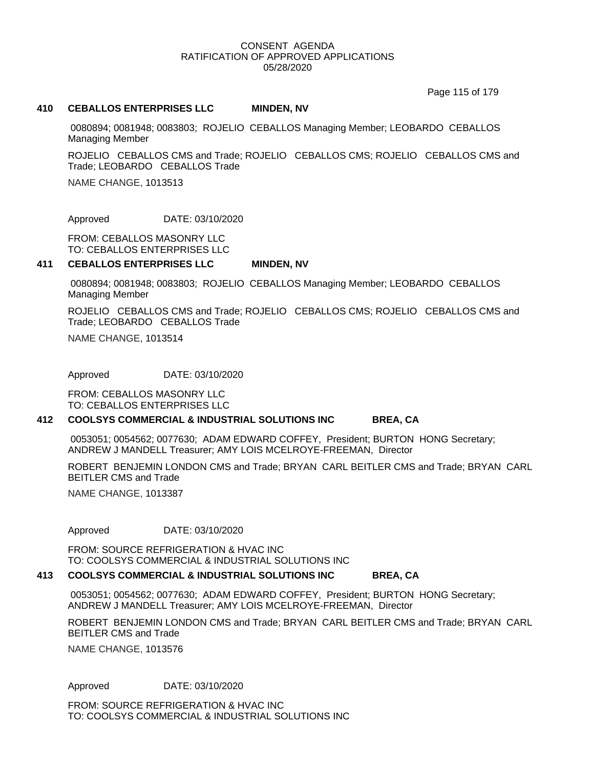CONSENT AGENDA
RATIFICATION OF APPROVED APPLICATIONS
05/28/2020

**410 CEBALLOS ENTERPRISES LLC MINDEN, NV**

0080894; 0081948; 0083803; ROJELIO CEBALLOS Managing Member; LEOBARDO CEBALLOS Managing Member

ROJELIO CEBALLOS CMS and Trade; ROJELIO CEBALLOS CMS; ROJELIO CEBALLOS CMS and Trade; LEOBARDO CEBALLOS Trade

NAME CHANGE, 1013513

Approved DATE: 03/10/2020

FROM: CEBALLOS MASONRY LLC
TO: CEBALLOS ENTERPRISES LLC

**411 CEBALLOS ENTERPRISES LLC MINDEN, NV**

0080894; 0081948; 0083803; ROJELIO CEBALLOS Managing Member; LEOBARDO CEBALLOS Managing Member

ROJELIO CEBALLOS CMS and Trade; ROJELIO CEBALLOS CMS; ROJELIO CEBALLOS CMS and Trade; LEOBARDO CEBALLOS Trade

NAME CHANGE, 1013514

Approved DATE: 03/10/2020

FROM: CEBALLOS MASONRY LLC
TO: CEBALLOS ENTERPRISES LLC

**412 COOLSYS COMMERCIAL & INDUSTRIAL SOLUTIONS INC BREA, CA**

0053051; 0054562; 0077630; ADAM EDWARD COFFEY, President; BURTON HONG Secretary; ANDREW J MANDELL Treasurer; AMY LOIS MCELROYE-FREEMAN, Director

ROBERT BENJEMIN LONDON CMS and Trade; BRYAN CARL BEITLER CMS and Trade; BRYAN CARL BEITLER CMS and Trade

NAME CHANGE, 1013387

Approved DATE: 03/10/2020

FROM: SOURCE REFRIGERATION & HVAC INC
TO: COOLSYS COMMERCIAL & INDUSTRIAL SOLUTIONS INC

**413 COOLSYS COMMERCIAL & INDUSTRIAL SOLUTIONS INC BREA, CA**

0053051; 0054562; 0077630; ADAM EDWARD COFFEY, President; BURTON HONG Secretary; ANDREW J MANDELL Treasurer; AMY LOIS MCELROYE-FREEMAN, Director

ROBERT BENJEMIN LONDON CMS and Trade; BRYAN CARL BEITLER CMS and Trade; BRYAN CARL BEITLER CMS and Trade

NAME CHANGE, 1013576

Approved DATE: 03/10/2020

FROM: SOURCE REFRIGERATION & HVAC INC
TO: COOLSYS COMMERCIAL & INDUSTRIAL SOLUTIONS INC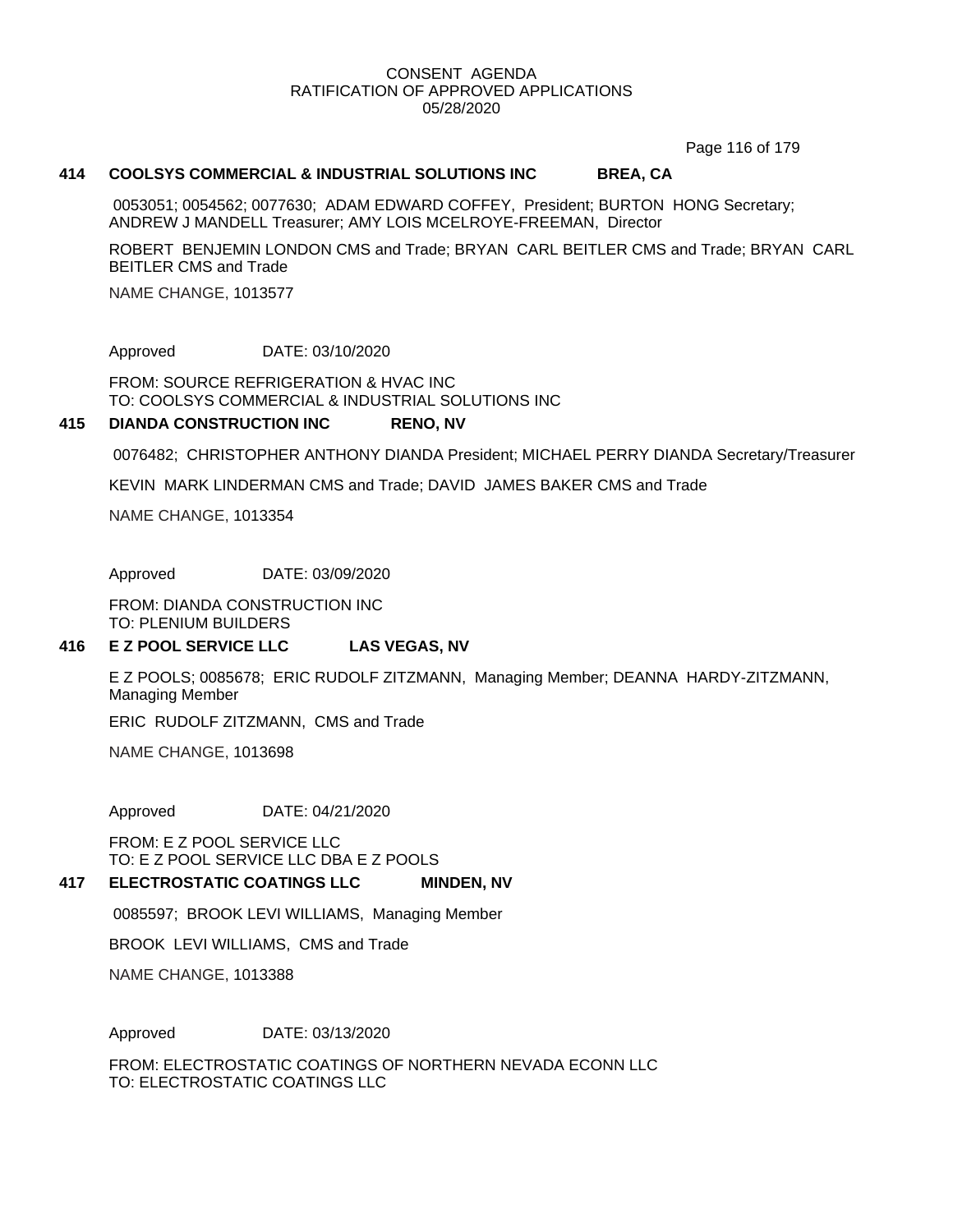CONSENT AGENDA
RATIFICATION OF APPROVED APPLICATIONS
05/28/2020

**414 COOLSYS COMMERCIAL & INDUSTRIAL SOLUTIONS INC BREA, CA**

0053051; 0054562; 0077630; ADAM EDWARD COFFEY, President; BURTON HONG Secretary; ANDREW J MANDELL Treasurer; AMY LOIS MCELROYE-FREEMAN, Director

ROBERT BENJEMIN LONDON CMS and Trade; BRYAN CARL BEITLER CMS and Trade; BRYAN CARL BEITLER CMS and Trade

NAME CHANGE, 1013577

Approved DATE: 03/10/2020

FROM: SOURCE REFRIGERATION & HVAC INC
TO: COOLSYS COMMERCIAL & INDUSTRIAL SOLUTIONS INC

**415 DIANDA CONSTRUCTION INC RENO, NV**

0076482; CHRISTOPHER ANTHONY DIANDA President; MICHAEL PERRY DIANDA Secretary/Treasurer

KEVIN MARK LINDERMAN CMS and Trade; DAVID JAMES BAKER CMS and Trade

NAME CHANGE, 1013354

Approved DATE: 03/09/2020

FROM: DIANDA CONSTRUCTION INC
TO: PLENIUM BUILDERS

**416 E Z POOL SERVICE LLC LAS VEGAS, NV**

E Z POOLS; 0085678; ERIC RUDOLF ZITZMANN, Managing Member; DEANNA HARDY-ZITZMANN, Managing Member

ERIC RUDOLF ZITZMANN, CMS and Trade

NAME CHANGE, 1013698

Approved DATE: 04/21/2020

FROM: E Z POOL SERVICE LLC
TO: E Z POOL SERVICE LLC DBA E Z POOLS

**417 ELECTROSTATIC COATINGS LLC MINDEN, NV**

0085597; BROOK LEVI WILLIAMS, Managing Member

BROOK LEVI WILLIAMS, CMS and Trade

NAME CHANGE, 1013388

Approved DATE: 03/13/2020

FROM: ELECTROSTATIC COATINGS OF NORTHERN NEVADA ECONN LLC
TO: ELECTROSTATIC COATINGS LLC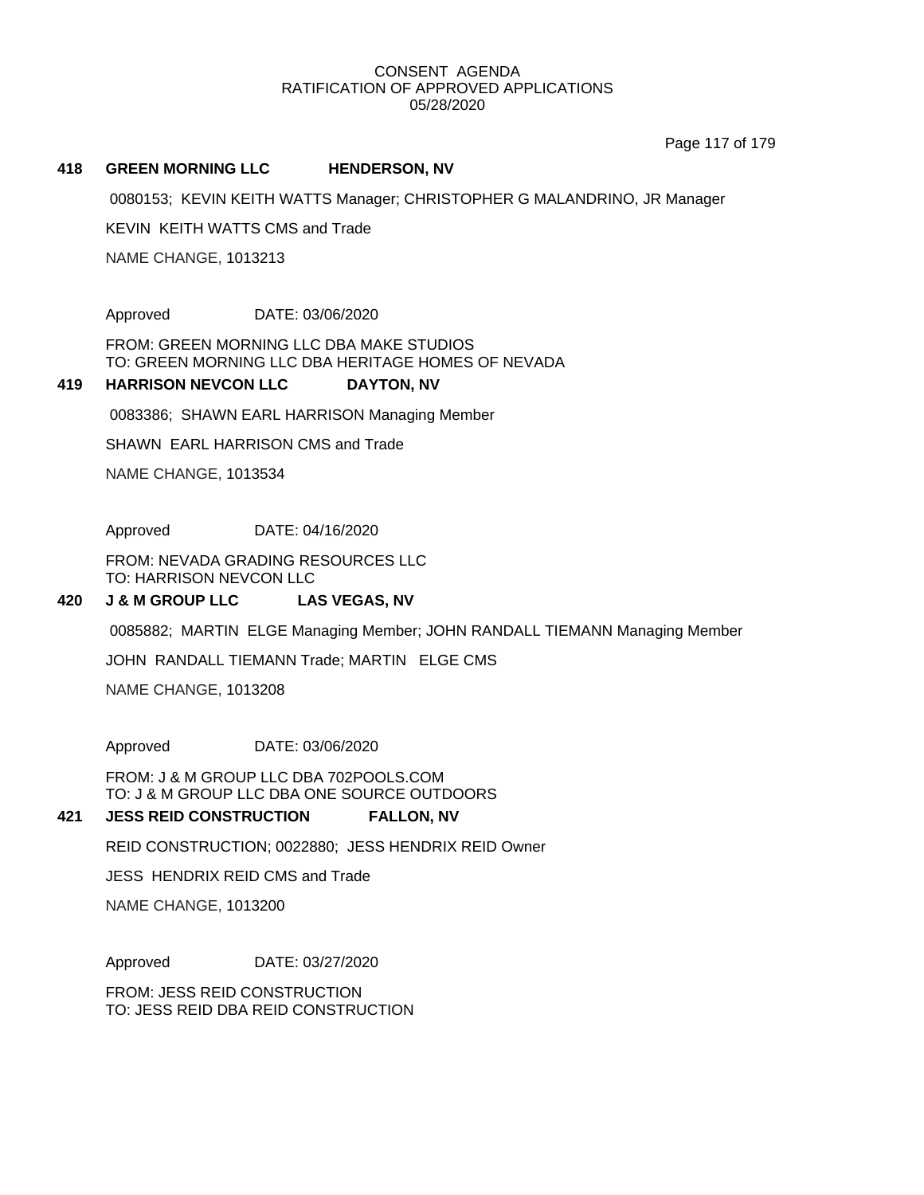CONSENT AGENDA
RATIFICATION OF APPROVED APPLICATIONS
05/28/2020

**418 GREEN MORNING LLC HENDERSON, NV**

0080153; KEVIN KEITH WATTS Manager; CHRISTOPHER G MALANDRINO, JR Manager

KEVIN KEITH WATTS CMS and Trade

NAME CHANGE, 1013213

Approved DATE: 03/06/2020

FROM: GREEN MORNING LLC DBA MAKE STUDIOS
TO: GREEN MORNING LLC DBA HERITAGE HOMES OF NEVADA

**419 HARRISON NEVCON LLC DAYTON, NV**

0083386; SHAWN EARL HARRISON Managing Member

SHAWN EARL HARRISON CMS and Trade

NAME CHANGE, 1013534

Approved DATE: 04/16/2020

FROM: NEVADA GRADING RESOURCES LLC
TO: HARRISON NEVCON LLC

**420 J & M GROUP LLC LAS VEGAS, NV**

0085882; MARTIN ELGE Managing Member; JOHN RANDALL TIEMANN Managing Member

JOHN RANDALL TIEMANN Trade; MARTIN ELGE CMS

NAME CHANGE, 1013208

Approved DATE: 03/06/2020

FROM: J & M GROUP LLC DBA 702POOLS.COM
TO: J & M GROUP LLC DBA ONE SOURCE OUTDOORS

**421 JESS REID CONSTRUCTION FALLON, NV**

REID CONSTRUCTION; 0022880; JESS HENDRIX REID Owner

JESS HENDRIX REID CMS and Trade

NAME CHANGE, 1013200

Approved DATE: 03/27/2020

FROM: JESS REID CONSTRUCTION
TO: JESS REID DBA REID CONSTRUCTION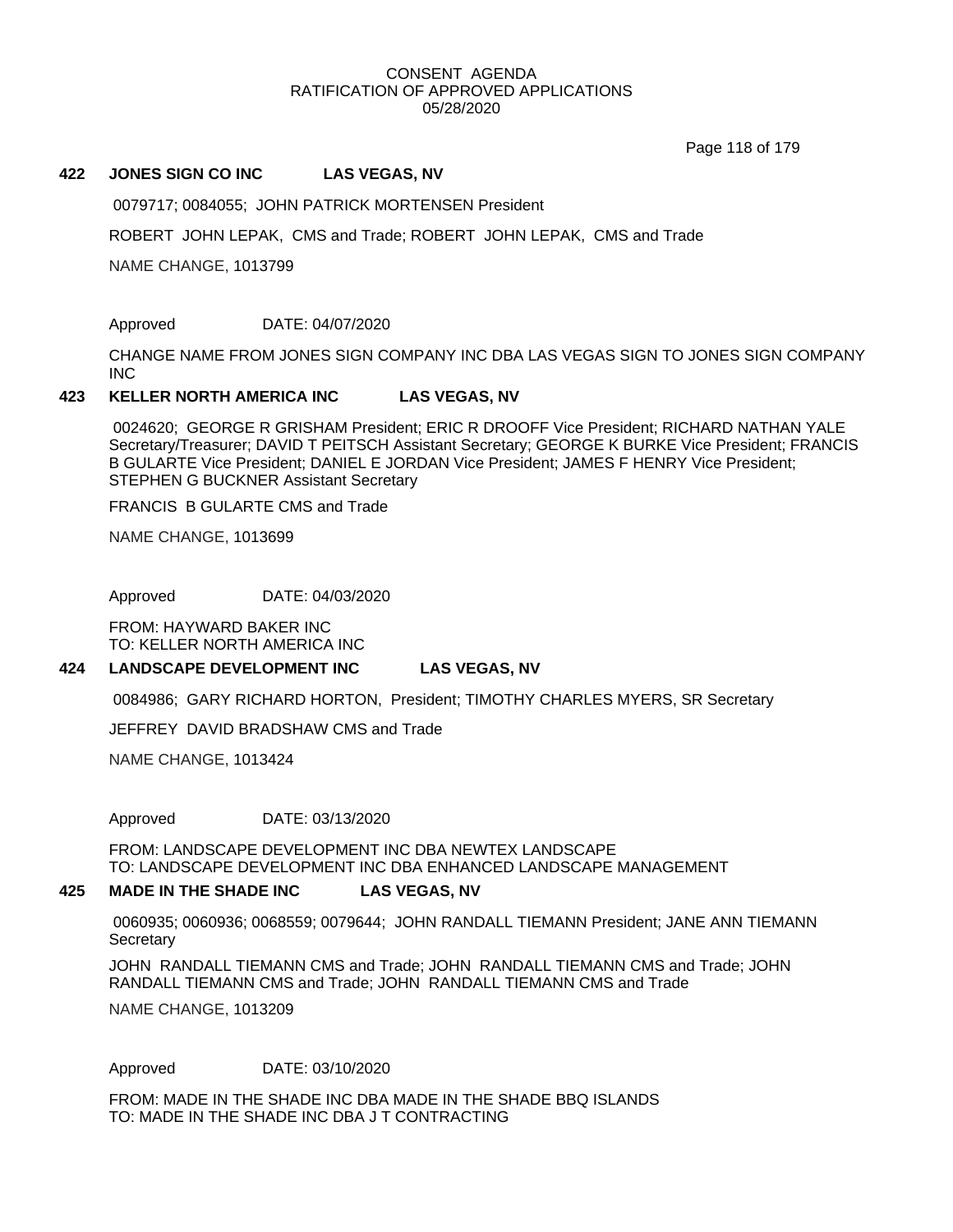CONSENT AGENDA
RATIFICATION OF APPROVED APPLICATIONS
05/28/2020

**422 JONES SIGN CO INC LAS VEGAS, NV**

0079717; 0084055; JOHN PATRICK MORTENSEN President

ROBERT JOHN LEPAK, CMS and Trade; ROBERT JOHN LEPAK, CMS and Trade

NAME CHANGE, 1013799

Approved DATE: 04/07/2020

CHANGE NAME FROM JONES SIGN COMPANY INC DBA LAS VEGAS SIGN TO JONES SIGN COMPANY INC

**423 KELLER NORTH AMERICA INC LAS VEGAS, NV**

0024620; GEORGE R GRISHAM President; ERIC R DROOFF Vice President; RICHARD NATHAN YALE Secretary/Treasurer; DAVID T PEITSCH Assistant Secretary; GEORGE K BURKE Vice President; FRANCIS B GULARTE Vice President; DANIEL E JORDAN Vice President; JAMES F HENRY Vice President; STEPHEN G BUCKNER Assistant Secretary

FRANCIS B GULARTE CMS and Trade

NAME CHANGE, 1013699

Approved DATE: 04/03/2020

FROM: HAYWARD BAKER INC
TO: KELLER NORTH AMERICA INC

**424 LANDSCAPE DEVELOPMENT INC LAS VEGAS, NV**

0084986; GARY RICHARD HORTON, President; TIMOTHY CHARLES MYERS, SR Secretary

JEFFREY DAVID BRADSHAW CMS and Trade

NAME CHANGE, 1013424

Approved DATE: 03/13/2020

FROM: LANDSCAPE DEVELOPMENT INC DBA NEWTEX LANDSCAPE
TO: LANDSCAPE DEVELOPMENT INC DBA ENHANCED LANDSCAPE MANAGEMENT

**425 MADE IN THE SHADE INC LAS VEGAS, NV**

0060935; 0060936; 0068559; 0079644; JOHN RANDALL TIEMANN President; JANE ANN TIEMANN Secretary

JOHN RANDALL TIEMANN CMS and Trade; JOHN RANDALL TIEMANN CMS and Trade; JOHN RANDALL TIEMANN CMS and Trade; JOHN RANDALL TIEMANN CMS and Trade

NAME CHANGE, 1013209

Approved DATE: 03/10/2020

FROM: MADE IN THE SHADE INC DBA MADE IN THE SHADE BBQ ISLANDS
TO: MADE IN THE SHADE INC DBA J T CONTRACTING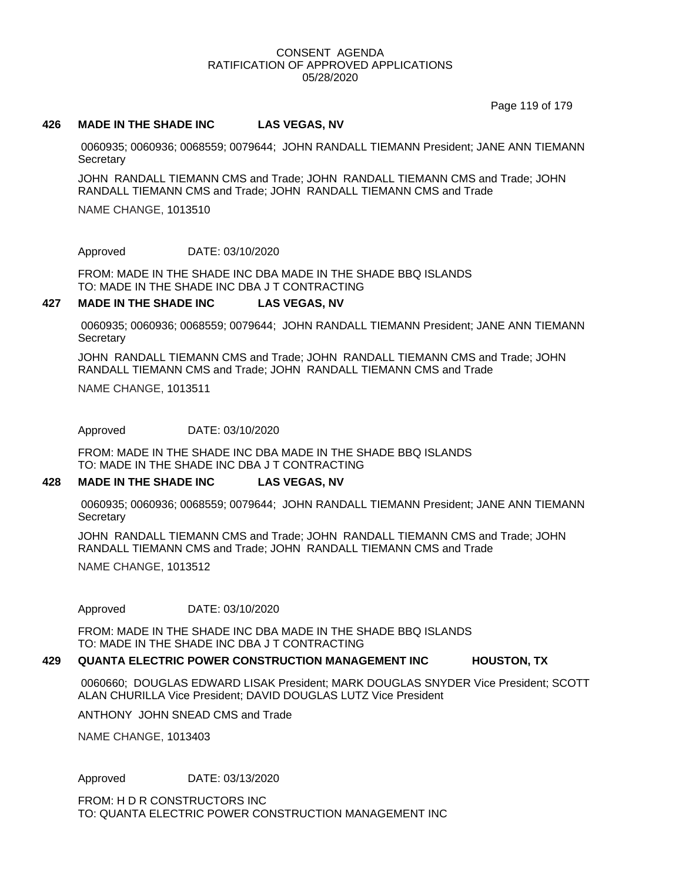CONSENT AGENDA
RATIFICATION OF APPROVED APPLICATIONS
05/28/2020

**426 MADE IN THE SHADE INC LAS VEGAS, NV**

0060935; 0060936; 0068559; 0079644; JOHN RANDALL TIEMANN President; JANE ANN TIEMANN Secretary

JOHN RANDALL TIEMANN CMS and Trade; JOHN RANDALL TIEMANN CMS and Trade; JOHN RANDALL TIEMANN CMS and Trade; JOHN RANDALL TIEMANN CMS and Trade

NAME CHANGE, 1013510

Approved DATE: 03/10/2020

FROM: MADE IN THE SHADE INC DBA MADE IN THE SHADE BBQ ISLANDS
TO: MADE IN THE SHADE INC DBA J T CONTRACTING

**427 MADE IN THE SHADE INC LAS VEGAS, NV**

0060935; 0060936; 0068559; 0079644; JOHN RANDALL TIEMANN President; JANE ANN TIEMANN Secretary

JOHN RANDALL TIEMANN CMS and Trade; JOHN RANDALL TIEMANN CMS and Trade; JOHN RANDALL TIEMANN CMS and Trade; JOHN RANDALL TIEMANN CMS and Trade

NAME CHANGE, 1013511

Approved DATE: 03/10/2020

FROM: MADE IN THE SHADE INC DBA MADE IN THE SHADE BBQ ISLANDS
TO: MADE IN THE SHADE INC DBA J T CONTRACTING

**428 MADE IN THE SHADE INC LAS VEGAS, NV**

0060935; 0060936; 0068559; 0079644; JOHN RANDALL TIEMANN President; JANE ANN TIEMANN Secretary

JOHN RANDALL TIEMANN CMS and Trade; JOHN RANDALL TIEMANN CMS and Trade; JOHN RANDALL TIEMANN CMS and Trade; JOHN RANDALL TIEMANN CMS and Trade

NAME CHANGE, 1013512

Approved DATE: 03/10/2020

FROM: MADE IN THE SHADE INC DBA MADE IN THE SHADE BBQ ISLANDS
TO: MADE IN THE SHADE INC DBA J T CONTRACTING

**429 QUANTA ELECTRIC POWER CONSTRUCTION MANAGEMENT INC HOUSTON, TX**

0060660; DOUGLAS EDWARD LISAK President; MARK DOUGLAS SNYDER Vice President; SCOTT ALAN CHURILLA Vice President; DAVID DOUGLAS LUTZ Vice President

ANTHONY JOHN SNEAD CMS and Trade

NAME CHANGE, 1013403

Approved DATE: 03/13/2020

FROM: H D R CONSTRUCTORS INC
TO: QUANTA ELECTRIC POWER CONSTRUCTION MANAGEMENT INC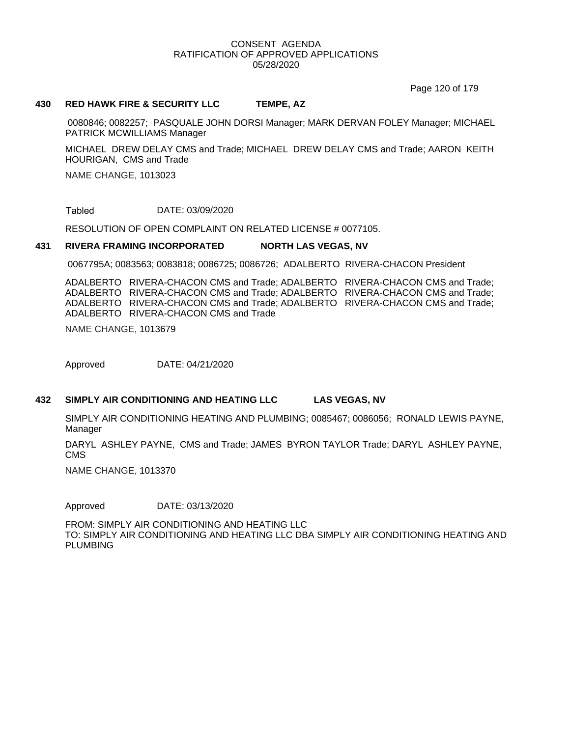### 430 RED HAWK FIRE & SECURITY LLC TEMPE, AZ

0080846; 0082257; PASQUALE JOHN DORSI Manager; MARK DERVAN FOLEY Manager; MICHAEL PATRICK MCWILLIAMS Manager

MICHAEL DREW DELAY CMS and Trade; MICHAEL DREW DELAY CMS and Trade; AARON KEITH HOURIGAN, CMS and Trade

NAME CHANGE, 1013023

Tabled DATE: 03/09/2020

RESOLUTION OF OPEN COMPLAINT ON RELATED LICENSE # 0077105.

### 431 RIVERA FRAMING INCORPORATED NORTH LAS VEGAS, NV

0067795A; 0083563; 0083818; 0086725; 0086726; ADALBERTO RIVERA-CHACON President

ADALBERTO RIVERA-CHACON CMS and Trade; ADALBERTO RIVERA-CHACON CMS and Trade; ADALBERTO RIVERA-CHACON CMS and Trade; ADALBERTO RIVERA-CHACON CMS and Trade; ADALBERTO RIVERA-CHACON CMS and Trade; ADALBERTO RIVERA-CHACON CMS and Trade; ADALBERTO RIVERA-CHACON CMS and Trade

NAME CHANGE, 1013679

Approved DATE: 04/21/2020

### 432 SIMPLY AIR CONDITIONING AND HEATING LLC LAS VEGAS, NV

SIMPLY AIR CONDITIONING HEATING AND PLUMBING; 0085467; 0086056; RONALD LEWIS PAYNE, Manager

DARYL ASHLEY PAYNE, CMS and Trade; JAMES BYRON TAYLOR Trade; DARYL ASHLEY PAYNE, CMS

NAME CHANGE, 1013370

Approved DATE: 03/13/2020

FROM: SIMPLY AIR CONDITIONING AND HEATING LLC
TO: SIMPLY AIR CONDITIONING AND HEATING LLC DBA SIMPLY AIR CONDITIONING HEATING AND PLUMBING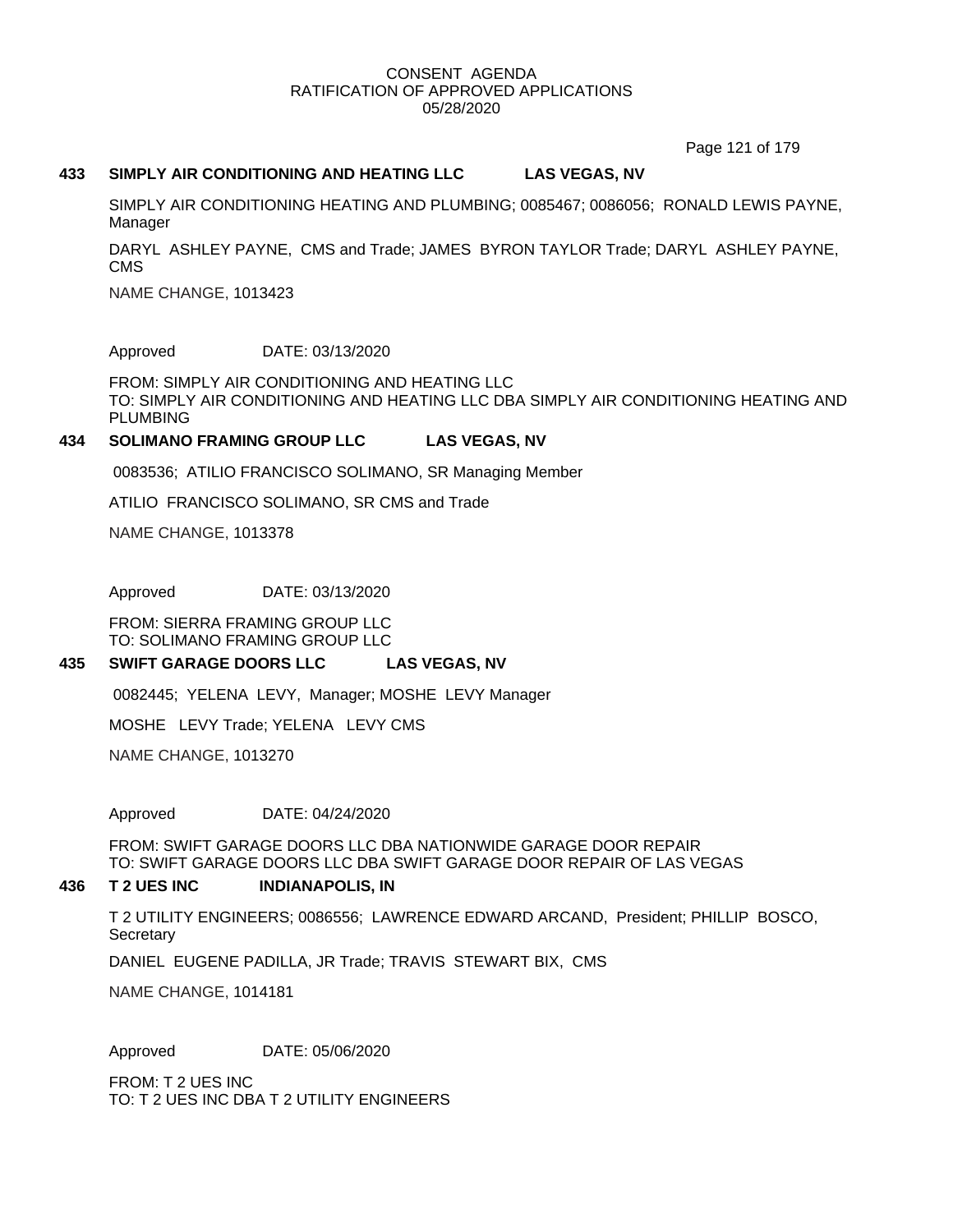CONSENT AGENDA
RATIFICATION OF APPROVED APPLICATIONS
05/28/2020

**433 SIMPLY AIR CONDITIONING AND HEATING LLC LAS VEGAS, NV**

SIMPLY AIR CONDITIONING HEATING AND PLUMBING; 0085467; 0086056; RONALD LEWIS PAYNE, Manager

DARYL ASHLEY PAYNE, CMS and Trade; JAMES BYRON TAYLOR Trade; DARYL ASHLEY PAYNE, CMS

NAME CHANGE, 1013423

Approved DATE: 03/13/2020

FROM: SIMPLY AIR CONDITIONING AND HEATING LLC
TO: SIMPLY AIR CONDITIONING AND HEATING LLC DBA SIMPLY AIR CONDITIONING HEATING AND PLUMBING

**434 SOLIMANO FRAMING GROUP LLC LAS VEGAS, NV**

0083536; ATILIO FRANCISCO SOLIMANO, SR Managing Member

ATILIO FRANCISCO SOLIMANO, SR CMS and Trade

NAME CHANGE, 1013378

Approved DATE: 03/13/2020

FROM: SIERRA FRAMING GROUP LLC
TO: SOLIMANO FRAMING GROUP LLC

**435 SWIFT GARAGE DOORS LLC LAS VEGAS, NV**

0082445; YELENA LEVY, Manager; MOSHE LEVY Manager

MOSHE LEVY Trade; YELENA LEVY CMS

NAME CHANGE, 1013270

Approved DATE: 04/24/2020

FROM: SWIFT GARAGE DOORS LLC DBA NATIONWIDE GARAGE DOOR REPAIR
TO: SWIFT GARAGE DOORS LLC DBA SWIFT GARAGE DOOR REPAIR OF LAS VEGAS

**436 T 2 UES INC INDIANAPOLIS, IN**

T 2 UTILITY ENGINEERS; 0086556; LAWRENCE EDWARD ARCAND, President; PHILLIP BOSCO, Secretary

DANIEL EUGENE PADILLA, JR Trade; TRAVIS STEWART BIX, CMS

NAME CHANGE, 1014181

Approved DATE: 05/06/2020

FROM: T 2 UES INC
TO: T 2 UES INC DBA T 2 UTILITY ENGINEERS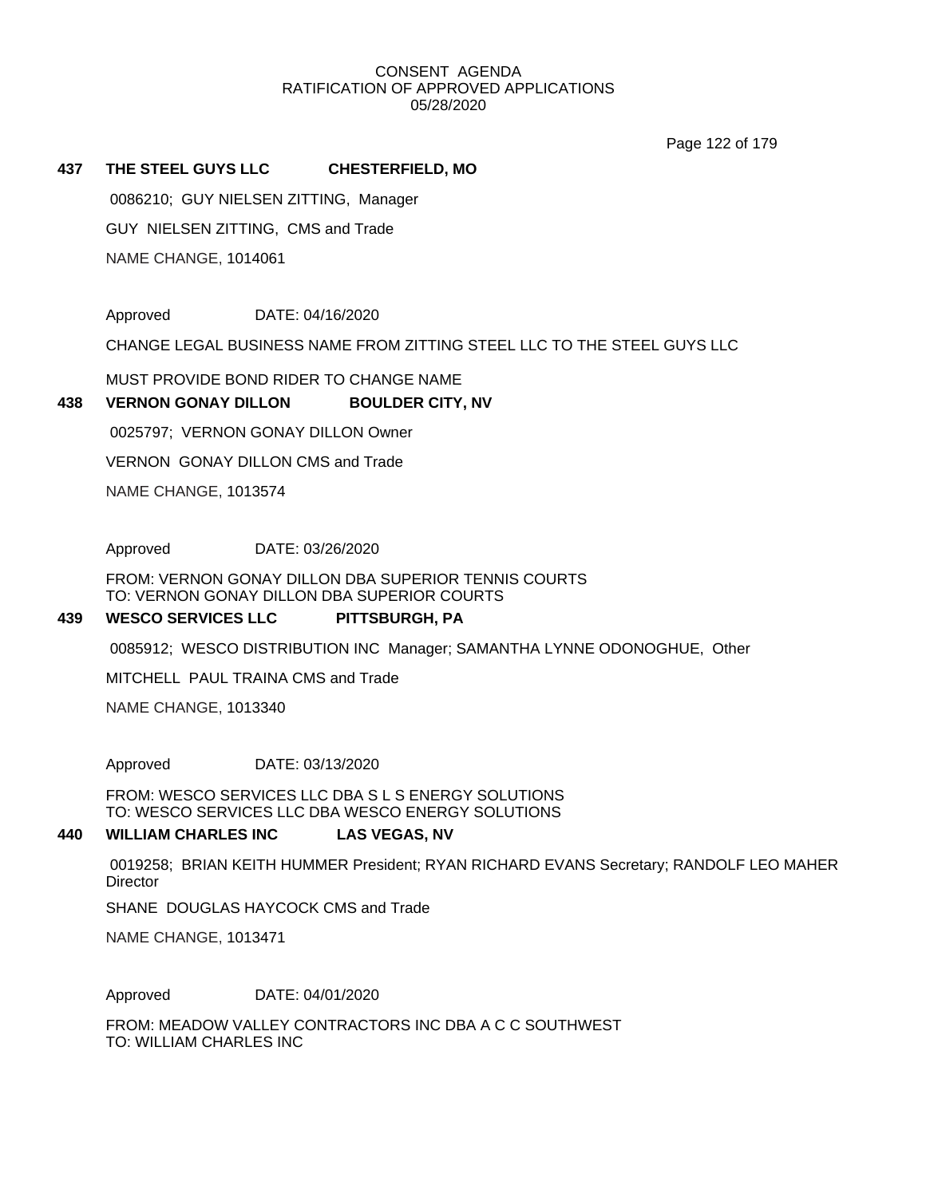CONSENT AGENDA
RATIFICATION OF APPROVED APPLICATIONS
05/28/2020

**437 THE STEEL GUYS LLC CHESTERFIELD, MO**

0086210; GUY NIELSEN ZITTING, Manager

GUY NIELSEN ZITTING, CMS and Trade

NAME CHANGE, 1014061

Approved DATE: 04/16/2020

CHANGE LEGAL BUSINESS NAME FROM ZITTING STEEL LLC TO THE STEEL GUYS LLC

MUST PROVIDE BOND RIDER TO CHANGE NAME

**438 VERNON GONAY DILLON BOULDER CITY, NV**

0025797; VERNON GONAY DILLON Owner

VERNON GONAY DILLON CMS and Trade

NAME CHANGE, 1013574

Approved DATE: 03/26/2020

FROM: VERNON GONAY DILLON DBA SUPERIOR TENNIS COURTS
TO: VERNON GONAY DILLON DBA SUPERIOR COURTS

**439 WESCO SERVICES LLC PITTSBURGH, PA**

0085912; WESCO DISTRIBUTION INC Manager; SAMANTHA LYNNE ODONOGHUE, Other

MITCHELL PAUL TRAINA CMS and Trade

NAME CHANGE, 1013340

Approved DATE: 03/13/2020

FROM: WESCO SERVICES LLC DBA S L S ENERGY SOLUTIONS
TO: WESCO SERVICES LLC DBA WESCO ENERGY SOLUTIONS

**440 WILLIAM CHARLES INC LAS VEGAS, NV**

0019258; BRIAN KEITH HUMMER President; RYAN RICHARD EVANS Secretary; RANDOLF LEO MAHER Director

SHANE DOUGLAS HAYCOCK CMS and Trade

NAME CHANGE, 1013471

Approved DATE: 04/01/2020

FROM: MEADOW VALLEY CONTRACTORS INC DBA A C C SOUTHWEST
TO: WILLIAM CHARLES INC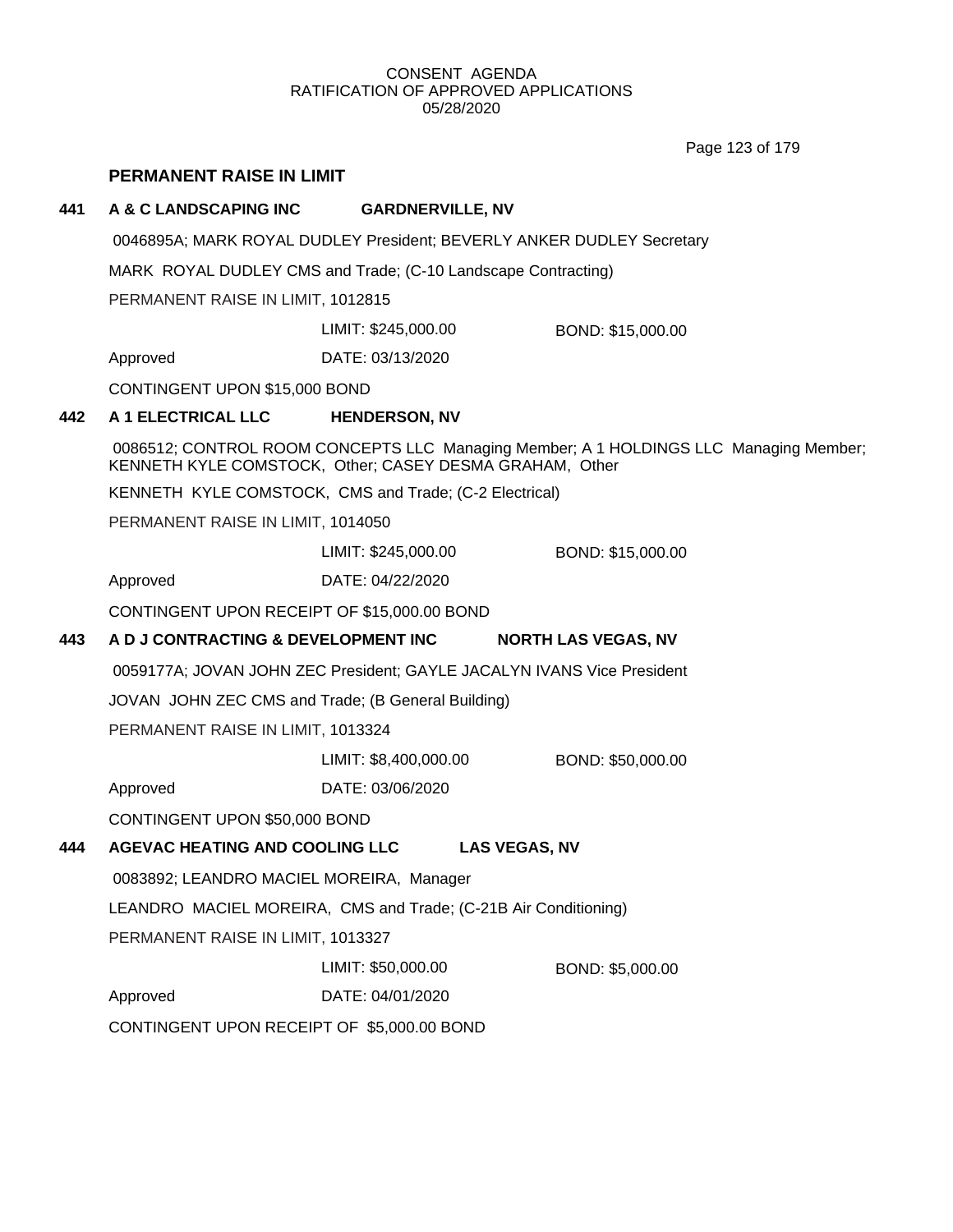CONSENT AGENDA
RATIFICATION OF APPROVED APPLICATIONS
05/28/2020

## PERMANENT RAISE IN LIMIT

**441 A & C LANDSCAPING INC GARDNERVILLE, NV**

0046895A; MARK ROYAL DUDLEY President; BEVERLY ANKER DUDLEY Secretary

MARK ROYAL DUDLEY CMS and Trade; (C-10 Landscape Contracting)

PERMANENT RAISE IN LIMIT, 1012815

LIMIT: $245,000.00 BOND: $15,000.00

Approved DATE: 03/13/2020

CONTINGENT UPON $15,000 BOND

**442 A 1 ELECTRICAL LLC HENDERSON, NV**

0086512; CONTROL ROOM CONCEPTS LLC Managing Member; A 1 HOLDINGS LLC Managing Member; KENNETH KYLE COMSTOCK, Other; CASEY DESMA GRAHAM, Other

KENNETH KYLE COMSTOCK, CMS and Trade; (C-2 Electrical)

PERMANENT RAISE IN LIMIT, 1014050

LIMIT: $245,000.00 BOND: $15,000.00

Approved DATE: 04/22/2020

CONTINGENT UPON RECEIPT OF $15,000.00 BOND

**443 A D J CONTRACTING & DEVELOPMENT INC NORTH LAS VEGAS, NV**

0059177A; JOVAN JOHN ZEC President; GAYLE JACALYN IVANS Vice President

JOVAN JOHN ZEC CMS and Trade; (B General Building)

PERMANENT RAISE IN LIMIT, 1013324

LIMIT: $8,400,000.00 BOND: $50,000.00

Approved DATE: 03/06/2020

CONTINGENT UPON $50,000 BOND

**444 AGEVAC HEATING AND COOLING LLC LAS VEGAS, NV**

0083892; LEANDRO MACIEL MOREIRA, Manager

LEANDRO MACIEL MOREIRA, CMS and Trade; (C-21B Air Conditioning)

PERMANENT RAISE IN LIMIT, 1013327

LIMIT: $50,000.00 BOND: $5,000.00

Approved DATE: 04/01/2020

CONTINGENT UPON RECEIPT OF $5,000.00 BOND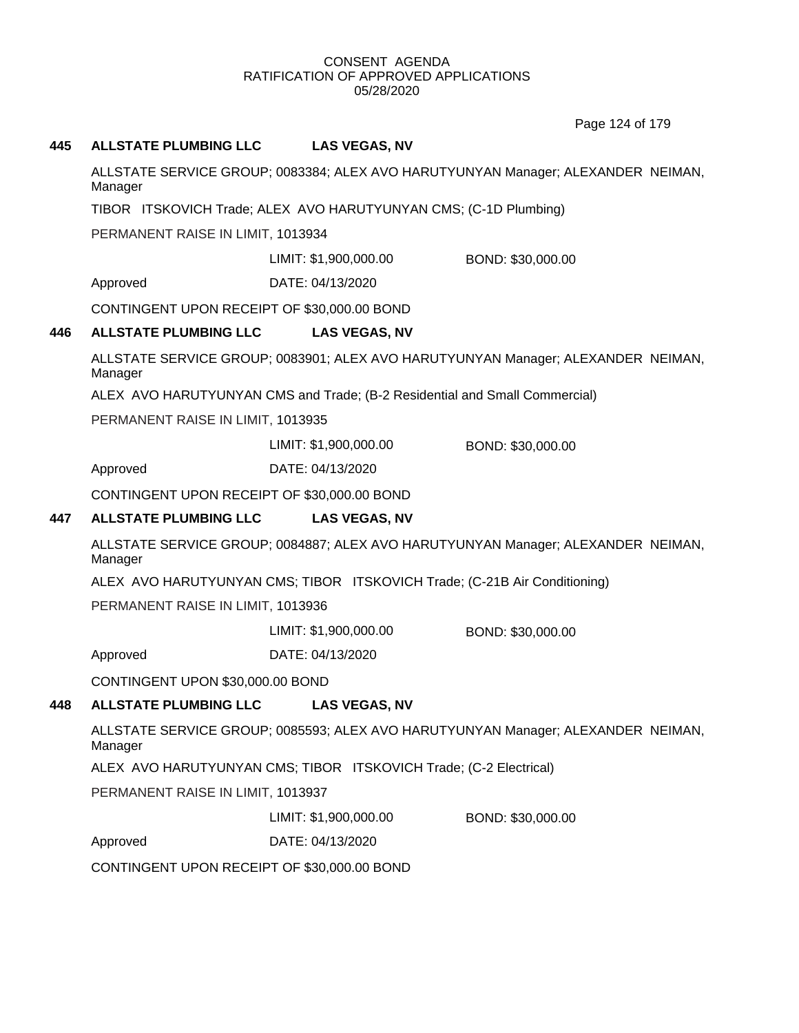CONSENT AGENDA
RATIFICATION OF APPROVED APPLICATIONS
05/28/2020

**445 ALLSTATE PLUMBING LLC LAS VEGAS, NV**

ALLSTATE SERVICE GROUP; 0083384; ALEX AVO HARUTYUNYAN Manager; ALEXANDER NEIMAN, Manager

TIBOR ITSKOVICH Trade; ALEX AVO HARUTYUNYAN CMS; (C-1D Plumbing)

PERMANENT RAISE IN LIMIT, 1013934

LIMIT: $1,900,000.00 BOND: $30,000.00

Approved DATE: 04/13/2020

CONTINGENT UPON RECEIPT OF $30,000.00 BOND

**446 ALLSTATE PLUMBING LLC LAS VEGAS, NV**

ALLSTATE SERVICE GROUP; 0083901; ALEX AVO HARUTYUNYAN Manager; ALEXANDER NEIMAN, Manager

ALEX AVO HARUTYUNYAN CMS and Trade; (B-2 Residential and Small Commercial)

PERMANENT RAISE IN LIMIT, 1013935

LIMIT: $1,900,000.00 BOND: $30,000.00

Approved DATE: 04/13/2020

CONTINGENT UPON RECEIPT OF $30,000.00 BOND

**447 ALLSTATE PLUMBING LLC LAS VEGAS, NV**

ALLSTATE SERVICE GROUP; 0084887; ALEX AVO HARUTYUNYAN Manager; ALEXANDER NEIMAN, Manager

ALEX AVO HARUTYUNYAN CMS; TIBOR ITSKOVICH Trade; (C-21B Air Conditioning)

PERMANENT RAISE IN LIMIT, 1013936

LIMIT: $1,900,000.00 BOND: $30,000.00

Approved DATE: 04/13/2020

CONTINGENT UPON $30,000.00 BOND

**448 ALLSTATE PLUMBING LLC LAS VEGAS, NV**

ALLSTATE SERVICE GROUP; 0085593; ALEX AVO HARUTYUNYAN Manager; ALEXANDER NEIMAN, Manager

ALEX AVO HARUTYUNYAN CMS; TIBOR ITSKOVICH Trade; (C-2 Electrical)

PERMANENT RAISE IN LIMIT, 1013937

LIMIT: $1,900,000.00 BOND: $30,000.00

Approved DATE: 04/13/2020

CONTINGENT UPON RECEIPT OF $30,000.00 BOND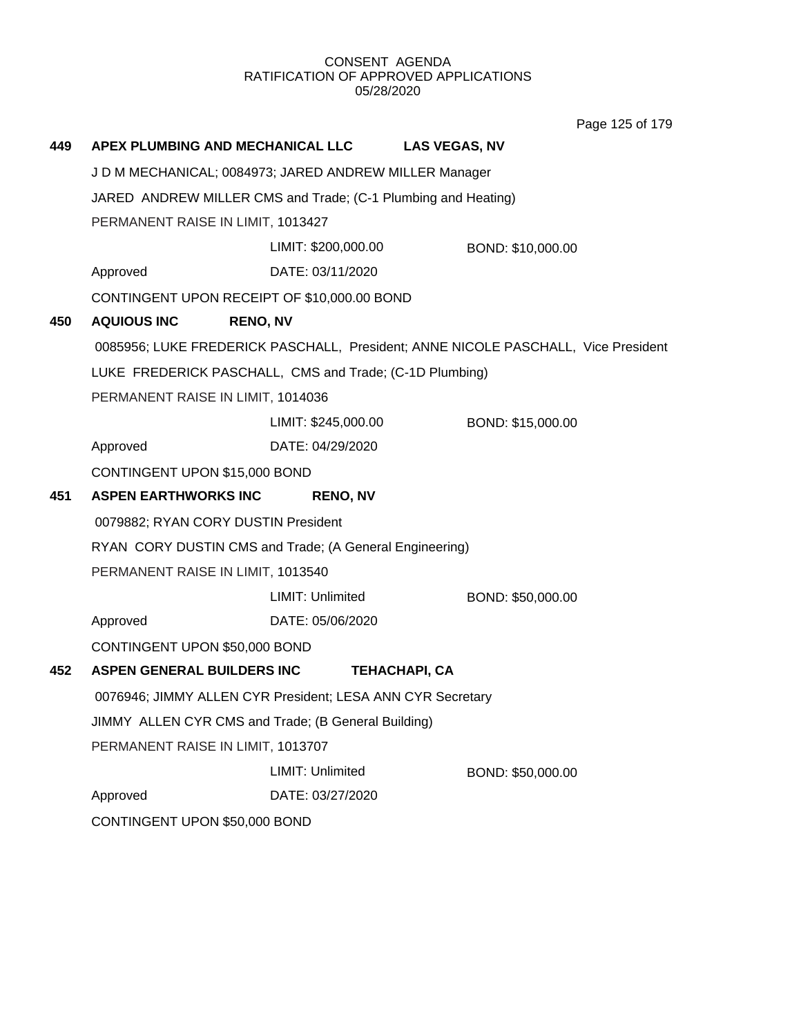CONSENT AGENDA
RATIFICATION OF APPROVED APPLICATIONS
05/28/2020

**449 APEX PLUMBING AND MECHANICAL LLC LAS VEGAS, NV**

J D M MECHANICAL; 0084973; JARED ANDREW MILLER Manager

JARED ANDREW MILLER CMS and Trade; (C-1 Plumbing and Heating)

PERMANENT RAISE IN LIMIT, 1013427

LIMIT: $200,000.00 BOND: $10,000.00

Approved DATE: 03/11/2020

CONTINGENT UPON RECEIPT OF $10,000.00 BOND

**450 AQUIOUS INC RENO, NV**

0085956; LUKE FREDERICK PASCHALL, President; ANNE NICOLE PASCHALL, Vice President

LUKE FREDERICK PASCHALL, CMS and Trade; (C-1D Plumbing)

PERMANENT RAISE IN LIMIT, 1014036

LIMIT: $245,000.00 BOND: $15,000.00

Approved DATE: 04/29/2020

CONTINGENT UPON $15,000 BOND

**451 ASPEN EARTHWORKS INC RENO, NV**

0079882; RYAN CORY DUSTIN President

RYAN CORY DUSTIN CMS and Trade; (A General Engineering)

PERMANENT RAISE IN LIMIT, 1013540

LIMIT: Unlimited BOND: $50,000.00

Approved DATE: 05/06/2020

CONTINGENT UPON $50,000 BOND

**452 ASPEN GENERAL BUILDERS INC TEHACHAPI, CA**

0076946; JIMMY ALLEN CYR President; LESA ANN CYR Secretary

JIMMY ALLEN CYR CMS and Trade; (B General Building)

PERMANENT RAISE IN LIMIT, 1013707

LIMIT: Unlimited BOND: $50,000.00

Approved DATE: 03/27/2020

CONTINGENT UPON $50,000 BOND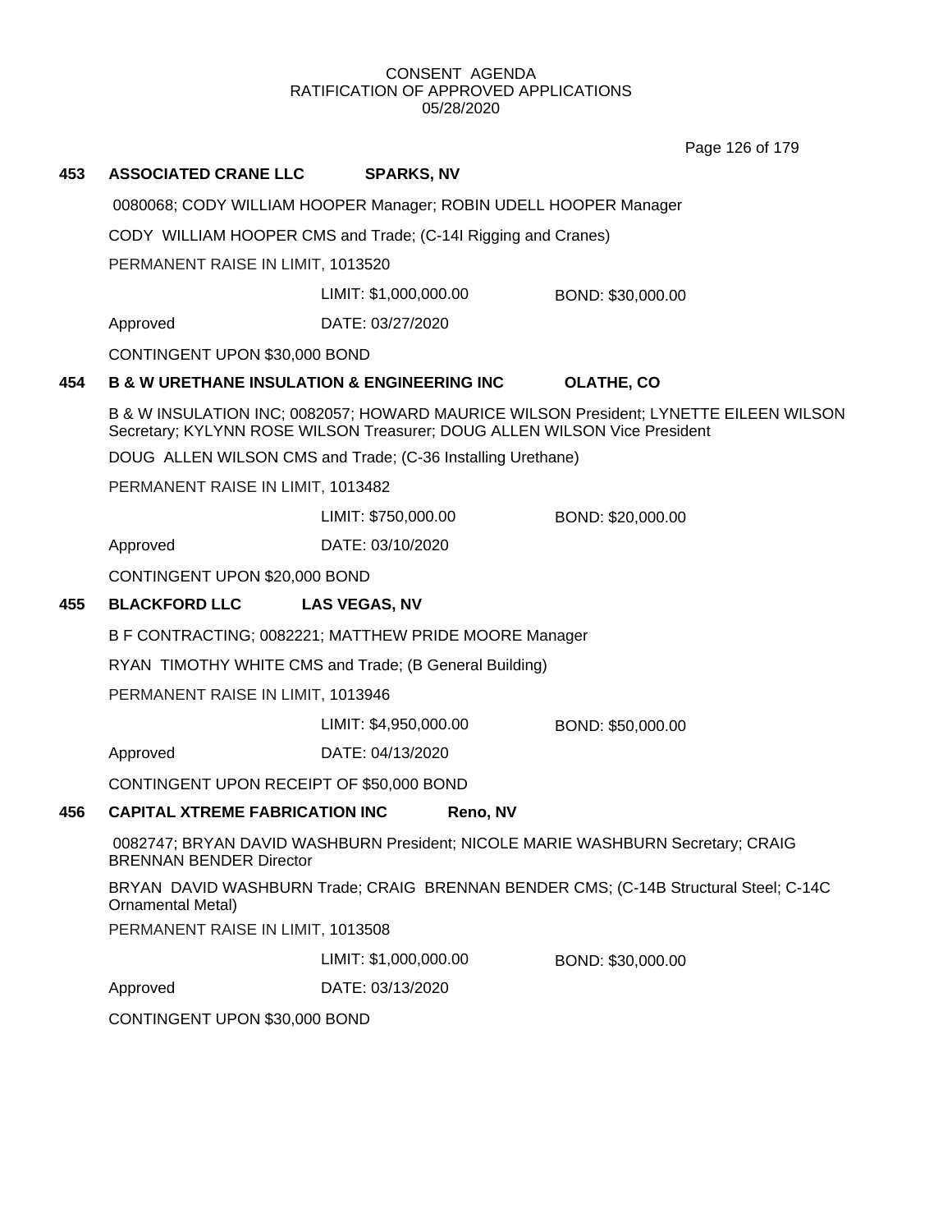CONSENT AGENDA
RATIFICATION OF APPROVED APPLICATIONS
05/28/2020

**453 ASSOCIATED CRANE LLC SPARKS, NV**

0080068; CODY WILLIAM HOOPER Manager; ROBIN UDELL HOOPER Manager

CODY WILLIAM HOOPER CMS and Trade; (C-14I Rigging and Cranes)

PERMANENT RAISE IN LIMIT, 1013520

LIMIT: $1,000,000.00 BOND: $30,000.00

Approved DATE: 03/27/2020

CONTINGENT UPON $30,000 BOND

**454 B & W URETHANE INSULATION & ENGINEERING INC OLATHE, CO**

B & W INSULATION INC; 0082057; HOWARD MAURICE WILSON President; LYNETTE EILEEN WILSON Secretary; KYLYNN ROSE WILSON Treasurer; DOUG ALLEN WILSON Vice President

DOUG ALLEN WILSON CMS and Trade; (C-36 Installing Urethane)

PERMANENT RAISE IN LIMIT, 1013482

LIMIT: $750,000.00 BOND: $20,000.00

Approved DATE: 03/10/2020

CONTINGENT UPON $20,000 BOND

**455 BLACKFORD LLC LAS VEGAS, NV**

B F CONTRACTING; 0082221; MATTHEW PRIDE MOORE Manager

RYAN TIMOTHY WHITE CMS and Trade; (B General Building)

PERMANENT RAISE IN LIMIT, 1013946

LIMIT: $4,950,000.00 BOND: $50,000.00

Approved DATE: 04/13/2020

CONTINGENT UPON RECEIPT OF $50,000 BOND

**456 CAPITAL XTREME FABRICATION INC Reno, NV**

0082747; BRYAN DAVID WASHBURN President; NICOLE MARIE WASHBURN Secretary; CRAIG BRENNAN BENDER Director

BRYAN DAVID WASHBURN Trade; CRAIG BRENNAN BENDER CMS; (C-14B Structural Steel; C-14C Ornamental Metal)

PERMANENT RAISE IN LIMIT, 1013508

LIMIT: $1,000,000.00 BOND: $30,000.00

Approved DATE: 03/13/2020

CONTINGENT UPON $30,000 BOND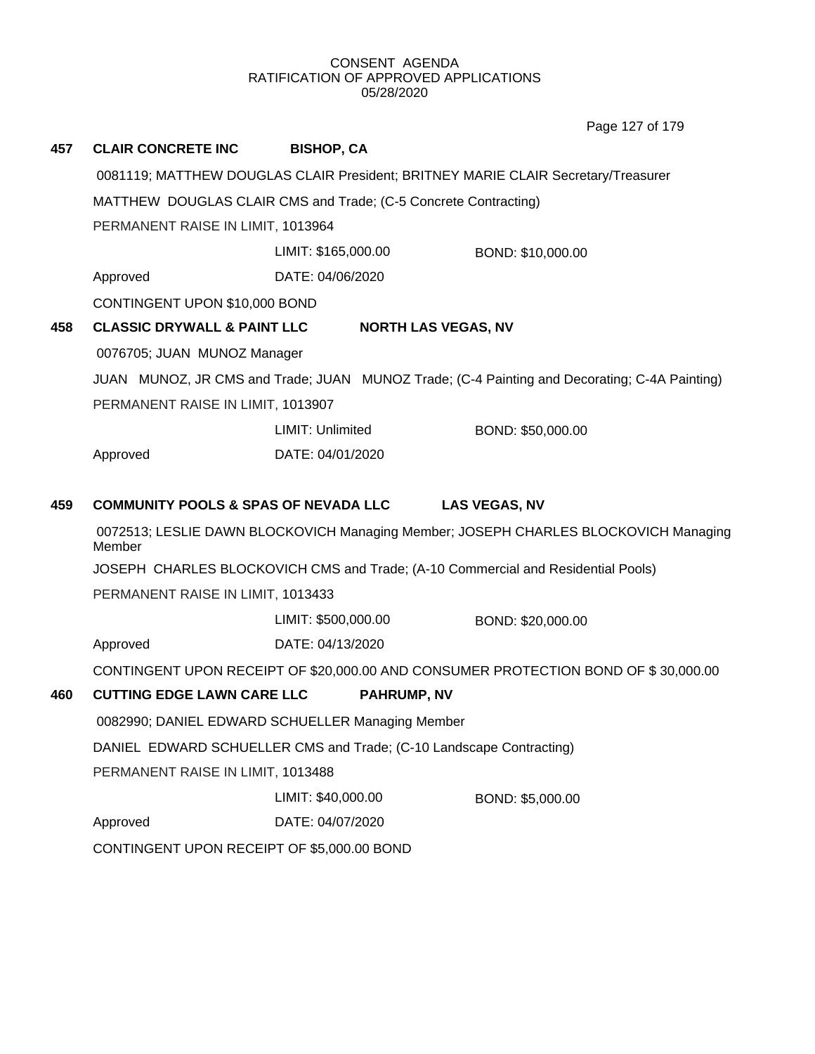CONSENT AGENDA
RATIFICATION OF APPROVED APPLICATIONS
05/28/2020

**457 CLAIR CONCRETE INC** **BISHOP, CA**

0081119; MATTHEW DOUGLAS CLAIR President; BRITNEY MARIE CLAIR Secretary/Treasurer

MATTHEW DOUGLAS CLAIR CMS and Trade; (C-5 Concrete Contracting)

PERMANENT RAISE IN LIMIT, 1013964

LIMIT: $165,000.00 BOND: $10,000.00

Approved DATE: 04/06/2020

CONTINGENT UPON $10,000 BOND

**458 CLASSIC DRYWALL & PAINT LLC** **NORTH LAS VEGAS, NV**

0076705; JUAN MUNOZ Manager

JUAN MUNOZ, JR CMS and Trade; JUAN MUNOZ Trade; (C-4 Painting and Decorating; C-4A Painting)

PERMANENT RAISE IN LIMIT, 1013907

LIMIT: Unlimited BOND: $50,000.00

Approved DATE: 04/01/2020

**459 COMMUNITY POOLS & SPAS OF NEVADA LLC** **LAS VEGAS, NV**

0072513; LESLIE DAWN BLOCKOVICH Managing Member; JOSEPH CHARLES BLOCKOVICH Managing Member

JOSEPH CHARLES BLOCKOVICH CMS and Trade; (A-10 Commercial and Residential Pools)

PERMANENT RAISE IN LIMIT, 1013433

LIMIT: $500,000.00 BOND: $20,000.00

Approved DATE: 04/13/2020

CONTINGENT UPON RECEIPT OF $20,000.00 AND CONSUMER PROTECTION BOND OF $ 30,000.00

**460 CUTTING EDGE LAWN CARE LLC** **PAHRUMP, NV**

0082990; DANIEL EDWARD SCHUELLER Managing Member

DANIEL EDWARD SCHUELLER CMS and Trade; (C-10 Landscape Contracting)

PERMANENT RAISE IN LIMIT, 1013488

LIMIT: $40,000.00 BOND: $5,000.00

Approved DATE: 04/07/2020

CONTINGENT UPON RECEIPT OF $5,000.00 BOND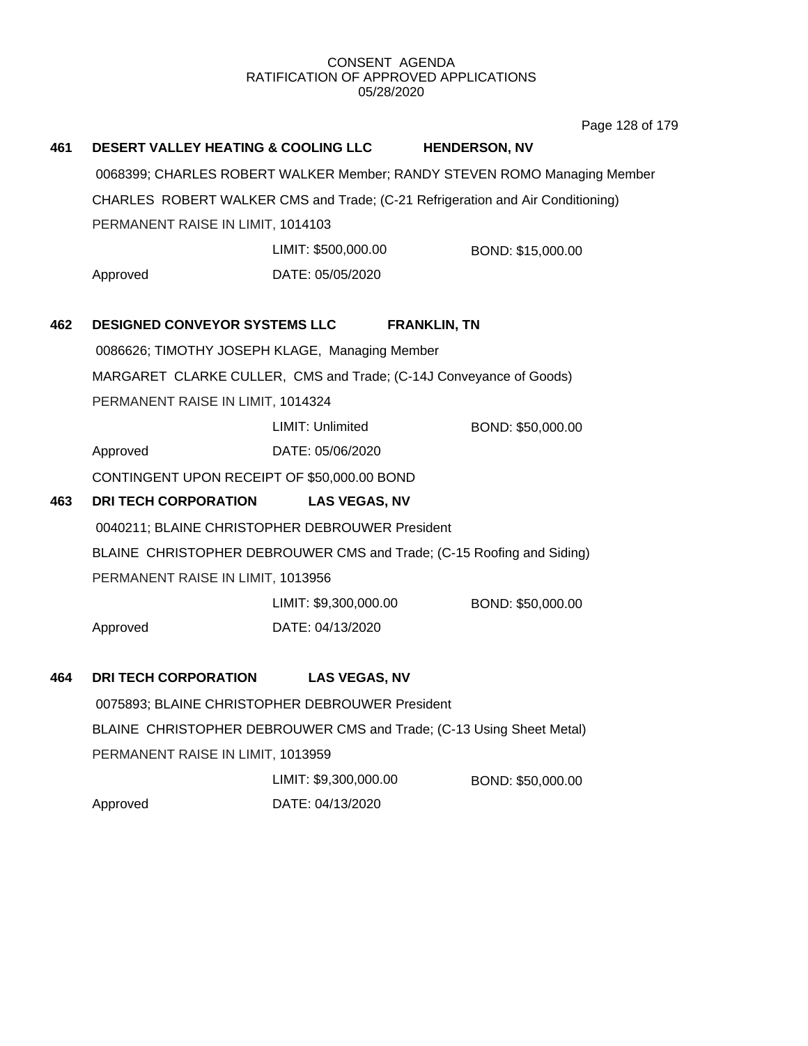CONSENT AGENDA
RATIFICATION OF APPROVED APPLICATIONS
05/28/2020

**461 DESERT VALLEY HEATING & COOLING LLC HENDERSON, NV**

0068399; CHARLES ROBERT WALKER Member; RANDY STEVEN ROMO Managing Member

CHARLES ROBERT WALKER CMS and Trade; (C-21 Refrigeration and Air Conditioning)

PERMANENT RAISE IN LIMIT, 1014103

LIMIT: $500,000.00 BOND: $15,000.00

Approved DATE: 05/05/2020

**462 DESIGNED CONVEYOR SYSTEMS LLC FRANKLIN, TN**

0086626; TIMOTHY JOSEPH KLAGE, Managing Member

MARGARET CLARKE CULLER, CMS and Trade; (C-14J Conveyance of Goods)

PERMANENT RAISE IN LIMIT, 1014324

LIMIT: Unlimited BOND: $50,000.00

Approved DATE: 05/06/2020

CONTINGENT UPON RECEIPT OF $50,000.00 BOND

**463 DRI TECH CORPORATION LAS VEGAS, NV**

0040211; BLAINE CHRISTOPHER DEBROUWER President

BLAINE CHRISTOPHER DEBROUWER CMS and Trade; (C-15 Roofing and Siding)

PERMANENT RAISE IN LIMIT, 1013956

LIMIT: $9,300,000.00 BOND: $50,000.00

Approved DATE: 04/13/2020

**464 DRI TECH CORPORATION LAS VEGAS, NV**

0075893; BLAINE CHRISTOPHER DEBROUWER President

BLAINE CHRISTOPHER DEBROUWER CMS and Trade; (C-13 Using Sheet Metal)

PERMANENT RAISE IN LIMIT, 1013959

LIMIT: $9,300,000.00 BOND: $50,000.00

Approved DATE: 04/13/2020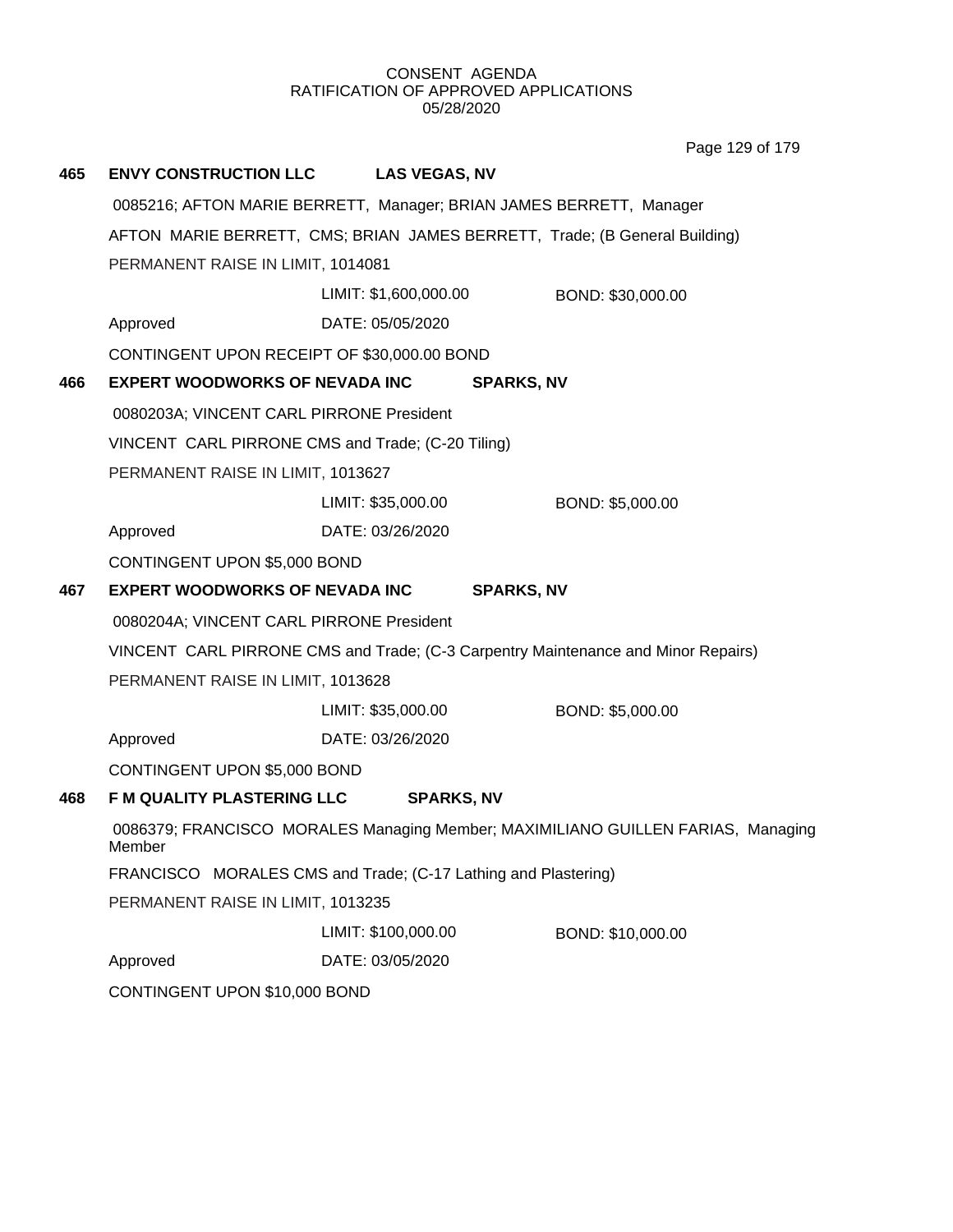CONSENT AGENDA
RATIFICATION OF APPROVED APPLICATIONS
05/28/2020

**465 ENVY CONSTRUCTION LLC LAS VEGAS, NV**

0085216; AFTON MARIE BERRETT, Manager; BRIAN JAMES BERRETT, Manager

AFTON MARIE BERRETT, CMS; BRIAN JAMES BERRETT, Trade; (B General Building)

PERMANENT RAISE IN LIMIT, 1014081

LIMIT: $1,600,000.00 BOND: $30,000.00

Approved DATE: 05/05/2020

CONTINGENT UPON RECEIPT OF $30,000.00 BOND

**466 EXPERT WOODWORKS OF NEVADA INC SPARKS, NV**

0080203A; VINCENT CARL PIRRONE President

VINCENT CARL PIRRONE CMS and Trade; (C-20 Tiling)

PERMANENT RAISE IN LIMIT, 1013627

LIMIT: $35,000.00 BOND: $5,000.00

Approved DATE: 03/26/2020

CONTINGENT UPON $5,000 BOND

**467 EXPERT WOODWORKS OF NEVADA INC SPARKS, NV**

0080204A; VINCENT CARL PIRRONE President

VINCENT CARL PIRRONE CMS and Trade; (C-3 Carpentry Maintenance and Minor Repairs)

PERMANENT RAISE IN LIMIT, 1013628

LIMIT: $35,000.00 BOND: $5,000.00

Approved DATE: 03/26/2020

CONTINGENT UPON $5,000 BOND

**468 F M QUALITY PLASTERING LLC SPARKS, NV**

0086379; FRANCISCO MORALES Managing Member; MAXIMILIANO GUILLEN FARIAS, Managing Member

FRANCISCO MORALES CMS and Trade; (C-17 Lathing and Plastering)

PERMANENT RAISE IN LIMIT, 1013235

LIMIT: $100,000.00 BOND: $10,000.00

Approved DATE: 03/05/2020

CONTINGENT UPON $10,000 BOND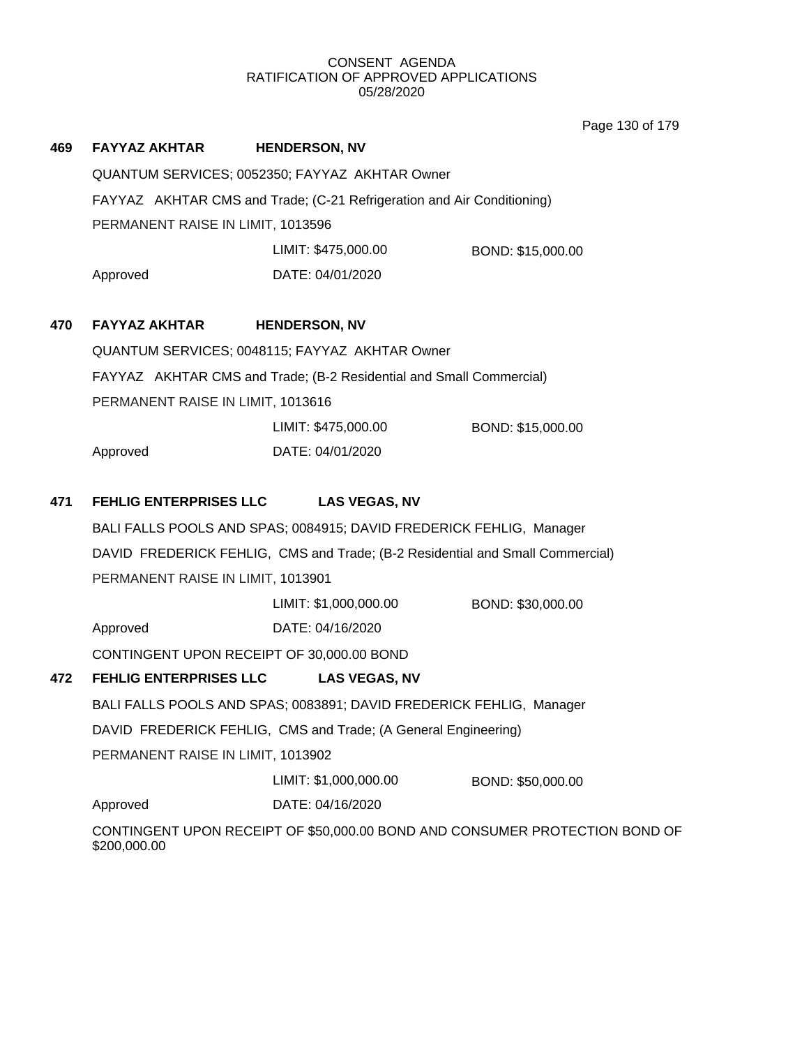CONSENT AGENDA
RATIFICATION OF APPROVED APPLICATIONS
05/28/2020

**469 FAYYAZ AKHTAR HENDERSON, NV**

QUANTUM SERVICES; 0052350; FAYYAZ AKHTAR Owner

FAYYAZ AKHTAR CMS and Trade; (C-21 Refrigeration and Air Conditioning)

PERMANENT RAISE IN LIMIT, 1013596

LIMIT: $475,000.00 BOND: $15,000.00

Approved DATE: 04/01/2020

**470 FAYYAZ AKHTAR HENDERSON, NV**

QUANTUM SERVICES; 0048115; FAYYAZ AKHTAR Owner

FAYYAZ AKHTAR CMS and Trade; (B-2 Residential and Small Commercial)

PERMANENT RAISE IN LIMIT, 1013616

LIMIT: $475,000.00 BOND: $15,000.00

Approved DATE: 04/01/2020

**471 FEHLIG ENTERPRISES LLC LAS VEGAS, NV**

BALI FALLS POOLS AND SPAS; 0084915; DAVID FREDERICK FEHLIG, Manager

DAVID FREDERICK FEHLIG, CMS and Trade; (B-2 Residential and Small Commercial)

PERMANENT RAISE IN LIMIT, 1013901

LIMIT: $1,000,000.00 BOND: $30,000.00

Approved DATE: 04/16/2020

CONTINGENT UPON RECEIPT OF 30,000.00 BOND

**472 FEHLIG ENTERPRISES LLC LAS VEGAS, NV**

BALI FALLS POOLS AND SPAS; 0083891; DAVID FREDERICK FEHLIG, Manager

DAVID FREDERICK FEHLIG, CMS and Trade; (A General Engineering)

PERMANENT RAISE IN LIMIT, 1013902

LIMIT: $1,000,000.00 BOND: $50,000.00

Approved DATE: 04/16/2020

CONTINGENT UPON RECEIPT OF $50,000.00 BOND AND CONSUMER PROTECTION BOND OF $200,000.00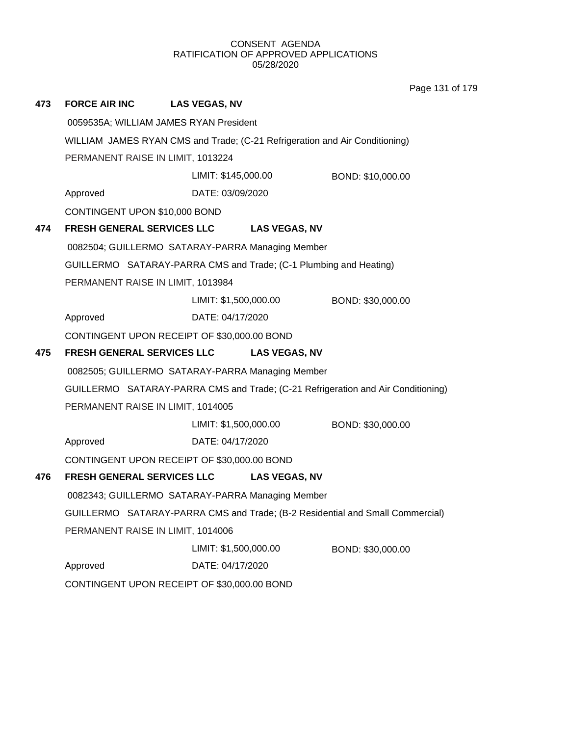CONSENT AGENDA
RATIFICATION OF APPROVED APPLICATIONS
05/28/2020

**473 FORCE AIR INC LAS VEGAS, NV**

0059535A; WILLIAM JAMES RYAN President

WILLIAM JAMES RYAN CMS and Trade; (C-21 Refrigeration and Air Conditioning)

PERMANENT RAISE IN LIMIT, 1013224

LIMIT: $145,000.00 BOND: $10,000.00

Approved DATE: 03/09/2020

CONTINGENT UPON $10,000 BOND

**474 FRESH GENERAL SERVICES LLC LAS VEGAS, NV**

0082504; GUILLERMO SATARAY-PARRA Managing Member

GUILLERMO SATARAY-PARRA CMS and Trade; (C-1 Plumbing and Heating)

PERMANENT RAISE IN LIMIT, 1013984

LIMIT: $1,500,000.00 BOND: $30,000.00

Approved DATE: 04/17/2020

CONTINGENT UPON RECEIPT OF $30,000.00 BOND

**475 FRESH GENERAL SERVICES LLC LAS VEGAS, NV**

0082505; GUILLERMO SATARAY-PARRA Managing Member

GUILLERMO SATARAY-PARRA CMS and Trade; (C-21 Refrigeration and Air Conditioning)

PERMANENT RAISE IN LIMIT, 1014005

LIMIT: $1,500,000.00 BOND: $30,000.00

Approved DATE: 04/17/2020

CONTINGENT UPON RECEIPT OF $30,000.00 BOND

**476 FRESH GENERAL SERVICES LLC LAS VEGAS, NV**

0082343; GUILLERMO SATARAY-PARRA Managing Member

GUILLERMO SATARAY-PARRA CMS and Trade; (B-2 Residential and Small Commercial)

PERMANENT RAISE IN LIMIT, 1014006

LIMIT: $1,500,000.00 BOND: $30,000.00

Approved DATE: 04/17/2020

CONTINGENT UPON RECEIPT OF $30,000.00 BOND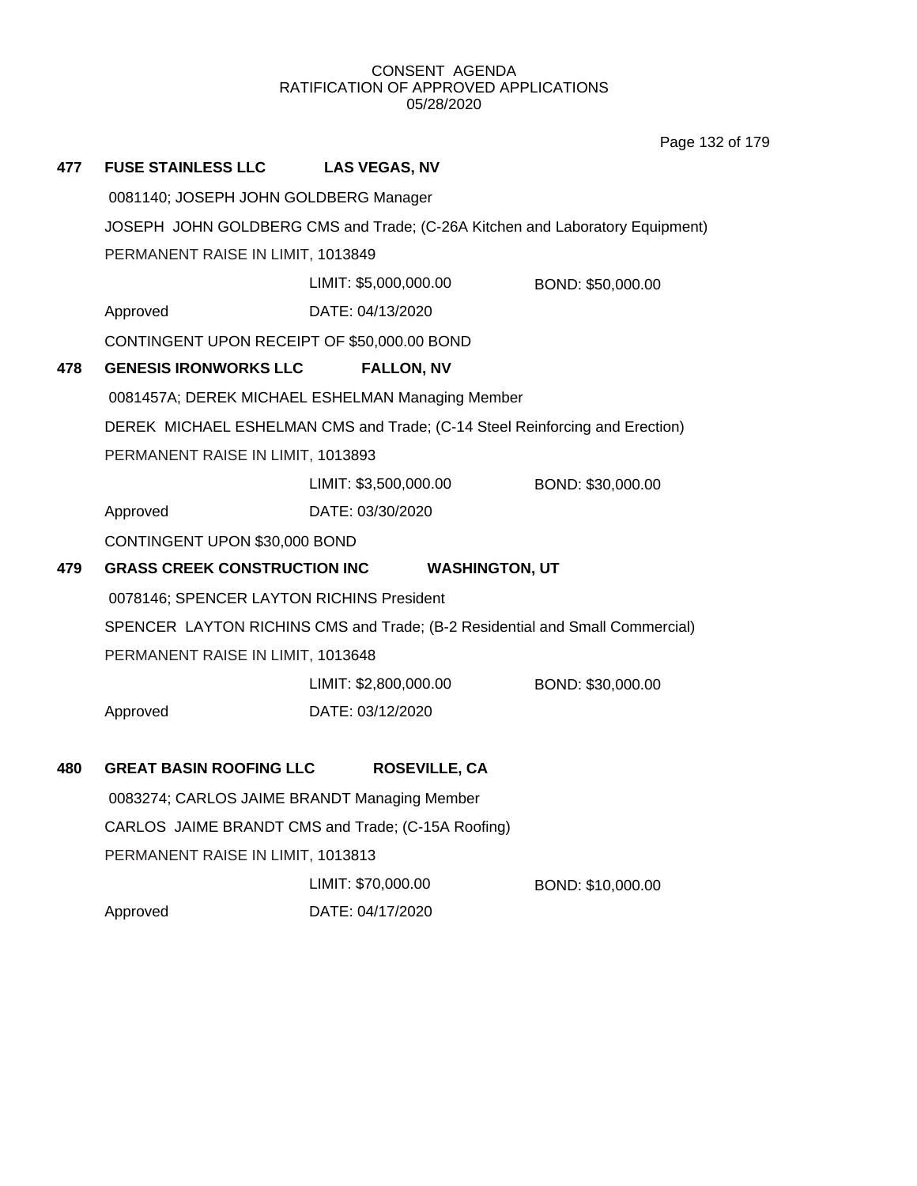CONSENT AGENDA
RATIFICATION OF APPROVED APPLICATIONS
05/28/2020

**477 FUSE STAINLESS LLC LAS VEGAS, NV**

0081140; JOSEPH JOHN GOLDBERG Manager

JOSEPH JOHN GOLDBERG CMS and Trade; (C-26A Kitchen and Laboratory Equipment)

PERMANENT RAISE IN LIMIT, 1013849

LIMIT: $5,000,000.00 BOND: $50,000.00

Approved DATE: 04/13/2020

CONTINGENT UPON RECEIPT OF $50,000.00 BOND

**478 GENESIS IRONWORKS LLC FALLON, NV**

0081457A; DEREK MICHAEL ESHELMAN Managing Member

DEREK MICHAEL ESHELMAN CMS and Trade; (C-14 Steel Reinforcing and Erection)

PERMANENT RAISE IN LIMIT, 1013893

LIMIT: $3,500,000.00 BOND: $30,000.00

Approved DATE: 03/30/2020

CONTINGENT UPON $30,000 BOND

**479 GRASS CREEK CONSTRUCTION INC WASHINGTON, UT**

0078146; SPENCER LAYTON RICHINS President

SPENCER LAYTON RICHINS CMS and Trade; (B-2 Residential and Small Commercial)

PERMANENT RAISE IN LIMIT, 1013648

LIMIT: $2,800,000.00 BOND: $30,000.00

Approved DATE: 03/12/2020

**480 GREAT BASIN ROOFING LLC ROSEVILLE, CA**

0083274; CARLOS JAIME BRANDT Managing Member

CARLOS JAIME BRANDT CMS and Trade; (C-15A Roofing)

PERMANENT RAISE IN LIMIT, 1013813

LIMIT: $70,000.00 BOND: $10,000.00

Approved DATE: 04/17/2020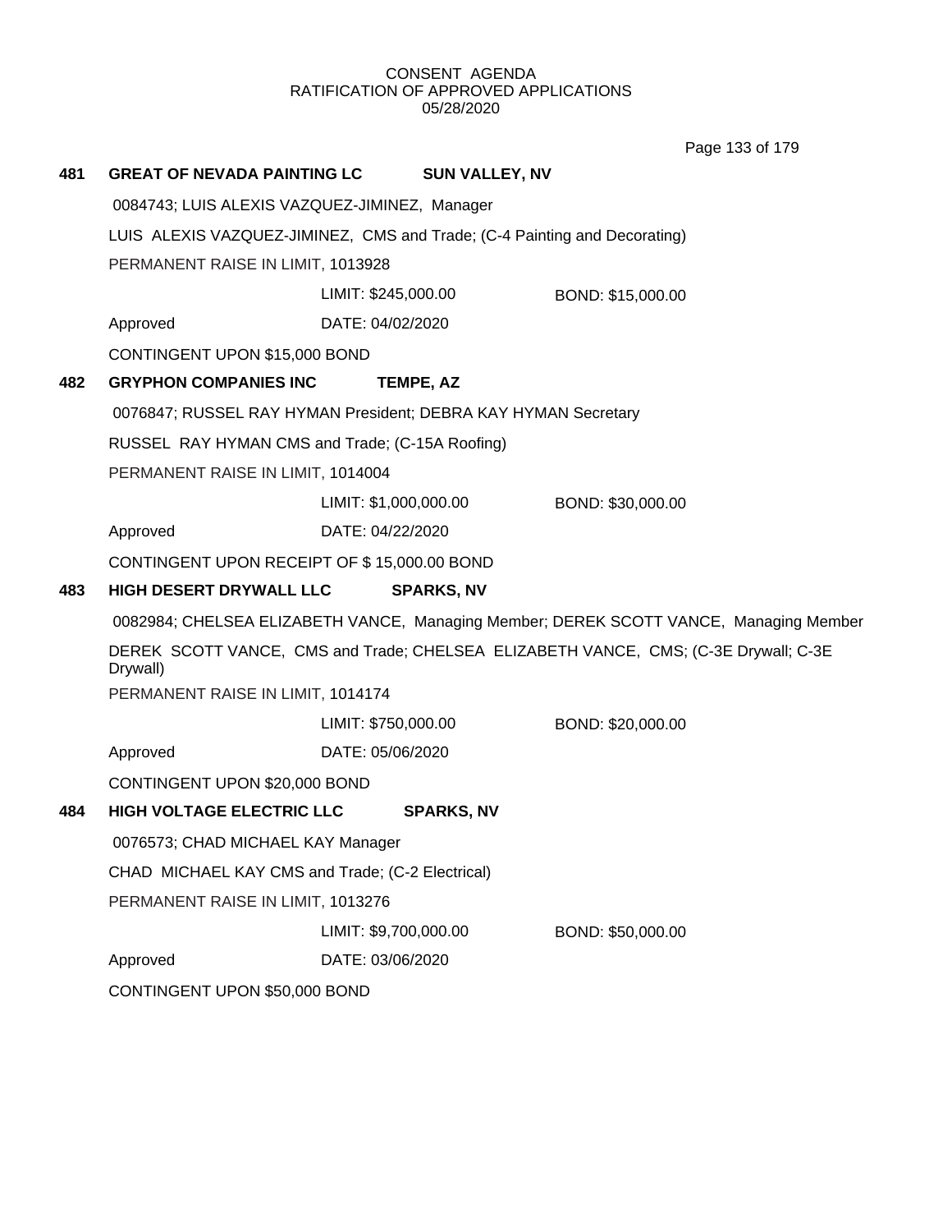CONSENT AGENDA
RATIFICATION OF APPROVED APPLICATIONS
05/28/2020

**481 GREAT OF NEVADA PAINTING LC SUN VALLEY, NV**

0084743; LUIS ALEXIS VAZQUEZ-JIMINEZ, Manager

LUIS ALEXIS VAZQUEZ-JIMINEZ, CMS and Trade; (C-4 Painting and Decorating)

PERMANENT RAISE IN LIMIT, 1013928

LIMIT: $245,000.00 BOND: $15,000.00

Approved DATE: 04/02/2020

CONTINGENT UPON $15,000 BOND

**482 GRYPHON COMPANIES INC TEMPE, AZ**

0076847; RUSSEL RAY HYMAN President; DEBRA KAY HYMAN Secretary

RUSSEL RAY HYMAN CMS and Trade; (C-15A Roofing)

PERMANENT RAISE IN LIMIT, 1014004

LIMIT: $1,000,000.00 BOND: $30,000.00

Approved DATE: 04/22/2020

CONTINGENT UPON RECEIPT OF $ 15,000.00 BOND

**483 HIGH DESERT DRYWALL LLC SPARKS, NV**

0082984; CHELSEA ELIZABETH VANCE, Managing Member; DEREK SCOTT VANCE, Managing Member

DEREK SCOTT VANCE, CMS and Trade; CHELSEA ELIZABETH VANCE, CMS; (C-3E Drywall; C-3E Drywall)

PERMANENT RAISE IN LIMIT, 1014174

LIMIT: $750,000.00 BOND: $20,000.00

Approved DATE: 05/06/2020

CONTINGENT UPON $20,000 BOND

**484 HIGH VOLTAGE ELECTRIC LLC SPARKS, NV**

0076573; CHAD MICHAEL KAY Manager

CHAD MICHAEL KAY CMS and Trade; (C-2 Electrical)

PERMANENT RAISE IN LIMIT, 1013276

LIMIT: $9,700,000.00 BOND: $50,000.00

Approved DATE: 03/06/2020

CONTINGENT UPON $50,000 BOND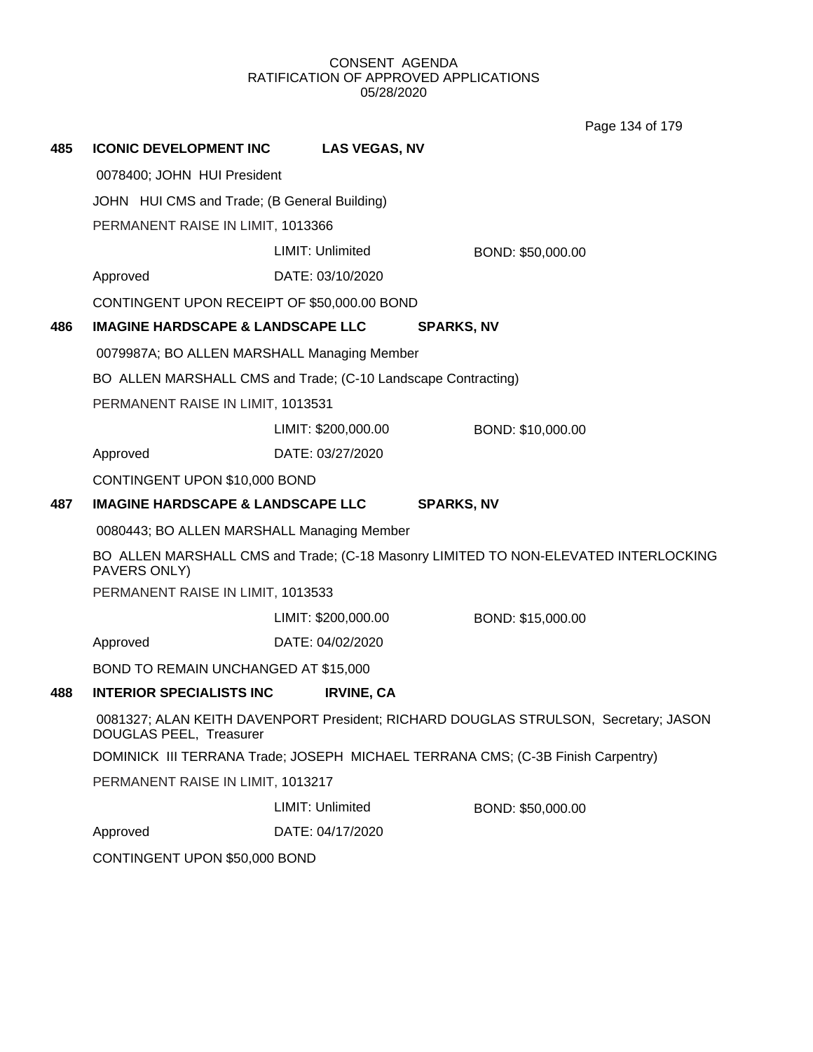CONSENT AGENDA
RATIFICATION OF APPROVED APPLICATIONS
05/28/2020

**485 ICONIC DEVELOPMENT INC LAS VEGAS, NV**

0078400; JOHN HUI President

JOHN HUI CMS and Trade; (B General Building)

PERMANENT RAISE IN LIMIT, 1013366

LIMIT: Unlimited BOND: $50,000.00

Approved DATE: 03/10/2020

CONTINGENT UPON RECEIPT OF $50,000.00 BOND

**486 IMAGINE HARDSCAPE & LANDSCAPE LLC SPARKS, NV**

0079987A; BO ALLEN MARSHALL Managing Member

BO ALLEN MARSHALL CMS and Trade; (C-10 Landscape Contracting)

PERMANENT RAISE IN LIMIT, 1013531

LIMIT: $200,000.00 BOND: $10,000.00

Approved DATE: 03/27/2020

CONTINGENT UPON $10,000 BOND

**487 IMAGINE HARDSCAPE & LANDSCAPE LLC SPARKS, NV**

0080443; BO ALLEN MARSHALL Managing Member

BO ALLEN MARSHALL CMS and Trade; (C-18 Masonry LIMITED TO NON-ELEVATED INTERLOCKING PAVERS ONLY)

PERMANENT RAISE IN LIMIT, 1013533

LIMIT: $200,000.00 BOND: $15,000.00

Approved DATE: 04/02/2020

BOND TO REMAIN UNCHANGED AT $15,000

**488 INTERIOR SPECIALISTS INC IRVINE, CA**

0081327; ALAN KEITH DAVENPORT President; RICHARD DOUGLAS STRULSON, Secretary; JASON DOUGLAS PEEL, Treasurer

DOMINICK III TERRANA Trade; JOSEPH MICHAEL TERRANA CMS; (C-3B Finish Carpentry)

PERMANENT RAISE IN LIMIT, 1013217

LIMIT: Unlimited BOND: $50,000.00

Approved DATE: 04/17/2020

CONTINGENT UPON $50,000 BOND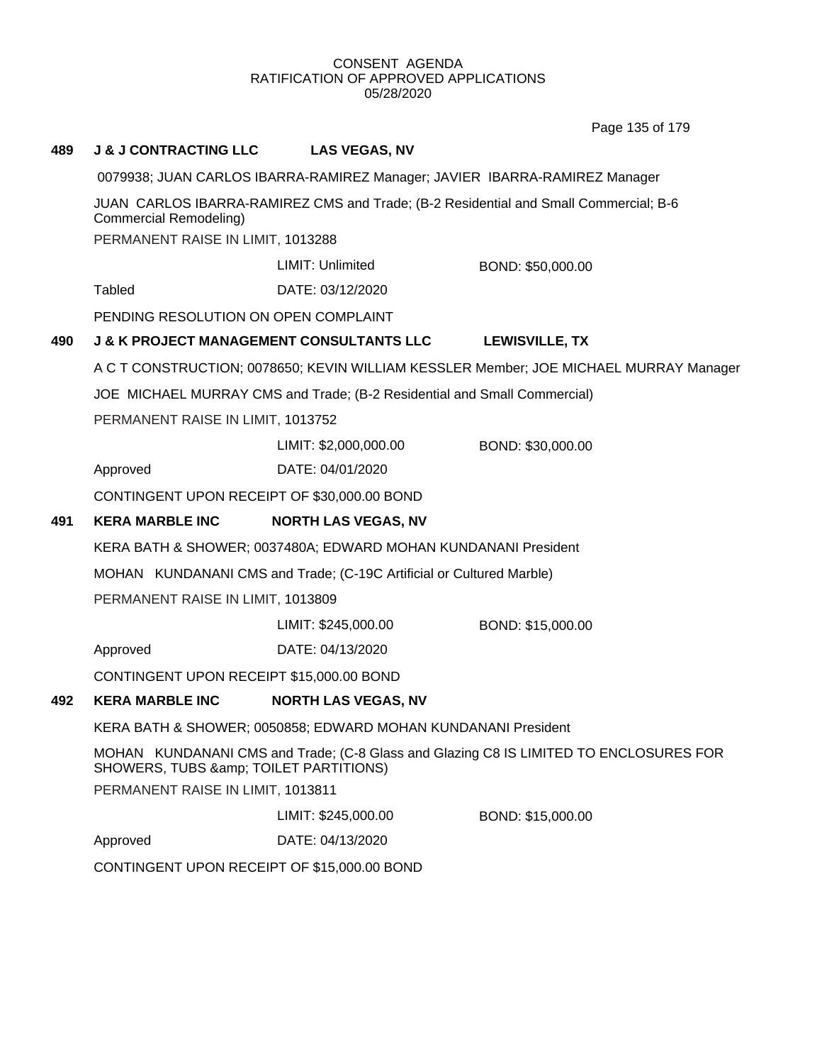CONSENT AGENDA
RATIFICATION OF APPROVED APPLICATIONS
05/28/2020

**489 J & J CONTRACTING LLC LAS VEGAS, NV**

0079938; JUAN CARLOS IBARRA-RAMIREZ Manager; JAVIER IBARRA-RAMIREZ Manager

JUAN CARLOS IBARRA-RAMIREZ CMS and Trade; (B-2 Residential and Small Commercial; B-6 Commercial Remodeling)

PERMANENT RAISE IN LIMIT, 1013288

LIMIT: Unlimited BOND: $50,000.00

Tabled DATE: 03/12/2020

PENDING RESOLUTION ON OPEN COMPLAINT

**490 J & K PROJECT MANAGEMENT CONSULTANTS LLC LEWISVILLE, TX**

A C T CONSTRUCTION; 0078650; KEVIN WILLIAM KESSLER Member; JOE MICHAEL MURRAY Manager

JOE MICHAEL MURRAY CMS and Trade; (B-2 Residential and Small Commercial)

PERMANENT RAISE IN LIMIT, 1013752

LIMIT: $2,000,000.00 BOND: $30,000.00

Approved DATE: 04/01/2020

CONTINGENT UPON RECEIPT OF $30,000.00 BOND

**491 KERA MARBLE INC NORTH LAS VEGAS, NV**

KERA BATH & SHOWER; 0037480A; EDWARD MOHAN KUNDANANI President

MOHAN KUNDANANI CMS and Trade; (C-19C Artificial or Cultured Marble)

PERMANENT RAISE IN LIMIT, 1013809

LIMIT: $245,000.00 BOND: $15,000.00

Approved DATE: 04/13/2020

CONTINGENT UPON RECEIPT $15,000.00 BOND

**492 KERA MARBLE INC NORTH LAS VEGAS, NV**

KERA BATH & SHOWER; 0050858; EDWARD MOHAN KUNDANANI President

MOHAN KUNDANANI CMS and Trade; (C-8 Glass and Glazing C8 IS LIMITED TO ENCLOSURES FOR SHOWERS, TUBS &amp; TOILET PARTITIONS)

PERMANENT RAISE IN LIMIT, 1013811

LIMIT: $245,000.00 BOND: $15,000.00

Approved DATE: 04/13/2020

CONTINGENT UPON RECEIPT OF $15,000.00 BOND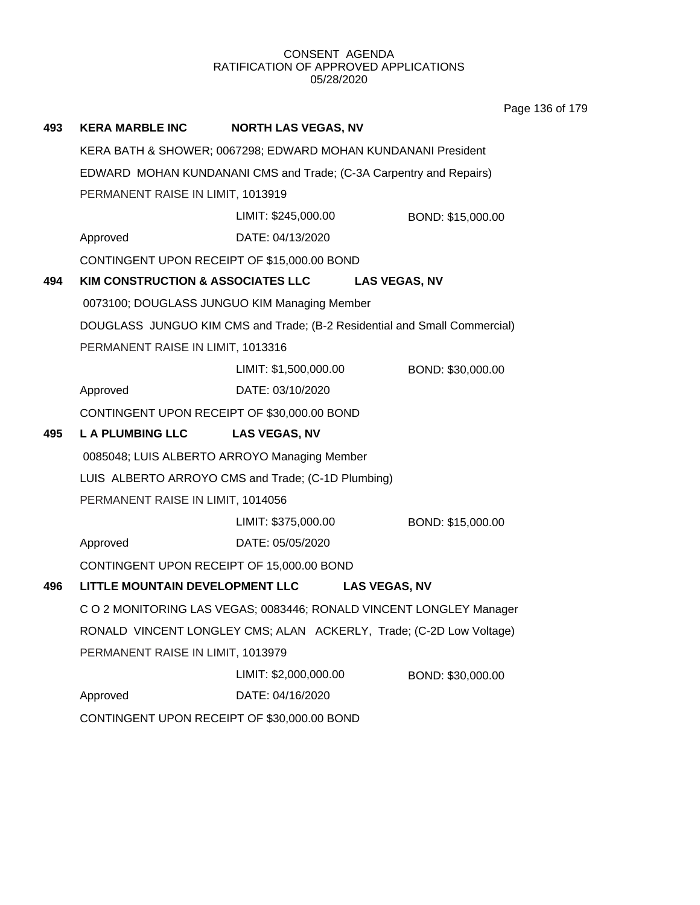CONSENT AGENDA
RATIFICATION OF APPROVED APPLICATIONS
05/28/2020

**493 KERA MARBLE INC NORTH LAS VEGAS, NV**

KERA BATH & SHOWER; 0067298; EDWARD MOHAN KUNDANANI President

EDWARD MOHAN KUNDANANI CMS and Trade; (C-3A Carpentry and Repairs)

PERMANENT RAISE IN LIMIT, 1013919

LIMIT: $245,000.00 BOND: $15,000.00

Approved DATE: 04/13/2020

CONTINGENT UPON RECEIPT OF $15,000.00 BOND

**494 KIM CONSTRUCTION & ASSOCIATES LLC LAS VEGAS, NV**

0073100; DOUGLASS JUNGUO KIM Managing Member

DOUGLASS JUNGUO KIM CMS and Trade; (B-2 Residential and Small Commercial)

PERMANENT RAISE IN LIMIT, 1013316

LIMIT: $1,500,000.00 BOND: $30,000.00

Approved DATE: 03/10/2020

CONTINGENT UPON RECEIPT OF $30,000.00 BOND

**495 L A PLUMBING LLC LAS VEGAS, NV**

0085048; LUIS ALBERTO ARROYO Managing Member

LUIS ALBERTO ARROYO CMS and Trade; (C-1D Plumbing)

PERMANENT RAISE IN LIMIT, 1014056

LIMIT: $375,000.00 BOND: $15,000.00

Approved DATE: 05/05/2020

CONTINGENT UPON RECEIPT OF 15,000.00 BOND

**496 LITTLE MOUNTAIN DEVELOPMENT LLC LAS VEGAS, NV**

C O 2 MONITORING LAS VEGAS; 0083446; RONALD VINCENT LONGLEY Manager

RONALD VINCENT LONGLEY CMS; ALAN ACKERLY, Trade; (C-2D Low Voltage)

PERMANENT RAISE IN LIMIT, 1013979

LIMIT: $2,000,000.00 BOND: $30,000.00

Approved DATE: 04/16/2020

CONTINGENT UPON RECEIPT OF $30,000.00 BOND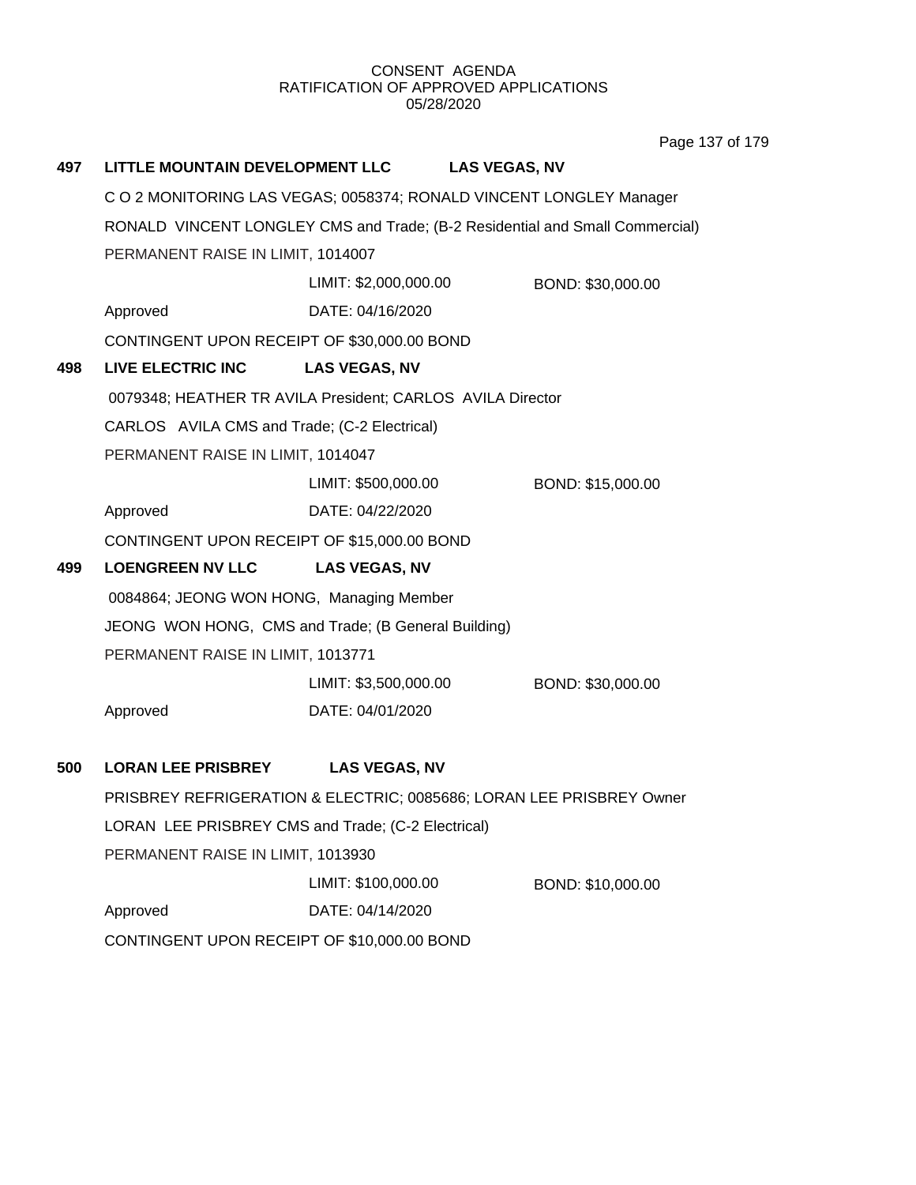CONSENT AGENDA
RATIFICATION OF APPROVED APPLICATIONS
05/28/2020

**497 LITTLE MOUNTAIN DEVELOPMENT LLC LAS VEGAS, NV**

C O 2 MONITORING LAS VEGAS; 0058374; RONALD VINCENT LONGLEY Manager

RONALD VINCENT LONGLEY CMS and Trade; (B-2 Residential and Small Commercial)

PERMANENT RAISE IN LIMIT, 1014007

LIMIT: $2,000,000.00 BOND: $30,000.00

Approved DATE: 04/16/2020

CONTINGENT UPON RECEIPT OF $30,000.00 BOND

**498 LIVE ELECTRIC INC LAS VEGAS, NV**

0079348; HEATHER TR AVILA President; CARLOS AVILA Director

CARLOS AVILA CMS and Trade; (C-2 Electrical)

PERMANENT RAISE IN LIMIT, 1014047

LIMIT: $500,000.00 BOND: $15,000.00

Approved DATE: 04/22/2020

CONTINGENT UPON RECEIPT OF $15,000.00 BOND

**499 LOENGREEN NV LLC LAS VEGAS, NV**

0084864; JEONG WON HONG, Managing Member

JEONG WON HONG, CMS and Trade; (B General Building)

PERMANENT RAISE IN LIMIT, 1013771

LIMIT: $3,500,000.00 BOND: $30,000.00

Approved DATE: 04/01/2020

**500 LORAN LEE PRISBREY LAS VEGAS, NV**

PRISBREY REFRIGERATION & ELECTRIC; 0085686; LORAN LEE PRISBREY Owner

LORAN LEE PRISBREY CMS and Trade; (C-2 Electrical)

PERMANENT RAISE IN LIMIT, 1013930

LIMIT: $100,000.00 BOND: $10,000.00

Approved DATE: 04/14/2020

CONTINGENT UPON RECEIPT OF $10,000.00 BOND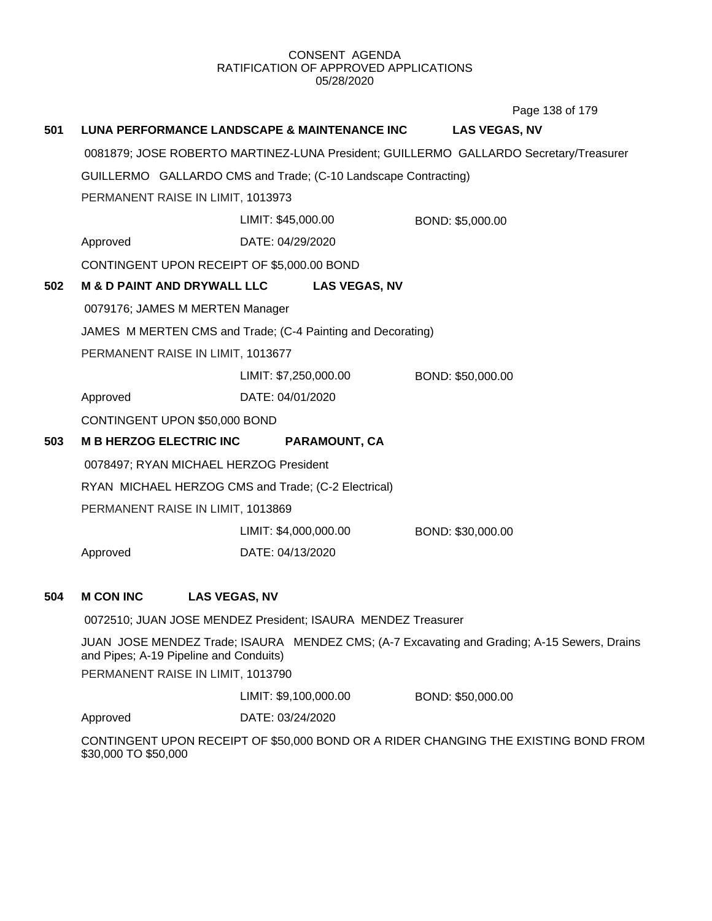CONSENT AGENDA
RATIFICATION OF APPROVED APPLICATIONS
05/28/2020

**501 LUNA PERFORMANCE LANDSCAPE & MAINTENANCE INC LAS VEGAS, NV**

0081879; JOSE ROBERTO MARTINEZ-LUNA President; GUILLERMO GALLARDO Secretary/Treasurer

GUILLERMO GALLARDO CMS and Trade; (C-10 Landscape Contracting)

PERMANENT RAISE IN LIMIT, 1013973

LIMIT: $45,000.00 BOND: $5,000.00

Approved DATE: 04/29/2020

CONTINGENT UPON RECEIPT OF $5,000.00 BOND

**502 M & D PAINT AND DRYWALL LLC LAS VEGAS, NV**

0079176; JAMES M MERTEN Manager

JAMES M MERTEN CMS and Trade; (C-4 Painting and Decorating)

PERMANENT RAISE IN LIMIT, 1013677

LIMIT: $7,250,000.00 BOND: $50,000.00

Approved DATE: 04/01/2020

CONTINGENT UPON $50,000 BOND

**503 M B HERZOG ELECTRIC INC PARAMOUNT, CA**

0078497; RYAN MICHAEL HERZOG President

RYAN MICHAEL HERZOG CMS and Trade; (C-2 Electrical)

PERMANENT RAISE IN LIMIT, 1013869

LIMIT: $4,000,000.00 BOND: $30,000.00

Approved DATE: 04/13/2020

**504 M CON INC LAS VEGAS, NV**

0072510; JUAN JOSE MENDEZ President; ISAURA MENDEZ Treasurer

JUAN JOSE MENDEZ Trade; ISAURA MENDEZ CMS; (A-7 Excavating and Grading; A-15 Sewers, Drains and Pipes; A-19 Pipeline and Conduits)

PERMANENT RAISE IN LIMIT, 1013790

LIMIT: $9,100,000.00 BOND: $50,000.00

Approved DATE: 03/24/2020

CONTINGENT UPON RECEIPT OF $50,000 BOND OR A RIDER CHANGING THE EXISTING BOND FROM $30,000 TO $50,000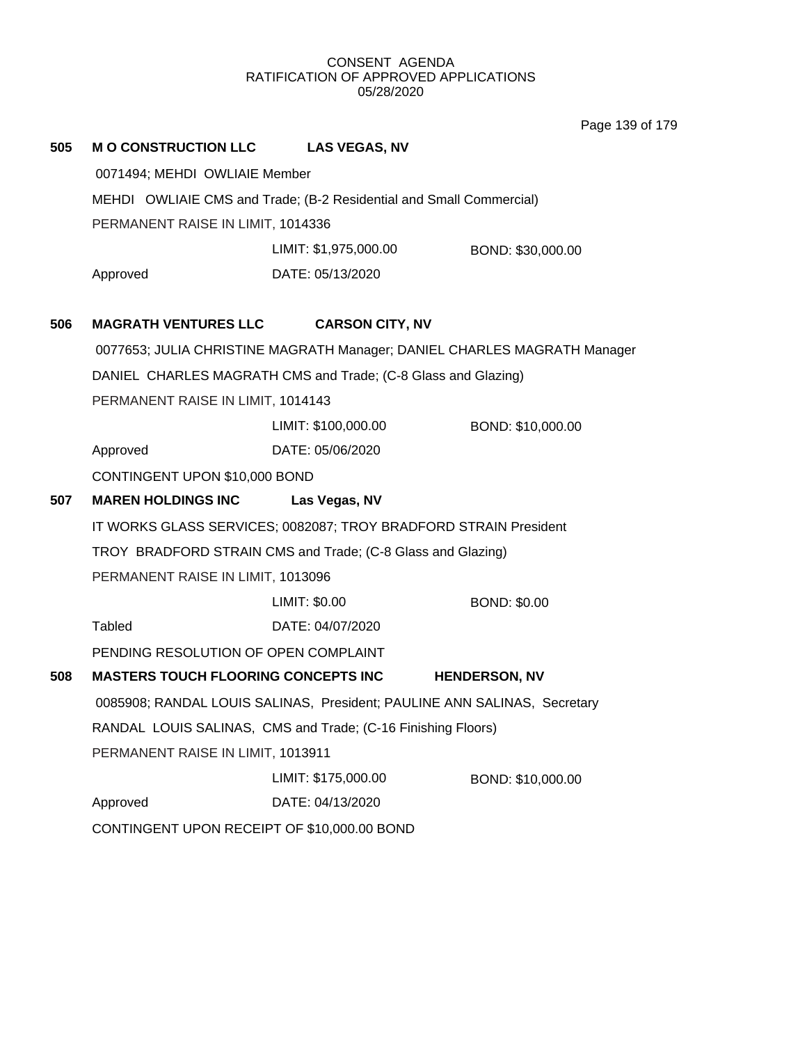CONSENT AGENDA
RATIFICATION OF APPROVED APPLICATIONS
05/28/2020

**505 M O CONSTRUCTION LLC LAS VEGAS, NV**

0071494; MEHDI OWLIAIE Member

MEHDI OWLIAIE CMS and Trade; (B-2 Residential and Small Commercial)

PERMANENT RAISE IN LIMIT, 1014336

LIMIT: $1,975,000.00 BOND: $30,000.00

Approved DATE: 05/13/2020

**506 MAGRATH VENTURES LLC CARSON CITY, NV**

0077653; JULIA CHRISTINE MAGRATH Manager; DANIEL CHARLES MAGRATH Manager

DANIEL CHARLES MAGRATH CMS and Trade; (C-8 Glass and Glazing)

PERMANENT RAISE IN LIMIT, 1014143

LIMIT: $100,000.00 BOND: $10,000.00

Approved DATE: 05/06/2020

CONTINGENT UPON $10,000 BOND

**507 MAREN HOLDINGS INC Las Vegas, NV**

IT WORKS GLASS SERVICES; 0082087; TROY BRADFORD STRAIN President

TROY BRADFORD STRAIN CMS and Trade; (C-8 Glass and Glazing)

PERMANENT RAISE IN LIMIT, 1013096

LIMIT: $0.00 BOND: $0.00

Tabled DATE: 04/07/2020

PENDING RESOLUTION OF OPEN COMPLAINT

**508 MASTERS TOUCH FLOORING CONCEPTS INC HENDERSON, NV**

0085908; RANDAL LOUIS SALINAS, President; PAULINE ANN SALINAS, Secretary

RANDAL LOUIS SALINAS, CMS and Trade; (C-16 Finishing Floors)

PERMANENT RAISE IN LIMIT, 1013911

LIMIT: $175,000.00 BOND: $10,000.00

Approved DATE: 04/13/2020

CONTINGENT UPON RECEIPT OF $10,000.00 BOND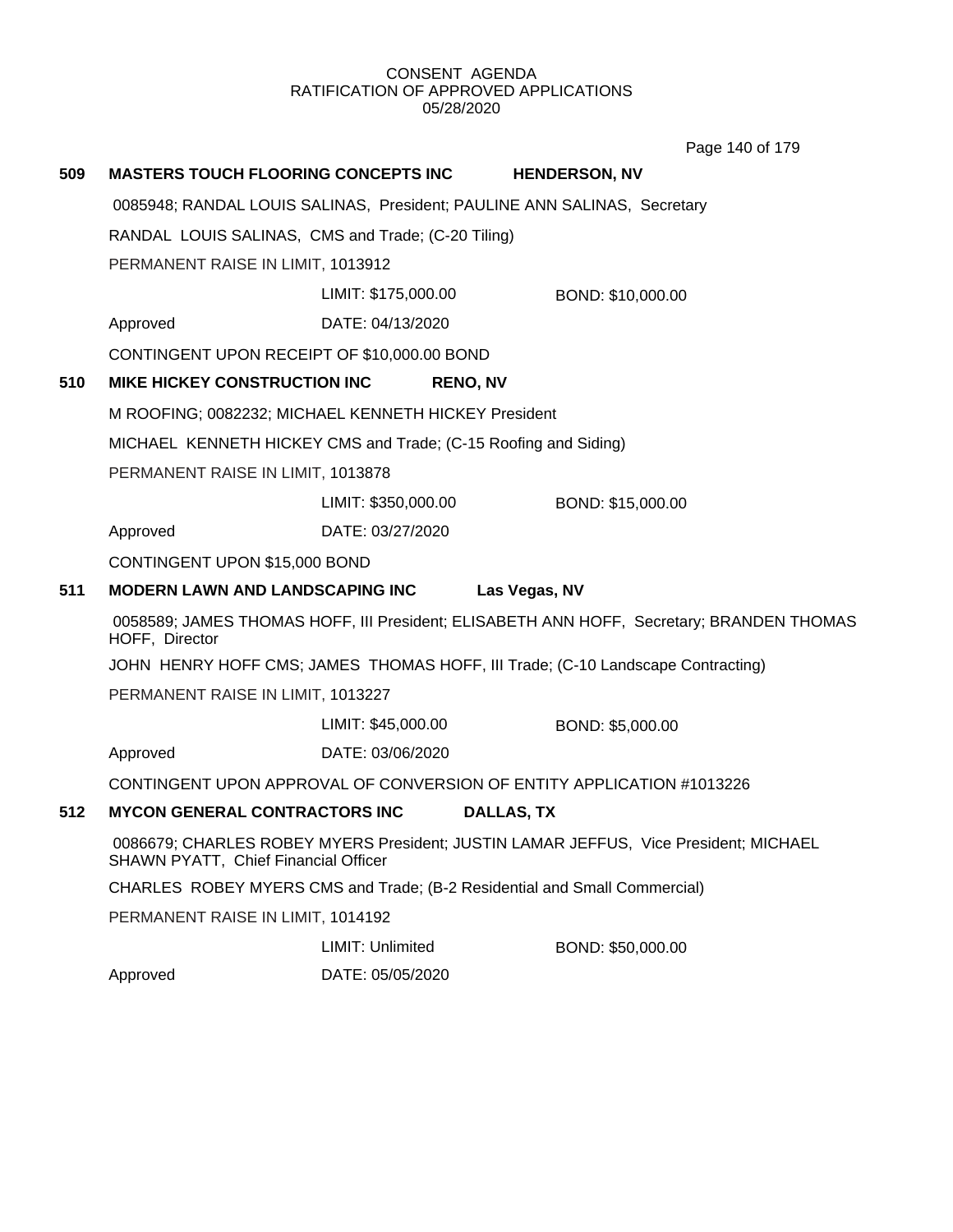CONSENT AGENDA
RATIFICATION OF APPROVED APPLICATIONS
05/28/2020

**509 MASTERS TOUCH FLOORING CONCEPTS INC HENDERSON, NV**

0085948; RANDAL LOUIS SALINAS, President; PAULINE ANN SALINAS, Secretary

RANDAL LOUIS SALINAS, CMS and Trade; (C-20 Tiling)

PERMANENT RAISE IN LIMIT, 1013912

LIMIT: $175,000.00 BOND: $10,000.00

Approved DATE: 04/13/2020

CONTINGENT UPON RECEIPT OF $10,000.00 BOND

**510 MIKE HICKEY CONSTRUCTION INC RENO, NV**

M ROOFING; 0082232; MICHAEL KENNETH HICKEY President

MICHAEL KENNETH HICKEY CMS and Trade; (C-15 Roofing and Siding)

PERMANENT RAISE IN LIMIT, 1013878

LIMIT: $350,000.00 BOND: $15,000.00

Approved DATE: 03/27/2020

CONTINGENT UPON $15,000 BOND

**511 MODERN LAWN AND LANDSCAPING INC Las Vegas, NV**

0058589; JAMES THOMAS HOFF, III President; ELISABETH ANN HOFF, Secretary; BRANDEN THOMAS HOFF, Director

JOHN HENRY HOFF CMS; JAMES THOMAS HOFF, III Trade; (C-10 Landscape Contracting)

PERMANENT RAISE IN LIMIT, 1013227

LIMIT: $45,000.00 BOND: $5,000.00

Approved DATE: 03/06/2020

CONTINGENT UPON APPROVAL OF CONVERSION OF ENTITY APPLICATION #1013226

**512 MYCON GENERAL CONTRACTORS INC DALLAS, TX**

0086679; CHARLES ROBEY MYERS President; JUSTIN LAMAR JEFFUS, Vice President; MICHAEL SHAWN PYATT, Chief Financial Officer

CHARLES ROBEY MYERS CMS and Trade; (B-2 Residential and Small Commercial)

PERMANENT RAISE IN LIMIT, 1014192

LIMIT: Unlimited BOND: $50,000.00

Approved DATE: 05/05/2020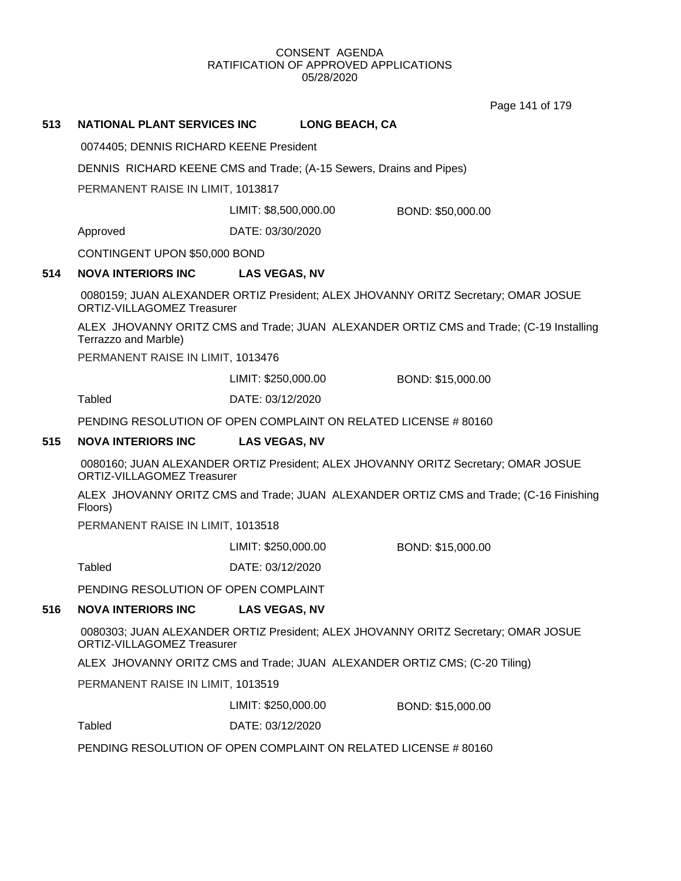CONSENT AGENDA
RATIFICATION OF APPROVED APPLICATIONS
05/28/2020

**513 NATIONAL PLANT SERVICES INC LONG BEACH, CA**

0074405; DENNIS RICHARD KEENE President

DENNIS RICHARD KEENE CMS and Trade; (A-15 Sewers, Drains and Pipes)

PERMANENT RAISE IN LIMIT, 1013817

LIMIT: $8,500,000.00 BOND: $50,000.00

Approved DATE: 03/30/2020

CONTINGENT UPON $50,000 BOND

**514 NOVA INTERIORS INC LAS VEGAS, NV**

0080159; JUAN ALEXANDER ORTIZ President; ALEX JHOVANNY ORITZ Secretary; OMAR JOSUE ORTIZ-VILLAGOMEZ Treasurer

ALEX JHOVANNY ORITZ CMS and Trade; JUAN ALEXANDER ORTIZ CMS and Trade; (C-19 Installing Terrazzo and Marble)

PERMANENT RAISE IN LIMIT, 1013476

LIMIT: $250,000.00 BOND: $15,000.00

Tabled DATE: 03/12/2020

PENDING RESOLUTION OF OPEN COMPLAINT ON RELATED LICENSE # 80160

**515 NOVA INTERIORS INC LAS VEGAS, NV**

0080160; JUAN ALEXANDER ORTIZ President; ALEX JHOVANNY ORITZ Secretary; OMAR JOSUE ORTIZ-VILLAGOMEZ Treasurer

ALEX JHOVANNY ORITZ CMS and Trade; JUAN ALEXANDER ORTIZ CMS and Trade; (C-16 Finishing Floors)

PERMANENT RAISE IN LIMIT, 1013518

LIMIT: $250,000.00 BOND: $15,000.00

Tabled DATE: 03/12/2020

PENDING RESOLUTION OF OPEN COMPLAINT

**516 NOVA INTERIORS INC LAS VEGAS, NV**

0080303; JUAN ALEXANDER ORTIZ President; ALEX JHOVANNY ORITZ Secretary; OMAR JOSUE ORTIZ-VILLAGOMEZ Treasurer

ALEX JHOVANNY ORITZ CMS and Trade; JUAN ALEXANDER ORTIZ CMS; (C-20 Tiling)

PERMANENT RAISE IN LIMIT, 1013519

LIMIT: $250,000.00 BOND: $15,000.00

Tabled DATE: 03/12/2020

PENDING RESOLUTION OF OPEN COMPLAINT ON RELATED LICENSE # 80160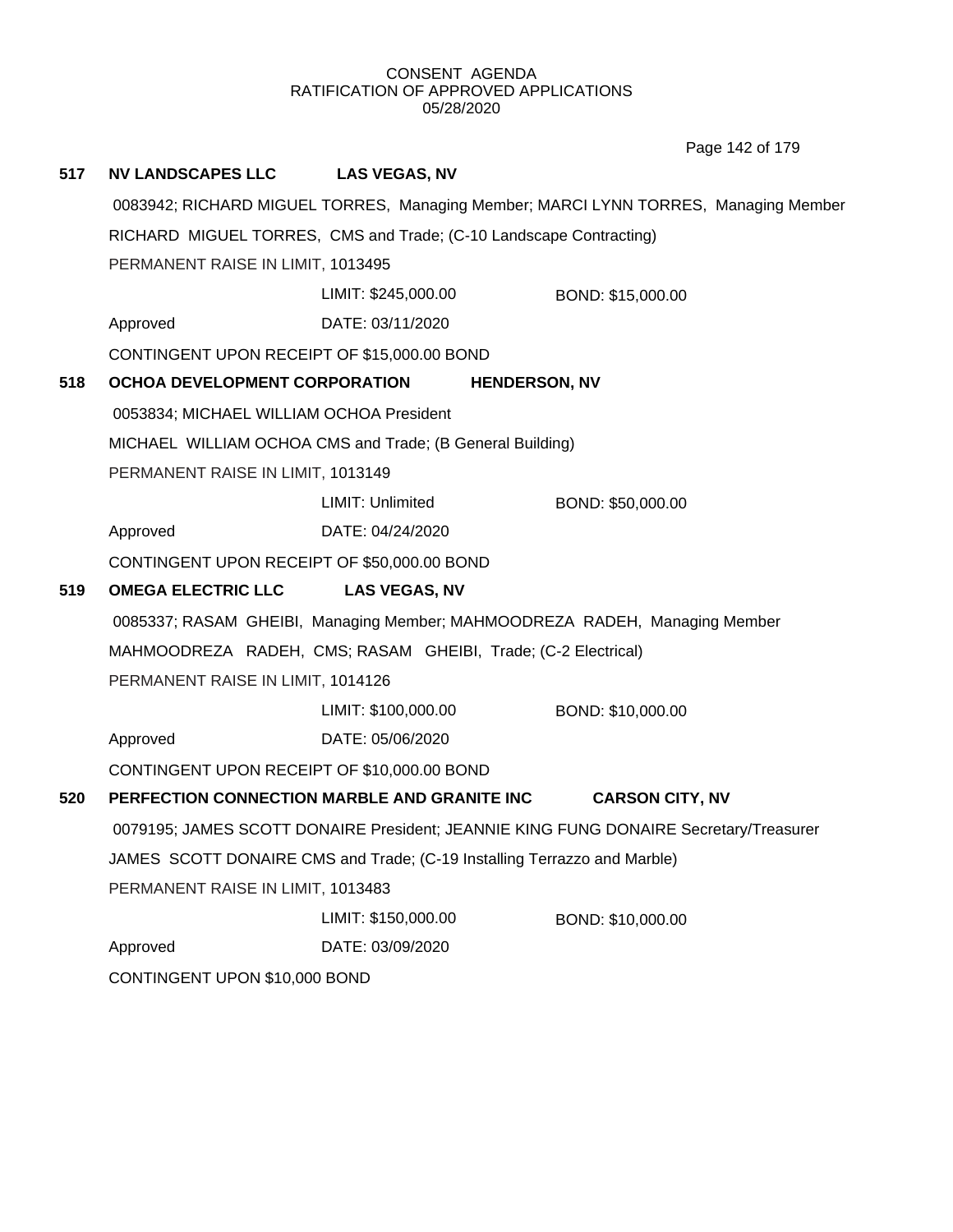CONSENT AGENDA
RATIFICATION OF APPROVED APPLICATIONS
05/28/2020

**517 NV LANDSCAPES LLC LAS VEGAS, NV**

0083942; RICHARD MIGUEL TORRES, Managing Member; MARCI LYNN TORRES, Managing Member

RICHARD MIGUEL TORRES, CMS and Trade; (C-10 Landscape Contracting)

PERMANENT RAISE IN LIMIT, 1013495

LIMIT: $245,000.00 BOND: $15,000.00

Approved DATE: 03/11/2020

CONTINGENT UPON RECEIPT OF $15,000.00 BOND

**518 OCHOA DEVELOPMENT CORPORATION HENDERSON, NV**

0053834; MICHAEL WILLIAM OCHOA President

MICHAEL WILLIAM OCHOA CMS and Trade; (B General Building)

PERMANENT RAISE IN LIMIT, 1013149

LIMIT: Unlimited BOND: $50,000.00

Approved DATE: 04/24/2020

CONTINGENT UPON RECEIPT OF $50,000.00 BOND

**519 OMEGA ELECTRIC LLC LAS VEGAS, NV**

0085337; RASAM GHEIBI, Managing Member; MAHMOODREZA RADEH, Managing Member

MAHMOODREZA RADEH, CMS; RASAM GHEIBI, Trade; (C-2 Electrical)

PERMANENT RAISE IN LIMIT, 1014126

LIMIT: $100,000.00 BOND: $10,000.00

Approved DATE: 05/06/2020

CONTINGENT UPON RECEIPT OF $10,000.00 BOND

**520 PERFECTION CONNECTION MARBLE AND GRANITE INC CARSON CITY, NV**

0079195; JAMES SCOTT DONAIRE President; JEANNIE KING FUNG DONAIRE Secretary/Treasurer

JAMES SCOTT DONAIRE CMS and Trade; (C-19 Installing Terrazzo and Marble)

PERMANENT RAISE IN LIMIT, 1013483

LIMIT: $150,000.00 BOND: $10,000.00

Approved DATE: 03/09/2020

CONTINGENT UPON $10,000 BOND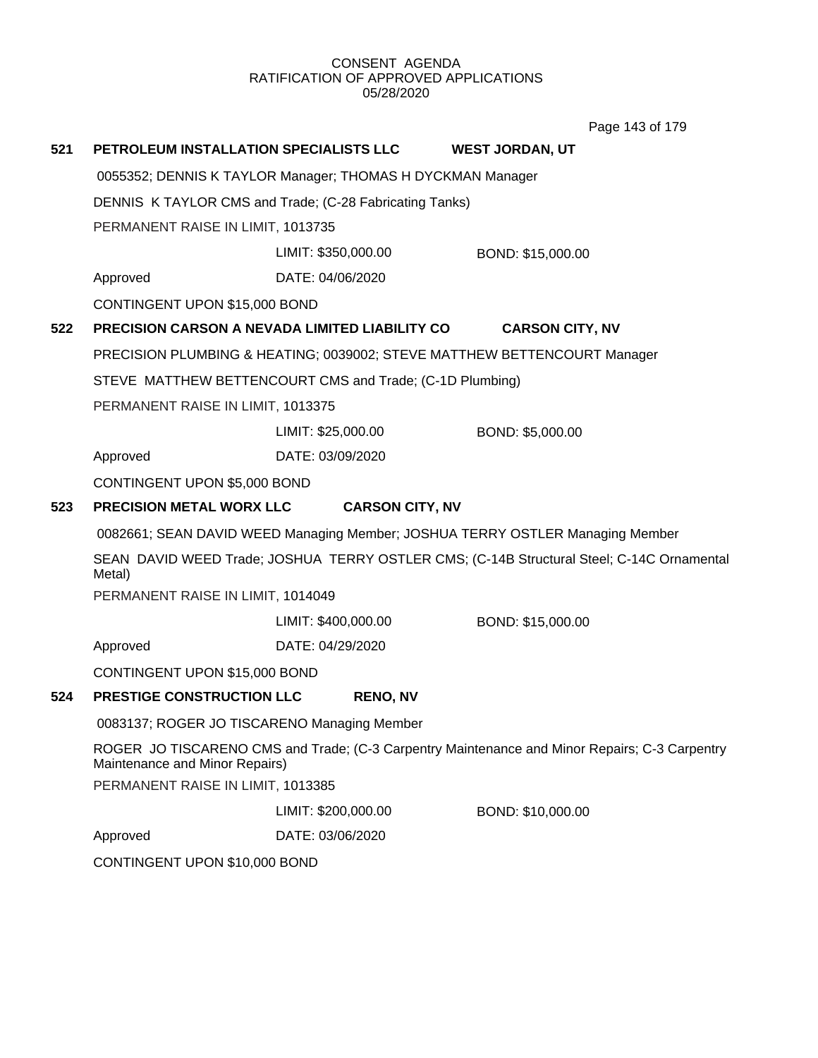CONSENT AGENDA
RATIFICATION OF APPROVED APPLICATIONS
05/28/2020

**521 PETROLEUM INSTALLATION SPECIALISTS LLC WEST JORDAN, UT**

0055352; DENNIS K TAYLOR Manager; THOMAS H DYCKMAN Manager

DENNIS K TAYLOR CMS and Trade; (C-28 Fabricating Tanks)

PERMANENT RAISE IN LIMIT, 1013735

LIMIT: $350,000.00 BOND: $15,000.00

Approved DATE: 04/06/2020

CONTINGENT UPON $15,000 BOND

**522 PRECISION CARSON A NEVADA LIMITED LIABILITY CO CARSON CITY, NV**

PRECISION PLUMBING & HEATING; 0039002; STEVE MATTHEW BETTENCOURT Manager

STEVE MATTHEW BETTENCOURT CMS and Trade; (C-1D Plumbing)

PERMANENT RAISE IN LIMIT, 1013375

LIMIT: $25,000.00 BOND: $5,000.00

Approved DATE: 03/09/2020

CONTINGENT UPON $5,000 BOND

**523 PRECISION METAL WORX LLC CARSON CITY, NV**

0082661; SEAN DAVID WEED Managing Member; JOSHUA TERRY OSTLER Managing Member

SEAN DAVID WEED Trade; JOSHUA TERRY OSTLER CMS; (C-14B Structural Steel; C-14C Ornamental Metal)

PERMANENT RAISE IN LIMIT, 1014049

LIMIT: $400,000.00 BOND: $15,000.00

Approved DATE: 04/29/2020

CONTINGENT UPON $15,000 BOND

**524 PRESTIGE CONSTRUCTION LLC RENO, NV**

0083137; ROGER JO TISCARENO Managing Member

ROGER JO TISCARENO CMS and Trade; (C-3 Carpentry Maintenance and Minor Repairs; C-3 Carpentry Maintenance and Minor Repairs)

PERMANENT RAISE IN LIMIT, 1013385

LIMIT: $200,000.00 BOND: $10,000.00

Approved DATE: 03/06/2020

CONTINGENT UPON $10,000 BOND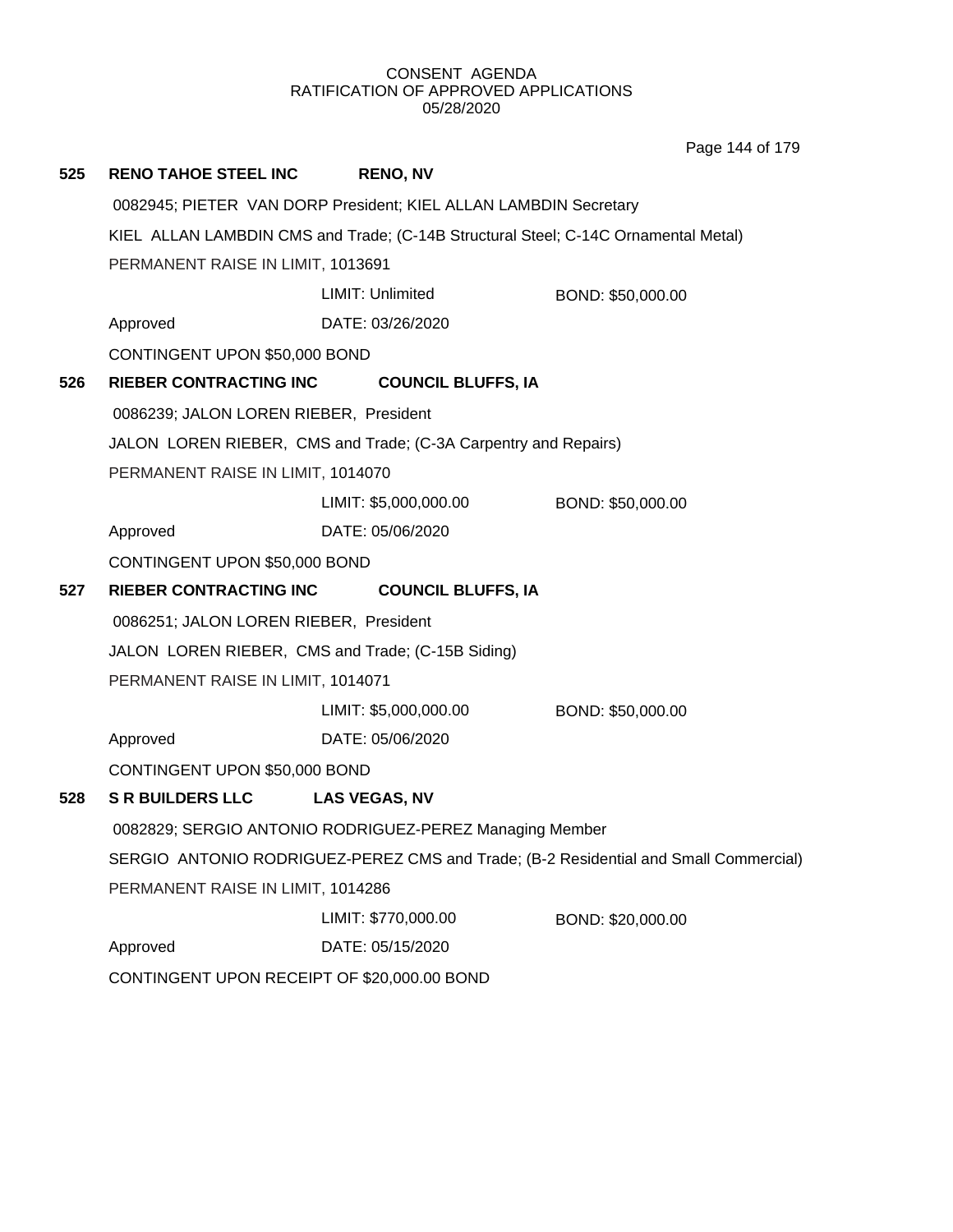CONSENT AGENDA
RATIFICATION OF APPROVED APPLICATIONS
05/28/2020

**525 RENO TAHOE STEEL INC RENO, NV**

0082945; PIETER VAN DORP President; KIEL ALLAN LAMBDIN Secretary

KIEL ALLAN LAMBDIN CMS and Trade; (C-14B Structural Steel; C-14C Ornamental Metal)

PERMANENT RAISE IN LIMIT, 1013691

LIMIT: Unlimited BOND: $50,000.00

Approved DATE: 03/26/2020

CONTINGENT UPON $50,000 BOND

**526 RIEBER CONTRACTING INC COUNCIL BLUFFS, IA**

0086239; JALON LOREN RIEBER, President

JALON LOREN RIEBER, CMS and Trade; (C-3A Carpentry and Repairs)

PERMANENT RAISE IN LIMIT, 1014070

LIMIT: $5,000,000.00 BOND: $50,000.00

Approved DATE: 05/06/2020

CONTINGENT UPON $50,000 BOND

**527 RIEBER CONTRACTING INC COUNCIL BLUFFS, IA**

0086251; JALON LOREN RIEBER, President

JALON LOREN RIEBER, CMS and Trade; (C-15B Siding)

PERMANENT RAISE IN LIMIT, 1014071

LIMIT: $5,000,000.00 BOND: $50,000.00

Approved DATE: 05/06/2020

CONTINGENT UPON $50,000 BOND

**528 S R BUILDERS LLC LAS VEGAS, NV**

0082829; SERGIO ANTONIO RODRIGUEZ-PEREZ Managing Member

SERGIO ANTONIO RODRIGUEZ-PEREZ CMS and Trade; (B-2 Residential and Small Commercial)

PERMANENT RAISE IN LIMIT, 1014286

LIMIT: $770,000.00 BOND: $20,000.00

Approved DATE: 05/15/2020

CONTINGENT UPON RECEIPT OF $20,000.00 BOND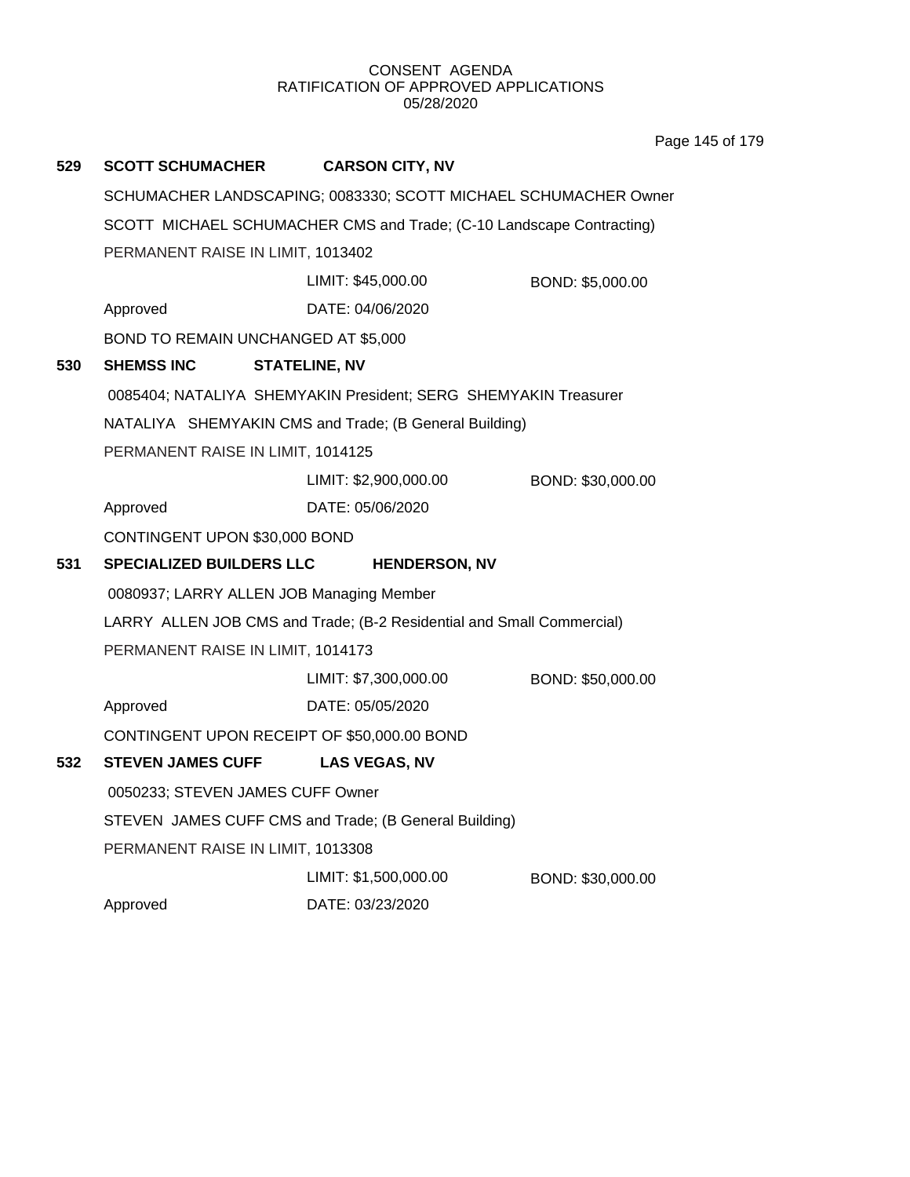CONSENT AGENDA
RATIFICATION OF APPROVED APPLICATIONS
05/28/2020

**529 SCOTT SCHUMACHER CARSON CITY, NV**

SCHUMACHER LANDSCAPING; 0083330; SCOTT MICHAEL SCHUMACHER Owner

SCOTT MICHAEL SCHUMACHER CMS and Trade; (C-10 Landscape Contracting)

PERMANENT RAISE IN LIMIT, 1013402

LIMIT: $45,000.00 BOND: $5,000.00

Approved DATE: 04/06/2020

BOND TO REMAIN UNCHANGED AT $5,000

**530 SHEMSS INC STATELINE, NV**

0085404; NATALIYA SHEMYAKIN President; SERG SHEMYAKIN Treasurer

NATALIYA SHEMYAKIN CMS and Trade; (B General Building)

PERMANENT RAISE IN LIMIT, 1014125

LIMIT: $2,900,000.00 BOND: $30,000.00

Approved DATE: 05/06/2020

CONTINGENT UPON $30,000 BOND

**531 SPECIALIZED BUILDERS LLC HENDERSON, NV**

0080937; LARRY ALLEN JOB Managing Member

LARRY ALLEN JOB CMS and Trade; (B-2 Residential and Small Commercial)

PERMANENT RAISE IN LIMIT, 1014173

LIMIT: $7,300,000.00 BOND: $50,000.00

Approved DATE: 05/05/2020

CONTINGENT UPON RECEIPT OF $50,000.00 BOND

**532 STEVEN JAMES CUFF LAS VEGAS, NV**

0050233; STEVEN JAMES CUFF Owner

STEVEN JAMES CUFF CMS and Trade; (B General Building)

PERMANENT RAISE IN LIMIT, 1013308

LIMIT: $1,500,000.00 BOND: $30,000.00

Approved DATE: 03/23/2020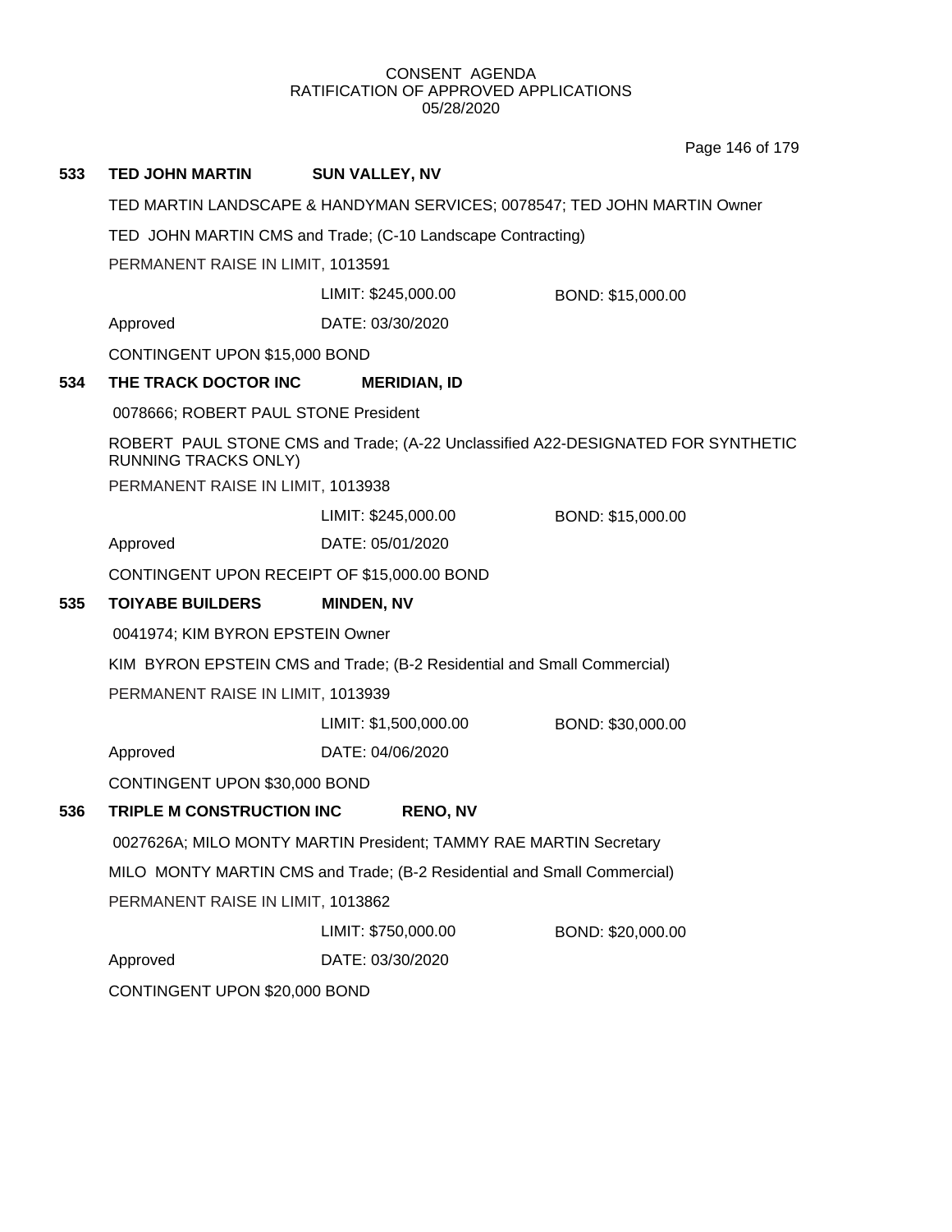CONSENT AGENDA
RATIFICATION OF APPROVED APPLICATIONS
05/28/2020

**533 TED JOHN MARTIN SUN VALLEY, NV**

TED MARTIN LANDSCAPE & HANDYMAN SERVICES; 0078547; TED JOHN MARTIN Owner

TED JOHN MARTIN CMS and Trade; (C-10 Landscape Contracting)

PERMANENT RAISE IN LIMIT, 1013591

LIMIT: $245,000.00 BOND: $15,000.00

Approved DATE: 03/30/2020

CONTINGENT UPON $15,000 BOND

**534 THE TRACK DOCTOR INC MERIDIAN, ID**

0078666; ROBERT PAUL STONE President

ROBERT PAUL STONE CMS and Trade; (A-22 Unclassified A22-DESIGNATED FOR SYNTHETIC RUNNING TRACKS ONLY)

PERMANENT RAISE IN LIMIT, 1013938

LIMIT: $245,000.00 BOND: $15,000.00

Approved DATE: 05/01/2020

CONTINGENT UPON RECEIPT OF $15,000.00 BOND

**535 TOIYABE BUILDERS MINDEN, NV**

0041974; KIM BYRON EPSTEIN Owner

KIM BYRON EPSTEIN CMS and Trade; (B-2 Residential and Small Commercial)

PERMANENT RAISE IN LIMIT, 1013939

LIMIT: $1,500,000.00 BOND: $30,000.00

Approved DATE: 04/06/2020

CONTINGENT UPON $30,000 BOND

**536 TRIPLE M CONSTRUCTION INC RENO, NV**

0027626A; MILO MONTY MARTIN President; TAMMY RAE MARTIN Secretary

MILO MONTY MARTIN CMS and Trade; (B-2 Residential and Small Commercial)

PERMANENT RAISE IN LIMIT, 1013862

LIMIT: $750,000.00 BOND: $20,000.00

Approved DATE: 03/30/2020

CONTINGENT UPON $20,000 BOND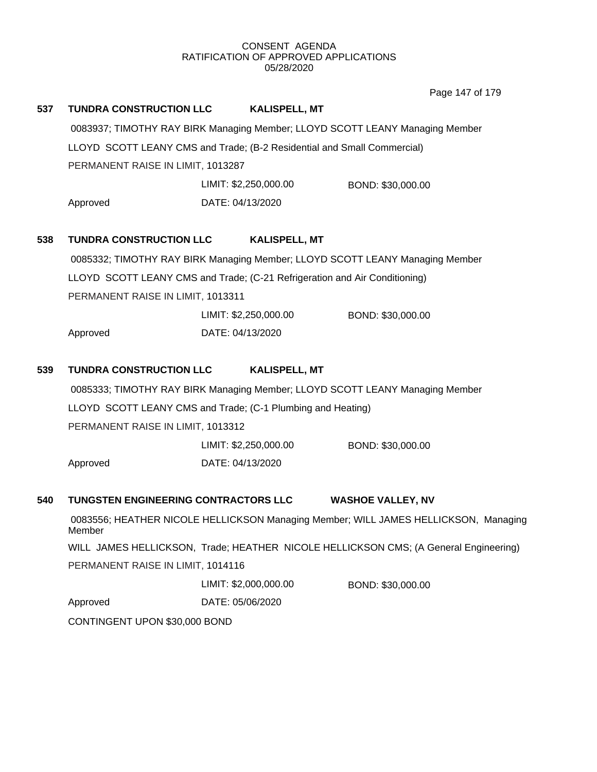CONSENT AGENDA
RATIFICATION OF APPROVED APPLICATIONS
05/28/2020

**537 TUNDRA CONSTRUCTION LLC KALISPELL, MT**

0083937; TIMOTHY RAY BIRK Managing Member; LLOYD SCOTT LEANY Managing Member

LLOYD SCOTT LEANY CMS and Trade; (B-2 Residential and Small Commercial)

PERMANENT RAISE IN LIMIT, 1013287

LIMIT: $2,250,000.00 BOND: $30,000.00

Approved DATE: 04/13/2020

**538 TUNDRA CONSTRUCTION LLC KALISPELL, MT**

0085332; TIMOTHY RAY BIRK Managing Member; LLOYD SCOTT LEANY Managing Member

LLOYD SCOTT LEANY CMS and Trade; (C-21 Refrigeration and Air Conditioning)

PERMANENT RAISE IN LIMIT, 1013311

LIMIT: $2,250,000.00 BOND: $30,000.00

Approved DATE: 04/13/2020

**539 TUNDRA CONSTRUCTION LLC KALISPELL, MT**

0085333; TIMOTHY RAY BIRK Managing Member; LLOYD SCOTT LEANY Managing Member

LLOYD SCOTT LEANY CMS and Trade; (C-1 Plumbing and Heating)

PERMANENT RAISE IN LIMIT, 1013312

LIMIT: $2,250,000.00 BOND: $30,000.00

Approved DATE: 04/13/2020

**540 TUNGSTEN ENGINEERING CONTRACTORS LLC WASHOE VALLEY, NV**

0083556; HEATHER NICOLE HELLICKSON Managing Member; WILL JAMES HELLICKSON, Managing Member

WILL JAMES HELLICKSON, Trade; HEATHER NICOLE HELLICKSON CMS; (A General Engineering)

PERMANENT RAISE IN LIMIT, 1014116

LIMIT: $2,000,000.00 BOND: $30,000.00

Approved DATE: 05/06/2020

CONTINGENT UPON $30,000 BOND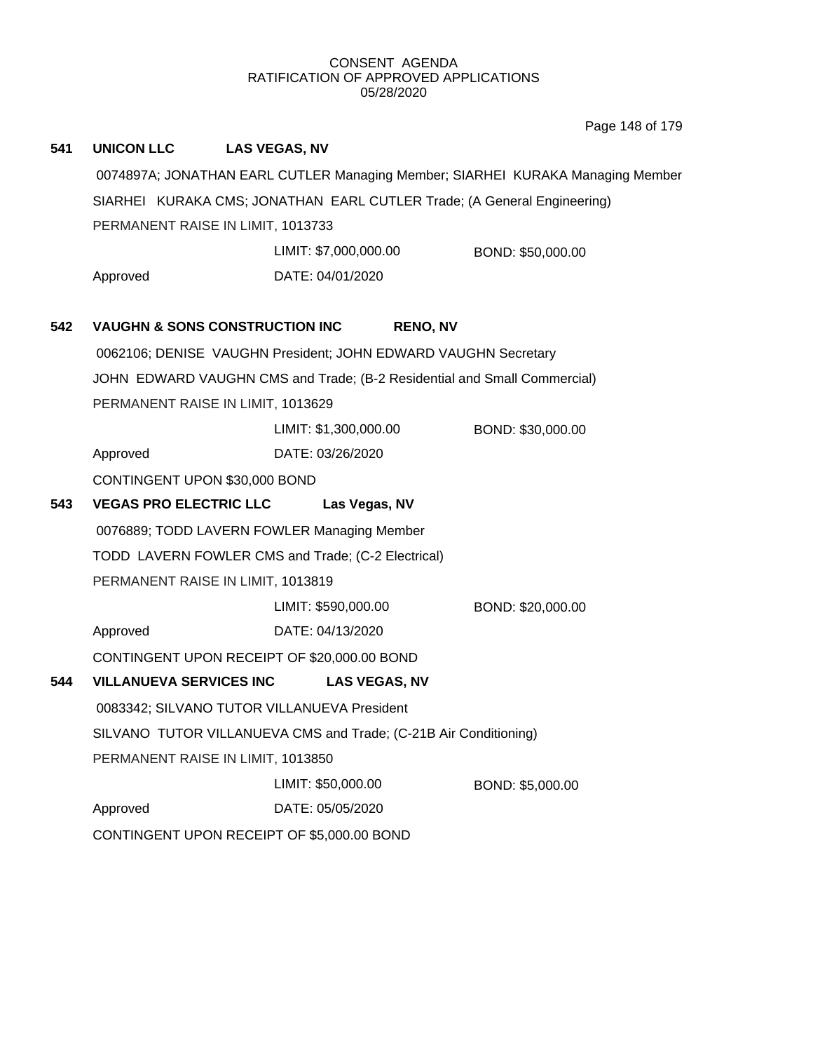CONSENT AGENDA
RATIFICATION OF APPROVED APPLICATIONS
05/28/2020

**541 UNICON LLC LAS VEGAS, NV**

0074897A; JONATHAN EARL CUTLER Managing Member; SIARHEI KURAKA Managing Member
SIARHEI KURAKA CMS; JONATHAN EARL CUTLER Trade; (A General Engineering)
PERMANENT RAISE IN LIMIT, 1013733

LIMIT: $7,000,000.00 BOND: $50,000.00
Approved DATE: 04/01/2020

**542 VAUGHN & SONS CONSTRUCTION INC RENO, NV**

0062106; DENISE VAUGHN President; JOHN EDWARD VAUGHN Secretary
JOHN EDWARD VAUGHN CMS and Trade; (B-2 Residential and Small Commercial)
PERMANENT RAISE IN LIMIT, 1013629

LIMIT: $1,300,000.00 BOND: $30,000.00
Approved DATE: 03/26/2020
CONTINGENT UPON $30,000 BOND

**543 VEGAS PRO ELECTRIC LLC Las Vegas, NV**

0076889; TODD LAVERN FOWLER Managing Member
TODD LAVERN FOWLER CMS and Trade; (C-2 Electrical)
PERMANENT RAISE IN LIMIT, 1013819

LIMIT: $590,000.00 BOND: $20,000.00
Approved DATE: 04/13/2020
CONTINGENT UPON RECEIPT OF $20,000.00 BOND

**544 VILLANUEVA SERVICES INC LAS VEGAS, NV**

0083342; SILVANO TUTOR VILLANUEVA President
SILVANO TUTOR VILLANUEVA CMS and Trade; (C-21B Air Conditioning)
PERMANENT RAISE IN LIMIT, 1013850

LIMIT: $50,000.00 BOND: $5,000.00
Approved DATE: 05/05/2020
CONTINGENT UPON RECEIPT OF $5,000.00 BOND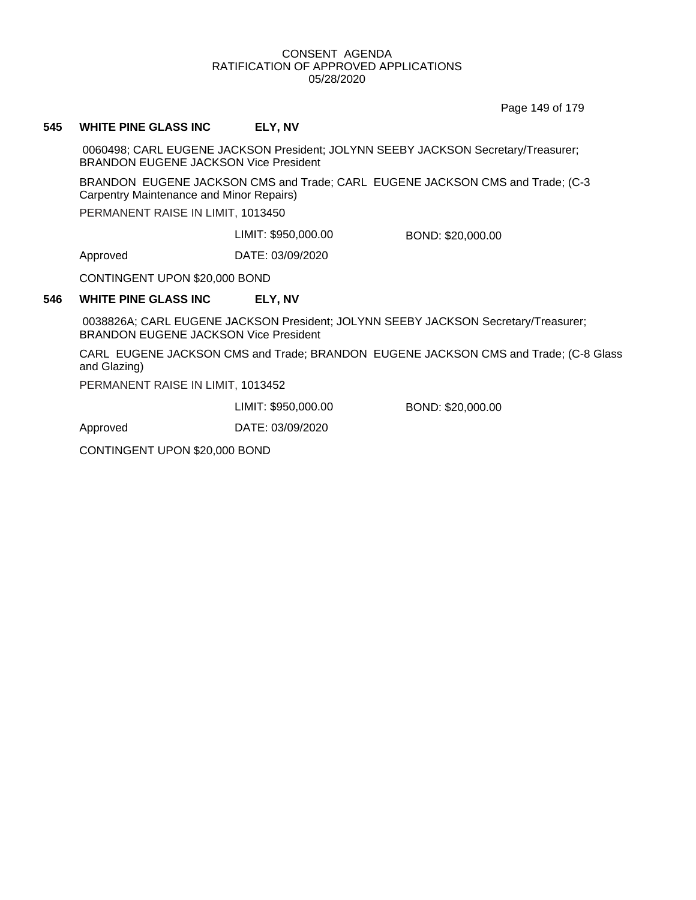# CONSENT AGENDA
## RATIFICATION OF APPROVED APPLICATIONS
### 05/28/2020

**545 WHITE PINE GLASS INC ELY, NV**

0060498; CARL EUGENE JACKSON President; JOLYNN SEEBY JACKSON Secretary/Treasurer; BRANDON EUGENE JACKSON Vice President

BRANDON EUGENE JACKSON CMS and Trade; CARL EUGENE JACKSON CMS and Trade; (C-3 Carpentry Maintenance and Minor Repairs)

PERMANENT RAISE IN LIMIT, 1013450

LIMIT: $950,000.00 BOND: $20,000.00

Approved DATE: 03/09/2020

CONTINGENT UPON $20,000 BOND

**546 WHITE PINE GLASS INC ELY, NV**

0038826A; CARL EUGENE JACKSON President; JOLYNN SEEBY JACKSON Secretary/Treasurer; BRANDON EUGENE JACKSON Vice President

CARL EUGENE JACKSON CMS and Trade; BRANDON EUGENE JACKSON CMS and Trade; (C-8 Glass and Glazing)

PERMANENT RAISE IN LIMIT, 1013452

LIMIT: $950,000.00 BOND: $20,000.00

Approved DATE: 03/09/2020

CONTINGENT UPON $20,000 BOND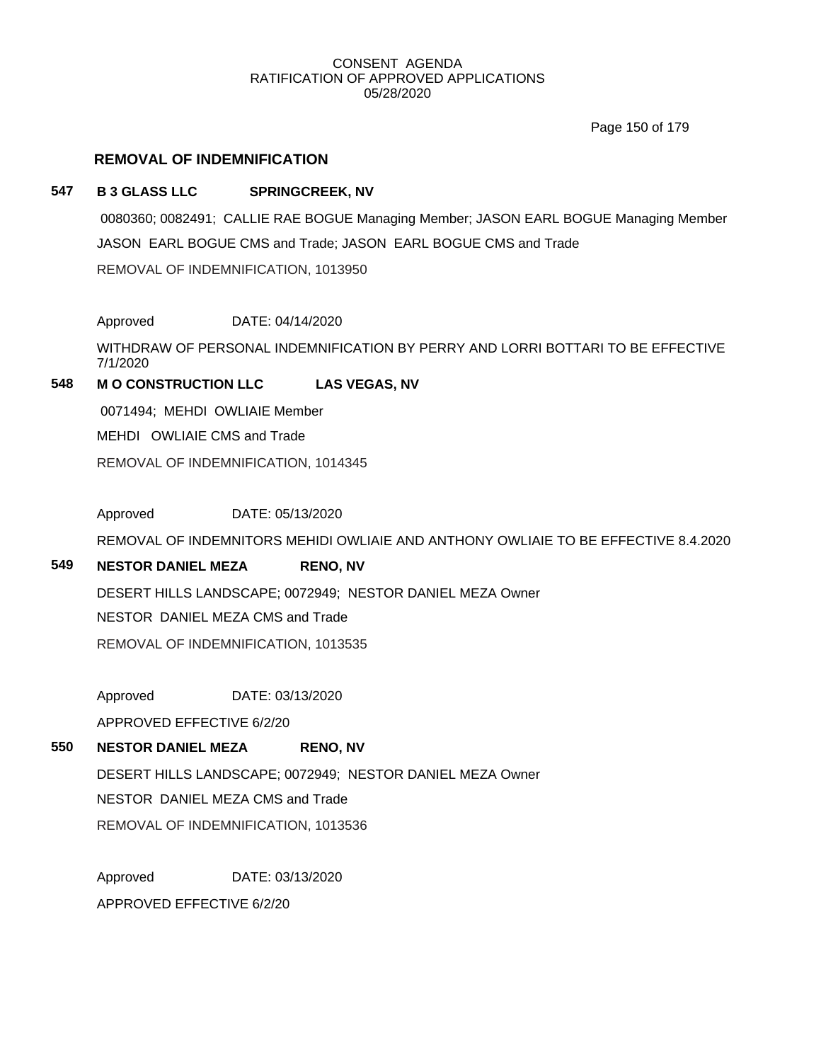## REMOVAL OF INDEMNIFICATION

**547 B 3 GLASS LLC SPRINGCREEK, NV**

0080360; 0082491; CALLIE RAE BOGUE Managing Member; JASON EARL BOGUE Managing Member

JASON EARL BOGUE CMS and Trade; JASON EARL BOGUE CMS and Trade

REMOVAL OF INDEMNIFICATION, 1013950

Approved DATE: 04/14/2020

WITHDRAW OF PERSONAL INDEMNIFICATION BY PERRY AND LORRI BOTTARI TO BE EFFECTIVE 7/1/2020

**548 M O CONSTRUCTION LLC LAS VEGAS, NV**

0071494; MEHDI OWLIAIE Member

MEHDI OWLIAIE CMS and Trade

REMOVAL OF INDEMNIFICATION, 1014345

Approved DATE: 05/13/2020

REMOVAL OF INDEMNITORS MEHIDI OWLIAIE AND ANTHONY OWLIAIE TO BE EFFECTIVE 8.4.2020

**549 NESTOR DANIEL MEZA RENO, NV**

DESERT HILLS LANDSCAPE; 0072949; NESTOR DANIEL MEZA Owner

NESTOR DANIEL MEZA CMS and Trade

REMOVAL OF INDEMNIFICATION, 1013535

Approved DATE: 03/13/2020

APPROVED EFFECTIVE 6/2/20

**550 NESTOR DANIEL MEZA RENO, NV**

DESERT HILLS LANDSCAPE; 0072949; NESTOR DANIEL MEZA Owner

NESTOR DANIEL MEZA CMS and Trade

REMOVAL OF INDEMNIFICATION, 1013536

Approved DATE: 03/13/2020

APPROVED EFFECTIVE 6/2/20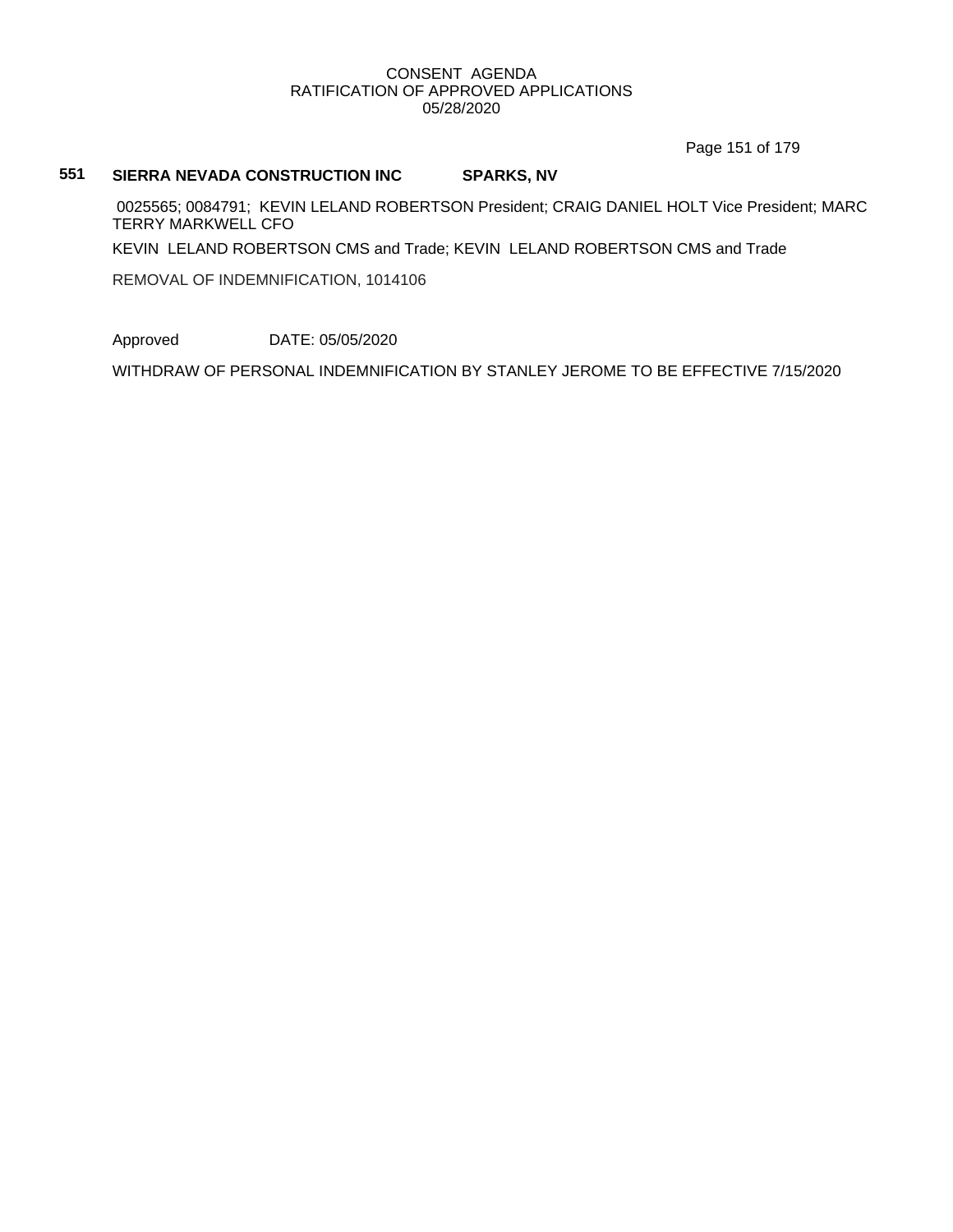**551 SIERRA NEVADA CONSTRUCTION INC SPARKS, NV**

0025565; 0084791; KEVIN LELAND ROBERTSON President; CRAIG DANIEL HOLT Vice President; MARC TERRY MARKWELL CFO

KEVIN LELAND ROBERTSON CMS and Trade; KEVIN LELAND ROBERTSON CMS and Trade

REMOVAL OF INDEMNIFICATION, 1014106

Approved DATE: 05/05/2020

WITHDRAW OF PERSONAL INDEMNIFICATION BY STANLEY JEROME TO BE EFFECTIVE 7/15/2020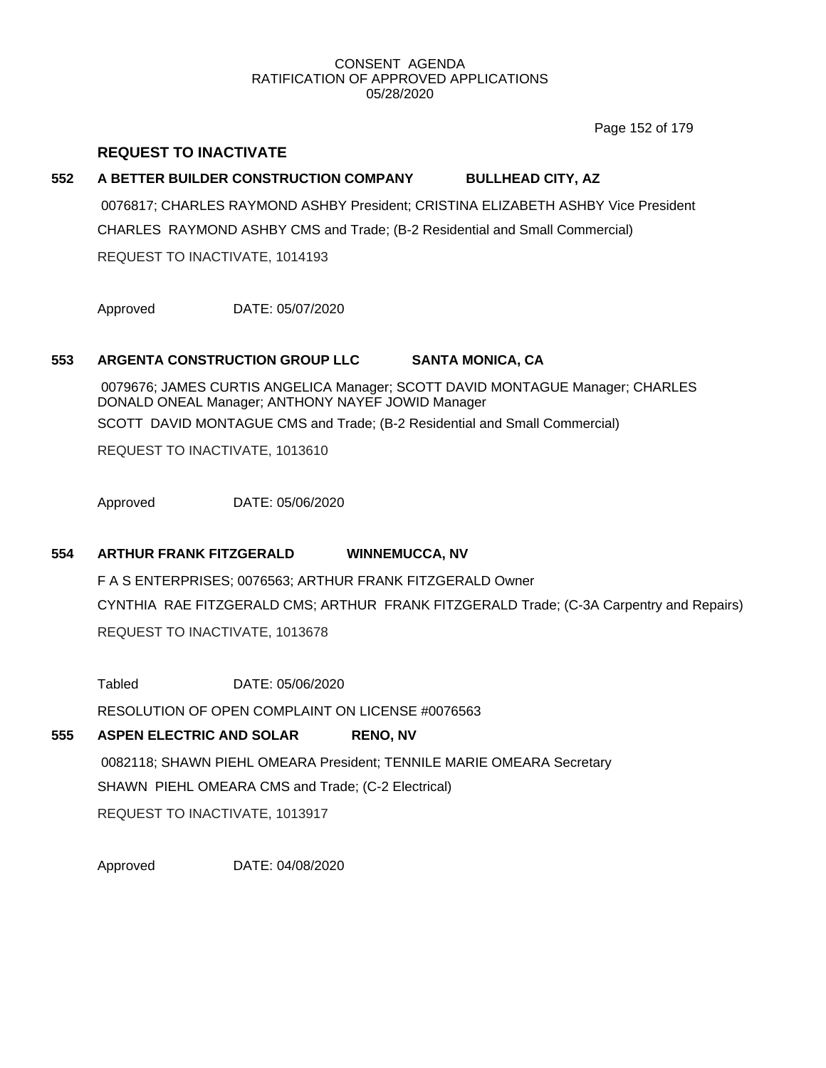CONSENT AGENDA
RATIFICATION OF APPROVED APPLICATIONS
05/28/2020

## REQUEST TO INACTIVATE

**552 A BETTER BUILDER CONSTRUCTION COMPANY BULLHEAD CITY, AZ**

0076817; CHARLES RAYMOND ASHBY President; CRISTINA ELIZABETH ASHBY Vice President

CHARLES RAYMOND ASHBY CMS and Trade; (B-2 Residential and Small Commercial)

REQUEST TO INACTIVATE, 1014193

Approved DATE: 05/07/2020

**553 ARGENTA CONSTRUCTION GROUP LLC SANTA MONICA, CA**

0079676; JAMES CURTIS ANGELICA Manager; SCOTT DAVID MONTAGUE Manager; CHARLES DONALD ONEAL Manager; ANTHONY NAYEF JOWID Manager

SCOTT DAVID MONTAGUE CMS and Trade; (B-2 Residential and Small Commercial)

REQUEST TO INACTIVATE, 1013610

Approved DATE: 05/06/2020

**554 ARTHUR FRANK FITZGERALD WINNEMUCCA, NV**

F A S ENTERPRISES; 0076563; ARTHUR FRANK FITZGERALD Owner

CYNTHIA RAE FITZGERALD CMS; ARTHUR FRANK FITZGERALD Trade; (C-3A Carpentry and Repairs)

REQUEST TO INACTIVATE, 1013678

Tabled DATE: 05/06/2020

RESOLUTION OF OPEN COMPLAINT ON LICENSE #0076563

**555 ASPEN ELECTRIC AND SOLAR RENO, NV**

0082118; SHAWN PIEHL OMEARA President; TENNILE MARIE OMEARA Secretary

SHAWN PIEHL OMEARA CMS and Trade; (C-2 Electrical)

REQUEST TO INACTIVATE, 1013917

Approved DATE: 04/08/2020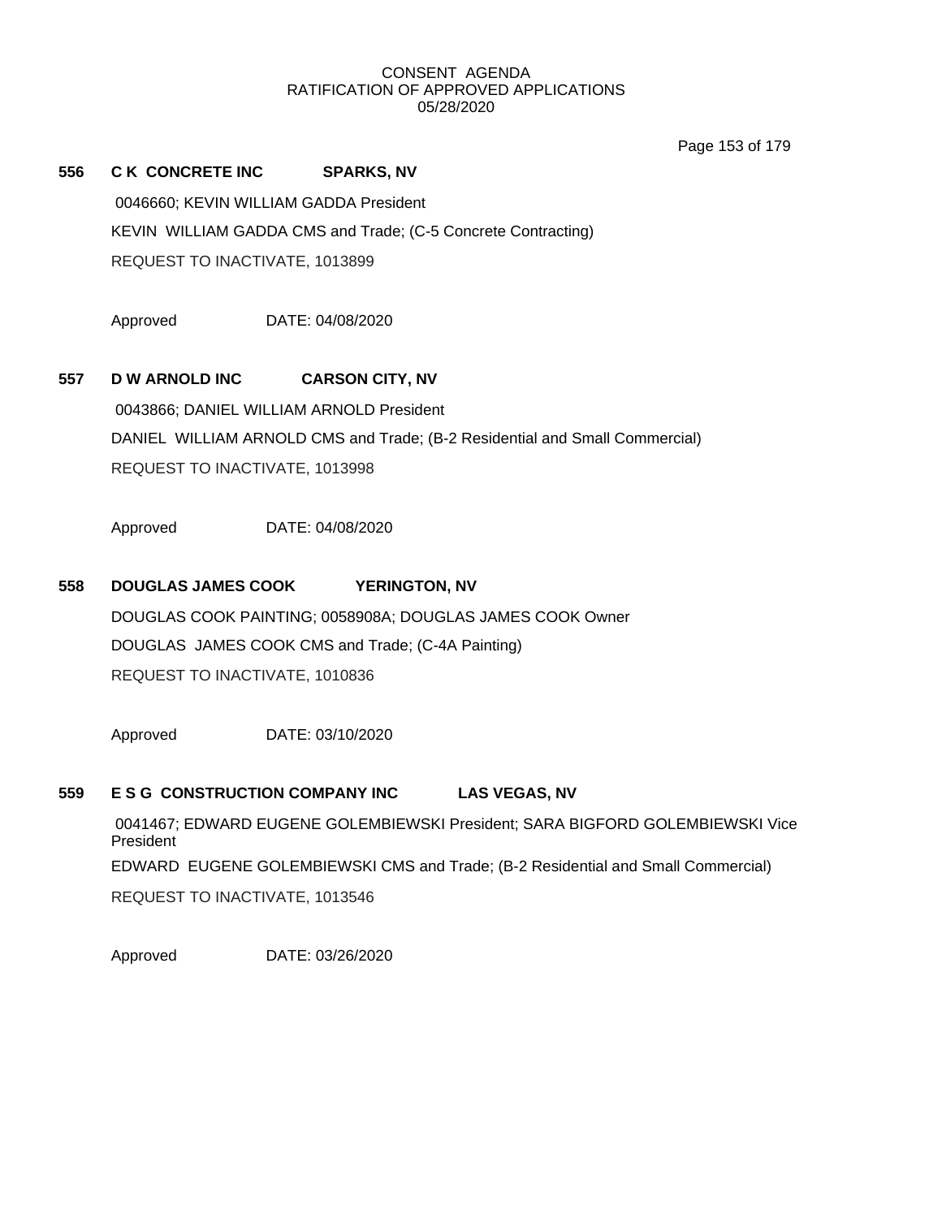CONSENT AGENDA
RATIFICATION OF APPROVED APPLICATIONS
05/28/2020

**556 C K CONCRETE INC SPARKS, NV**

0046660; KEVIN WILLIAM GADDA President

KEVIN WILLIAM GADDA CMS and Trade; (C-5 Concrete Contracting)

REQUEST TO INACTIVATE, 1013899

Approved DATE: 04/08/2020

**557 D W ARNOLD INC CARSON CITY, NV**

0043866; DANIEL WILLIAM ARNOLD President

DANIEL WILLIAM ARNOLD CMS and Trade; (B-2 Residential and Small Commercial)

REQUEST TO INACTIVATE, 1013998

Approved DATE: 04/08/2020

**558 DOUGLAS JAMES COOK YERINGTON, NV**

DOUGLAS COOK PAINTING; 0058908A; DOUGLAS JAMES COOK Owner

DOUGLAS JAMES COOK CMS and Trade; (C-4A Painting)

REQUEST TO INACTIVATE, 1010836

Approved DATE: 03/10/2020

**559 E S G CONSTRUCTION COMPANY INC LAS VEGAS, NV**

0041467; EDWARD EUGENE GOLEMBIEWSKI President; SARA BIGFORD GOLEMBIEWSKI Vice President

EDWARD EUGENE GOLEMBIEWSKI CMS and Trade; (B-2 Residential and Small Commercial)

REQUEST TO INACTIVATE, 1013546

Approved DATE: 03/26/2020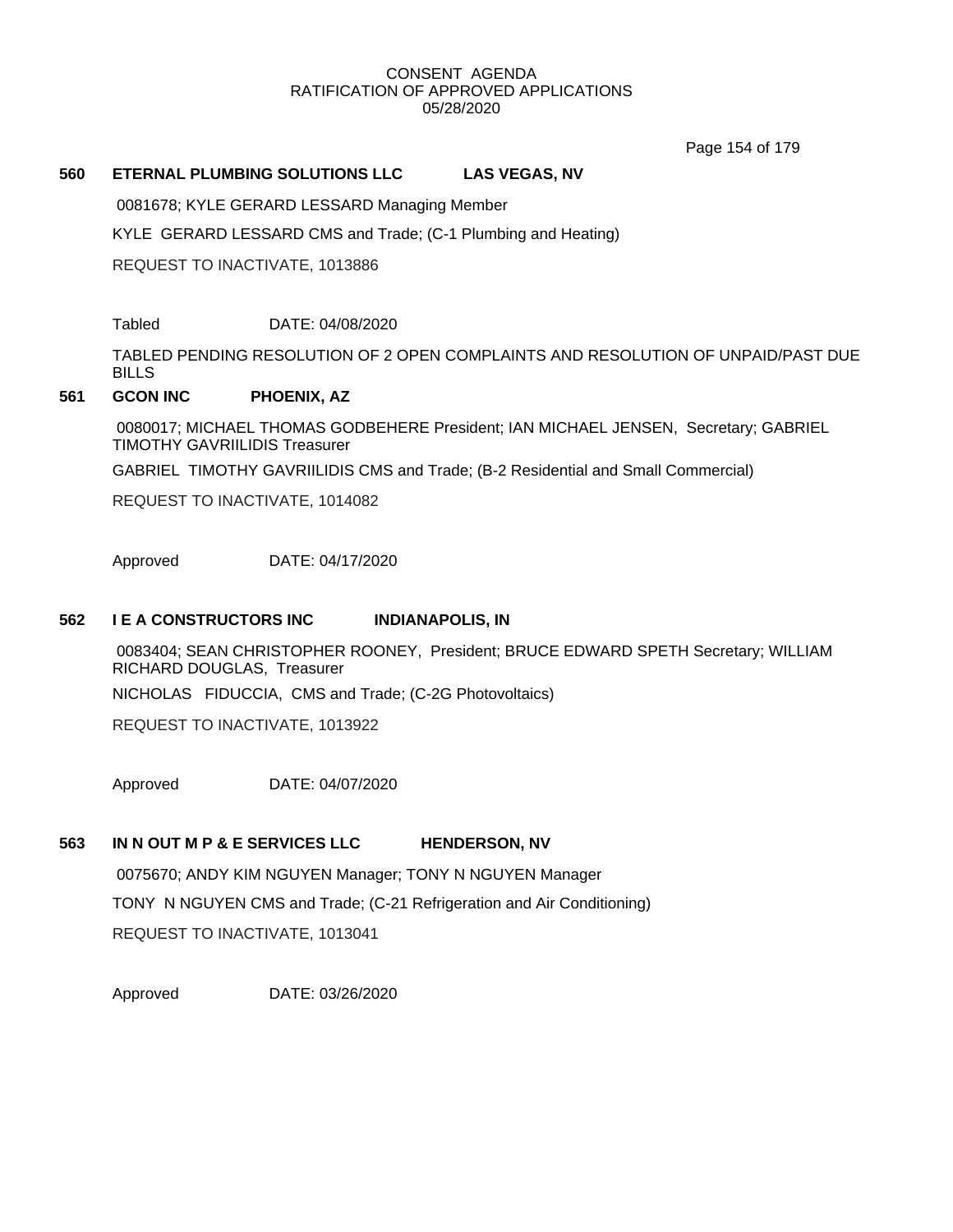CONSENT AGENDA
RATIFICATION OF APPROVED APPLICATIONS
05/28/2020

**560 ETERNAL PLUMBING SOLUTIONS LLC LAS VEGAS, NV**

0081678; KYLE GERARD LESSARD Managing Member

KYLE GERARD LESSARD CMS and Trade; (C-1 Plumbing and Heating)

REQUEST TO INACTIVATE, 1013886

Tabled DATE: 04/08/2020

TABLED PENDING RESOLUTION OF 2 OPEN COMPLAINTS AND RESOLUTION OF UNPAID/PAST DUE BILLS

**561 GCON INC PHOENIX, AZ**

0080017; MICHAEL THOMAS GODBEHERE President; IAN MICHAEL JENSEN, Secretary; GABRIEL TIMOTHY GAVRIILIDIS Treasurer

GABRIEL TIMOTHY GAVRIILIDIS CMS and Trade; (B-2 Residential and Small Commercial)

REQUEST TO INACTIVATE, 1014082

Approved DATE: 04/17/2020

**562 I E A CONSTRUCTORS INC INDIANAPOLIS, IN**

0083404; SEAN CHRISTOPHER ROONEY, President; BRUCE EDWARD SPETH Secretary; WILLIAM RICHARD DOUGLAS, Treasurer

NICHOLAS FIDUCCIA, CMS and Trade; (C-2G Photovoltaics)

REQUEST TO INACTIVATE, 1013922

Approved DATE: 04/07/2020

**563 IN N OUT M P & E SERVICES LLC HENDERSON, NV**

0075670; ANDY KIM NGUYEN Manager; TONY N NGUYEN Manager

TONY N NGUYEN CMS and Trade; (C-21 Refrigeration and Air Conditioning)

REQUEST TO INACTIVATE, 1013041

Approved DATE: 03/26/2020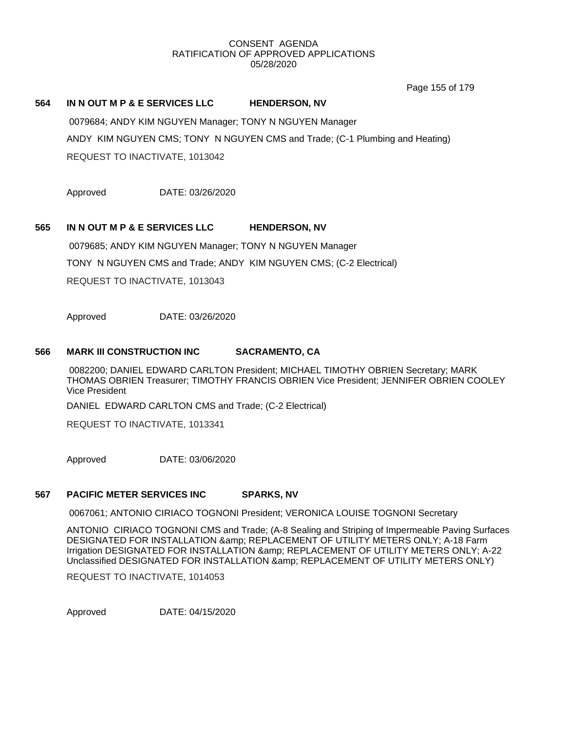CONSENT AGENDA
RATIFICATION OF APPROVED APPLICATIONS
05/28/2020

**564 IN N OUT M P & E SERVICES LLC HENDERSON, NV**

0079684; ANDY KIM NGUYEN Manager; TONY N NGUYEN Manager

ANDY KIM NGUYEN CMS; TONY N NGUYEN CMS and Trade; (C-1 Plumbing and Heating)

REQUEST TO INACTIVATE, 1013042

Approved DATE: 03/26/2020

**565 IN N OUT M P & E SERVICES LLC HENDERSON, NV**

0079685; ANDY KIM NGUYEN Manager; TONY N NGUYEN Manager

TONY N NGUYEN CMS and Trade; ANDY KIM NGUYEN CMS; (C-2 Electrical)

REQUEST TO INACTIVATE, 1013043

Approved DATE: 03/26/2020

**566 MARK III CONSTRUCTION INC SACRAMENTO, CA**

0082200; DANIEL EDWARD CARLTON President; MICHAEL TIMOTHY OBRIEN Secretary; MARK THOMAS OBRIEN Treasurer; TIMOTHY FRANCIS OBRIEN Vice President; JENNIFER OBRIEN COOLEY Vice President

DANIEL EDWARD CARLTON CMS and Trade; (C-2 Electrical)

REQUEST TO INACTIVATE, 1013341

Approved DATE: 03/06/2020

**567 PACIFIC METER SERVICES INC SPARKS, NV**

0067061; ANTONIO CIRIACO TOGNONI President; VERONICA LOUISE TOGNONI Secretary

ANTONIO CIRIACO TOGNONI CMS and Trade; (A-8 Sealing and Striping of Impermeable Paving Surfaces DESIGNATED FOR INSTALLATION &amp; REPLACEMENT OF UTILITY METERS ONLY; A-18 Farm Irrigation DESIGNATED FOR INSTALLATION &amp; REPLACEMENT OF UTILITY METERS ONLY; A-22 Unclassified DESIGNATED FOR INSTALLATION &amp; REPLACEMENT OF UTILITY METERS ONLY)

REQUEST TO INACTIVATE, 1014053

Approved DATE: 04/15/2020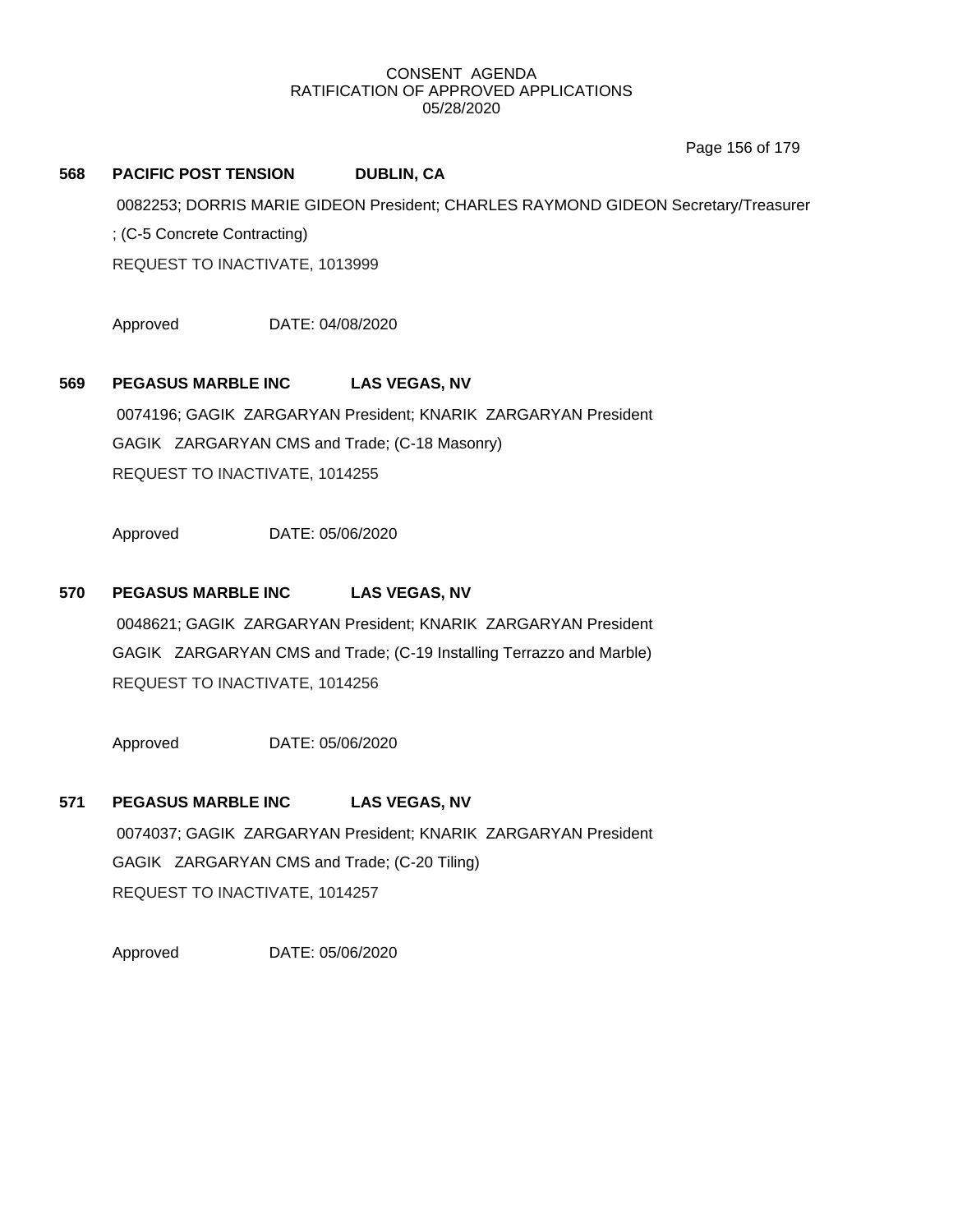CONSENT AGENDA
RATIFICATION OF APPROVED APPLICATIONS
05/28/2020

**568 PACIFIC POST TENSION DUBLIN, CA**

0082253; DORRIS MARIE GIDEON President; CHARLES RAYMOND GIDEON Secretary/Treasurer
; (C-5 Concrete Contracting)
REQUEST TO INACTIVATE, 1013999

Approved DATE: 04/08/2020

**569 PEGASUS MARBLE INC LAS VEGAS, NV**

0074196; GAGIK ZARGARYAN President; KNARIK ZARGARYAN President
GAGIK ZARGARYAN CMS and Trade; (C-18 Masonry)
REQUEST TO INACTIVATE, 1014255

Approved DATE: 05/06/2020

**570 PEGASUS MARBLE INC LAS VEGAS, NV**

0048621; GAGIK ZARGARYAN President; KNARIK ZARGARYAN President
GAGIK ZARGARYAN CMS and Trade; (C-19 Installing Terrazzo and Marble)
REQUEST TO INACTIVATE, 1014256

Approved DATE: 05/06/2020

**571 PEGASUS MARBLE INC LAS VEGAS, NV**

0074037; GAGIK ZARGARYAN President; KNARIK ZARGARYAN President
GAGIK ZARGARYAN CMS and Trade; (C-20 Tiling)
REQUEST TO INACTIVATE, 1014257

Approved DATE: 05/06/2020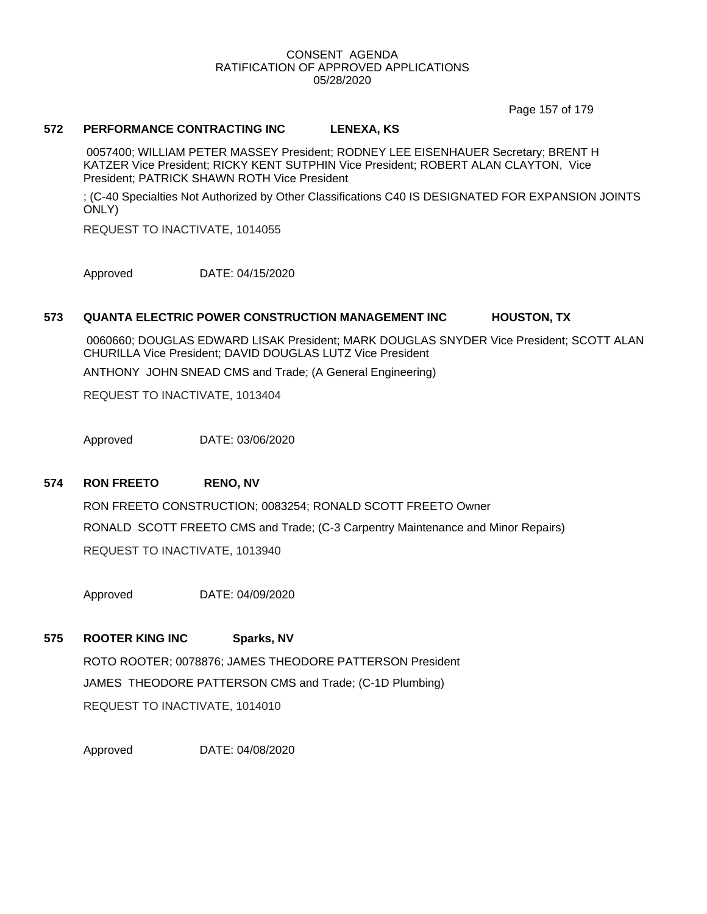CONSENT AGENDA
RATIFICATION OF APPROVED APPLICATIONS
05/28/2020

### 572 PERFORMANCE CONTRACTING INC LENEXA, KS

0057400; WILLIAM PETER MASSEY President; RODNEY LEE EISENHAUER Secretary; BRENT H KATZER Vice President; RICKY KENT SUTPHIN Vice President; ROBERT ALAN CLAYTON, Vice President; PATRICK SHAWN ROTH Vice President

; (C-40 Specialties Not Authorized by Other Classifications C40 IS DESIGNATED FOR EXPANSION JOINTS ONLY)

REQUEST TO INACTIVATE, 1014055

Approved DATE: 04/15/2020

### 573 QUANTA ELECTRIC POWER CONSTRUCTION MANAGEMENT INC HOUSTON, TX

0060660; DOUGLAS EDWARD LISAK President; MARK DOUGLAS SNYDER Vice President; SCOTT ALAN CHURILLA Vice President; DAVID DOUGLAS LUTZ Vice President

ANTHONY JOHN SNEAD CMS and Trade; (A General Engineering)

REQUEST TO INACTIVATE, 1013404

Approved DATE: 03/06/2020

### 574 RON FREETO RENO, NV

RON FREETO CONSTRUCTION; 0083254; RONALD SCOTT FREETO Owner

RONALD SCOTT FREETO CMS and Trade; (C-3 Carpentry Maintenance and Minor Repairs)

REQUEST TO INACTIVATE, 1013940

Approved DATE: 04/09/2020

### 575 ROOTER KING INC Sparks, NV

ROTO ROOTER; 0078876; JAMES THEODORE PATTERSON President

JAMES THEODORE PATTERSON CMS and Trade; (C-1D Plumbing)

REQUEST TO INACTIVATE, 1014010

Approved DATE: 04/08/2020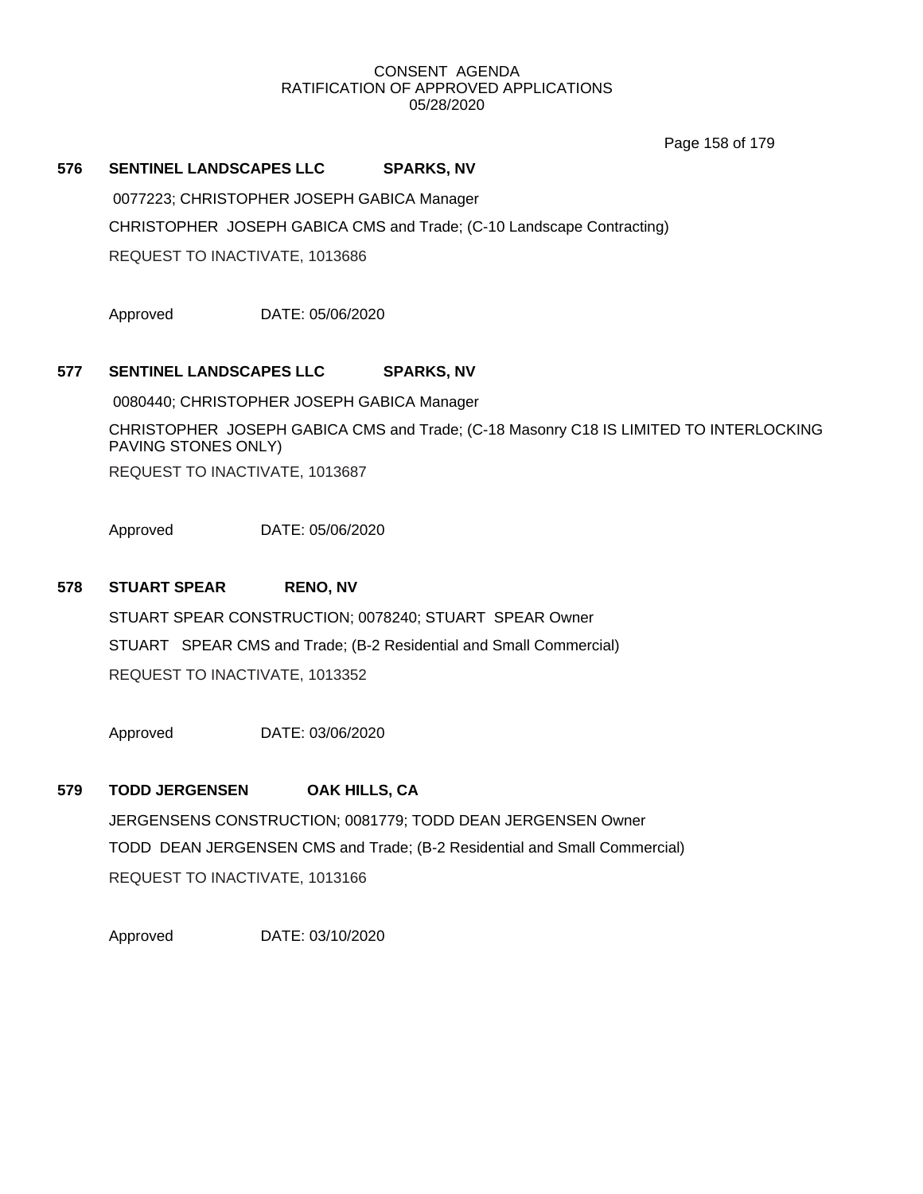CONSENT AGENDA
RATIFICATION OF APPROVED APPLICATIONS
05/28/2020

**576 SENTINEL LANDSCAPES LLC SPARKS, NV**

0077223; CHRISTOPHER JOSEPH GABICA Manager

CHRISTOPHER JOSEPH GABICA CMS and Trade; (C-10 Landscape Contracting)

REQUEST TO INACTIVATE, 1013686

Approved DATE: 05/06/2020

**577 SENTINEL LANDSCAPES LLC SPARKS, NV**

0080440; CHRISTOPHER JOSEPH GABICA Manager

CHRISTOPHER JOSEPH GABICA CMS and Trade; (C-18 Masonry C18 IS LIMITED TO INTERLOCKING PAVING STONES ONLY)

REQUEST TO INACTIVATE, 1013687

Approved DATE: 05/06/2020

**578 STUART SPEAR RENO, NV**

STUART SPEAR CONSTRUCTION; 0078240; STUART SPEAR Owner

STUART SPEAR CMS and Trade; (B-2 Residential and Small Commercial)

REQUEST TO INACTIVATE, 1013352

Approved DATE: 03/06/2020

**579 TODD JERGENSEN OAK HILLS, CA**

JERGENSENS CONSTRUCTION; 0081779; TODD DEAN JERGENSEN Owner

TODD DEAN JERGENSEN CMS and Trade; (B-2 Residential and Small Commercial)

REQUEST TO INACTIVATE, 1013166

Approved DATE: 03/10/2020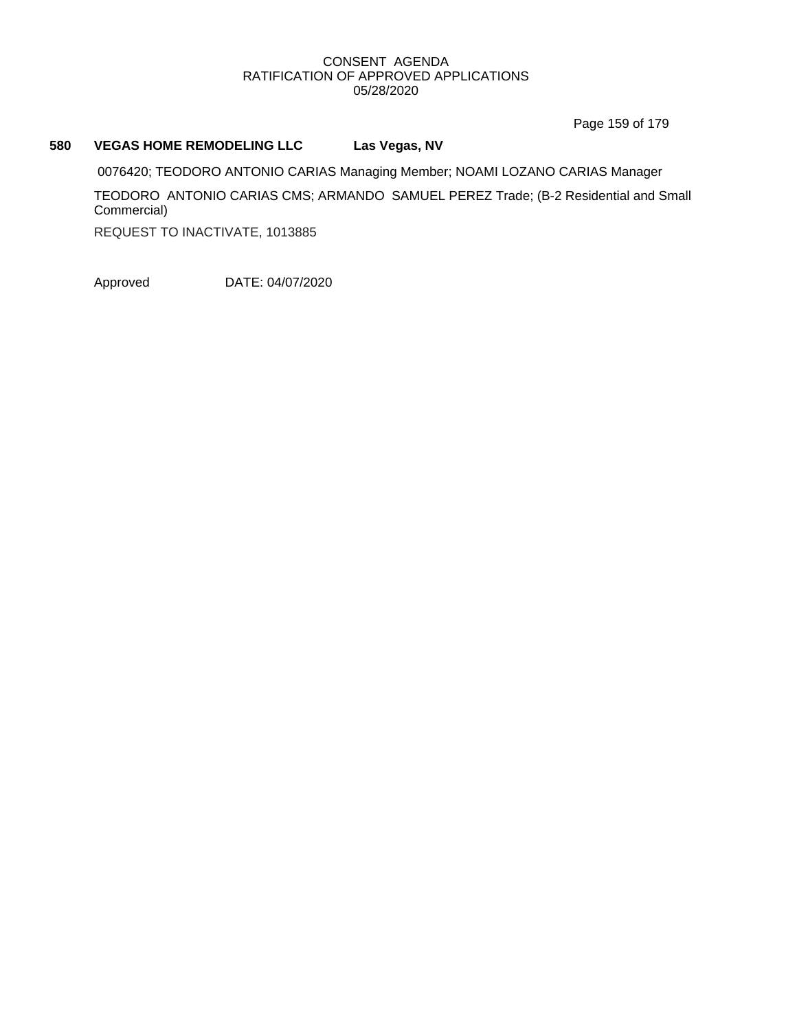CONSENT AGENDA
RATIFICATION OF APPROVED APPLICATIONS
05/28/2020

**580 VEGAS HOME REMODELING LLC Las Vegas, NV**

0076420; TEODORO ANTONIO CARIAS Managing Member; NOAMI LOZANO CARIAS Manager

TEODORO ANTONIO CARIAS CMS; ARMANDO SAMUEL PEREZ Trade; (B-2 Residential and Small Commercial)

REQUEST TO INACTIVATE, 1013885

Approved DATE: 04/07/2020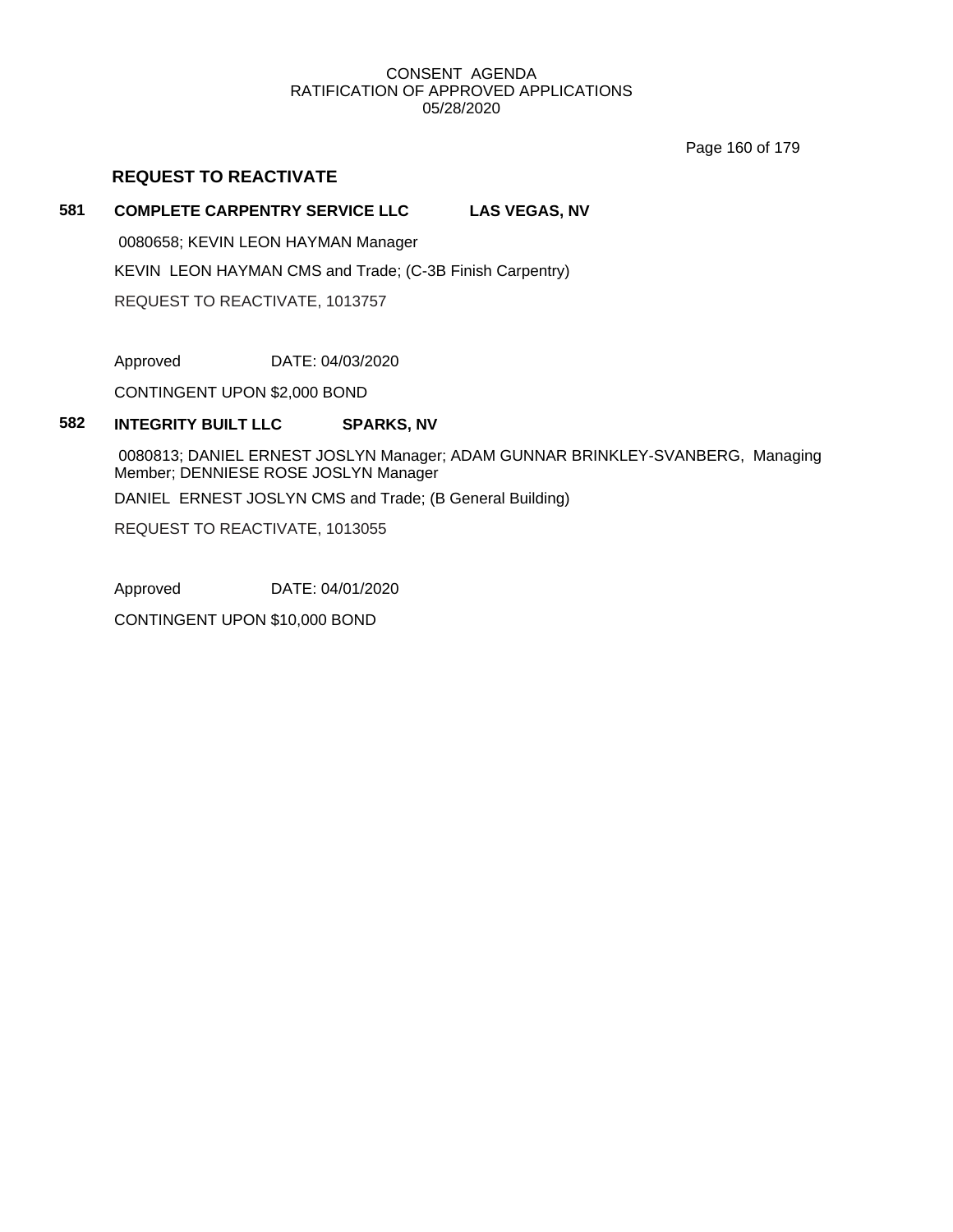CONSENT AGENDA
RATIFICATION OF APPROVED APPLICATIONS
05/28/2020

## REQUEST TO REACTIVATE

**581 COMPLETE CARPENTRY SERVICE LLC LAS VEGAS, NV**

0080658; KEVIN LEON HAYMAN Manager

KEVIN LEON HAYMAN CMS and Trade; (C-3B Finish Carpentry)

REQUEST TO REACTIVATE, 1013757

Approved DATE: 04/03/2020

CONTINGENT UPON $2,000 BOND

**582 INTEGRITY BUILT LLC SPARKS, NV**

0080813; DANIEL ERNEST JOSLYN Manager; ADAM GUNNAR BRINKLEY-SVANBERG, Managing Member; DENNIESE ROSE JOSLYN Manager

DANIEL ERNEST JOSLYN CMS and Trade; (B General Building)

REQUEST TO REACTIVATE, 1013055

Approved DATE: 04/01/2020

CONTINGENT UPON $10,000 BOND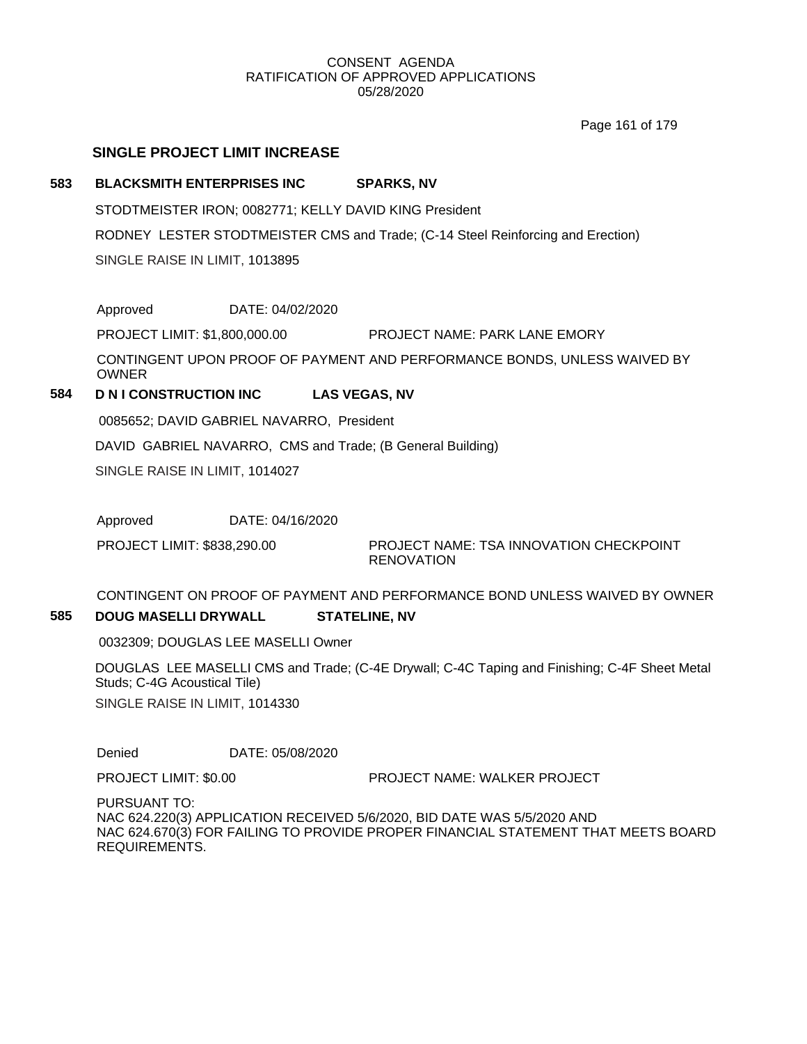CONSENT AGENDA
RATIFICATION OF APPROVED APPLICATIONS
05/28/2020

## SINGLE PROJECT LIMIT INCREASE

**583 BLACKSMITH ENTERPRISES INC SPARKS, NV**

STODTMEISTER IRON; 0082771; KELLY DAVID KING President

RODNEY LESTER STODTMEISTER CMS and Trade; (C-14 Steel Reinforcing and Erection)

SINGLE RAISE IN LIMIT, 1013895

Approved DATE: 04/02/2020

PROJECT LIMIT: $1,800,000.00 PROJECT NAME: PARK LANE EMORY

CONTINGENT UPON PROOF OF PAYMENT AND PERFORMANCE BONDS, UNLESS WAIVED BY OWNER

**584 D N I CONSTRUCTION INC LAS VEGAS, NV**

0085652; DAVID GABRIEL NAVARRO, President

DAVID GABRIEL NAVARRO, CMS and Trade; (B General Building)

SINGLE RAISE IN LIMIT, 1014027

Approved DATE: 04/16/2020

PROJECT LIMIT: $838,290.00 PROJECT NAME: TSA INNOVATION CHECKPOINT RENOVATION

CONTINGENT ON PROOF OF PAYMENT AND PERFORMANCE BOND UNLESS WAIVED BY OWNER

**585 DOUG MASELLI DRYWALL STATELINE, NV**

0032309; DOUGLAS LEE MASELLI Owner

DOUGLAS LEE MASELLI CMS and Trade; (C-4E Drywall; C-4C Taping and Finishing; C-4F Sheet Metal Studs; C-4G Acoustical Tile)

SINGLE RAISE IN LIMIT, 1014330

Denied DATE: 05/08/2020

PROJECT LIMIT: $0.00 PROJECT NAME: WALKER PROJECT

PURSUANT TO:
NAC 624.220(3) APPLICATION RECEIVED 5/6/2020, BID DATE WAS 5/5/2020 AND
NAC 624.670(3) FOR FAILING TO PROVIDE PROPER FINANCIAL STATEMENT THAT MEETS BOARD REQUIREMENTS.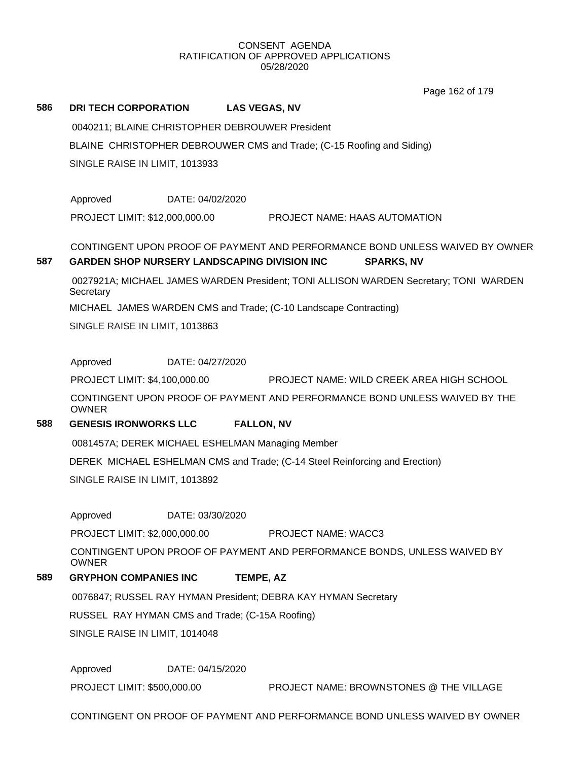CONSENT AGENDA
RATIFICATION OF APPROVED APPLICATIONS
05/28/2020

**586 DRI TECH CORPORATION LAS VEGAS, NV**

0040211; BLAINE CHRISTOPHER DEBROUWER President

BLAINE CHRISTOPHER DEBROUWER CMS and Trade; (C-15 Roofing and Siding)

SINGLE RAISE IN LIMIT, 1013933

Approved DATE: 04/02/2020

PROJECT LIMIT: $12,000,000.00 PROJECT NAME: HAAS AUTOMATION

CONTINGENT UPON PROOF OF PAYMENT AND PERFORMANCE BOND UNLESS WAIVED BY OWNER

**587 GARDEN SHOP NURSERY LANDSCAPING DIVISION INC SPARKS, NV**

0027921A; MICHAEL JAMES WARDEN President; TONI ALLISON WARDEN Secretary; TONI WARDEN Secretary

MICHAEL JAMES WARDEN CMS and Trade; (C-10 Landscape Contracting)

SINGLE RAISE IN LIMIT, 1013863

Approved DATE: 04/27/2020

PROJECT LIMIT: $4,100,000.00 PROJECT NAME: WILD CREEK AREA HIGH SCHOOL

CONTINGENT UPON PROOF OF PAYMENT AND PERFORMANCE BOND UNLESS WAIVED BY THE OWNER

**588 GENESIS IRONWORKS LLC FALLON, NV**

0081457A; DEREK MICHAEL ESHELMAN Managing Member

DEREK MICHAEL ESHELMAN CMS and Trade; (C-14 Steel Reinforcing and Erection)

SINGLE RAISE IN LIMIT, 1013892

Approved DATE: 03/30/2020

PROJECT LIMIT: $2,000,000.00 PROJECT NAME: WACC3

CONTINGENT UPON PROOF OF PAYMENT AND PERFORMANCE BONDS, UNLESS WAIVED BY OWNER

**589 GRYPHON COMPANIES INC TEMPE, AZ**

0076847; RUSSEL RAY HYMAN President; DEBRA KAY HYMAN Secretary

RUSSEL RAY HYMAN CMS and Trade; (C-15A Roofing)

SINGLE RAISE IN LIMIT, 1014048

Approved DATE: 04/15/2020

PROJECT LIMIT: $500,000.00 PROJECT NAME: BROWNSTONES @ THE VILLAGE

CONTINGENT ON PROOF OF PAYMENT AND PERFORMANCE BOND UNLESS WAIVED BY OWNER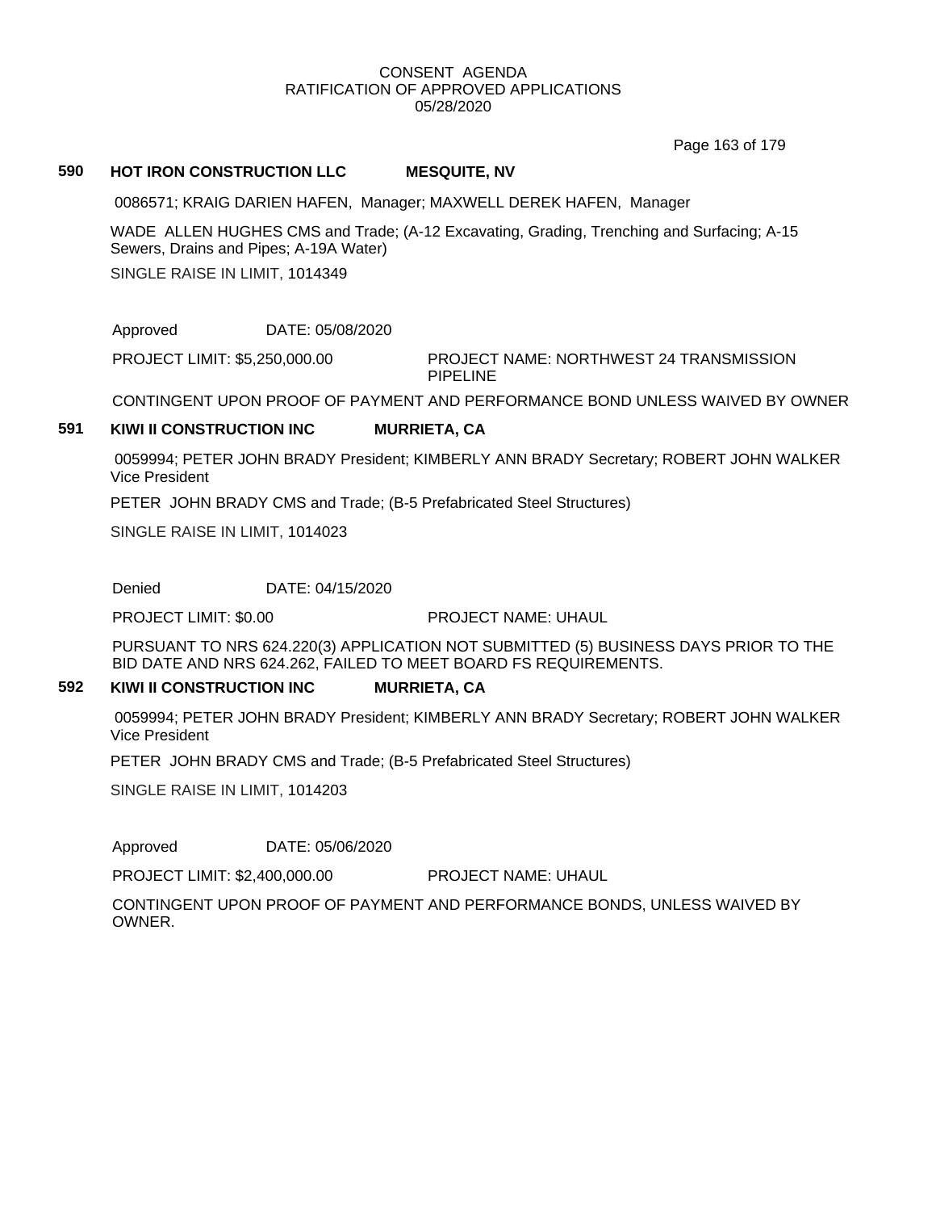CONSENT AGENDA
RATIFICATION OF APPROVED APPLICATIONS
05/28/2020

**590 HOT IRON CONSTRUCTION LLC MESQUITE, NV**

0086571; KRAIG DARIEN HAFEN, Manager; MAXWELL DEREK HAFEN, Manager

WADE ALLEN HUGHES CMS and Trade; (A-12 Excavating, Grading, Trenching and Surfacing; A-15 Sewers, Drains and Pipes; A-19A Water)

SINGLE RAISE IN LIMIT, 1014349

Approved DATE: 05/08/2020

PROJECT LIMIT: $5,250,000.00 PROJECT NAME: NORTHWEST 24 TRANSMISSION PIPELINE

CONTINGENT UPON PROOF OF PAYMENT AND PERFORMANCE BOND UNLESS WAIVED BY OWNER

**591 KIWI II CONSTRUCTION INC MURRIETA, CA**

0059994; PETER JOHN BRADY President; KIMBERLY ANN BRADY Secretary; ROBERT JOHN WALKER Vice President

PETER JOHN BRADY CMS and Trade; (B-5 Prefabricated Steel Structures)

SINGLE RAISE IN LIMIT, 1014023

Denied DATE: 04/15/2020

PROJECT LIMIT: $0.00 PROJECT NAME: UHAUL

PURSUANT TO NRS 624.220(3) APPLICATION NOT SUBMITTED (5) BUSINESS DAYS PRIOR TO THE BID DATE AND NRS 624.262, FAILED TO MEET BOARD FS REQUIREMENTS.

**592 KIWI II CONSTRUCTION INC MURRIETA, CA**

0059994; PETER JOHN BRADY President; KIMBERLY ANN BRADY Secretary; ROBERT JOHN WALKER Vice President

PETER JOHN BRADY CMS and Trade; (B-5 Prefabricated Steel Structures)

SINGLE RAISE IN LIMIT, 1014203

Approved DATE: 05/06/2020

PROJECT LIMIT: $2,400,000.00 PROJECT NAME: UHAUL

CONTINGENT UPON PROOF OF PAYMENT AND PERFORMANCE BONDS, UNLESS WAIVED BY OWNER.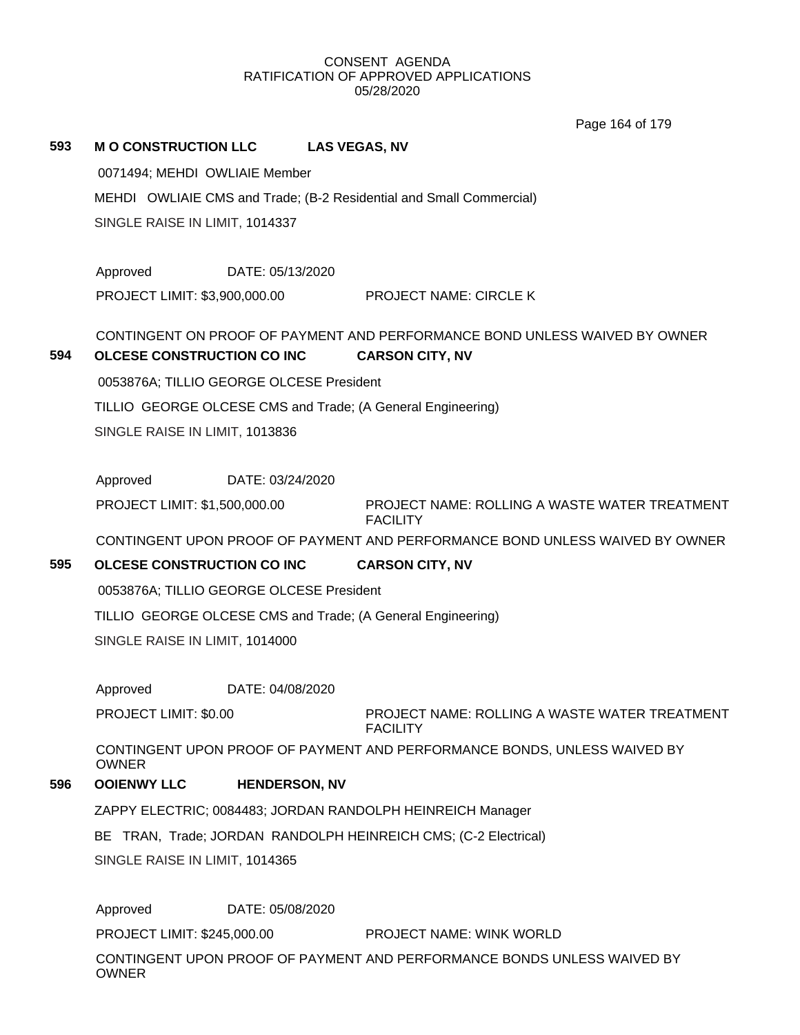CONSENT AGENDA
RATIFICATION OF APPROVED APPLICATIONS
05/28/2020

**593 M O CONSTRUCTION LLC LAS VEGAS, NV**

0071494; MEHDI OWLIAIE Member

MEHDI OWLIAIE CMS and Trade; (B-2 Residential and Small Commercial)

SINGLE RAISE IN LIMIT, 1014337

Approved DATE: 05/13/2020

PROJECT LIMIT: $3,900,000.00 PROJECT NAME: CIRCLE K

CONTINGENT ON PROOF OF PAYMENT AND PERFORMANCE BOND UNLESS WAIVED BY OWNER

**594 OLCESE CONSTRUCTION CO INC CARSON CITY, NV**

0053876A; TILLIO GEORGE OLCESE President

TILLIO GEORGE OLCESE CMS and Trade; (A General Engineering)

SINGLE RAISE IN LIMIT, 1013836

Approved DATE: 03/24/2020

PROJECT LIMIT: $1,500,000.00 PROJECT NAME: ROLLING A WASTE WATER TREATMENT FACILITY

CONTINGENT UPON PROOF OF PAYMENT AND PERFORMANCE BOND UNLESS WAIVED BY OWNER

**595 OLCESE CONSTRUCTION CO INC CARSON CITY, NV**

0053876A; TILLIO GEORGE OLCESE President

TILLIO GEORGE OLCESE CMS and Trade; (A General Engineering)

SINGLE RAISE IN LIMIT, 1014000

Approved DATE: 04/08/2020

PROJECT LIMIT: $0.00 PROJECT NAME: ROLLING A WASTE WATER TREATMENT FACILITY

CONTINGENT UPON PROOF OF PAYMENT AND PERFORMANCE BONDS, UNLESS WAIVED BY OWNER

**596 OOIENWY LLC HENDERSON, NV**

ZAPPY ELECTRIC; 0084483; JORDAN RANDOLPH HEINREICH Manager

BE TRAN, Trade; JORDAN RANDOLPH HEINREICH CMS; (C-2 Electrical)

SINGLE RAISE IN LIMIT, 1014365

Approved DATE: 05/08/2020

PROJECT LIMIT: $245,000.00 PROJECT NAME: WINK WORLD

CONTINGENT UPON PROOF OF PAYMENT AND PERFORMANCE BONDS UNLESS WAIVED BY OWNER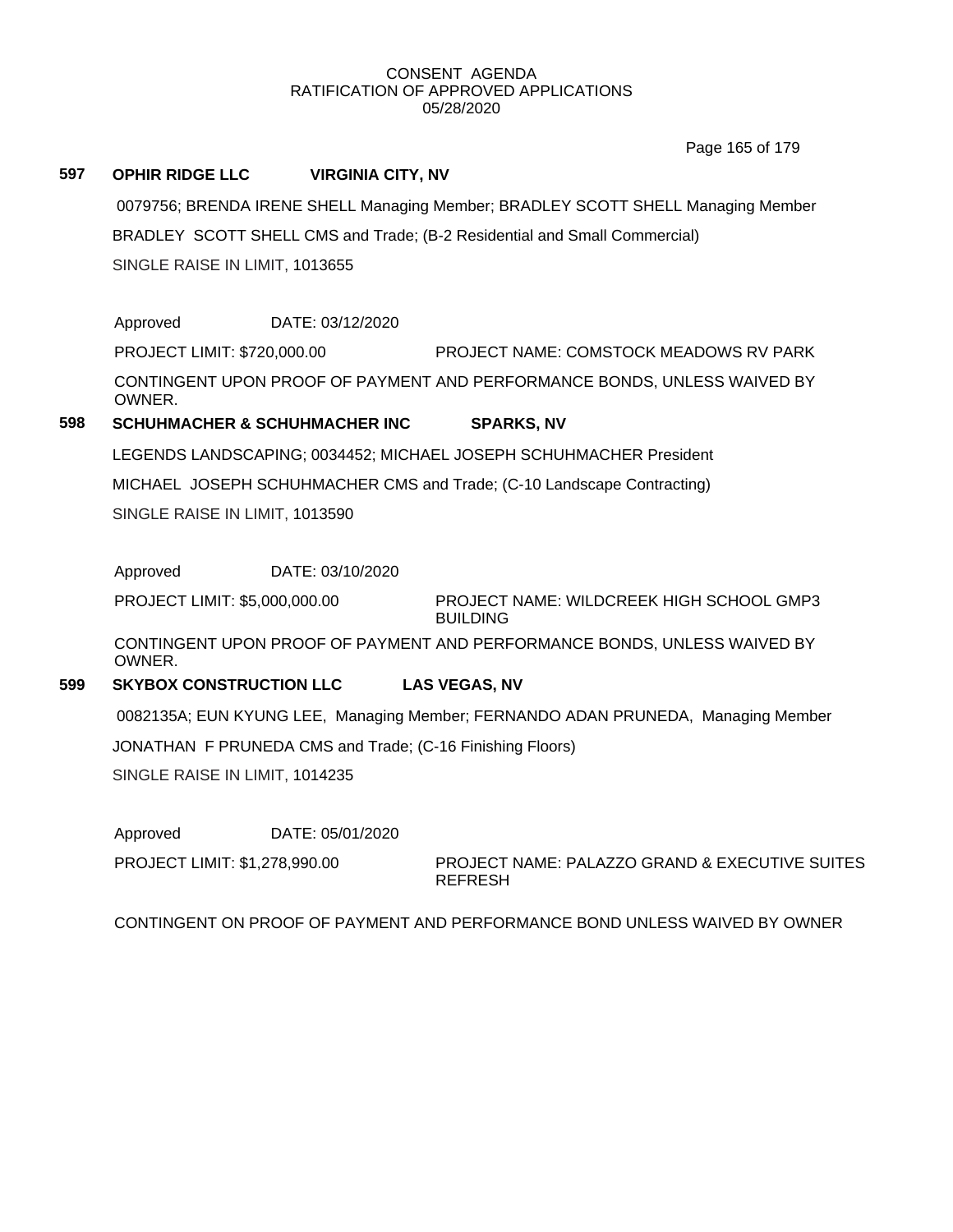CONSENT AGENDA
RATIFICATION OF APPROVED APPLICATIONS
05/28/2020

**597 OPHIR RIDGE LLC VIRGINIA CITY, NV**

0079756; BRENDA IRENE SHELL Managing Member; BRADLEY SCOTT SHELL Managing Member

BRADLEY SCOTT SHELL CMS and Trade; (B-2 Residential and Small Commercial)

SINGLE RAISE IN LIMIT, 1013655

Approved DATE: 03/12/2020

PROJECT LIMIT: $720,000.00 PROJECT NAME: COMSTOCK MEADOWS RV PARK

CONTINGENT UPON PROOF OF PAYMENT AND PERFORMANCE BONDS, UNLESS WAIVED BY OWNER.

**598 SCHUHMACHER & SCHUHMACHER INC SPARKS, NV**

LEGENDS LANDSCAPING; 0034452; MICHAEL JOSEPH SCHUHMACHER President

MICHAEL JOSEPH SCHUHMACHER CMS and Trade; (C-10 Landscape Contracting)

SINGLE RAISE IN LIMIT, 1013590

Approved DATE: 03/10/2020

PROJECT LIMIT: $5,000,000.00 PROJECT NAME: WILDCREEK HIGH SCHOOL GMP3 BUILDING

CONTINGENT UPON PROOF OF PAYMENT AND PERFORMANCE BONDS, UNLESS WAIVED BY OWNER.

**599 SKYBOX CONSTRUCTION LLC LAS VEGAS, NV**

0082135A; EUN KYUNG LEE, Managing Member; FERNANDO ADAN PRUNEDA, Managing Member

JONATHAN F PRUNEDA CMS and Trade; (C-16 Finishing Floors)

SINGLE RAISE IN LIMIT, 1014235

Approved DATE: 05/01/2020

PROJECT LIMIT: $1,278,990.00 PROJECT NAME: PALAZZO GRAND & EXECUTIVE SUITES REFRESH

CONTINGENT ON PROOF OF PAYMENT AND PERFORMANCE BOND UNLESS WAIVED BY OWNER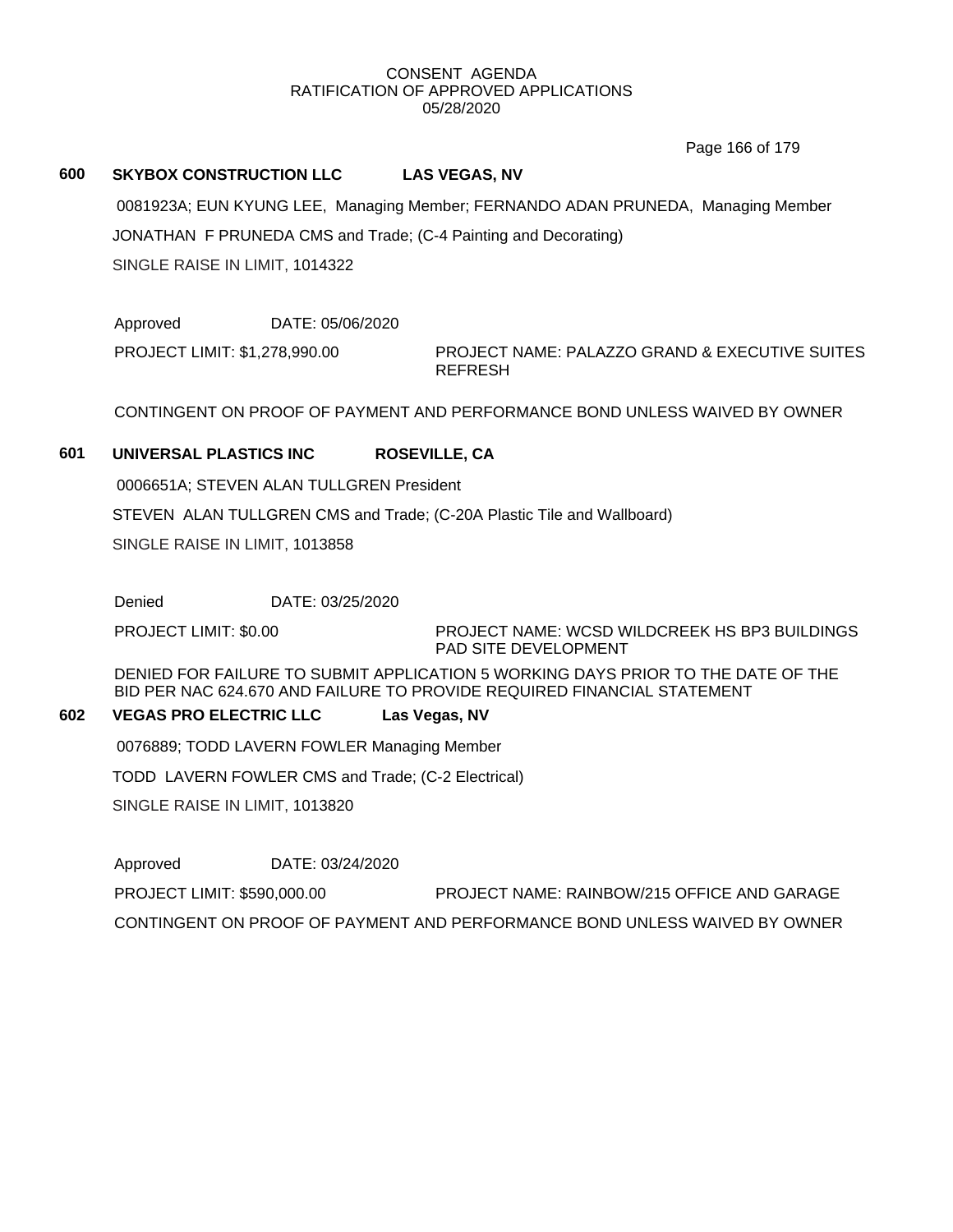CONSENT AGENDA
RATIFICATION OF APPROVED APPLICATIONS
05/28/2020

**600 SKYBOX CONSTRUCTION LLC LAS VEGAS, NV**

0081923A; EUN KYUNG LEE, Managing Member; FERNANDO ADAN PRUNEDA, Managing Member

JONATHAN F PRUNEDA CMS and Trade; (C-4 Painting and Decorating)

SINGLE RAISE IN LIMIT, 1014322

Approved DATE: 05/06/2020

PROJECT LIMIT: $1,278,990.00

PROJECT NAME: PALAZZO GRAND & EXECUTIVE SUITES REFRESH

CONTINGENT ON PROOF OF PAYMENT AND PERFORMANCE BOND UNLESS WAIVED BY OWNER

**601 UNIVERSAL PLASTICS INC ROSEVILLE, CA**

0006651A; STEVEN ALAN TULLGREN President

STEVEN ALAN TULLGREN CMS and Trade; (C-20A Plastic Tile and Wallboard)

SINGLE RAISE IN LIMIT, 1013858

Denied DATE: 03/25/2020

PROJECT LIMIT: $0.00

PROJECT NAME: WCSD WILDCREEK HS BP3 BUILDINGS PAD SITE DEVELOPMENT

DENIED FOR FAILURE TO SUBMIT APPLICATION 5 WORKING DAYS PRIOR TO THE DATE OF THE BID PER NAC 624.670 AND FAILURE TO PROVIDE REQUIRED FINANCIAL STATEMENT

**602 VEGAS PRO ELECTRIC LLC Las Vegas, NV**

0076889; TODD LAVERN FOWLER Managing Member

TODD LAVERN FOWLER CMS and Trade; (C-2 Electrical)

SINGLE RAISE IN LIMIT, 1013820

Approved DATE: 03/24/2020

PROJECT LIMIT: $590,000.00

PROJECT NAME: RAINBOW/215 OFFICE AND GARAGE

CONTINGENT ON PROOF OF PAYMENT AND PERFORMANCE BOND UNLESS WAIVED BY OWNER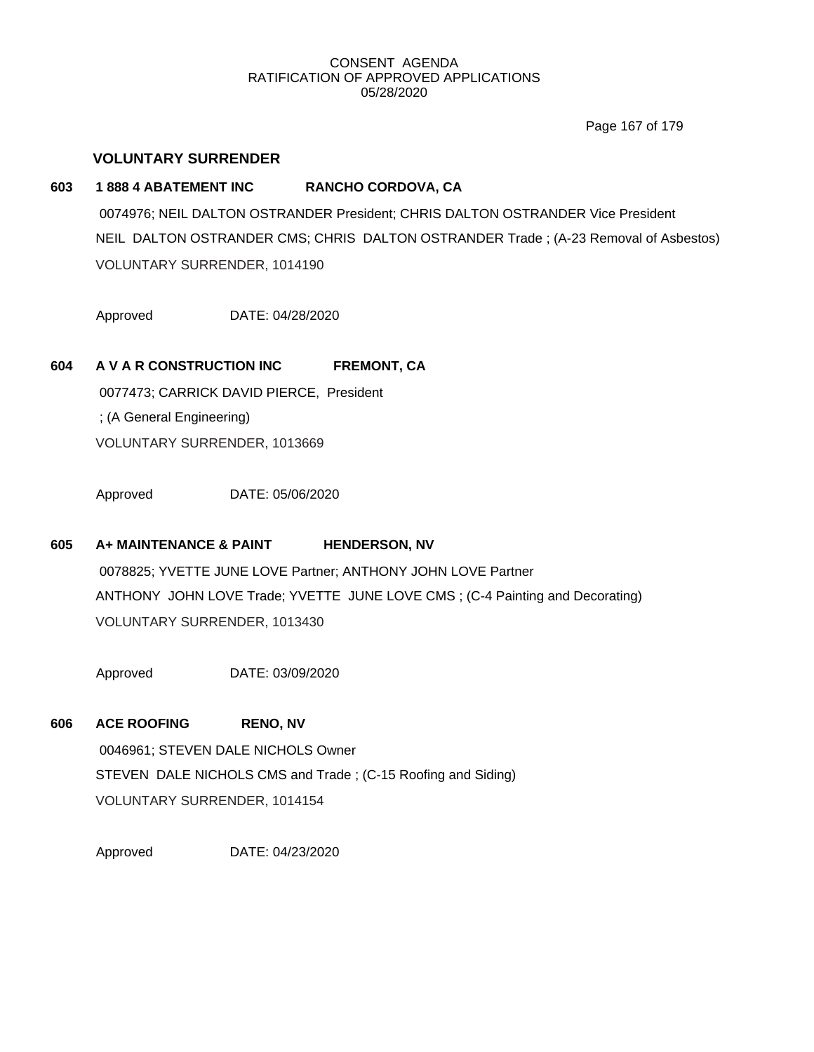CONSENT AGENDA
RATIFICATION OF APPROVED APPLICATIONS
05/28/2020

## VOLUNTARY SURRENDER

**603 1 888 4 ABATEMENT INC RANCHO CORDOVA, CA**

0074976; NEIL DALTON OSTRANDER President; CHRIS DALTON OSTRANDER Vice President

NEIL DALTON OSTRANDER CMS; CHRIS DALTON OSTRANDER Trade ; (A-23 Removal of Asbestos)

VOLUNTARY SURRENDER, 1014190

Approved DATE: 04/28/2020

**604 A V A R CONSTRUCTION INC FREMONT, CA**

0077473; CARRICK DAVID PIERCE, President

; (A General Engineering)

VOLUNTARY SURRENDER, 1013669

Approved DATE: 05/06/2020

**605 A+ MAINTENANCE & PAINT HENDERSON, NV**

0078825; YVETTE JUNE LOVE Partner; ANTHONY JOHN LOVE Partner

ANTHONY JOHN LOVE Trade; YVETTE JUNE LOVE CMS ; (C-4 Painting and Decorating)

VOLUNTARY SURRENDER, 1013430

Approved DATE: 03/09/2020

**606 ACE ROOFING RENO, NV**

0046961; STEVEN DALE NICHOLS Owner

STEVEN DALE NICHOLS CMS and Trade ; (C-15 Roofing and Siding)

VOLUNTARY SURRENDER, 1014154

Approved DATE: 04/23/2020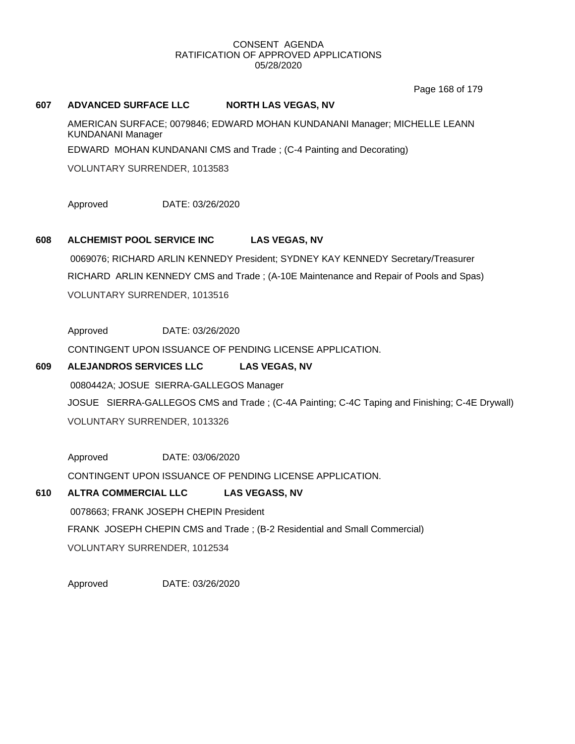CONSENT AGENDA
RATIFICATION OF APPROVED APPLICATIONS
05/28/2020

**607 ADVANCED SURFACE LLC NORTH LAS VEGAS, NV**

AMERICAN SURFACE; 0079846; EDWARD MOHAN KUNDANANI Manager; MICHELLE LEANN KUNDANANI Manager

EDWARD MOHAN KUNDANANI CMS and Trade ; (C-4 Painting and Decorating)

VOLUNTARY SURRENDER, 1013583

Approved DATE: 03/26/2020

**608 ALCHEMIST POOL SERVICE INC LAS VEGAS, NV**

0069076; RICHARD ARLIN KENNEDY President; SYDNEY KAY KENNEDY Secretary/Treasurer

RICHARD ARLIN KENNEDY CMS and Trade ; (A-10E Maintenance and Repair of Pools and Spas)

VOLUNTARY SURRENDER, 1013516

Approved DATE: 03/26/2020

CONTINGENT UPON ISSUANCE OF PENDING LICENSE APPLICATION.

**609 ALEJANDROS SERVICES LLC LAS VEGAS, NV**

0080442A; JOSUE SIERRA-GALLEGOS Manager

JOSUE SIERRA-GALLEGOS CMS and Trade ; (C-4A Painting; C-4C Taping and Finishing; C-4E Drywall)

VOLUNTARY SURRENDER, 1013326

Approved DATE: 03/06/2020

CONTINGENT UPON ISSUANCE OF PENDING LICENSE APPLICATION.

**610 ALTRA COMMERCIAL LLC LAS VEGASS, NV**

0078663; FRANK JOSEPH CHEPIN President

FRANK JOSEPH CHEPIN CMS and Trade ; (B-2 Residential and Small Commercial)

VOLUNTARY SURRENDER, 1012534

Approved DATE: 03/26/2020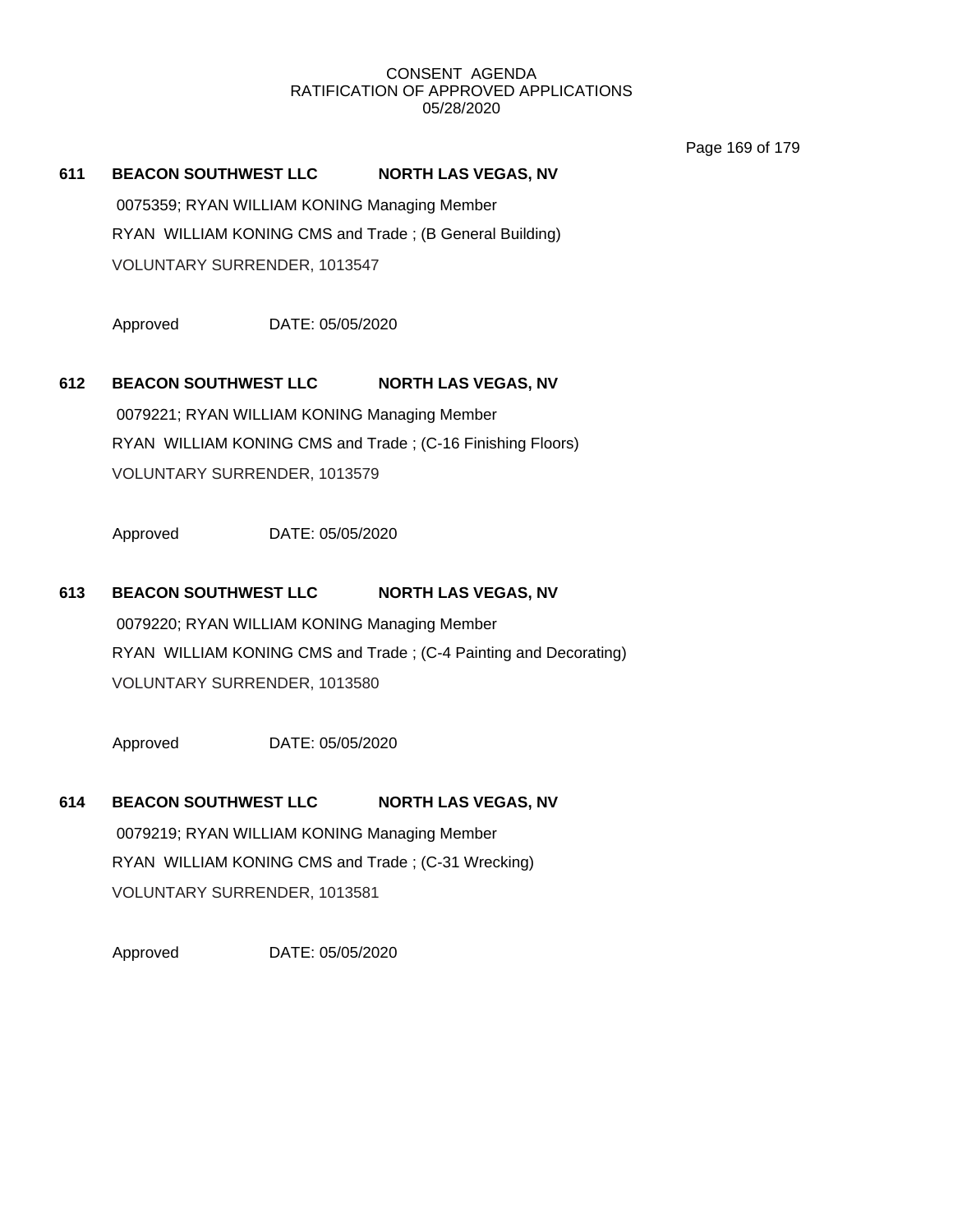CONSENT AGENDA
RATIFICATION OF APPROVED APPLICATIONS
05/28/2020

**611 BEACON SOUTHWEST LLC NORTH LAS VEGAS, NV**

0075359; RYAN WILLIAM KONING Managing Member

RYAN WILLIAM KONING CMS and Trade ; (B General Building)

VOLUNTARY SURRENDER, 1013547

Approved DATE: 05/05/2020

**612 BEACON SOUTHWEST LLC NORTH LAS VEGAS, NV**

0079221; RYAN WILLIAM KONING Managing Member

RYAN WILLIAM KONING CMS and Trade ; (C-16 Finishing Floors)

VOLUNTARY SURRENDER, 1013579

Approved DATE: 05/05/2020

**613 BEACON SOUTHWEST LLC NORTH LAS VEGAS, NV**

0079220; RYAN WILLIAM KONING Managing Member

RYAN WILLIAM KONING CMS and Trade ; (C-4 Painting and Decorating)

VOLUNTARY SURRENDER, 1013580

Approved DATE: 05/05/2020

**614 BEACON SOUTHWEST LLC NORTH LAS VEGAS, NV**

0079219; RYAN WILLIAM KONING Managing Member

RYAN WILLIAM KONING CMS and Trade ; (C-31 Wrecking)

VOLUNTARY SURRENDER, 1013581

Approved DATE: 05/05/2020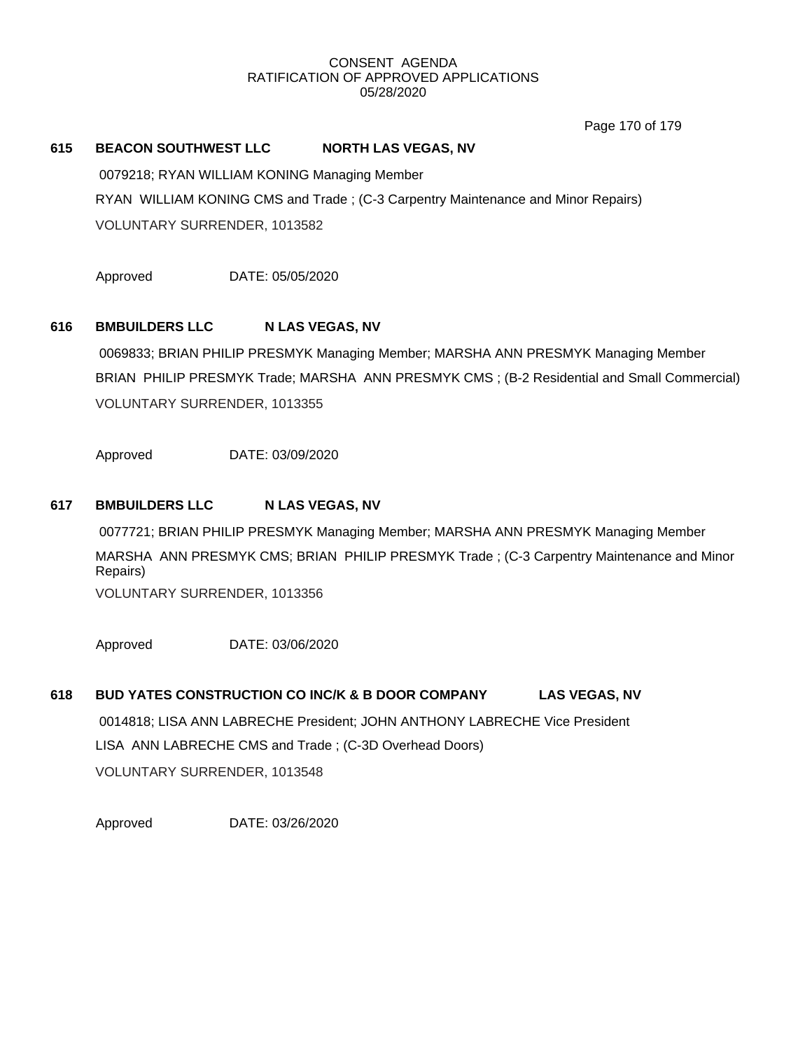CONSENT AGENDA
RATIFICATION OF APPROVED APPLICATIONS
05/28/2020

**615 BEACON SOUTHWEST LLC NORTH LAS VEGAS, NV**

0079218; RYAN WILLIAM KONING Managing Member

RYAN WILLIAM KONING CMS and Trade ; (C-3 Carpentry Maintenance and Minor Repairs)

VOLUNTARY SURRENDER, 1013582

Approved DATE: 05/05/2020

**616 BMBUILDERS LLC N LAS VEGAS, NV**

0069833; BRIAN PHILIP PRESMYK Managing Member; MARSHA ANN PRESMYK Managing Member

BRIAN PHILIP PRESMYK Trade; MARSHA ANN PRESMYK CMS ; (B-2 Residential and Small Commercial)

VOLUNTARY SURRENDER, 1013355

Approved DATE: 03/09/2020

**617 BMBUILDERS LLC N LAS VEGAS, NV**

0077721; BRIAN PHILIP PRESMYK Managing Member; MARSHA ANN PRESMYK Managing Member

MARSHA ANN PRESMYK CMS; BRIAN PHILIP PRESMYK Trade ; (C-3 Carpentry Maintenance and Minor Repairs)

VOLUNTARY SURRENDER, 1013356

Approved DATE: 03/06/2020

**618 BUD YATES CONSTRUCTION CO INC/K & B DOOR COMPANY LAS VEGAS, NV**

0014818; LISA ANN LABRECHE President; JOHN ANTHONY LABRECHE Vice President

LISA ANN LABRECHE CMS and Trade ; (C-3D Overhead Doors)

VOLUNTARY SURRENDER, 1013548

Approved DATE: 03/26/2020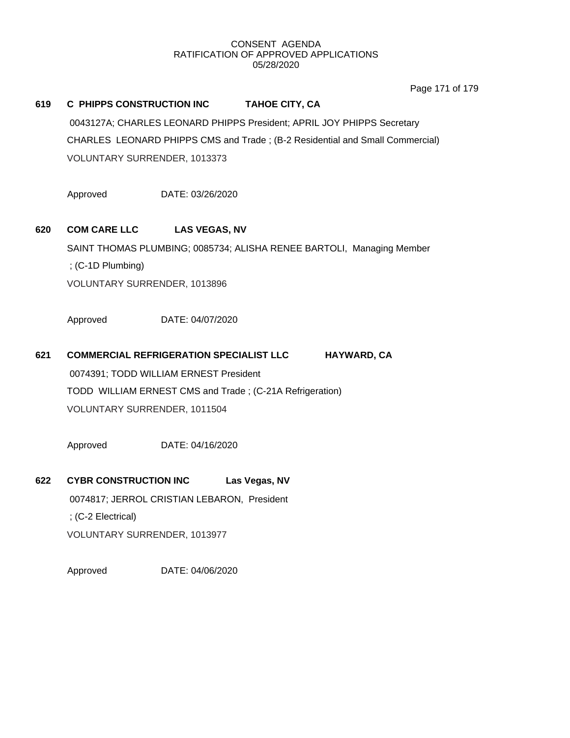CONSENT AGENDA
RATIFICATION OF APPROVED APPLICATIONS
05/28/2020

**619 C PHIPPS CONSTRUCTION INC TAHOE CITY, CA**

0043127A; CHARLES LEONARD PHIPPS President; APRIL JOY PHIPPS Secretary
CHARLES LEONARD PHIPPS CMS and Trade ; (B-2 Residential and Small Commercial)
VOLUNTARY SURRENDER, 1013373

Approved DATE: 03/26/2020

**620 COM CARE LLC LAS VEGAS, NV**

SAINT THOMAS PLUMBING; 0085734; ALISHA RENEE BARTOLI, Managing Member
; (C-1D Plumbing)
VOLUNTARY SURRENDER, 1013896

Approved DATE: 04/07/2020

**621 COMMERCIAL REFRIGERATION SPECIALIST LLC HAYWARD, CA**

0074391; TODD WILLIAM ERNEST President
TODD WILLIAM ERNEST CMS and Trade ; (C-21A Refrigeration)
VOLUNTARY SURRENDER, 1011504

Approved DATE: 04/16/2020

**622 CYBR CONSTRUCTION INC Las Vegas, NV**

0074817; JERROL CRISTIAN LEBARON, President
; (C-2 Electrical)
VOLUNTARY SURRENDER, 1013977

Approved DATE: 04/06/2020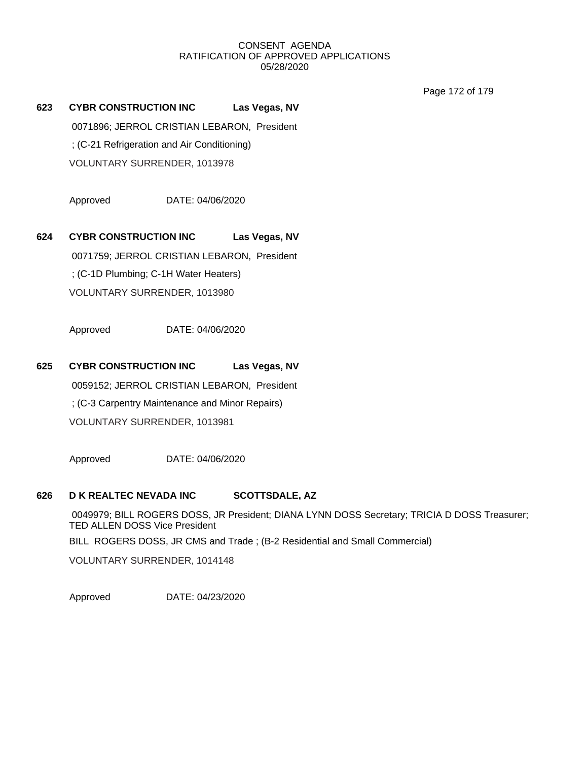**623 CYBR CONSTRUCTION INC Las Vegas, NV**

0071896; JERROL CRISTIAN LEBARON, President

; (C-21 Refrigeration and Air Conditioning)

VOLUNTARY SURRENDER, 1013978

Approved DATE: 04/06/2020

**624 CYBR CONSTRUCTION INC Las Vegas, NV**

0071759; JERROL CRISTIAN LEBARON, President

; (C-1D Plumbing; C-1H Water Heaters)

VOLUNTARY SURRENDER, 1013980

Approved DATE: 04/06/2020

**625 CYBR CONSTRUCTION INC Las Vegas, NV**

0059152; JERROL CRISTIAN LEBARON, President

; (C-3 Carpentry Maintenance and Minor Repairs)

VOLUNTARY SURRENDER, 1013981

Approved DATE: 04/06/2020

**626 D K REALTEC NEVADA INC SCOTTSDALE, AZ**

0049979; BILL ROGERS DOSS, JR President; DIANA LYNN DOSS Secretary; TRICIA D DOSS Treasurer; TED ALLEN DOSS Vice President

BILL ROGERS DOSS, JR CMS and Trade ; (B-2 Residential and Small Commercial)

VOLUNTARY SURRENDER, 1014148

Approved DATE: 04/23/2020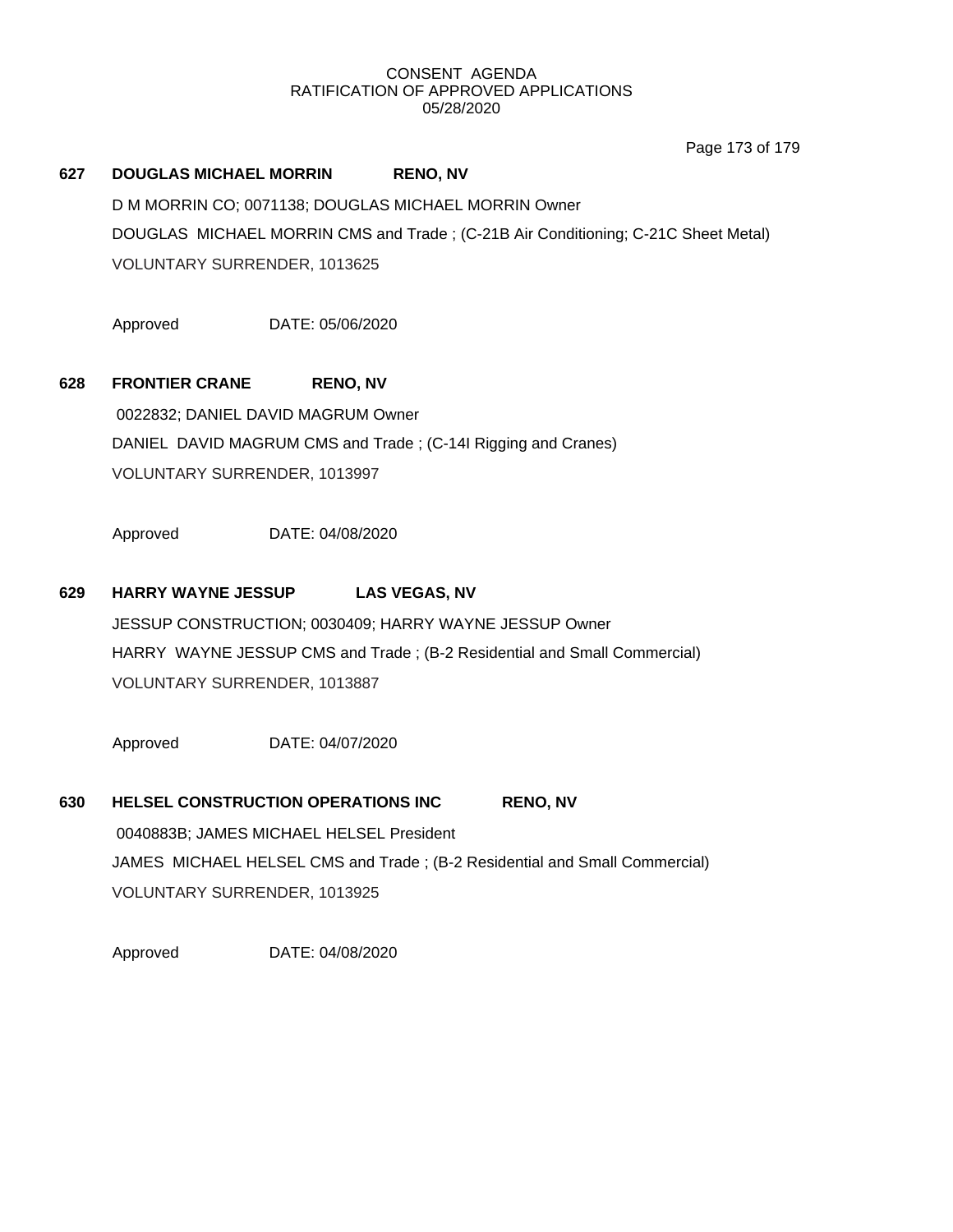CONSENT AGENDA
RATIFICATION OF APPROVED APPLICATIONS
05/28/2020

**627 DOUGLAS MICHAEL MORRIN RENO, NV**

D M MORRIN CO; 0071138; DOUGLAS MICHAEL MORRIN Owner

DOUGLAS MICHAEL MORRIN CMS and Trade ; (C-21B Air Conditioning; C-21C Sheet Metal)

VOLUNTARY SURRENDER, 1013625

Approved DATE: 05/06/2020

**628 FRONTIER CRANE RENO, NV**

0022832; DANIEL DAVID MAGRUM Owner

DANIEL DAVID MAGRUM CMS and Trade ; (C-14I Rigging and Cranes)

VOLUNTARY SURRENDER, 1013997

Approved DATE: 04/08/2020

**629 HARRY WAYNE JESSUP LAS VEGAS, NV**

JESSUP CONSTRUCTION; 0030409; HARRY WAYNE JESSUP Owner

HARRY WAYNE JESSUP CMS and Trade ; (B-2 Residential and Small Commercial)

VOLUNTARY SURRENDER, 1013887

Approved DATE: 04/07/2020

**630 HELSEL CONSTRUCTION OPERATIONS INC RENO, NV**

0040883B; JAMES MICHAEL HELSEL President

JAMES MICHAEL HELSEL CMS and Trade ; (B-2 Residential and Small Commercial)

VOLUNTARY SURRENDER, 1013925

Approved DATE: 04/08/2020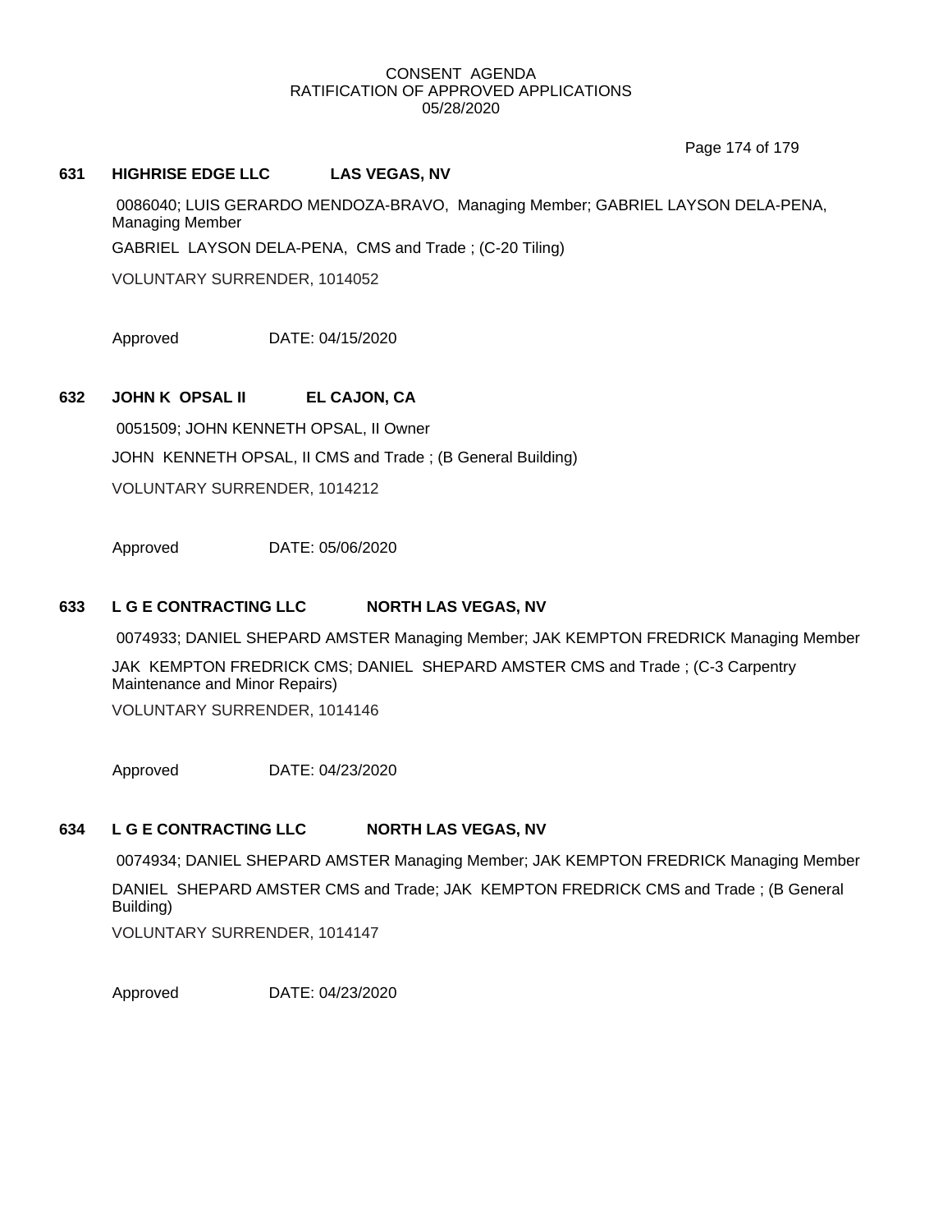CONSENT AGENDA
RATIFICATION OF APPROVED APPLICATIONS
05/28/2020

**631 HIGHRISE EDGE LLC LAS VEGAS, NV**

0086040; LUIS GERARDO MENDOZA-BRAVO, Managing Member; GABRIEL LAYSON DELA-PENA, Managing Member

GABRIEL LAYSON DELA-PENA, CMS and Trade ; (C-20 Tiling)

VOLUNTARY SURRENDER, 1014052

Approved DATE: 04/15/2020

**632 JOHN K OPSAL II EL CAJON, CA**

0051509; JOHN KENNETH OPSAL, II Owner

JOHN KENNETH OPSAL, II CMS and Trade ; (B General Building)

VOLUNTARY SURRENDER, 1014212

Approved DATE: 05/06/2020

**633 L G E CONTRACTING LLC NORTH LAS VEGAS, NV**

0074933; DANIEL SHEPARD AMSTER Managing Member; JAK KEMPTON FREDRICK Managing Member

JAK KEMPTON FREDRICK CMS; DANIEL SHEPARD AMSTER CMS and Trade ; (C-3 Carpentry Maintenance and Minor Repairs)

VOLUNTARY SURRENDER, 1014146

Approved DATE: 04/23/2020

**634 L G E CONTRACTING LLC NORTH LAS VEGAS, NV**

0074934; DANIEL SHEPARD AMSTER Managing Member; JAK KEMPTON FREDRICK Managing Member

DANIEL SHEPARD AMSTER CMS and Trade; JAK KEMPTON FREDRICK CMS and Trade ; (B General Building)

VOLUNTARY SURRENDER, 1014147

Approved DATE: 04/23/2020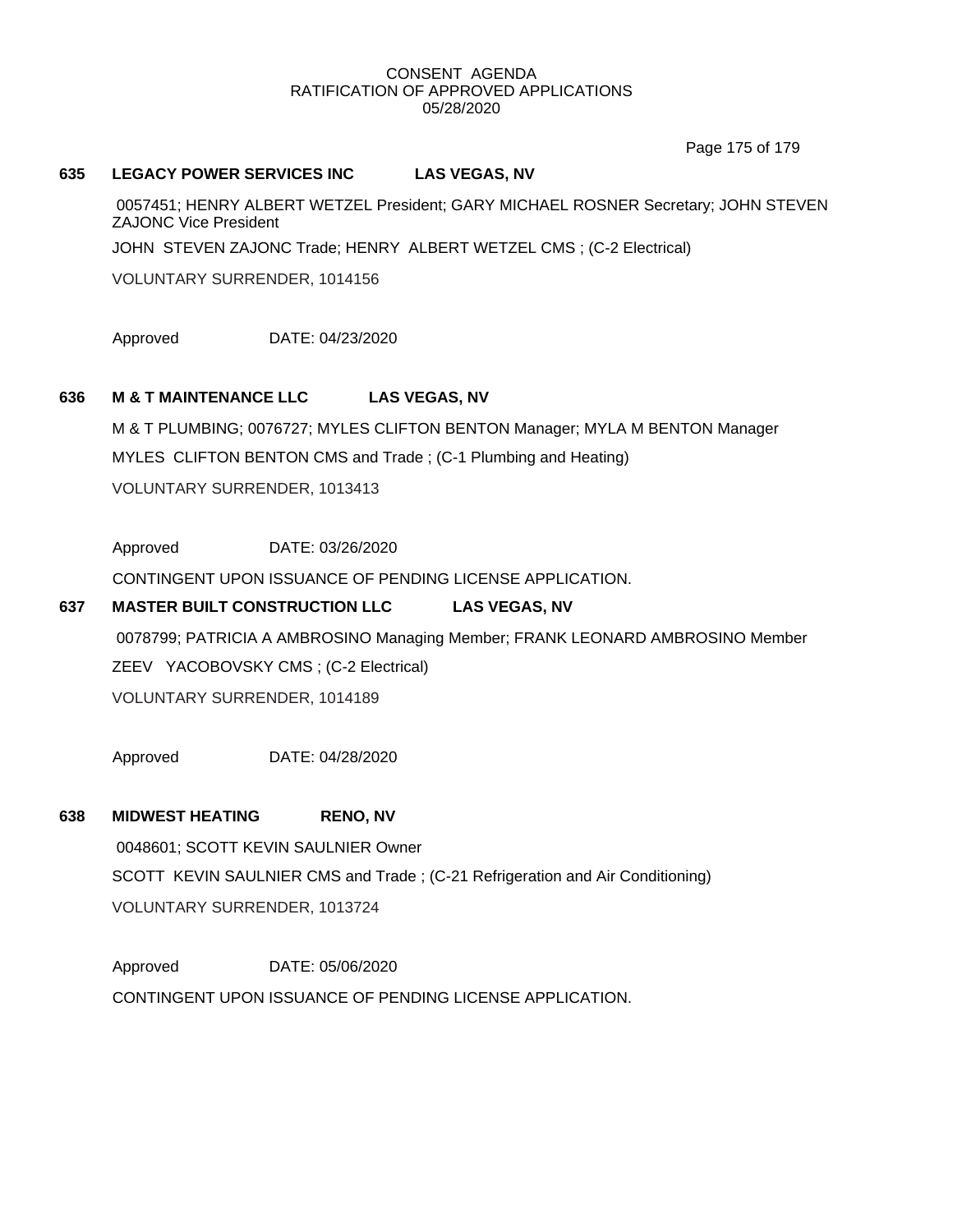CONSENT AGENDA
RATIFICATION OF APPROVED APPLICATIONS
05/28/2020

**635 LEGACY POWER SERVICES INC LAS VEGAS, NV**

0057451; HENRY ALBERT WETZEL President; GARY MICHAEL ROSNER Secretary; JOHN STEVEN ZAJONC Vice President

JOHN STEVEN ZAJONC Trade; HENRY ALBERT WETZEL CMS ; (C-2 Electrical)

VOLUNTARY SURRENDER, 1014156

Approved DATE: 04/23/2020

**636 M & T MAINTENANCE LLC LAS VEGAS, NV**

M & T PLUMBING; 0076727; MYLES CLIFTON BENTON Manager; MYLA M BENTON Manager

MYLES CLIFTON BENTON CMS and Trade ; (C-1 Plumbing and Heating)

VOLUNTARY SURRENDER, 1013413

Approved DATE: 03/26/2020

CONTINGENT UPON ISSUANCE OF PENDING LICENSE APPLICATION.

**637 MASTER BUILT CONSTRUCTION LLC LAS VEGAS, NV**

0078799; PATRICIA A AMBROSINO Managing Member; FRANK LEONARD AMBROSINO Member

ZEEV YACOBOVSKY CMS ; (C-2 Electrical)

VOLUNTARY SURRENDER, 1014189

Approved DATE: 04/28/2020

**638 MIDWEST HEATING RENO, NV**

0048601; SCOTT KEVIN SAULNIER Owner

SCOTT KEVIN SAULNIER CMS and Trade ; (C-21 Refrigeration and Air Conditioning)

VOLUNTARY SURRENDER, 1013724

Approved DATE: 05/06/2020

CONTINGENT UPON ISSUANCE OF PENDING LICENSE APPLICATION.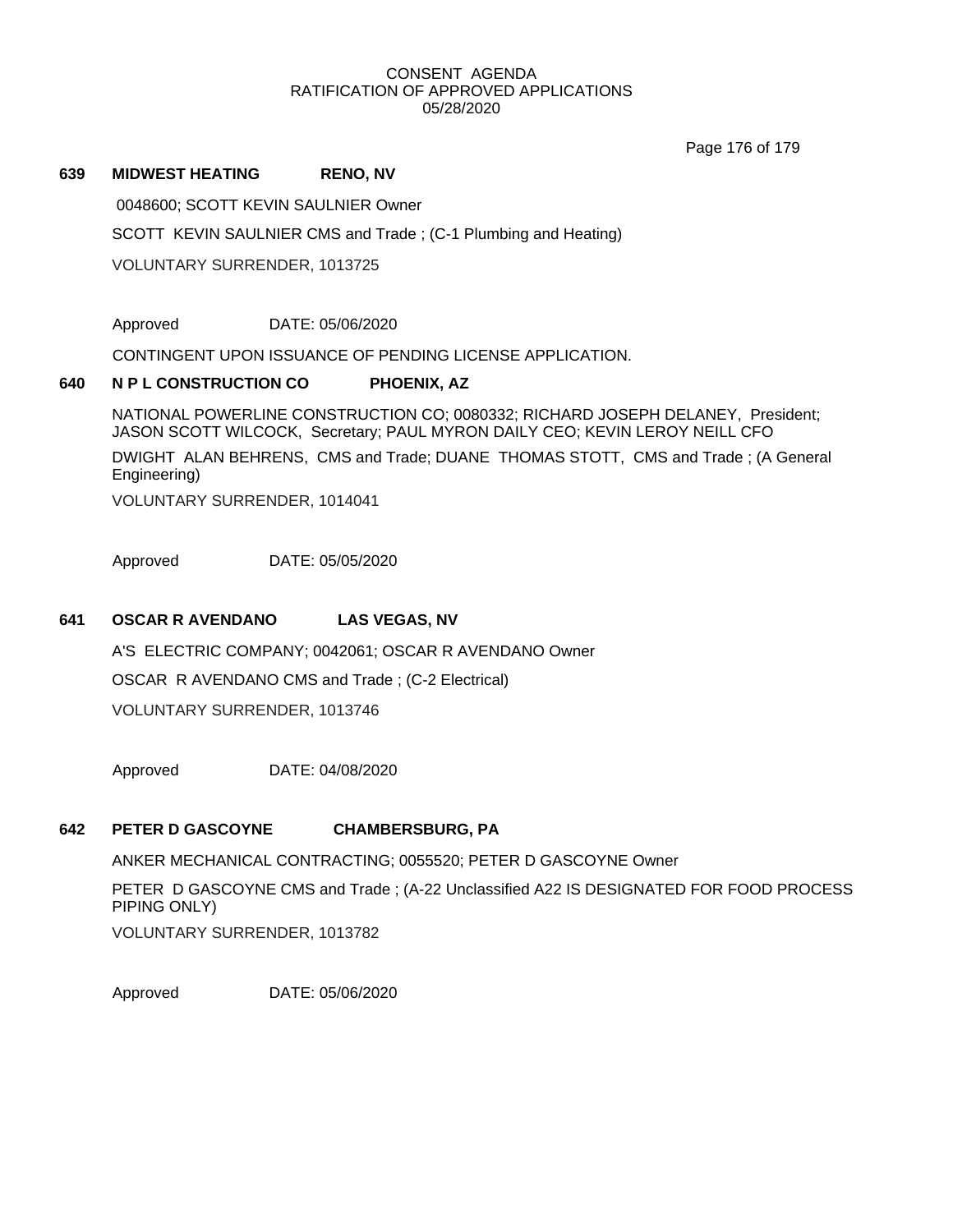CONSENT AGENDA
RATIFICATION OF APPROVED APPLICATIONS
05/28/2020

**639 MIDWEST HEATING RENO, NV**

0048600; SCOTT KEVIN SAULNIER Owner

SCOTT KEVIN SAULNIER CMS and Trade ; (C-1 Plumbing and Heating)

VOLUNTARY SURRENDER, 1013725

Approved DATE: 05/06/2020

CONTINGENT UPON ISSUANCE OF PENDING LICENSE APPLICATION.

**640 N P L CONSTRUCTION CO PHOENIX, AZ**

NATIONAL POWERLINE CONSTRUCTION CO; 0080332; RICHARD JOSEPH DELANEY, President; JASON SCOTT WILCOCK, Secretary; PAUL MYRON DAILY CEO; KEVIN LEROY NEILL CFO

DWIGHT ALAN BEHRENS, CMS and Trade; DUANE THOMAS STOTT, CMS and Trade ; (A General Engineering)

VOLUNTARY SURRENDER, 1014041

Approved DATE: 05/05/2020

**641 OSCAR R AVENDANO LAS VEGAS, NV**

A'S ELECTRIC COMPANY; 0042061; OSCAR R AVENDANO Owner

OSCAR R AVENDANO CMS and Trade ; (C-2 Electrical)

VOLUNTARY SURRENDER, 1013746

Approved DATE: 04/08/2020

**642 PETER D GASCOYNE CHAMBERSBURG, PA**

ANKER MECHANICAL CONTRACTING; 0055520; PETER D GASCOYNE Owner

PETER D GASCOYNE CMS and Trade ; (A-22 Unclassified A22 IS DESIGNATED FOR FOOD PROCESS PIPING ONLY)

VOLUNTARY SURRENDER, 1013782

Approved DATE: 05/06/2020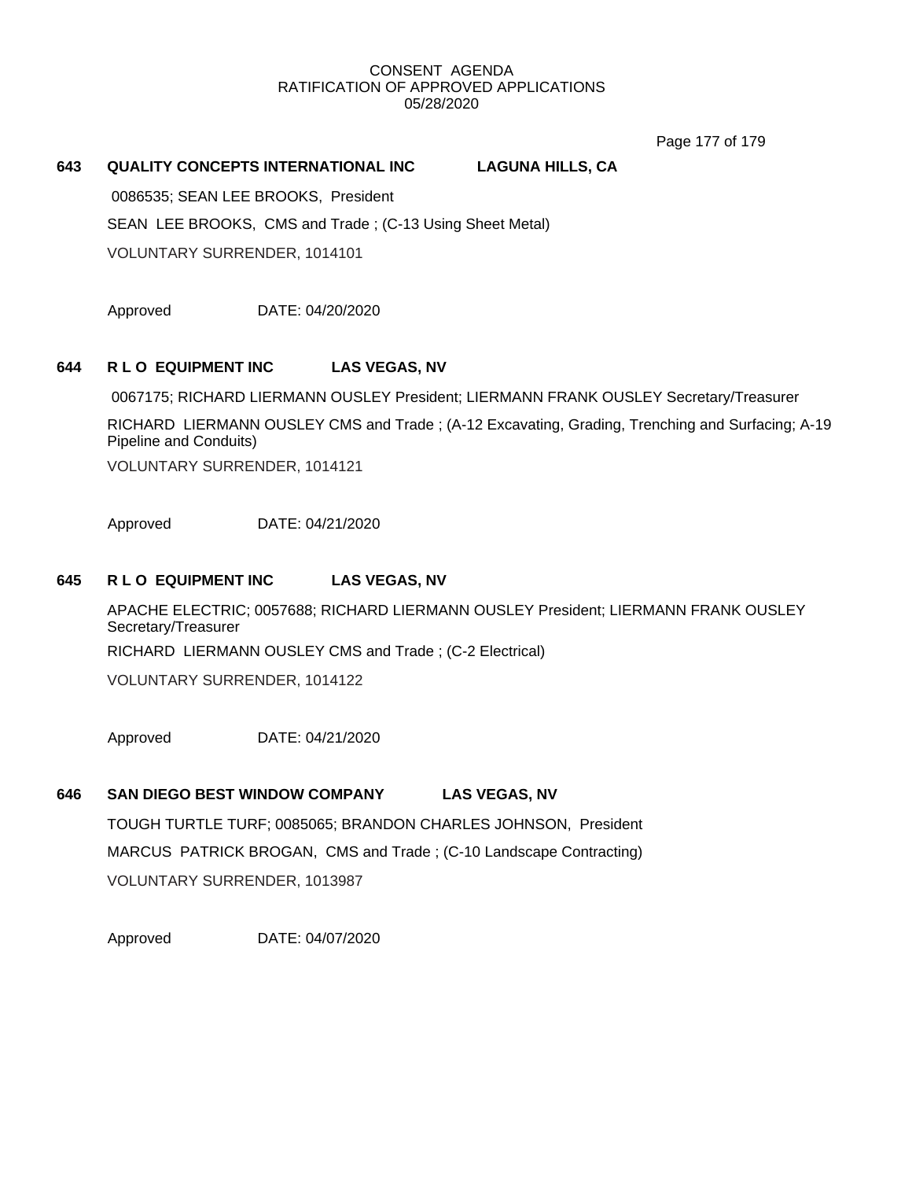CONSENT AGENDA
RATIFICATION OF APPROVED APPLICATIONS
05/28/2020

**643 QUALITY CONCEPTS INTERNATIONAL INC LAGUNA HILLS, CA**

0086535; SEAN LEE BROOKS, President

SEAN LEE BROOKS, CMS and Trade ; (C-13 Using Sheet Metal)

VOLUNTARY SURRENDER, 1014101

Approved DATE: 04/20/2020

**644 R L O EQUIPMENT INC LAS VEGAS, NV**

0067175; RICHARD LIERMANN OUSLEY President; LIERMANN FRANK OUSLEY Secretary/Treasurer

RICHARD LIERMANN OUSLEY CMS and Trade ; (A-12 Excavating, Grading, Trenching and Surfacing; A-19 Pipeline and Conduits)

VOLUNTARY SURRENDER, 1014121

Approved DATE: 04/21/2020

**645 R L O EQUIPMENT INC LAS VEGAS, NV**

APACHE ELECTRIC; 0057688; RICHARD LIERMANN OUSLEY President; LIERMANN FRANK OUSLEY Secretary/Treasurer

RICHARD LIERMANN OUSLEY CMS and Trade ; (C-2 Electrical)

VOLUNTARY SURRENDER, 1014122

Approved DATE: 04/21/2020

**646 SAN DIEGO BEST WINDOW COMPANY LAS VEGAS, NV**

TOUGH TURTLE TURF; 0085065; BRANDON CHARLES JOHNSON, President

MARCUS PATRICK BROGAN, CMS and Trade ; (C-10 Landscape Contracting)

VOLUNTARY SURRENDER, 1013987

Approved DATE: 04/07/2020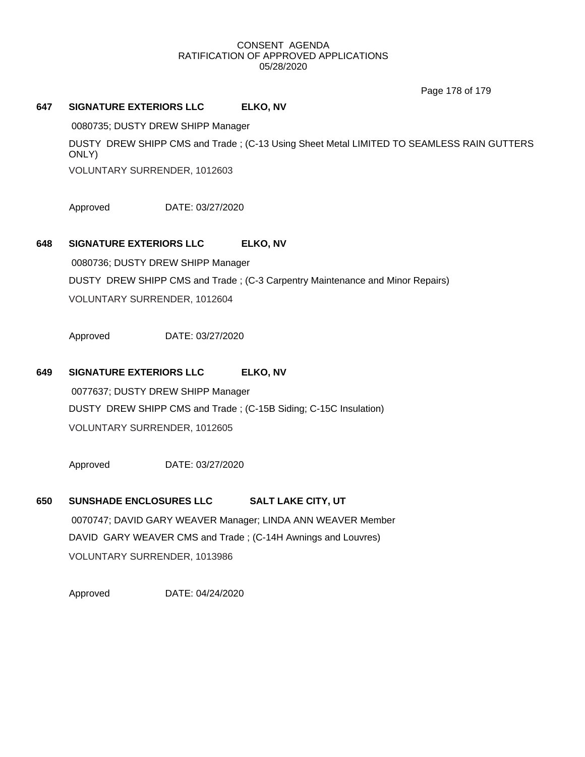CONSENT AGENDA
RATIFICATION OF APPROVED APPLICATIONS
05/28/2020

**647 SIGNATURE EXTERIORS LLC ELKO, NV**

0080735; DUSTY DREW SHIPP Manager

DUSTY DREW SHIPP CMS and Trade ; (C-13 Using Sheet Metal LIMITED TO SEAMLESS RAIN GUTTERS ONLY)

VOLUNTARY SURRENDER, 1012603

Approved DATE: 03/27/2020

**648 SIGNATURE EXTERIORS LLC ELKO, NV**

0080736; DUSTY DREW SHIPP Manager

DUSTY DREW SHIPP CMS and Trade ; (C-3 Carpentry Maintenance and Minor Repairs)

VOLUNTARY SURRENDER, 1012604

Approved DATE: 03/27/2020

**649 SIGNATURE EXTERIORS LLC ELKO, NV**

0077637; DUSTY DREW SHIPP Manager

DUSTY DREW SHIPP CMS and Trade ; (C-15B Siding; C-15C Insulation)

VOLUNTARY SURRENDER, 1012605

Approved DATE: 03/27/2020

**650 SUNSHADE ENCLOSURES LLC SALT LAKE CITY, UT**

0070747; DAVID GARY WEAVER Manager; LINDA ANN WEAVER Member

DAVID GARY WEAVER CMS and Trade ; (C-14H Awnings and Louvres)

VOLUNTARY SURRENDER, 1013986

Approved DATE: 04/24/2020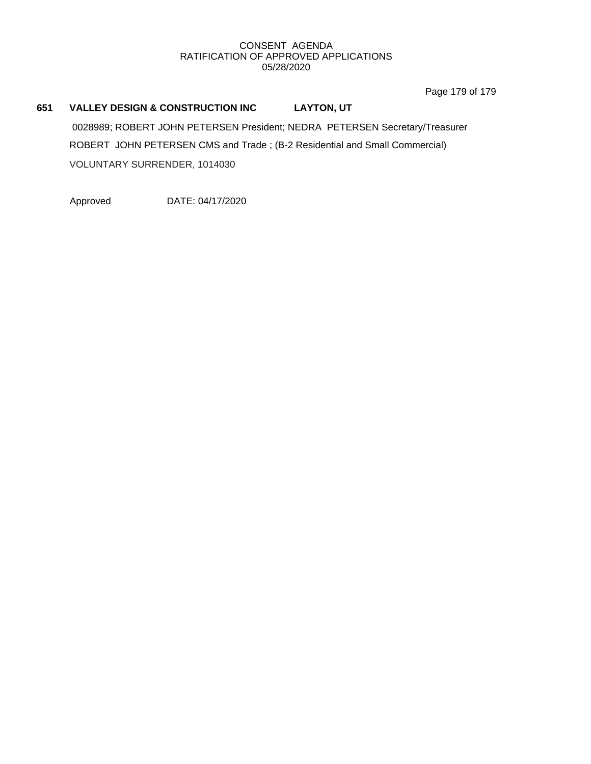CONSENT AGENDA
RATIFICATION OF APPROVED APPLICATIONS
05/28/2020

**651 VALLEY DESIGN & CONSTRUCTION INC LAYTON, UT**

0028989; ROBERT JOHN PETERSEN President; NEDRA PETERSEN Secretary/Treasurer

ROBERT JOHN PETERSEN CMS and Trade ; (B-2 Residential and Small Commercial)

VOLUNTARY SURRENDER, 1014030

Approved DATE: 04/17/2020